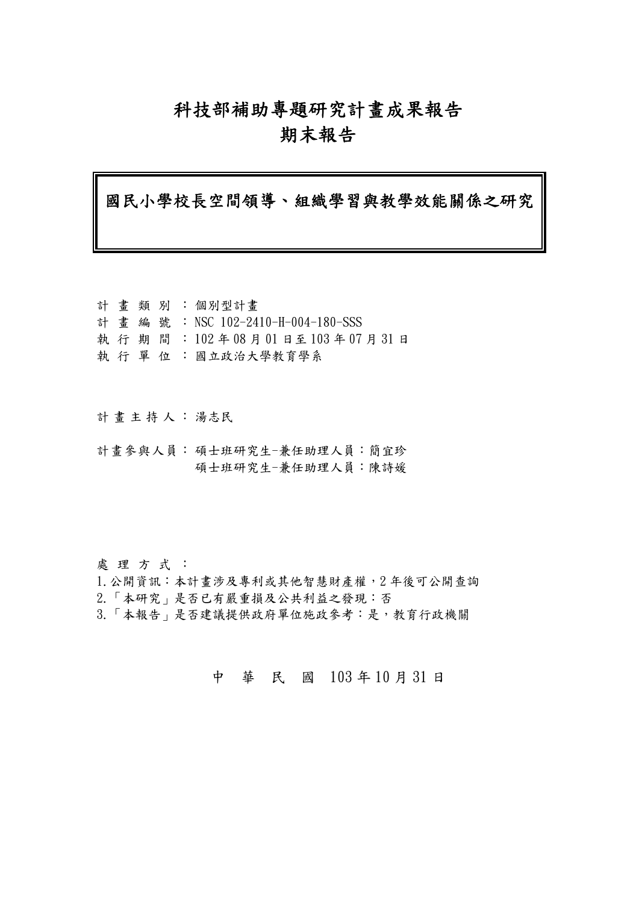# 科技部補助專題研究計畫成果報告
# 期末報告

## 國民小學校長空間領導、組織學習與教學效能關係之研究

計 畫 類 別 ：個別型計畫
計 畫 編 號 ：NSC 102-2410-H-004-180-SSS
執 行 期 間 ：102年08月01日至103年07月31日
執 行 單 位 ：國立政治大學教育學系

計 畫 主 持 人 ：湯志民

計 畫 參 與 人 員 ：碩士班研究生-兼任助理人員：簡宜珍
碩士班研究生-兼任助理人員：陳詩媛

處 理 方 式 ：
1.公開資訊：本計畫涉及專利或其他智慧財產權，2年後可公開查詢
2.「本研究」是否已有嚴重損及公共利益之發現：否
3.「本報告」是否建議提供政府單位施政參考：是，教育行政機關

中 華 民 國 103年10月31日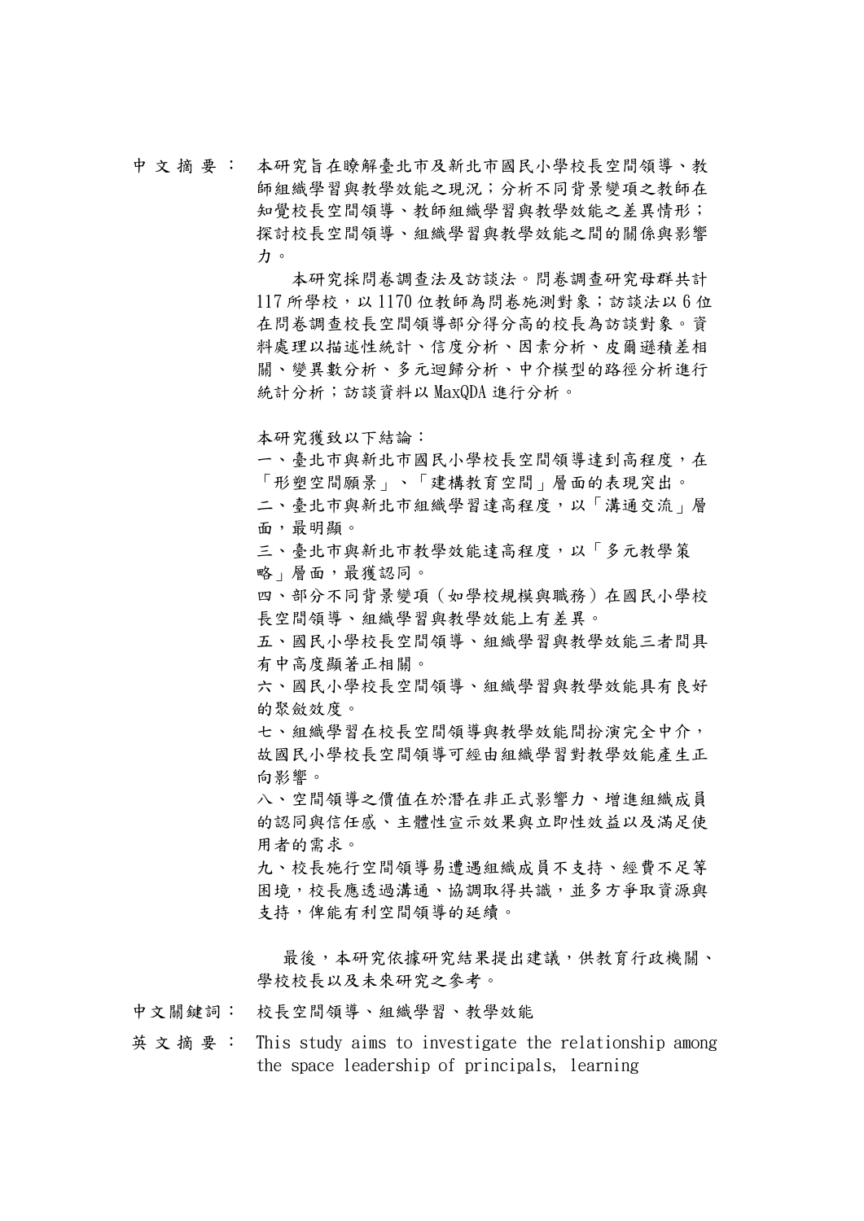中文摘要： 本研究旨在瞭解臺北市及新北市國民小學校長空間領導、教師組織學習與教學效能之現況；分析不同背景變項之教師在知覺校長空間領導、教師組織學習與教學效能之差異情形；探討校長空間領導、組織學習與教學效能之間的關係與影響力。

本研究採問卷調查法及訪談法。問卷調查研究母群共計117所學校，以1170位教師為問卷施測對象；訪談法以6位在問卷調查校長空間領導部分得分高的校長為訪談對象。資料處理以描述性統計、信度分析、因素分析、皮爾遜積差相關、變異數分析、多元迴歸分析、中介模型的路徑分析進行統計分析；訪談資料以MaxQDA進行分析。

本研究獲致以下結論：

一、臺北市與新北市國民小學校長空間領導達到高程度，在「形塑空間願景」、「建構教育空間」層面的表現突出。

二、臺北市與新北市組織學習達高程度，以「溝通交流」層面，最明顯。

三、臺北市與新北市教學效能達高程度，以「多元教學策略」層面，最獲認同。

四、部分不同背景變項（如學校規模與職務）在國民小學校長空間領導、組織學習與教學效能上有差異。

五、國民小學校長空間領導、組織學習與教學效能三者間具有中高度顯著正相關。

六、國民小學校長空間領導、組織學習與教學效能具有良好的聚斂效度。

七、組織學習在校長空間領導與教學效能間扮演完全中介，故國民小學校長空間領導可經由組織學習對教學效能產生正向影響。

八、空間領導之價值在於潛在非正式影響力、增進組織成員的認同與信任感、主體性宣示效果與立即性效益以及滿足使用者的需求。

九、校長施行空間領導易遭遇組織成員不支持、經費不足等困境，校長應透過溝通、協調取得共識，並多方爭取資源與支持，俾能有利空間領導的延續。

最後，本研究依據研究結果提出建議，供教育行政機關、學校校長以及未來研究之參考。

中文關鍵詞： 校長空間領導、組織學習、教學效能

英文摘要： This study aims to investigate the relationship among the space leadership of principals, learning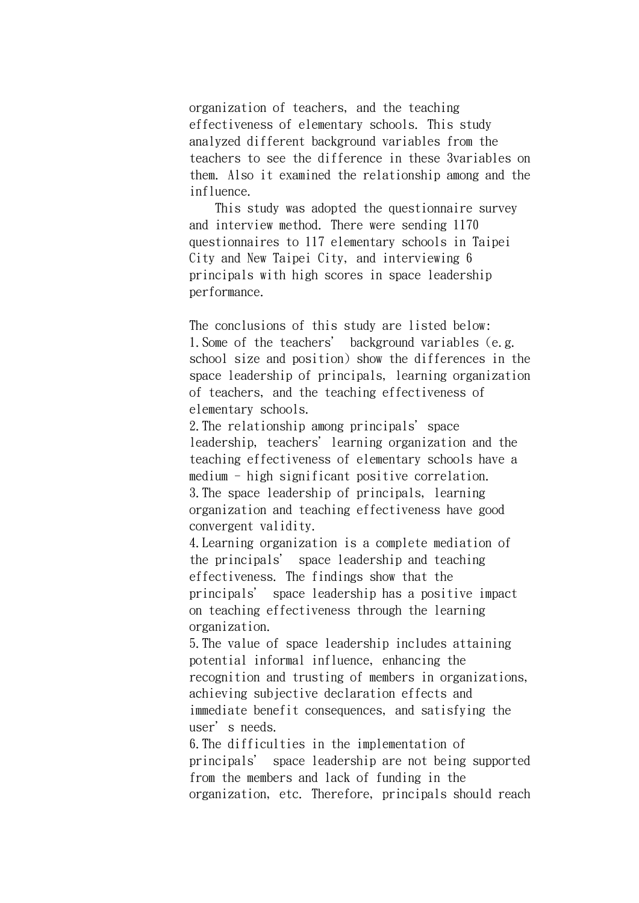organization of teachers, and the teaching effectiveness of elementary schools. This study analyzed different background variables from the teachers to see the difference in these 3variables on them. Also it examined the relationship among and the influence.

This study was adopted the questionnaire survey and interview method. There were sending 1170 questionnaires to 117 elementary schools in Taipei City and New Taipei City, and interviewing 6 principals with high scores in space leadership performance.

The conclusions of this study are listed below:

1. Some of the teachers' background variables (e.g. school size and position) show the differences in the space leadership of principals, learning organization of teachers, and the teaching effectiveness of elementary schools.
2. The relationship among principals' space leadership, teachers' learning organization and the teaching effectiveness of elementary schools have a medium - high significant positive correlation.
3. The space leadership of principals, learning organization and teaching effectiveness have good convergent validity.
4. Learning organization is a complete mediation of the principals' space leadership and teaching effectiveness. The findings show that the principals' space leadership has a positive impact on teaching effectiveness through the learning organization.
5. The value of space leadership includes attaining potential informal influence, enhancing the recognition and trusting of members in organizations, achieving subjective declaration effects and immediate benefit consequences, and satisfying the user's needs.
6. The difficulties in the implementation of principals' space leadership are not being supported from the members and lack of funding in the organization, etc. Therefore, principals should reach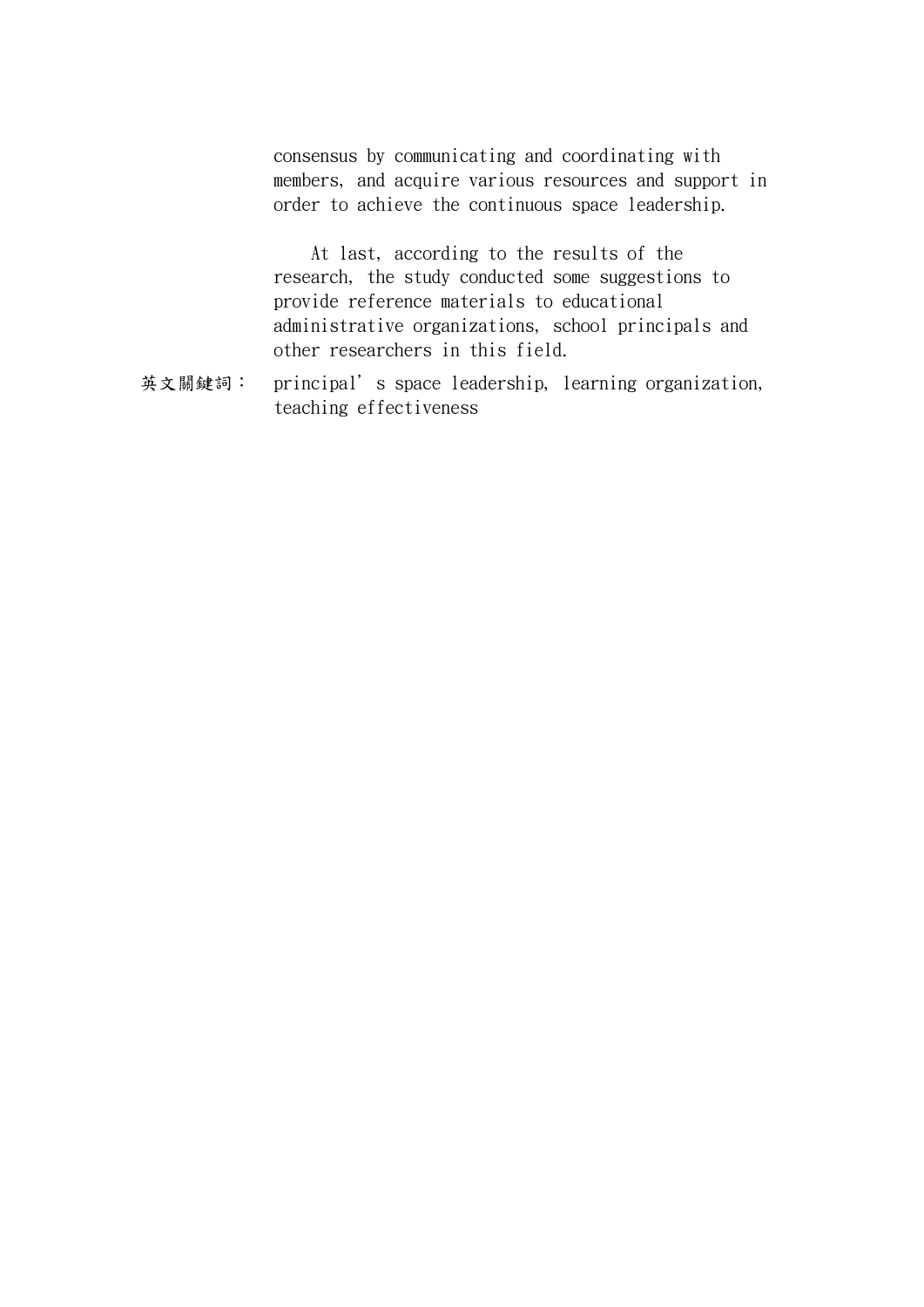consensus by communicating and coordinating with members, and acquire various resources and support in order to achieve the continuous space leadership.

At last, according to the results of the research, the study conducted some suggestions to provide reference materials to educational administrative organizations, school principals and other researchers in this field.

英文關鍵詞： principal’s space leadership, learning organization, teaching effectiveness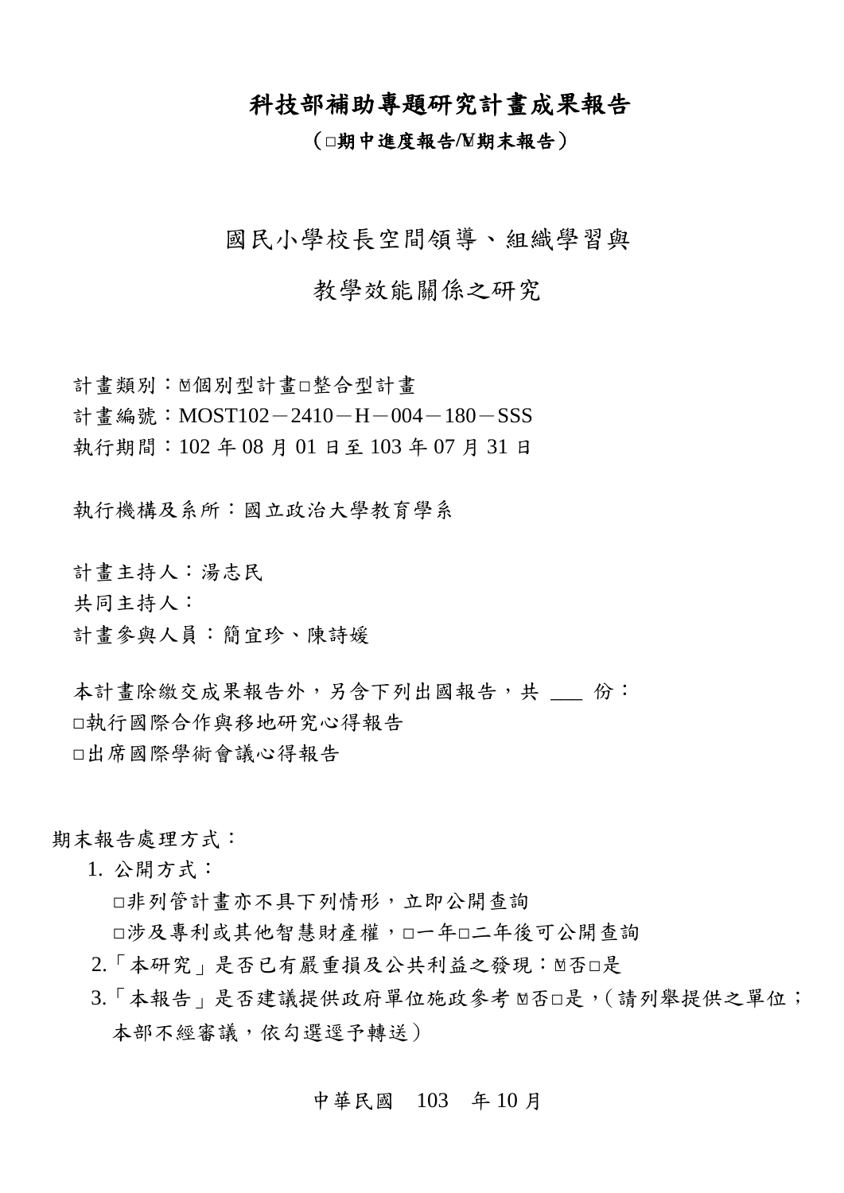# 科技部補助專題研究計畫成果報告

**（□期中進度報告/☑期末報告）**

## 國民小學校長空間領導、組織學習與

## 教學效能關係之研究

計畫類別：☑個別型計畫□整合型計畫
計畫編號：MOST102－2410－H－004－180－SSS
執行期間：102 年 08 月 01 日至 103 年 07 月 31 日

執行機構及系所：國立政治大學教育學系

計畫主持人：湯志民
共同主持人：
計畫參與人員：簡宜珍、陳詩媛

本計畫除繳交成果報告外，另含下列出國報告，共 ___ 份：
□執行國際合作與移地研究心得報告
□出席國際學術會議心得報告

期末報告處理方式：

1. 公開方式：
   □非列管計畫亦不具下列情形，立即公開查詢
   □涉及專利或其他智慧財產權，□一年□二年後可公開查詢
2. 「本研究」是否已有嚴重損及公共利益之發現：☑否□是
3. 「本報告」是否建議提供政府單位施政參考 ☑否□是，（請列舉提供之單位；本部不經審議，依勾選逕予轉送）

中華民國 103 年 10 月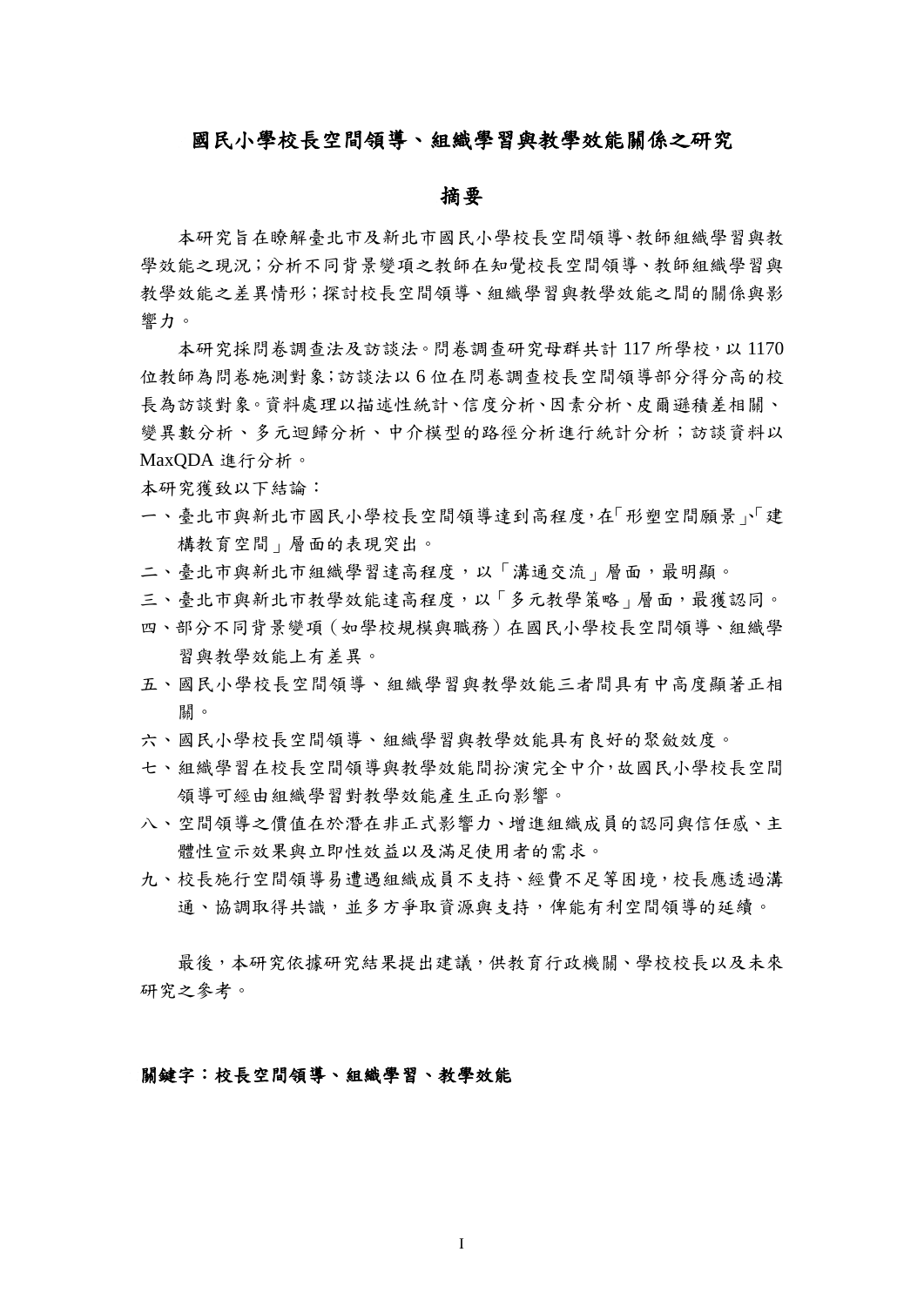# 國民小學校長空間領導、組織學習與教學效能關係之研究

## 摘要

本研究旨在瞭解臺北市及新北市國民小學校長空間領導、教師組織學習與教學效能之現況；分析不同背景變項之教師在知覺校長空間領導、教師組織學習與教學效能之差異情形；探討校長空間領導、組織學習與教學效能之間的關係與影響力。

本研究採問卷調查法及訪談法。問卷調查研究母群共計 117 所學校，以 1170 位教師為問卷施測對象；訪談法以 6 位在問卷調查校長空間領導部分得分高的校長為訪談對象。資料處理以描述性統計、信度分析、因素分析、皮爾遜積差相關、變異數分析、多元迴歸分析、中介模型的路徑分析進行統計分析；訪談資料以 MaxQDA 進行分析。

本研究獲致以下結論：

一、臺北市與新北市國民小學校長空間領導達到高程度，在「形塑空間願景」、「建構教育空間」層面的表現突出。

二、臺北市與新北市組織學習達高程度，以「溝通交流」層面，最明顯。

三、臺北市與新北市教學效能達高程度，以「多元教學策略」層面，最獲認同。

四、部分不同背景變項（如學校規模與職務）在國民小學校長空間領導、組織學習與教學效能上有差異。

五、國民小學校長空間領導、組織學習與教學效能三者間具有中高度顯著正相關。

六、國民小學校長空間領導、組織學習與教學效能具有良好的聚斂效度。

七、組織學習在校長空間領導與教學效能間扮演完全中介，故國民小學校長空間領導可經由組織學習對教學效能產生正向影響。

八、空間領導之價值在於潛在非正式影響力、增進組織成員的認同與信任感、主體性宣示效果與立即性效益以及滿足使用者的需求。

九、校長施行空間領導易遭遇組織成員不支持、經費不足等困境，校長應透過溝通、協調取得共識，並多方爭取資源與支持，俾能有利空間領導的延續。

最後，本研究依據研究結果提出建議，供教育行政機關、學校校長以及未來研究之參考。

**關鍵字：校長空間領導、組織學習、教學效能**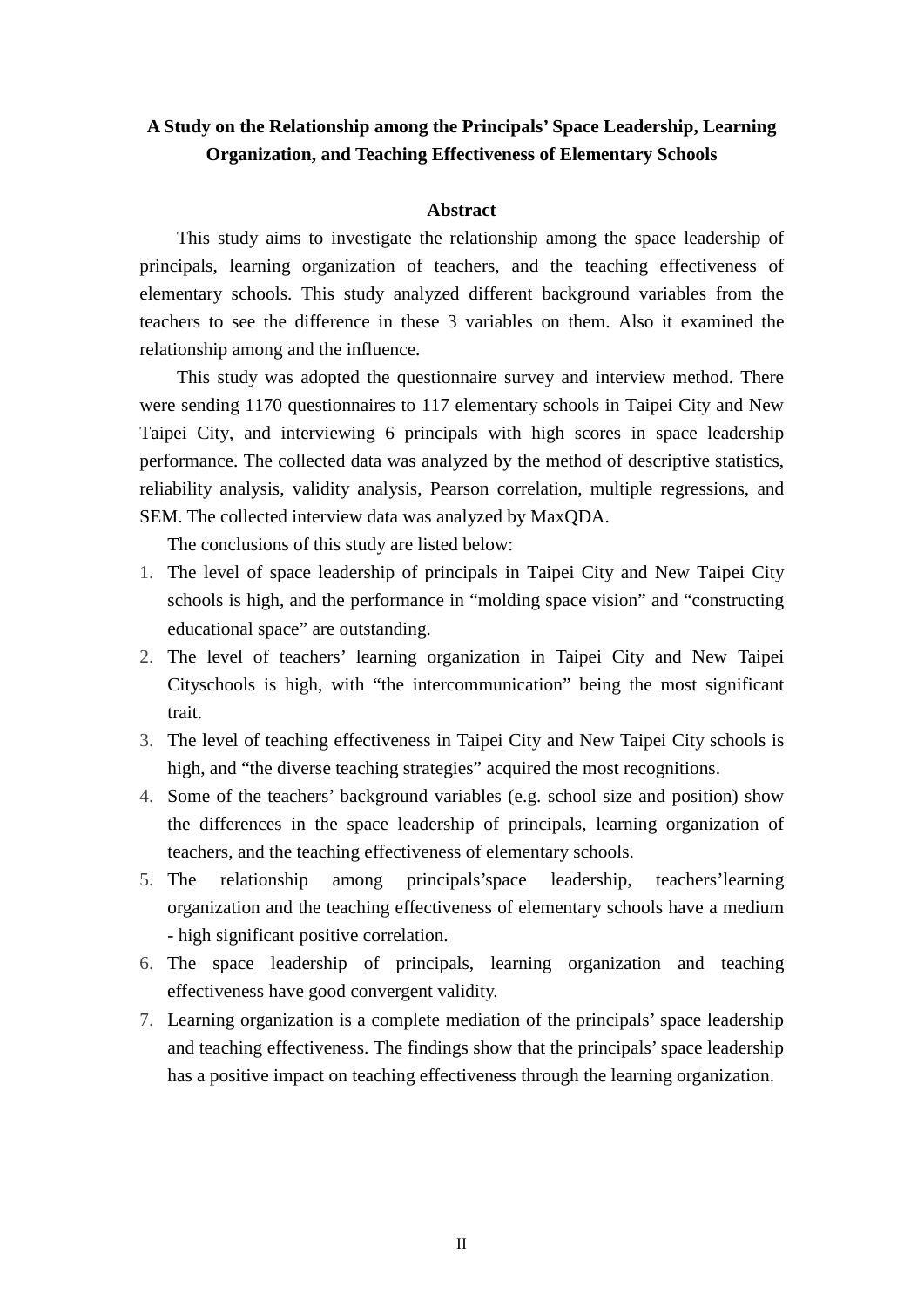**A Study on the Relationship among the Principals' Space Leadership, Learning Organization, and Teaching Effectiveness of Elementary Schools**

**Abstract**

This study aims to investigate the relationship among the space leadership of principals, learning organization of teachers, and the teaching effectiveness of elementary schools. This study analyzed different background variables from the teachers to see the difference in these 3 variables on them. Also it examined the relationship among and the influence.

This study was adopted the questionnaire survey and interview method. There were sending 1170 questionnaires to 117 elementary schools in Taipei City and New Taipei City, and interviewing 6 principals with high scores in space leadership performance. The collected data was analyzed by the method of descriptive statistics, reliability analysis, validity analysis, Pearson correlation, multiple regressions, and SEM. The collected interview data was analyzed by MaxQDA.

The conclusions of this study are listed below:

1. The level of space leadership of principals in Taipei City and New Taipei City schools is high, and the performance in "molding space vision" and "constructing educational space" are outstanding.
2. The level of teachers' learning organization in Taipei City and New Taipei Cityschools is high, with "the intercommunication" being the most significant trait.
3. The level of teaching effectiveness in Taipei City and New Taipei City schools is high, and "the diverse teaching strategies" acquired the most recognitions.
4. Some of the teachers' background variables (e.g. school size and position) show the differences in the space leadership of principals, learning organization of teachers, and the teaching effectiveness of elementary schools.
5. The relationship among principals'space leadership, teachers'learning organization and the teaching effectiveness of elementary schools have a medium - high significant positive correlation.
6. The space leadership of principals, learning organization and teaching effectiveness have good convergent validity.
7. Learning organization is a complete mediation of the principals' space leadership and teaching effectiveness. The findings show that the principals' space leadership has a positive impact on teaching effectiveness through the learning organization.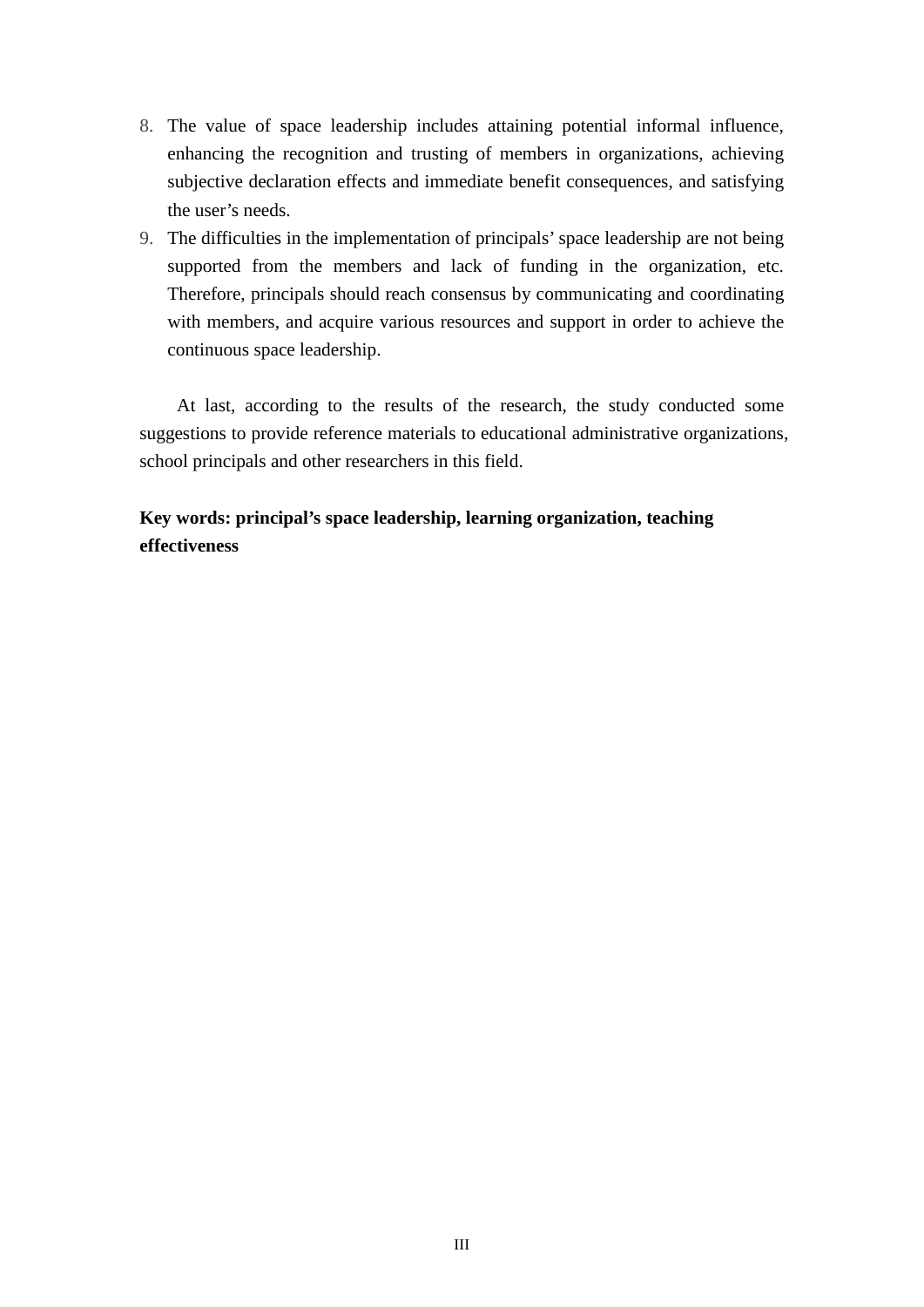8. The value of space leadership includes attaining potential informal influence, enhancing the recognition and trusting of members in organizations, achieving subjective declaration effects and immediate benefit consequences, and satisfying the user's needs.
9. The difficulties in the implementation of principals' space leadership are not being supported from the members and lack of funding in the organization, etc. Therefore, principals should reach consensus by communicating and coordinating with members, and acquire various resources and support in order to achieve the continuous space leadership.

At last, according to the results of the research, the study conducted some suggestions to provide reference materials to educational administrative organizations, school principals and other researchers in this field.

**Key words: principal's space leadership, learning organization, teaching effectiveness**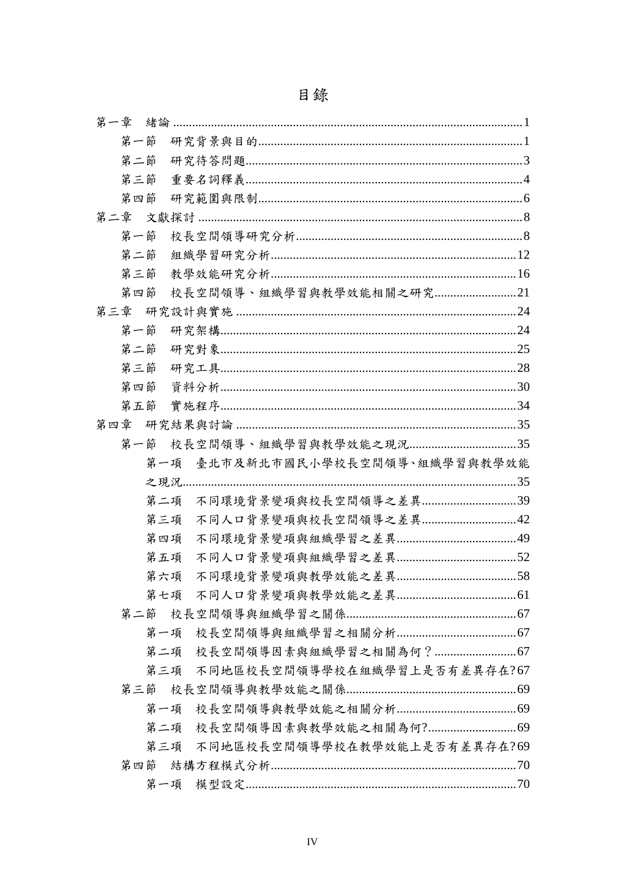# 目錄

第一章　緒論 ..............................................................................................1

　第一節　研究背景與目的.........................................................................1

　第二節　研究待答問題.............................................................................3

　第三節　重要名詞釋義.............................................................................4

　第四節　研究範圍與限制.........................................................................6

第二章　文獻探討 ......................................................................................8

　第一節　校長空間領導研究分析.............................................................8

　第二節　組織學習研究分析...................................................................12

　第三節　教學效能研究分析...................................................................16

　第四節　校長空間領導、組織學習與教學效能相關之研究.................21

第三章　研究設計與實施 ........................................................................24

　第一節　研究架構...................................................................................24

　第二節　研究對象...................................................................................25

　第三節　研究工具...................................................................................28

　第四節　資料分析...................................................................................30

　第五節　實施程序...................................................................................34

第四章　研究結果與討論 ........................................................................35

　第一節　校長空間領導、組織學習與教學效能之現況.......................35

　　第一項　臺北市及新北市國民小學校長空間領導、組織學習與教學效能之現況...................................................................................................35

　　第二項　不同環境背景變項與校長空間領導之差異.............................39

　　第三項　不同人口背景變項與校長空間領導之差異.............................42

　　第四項　不同環境背景變項與組織學習之差異.....................................49

　　第五項　不同人口背景變項與組織學習之差異.....................................52

　　第六項　不同環境背景變項與教學效能之差異.....................................58

　　第七項　不同人口背景變項與教學效能之差異.....................................61

　第二節　校長空間領導與組織學習之關係...........................................67

　　第一項　校長空間領導與組織學習之相關分析.....................................67

　　第二項　校長空間領導因素與組織學習之相關為何？.........................67

　　第三項　不同地區校長空間領導學校在組織學習上是否有差異存在?67

　第三節　校長空間領導與教學效能之關係...........................................69

　　第一項　校長空間領導與教學效能之相關分析.....................................69

　　第二項　校長空間領導因素與教學效能之相關為何?...........................69

　　第三項　不同地區校長空間領導學校在教學效能上是否有差異存在?69

　第四節　結構方程模式分析...................................................................70

　　第一項　模型設定...................................................................................70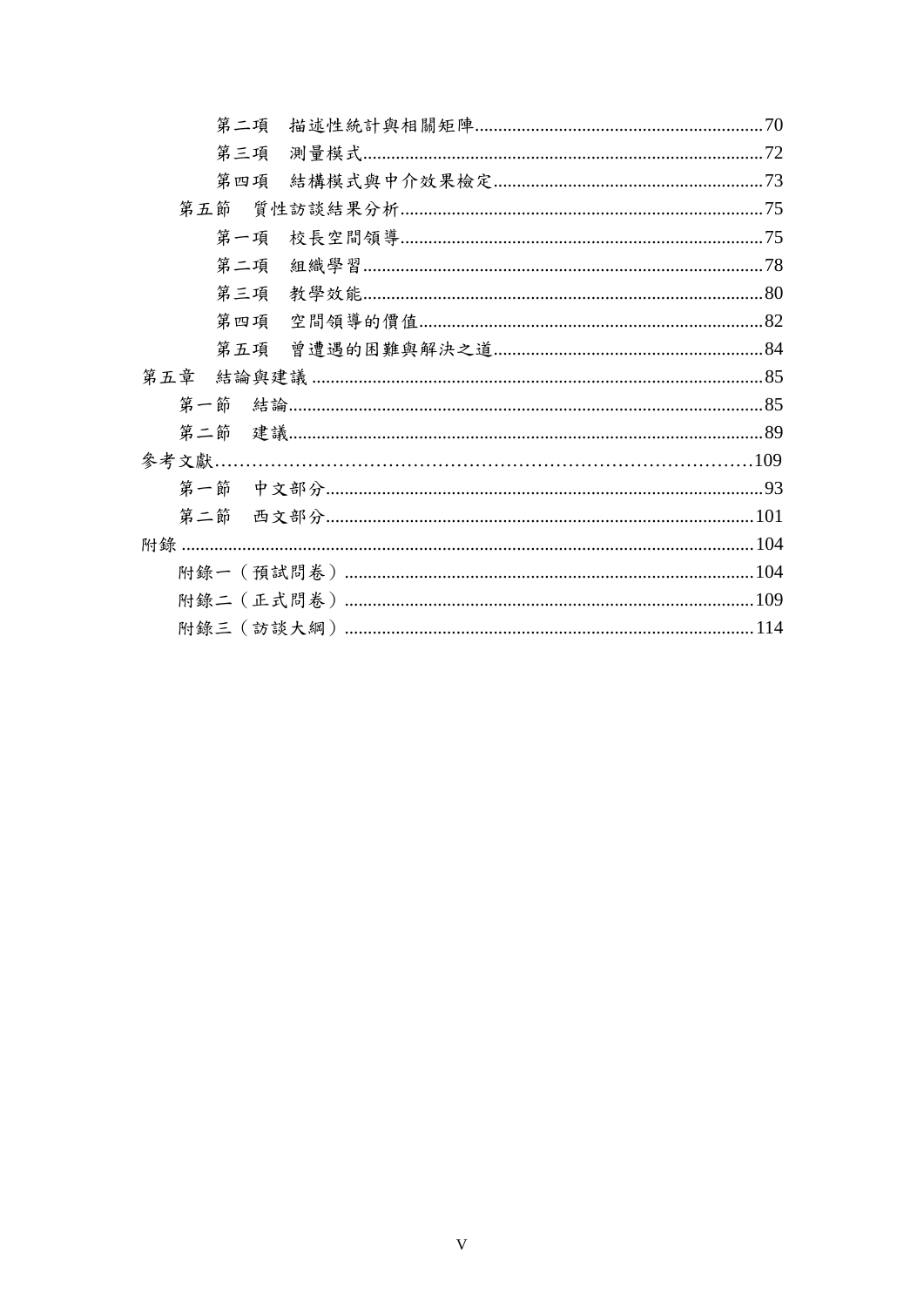第二項　描述性統計與相關矩陣......70

第三項　測量模式......72

第四項　結構模式與中介效果檢定......73

第五節　質性訪談結果分析......75

第一項　校長空間領導......75

第二項　組織學習......78

第三項　教學效能......80

第四項　空間領導的價值......82

第五項　曾遭遇的困難與解決之道......84

第五章　結論與建議......85

第一節　結論......85

第二節　建議......89

參考文獻......109

第一節　中文部分......93

第二節　西文部分......101

附錄......104

附錄一（預試問卷）......104

附錄二（正式問卷）......109

附錄三（訪談大綱）......114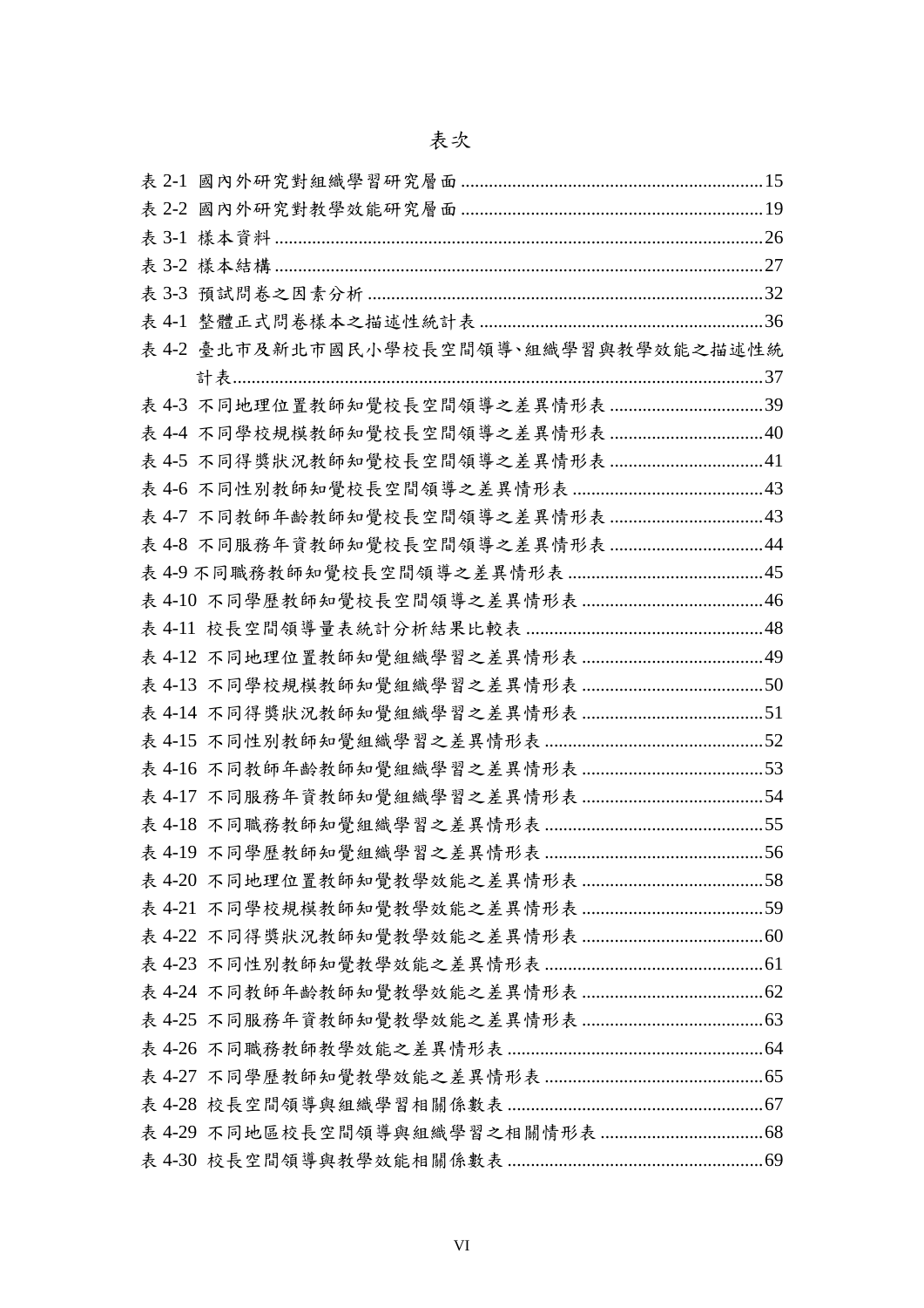# 表次

表 2-1 國內外研究對組織學習研究層面 ........................................................ 15
表 2-2 國內外研究對教學效能研究層面 ........................................................ 19
表 3-1 樣本資料 ........................................................................................ 26
表 3-2 樣本結構 ........................................................................................ 27
表 3-3 預試問卷之因素分析 ........................................................................ 32
表 4-1 整體正式問卷樣本之描述性統計表 ..................................................... 36
表 4-2 臺北市及新北市國民小學校長空間領導、組織學習與教學效能之描述性統計表 .......................................................................................... 37
表 4-3 不同地理位置教師知覺校長空間領導之差異情形表 ............................... 39
表 4-4 不同學校規模教師知覺校長空間領導之差異情形表 ............................... 40
表 4-5 不同得獎狀況教師知覺校長空間領導之差異情形表 ............................... 41
表 4-6 不同性別教師知覺校長空間領導之差異情形表 ..................................... 43
表 4-7 不同教師年齡教師知覺校長空間領導之差異情形表 ............................... 43
表 4-8 不同服務年資教師知覺校長空間領導之差異情形表 ............................... 44
表 4-9 不同職務教師知覺校長空間領導之差異情形表 ..................................... 45
表 4-10 不同學歷教師知覺校長空間領導之差異情形表 ................................... 46
表 4-11 校長空間領導量表統計分析結果比較表 ............................................. 48
表 4-12 不同地理位置教師知覺組織學習之差異情形表 ................................... 49
表 4-13 不同學校規模教師知覺組織學習之差異情形表 ................................... 50
表 4-14 不同得獎狀況教師知覺組織學習之差異情形表 ................................... 51
表 4-15 不同性別教師知覺組織學習之差異情形表 ......................................... 52
表 4-16 不同教師年齡教師知覺組織學習之差異情形表 ................................... 53
表 4-17 不同服務年資教師知覺組織學習之差異情形表 ................................... 54
表 4-18 不同職務教師知覺組織學習之差異情形表 ......................................... 55
表 4-19 不同學歷教師知覺組織學習之差異情形表 ......................................... 56
表 4-20 不同地理位置教師知覺教學效能之差異情形表 ................................... 58
表 4-21 不同學校規模教師知覺教學效能之差異情形表 ................................... 59
表 4-22 不同得獎狀況教師知覺教學效能之差異情形表 ................................... 60
表 4-23 不同性別教師知覺教學效能之差異情形表 ......................................... 61
表 4-24 不同教師年齡教師知覺教學效能之差異情形表 ................................... 62
表 4-25 不同服務年資教師知覺教學效能之差異情形表 ................................... 63
表 4-26 不同職務教師教學效能之差異情形表 ................................................ 64
表 4-27 不同學歷教師知覺教學效能之差異情形表 ......................................... 65
表 4-28 校長空間領導與組織學習相關係數表 ................................................ 67
表 4-29 不同地區校長空間領導與組織學習之相關情形表 ................................ 68
表 4-30 校長空間領導與教學效能相關係數表 ................................................ 69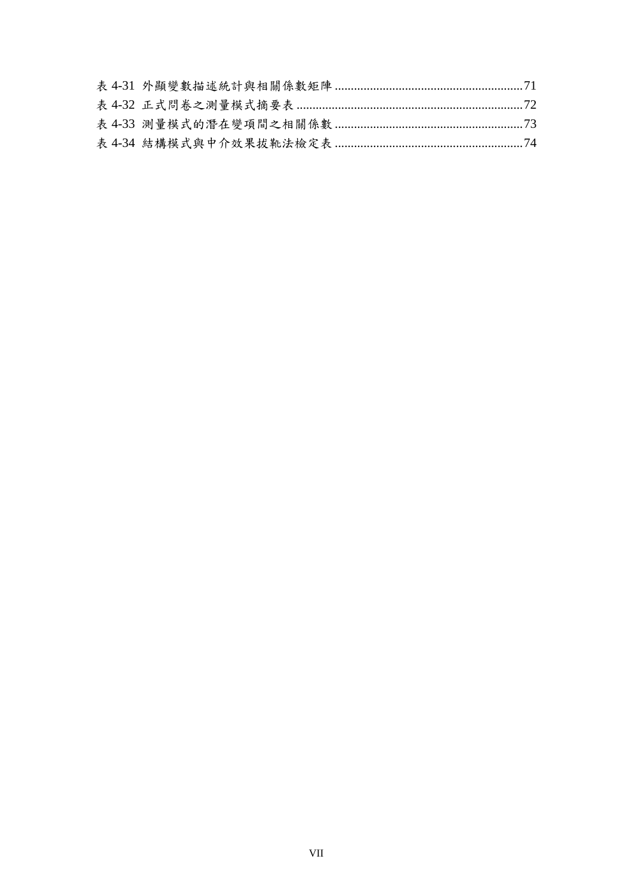表 4-31 外顯變數描述統計與相關係數矩陣 ..........................................................71
表 4-32 正式問卷之測量模式摘要表 ......................................................................72
表 4-33 測量模式的潛在變項間之相關係數 ..........................................................73
表 4-34 結構模式與中介效果拔靴法檢定表 ..........................................................74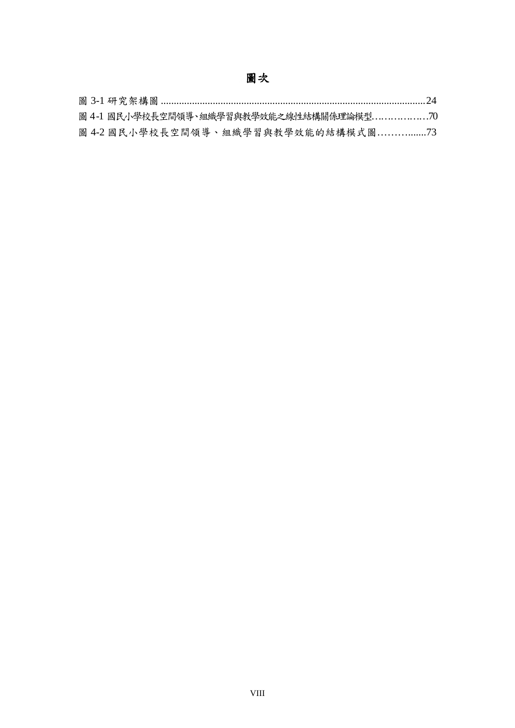# 圖次

圖 3-1 研究架構圖 ......................................................................................................24

圖 4-1 國民小學校長空間領導、組織學習與教學效能之線性結構關係理論模型………………70

圖 4-2 國民小學校長空間領導、組織學習與教學效能的結構模式圖………........73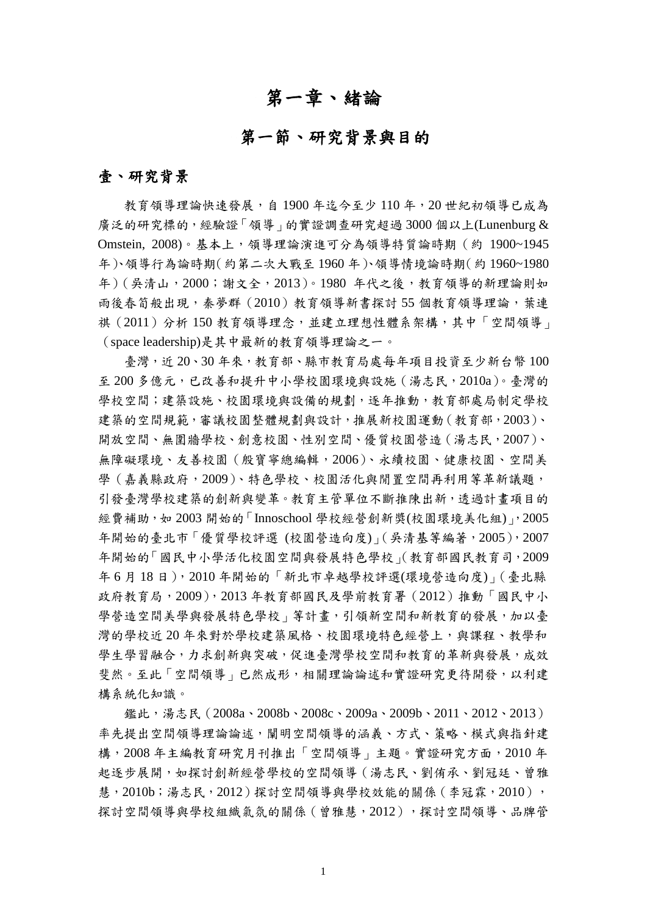# 第一章、緒論

## 第一節、研究背景與目的

### 壹、研究背景

教育領導理論快速發展，自 1900 年迄今至少 110 年，20 世紀初領導已成為廣泛的研究標的，經驗證「領導」的實證調查研究超過 3000 個以上(Lunenburg & Omstein, 2008)。基本上，領導理論演進可分為領導特質論時期（約 1900~1945 年）、領導行為論時期（約第二次大戰至 1960 年）、領導情境論時期（約 1960~1980 年）（吳清山，2000；謝文全，2013）。1980 年代之後，教育領導的新理論則如雨後春筍般出現，秦夢群（2010）教育領導新書探討 55 個教育領導理論，葉連祺（2011）分析 150 教育領導理念，並建立理想性體系架構，其中「空間領導」（space leadership)是其中最新的教育領導理論之一。

臺灣，近 20、30 年來，教育部、縣市教育局處每年項目投資至少新台幣 100 至 200 多億元，已改善和提升中小學校園環境與設施（湯志民，2010a）。臺灣的學校空間；建築設施、校園環境與設備的規劃，逐年推動，教育部處局制定學校建築的空間規範，審議校園整體規劃與設計，推展新校園運動（教育部，2003）、開放空間、無圍牆學校、創意校園、性別空間、優質校園營造（湯志民，2007）、無障礙環境、友善校園（殷寶寧總編輯，2006）、永續校園、健康校園、空間美學（嘉義縣政府，2009）、特色學校、校園活化與閒置空間再利用等革新議題，引發臺灣學校建築的創新與變革。教育主管單位不斷推陳出新，透過計畫項目的經費補助，如 2003 開始的「Innoschool 學校經營創新獎(校園環境美化組)」，2005 年開始的臺北市「優質學校評選 (校園營造向度)」（吳清基等編著，2005），2007 年開始的「國民中小學活化校園空間與發展特色學校」（教育部國民教育司，2009 年 6 月 18 日），2010 年開始的「新北市卓越學校評選(環境營造向度)」（臺北縣政府教育局，2009），2013 年教育部國民及學前教育署（2012）推動「國民中小學營造空間美學與發展特色學校」等計畫，引領新空間和新教育的發展，加以臺灣的學校近 20 年來對於學校建築風格、校園環境特色經營上，與課程、教學和學生學習融合，力求創新與突破，促進臺灣學校空間和教育的革新與發展，成效斐然。至此「空間領導」已然成形，相關理論論述和實證研究更待開發，以利建構系統化知識。

鑑此，湯志民（2008a、2008b、2008c、2009a、2009b、2011、2012、2013）率先提出空間領導理論論述，闡明空間領導的涵義、方式、策略、模式與指針建構，2008 年主編教育研究月刊推出「空間領導」主題。實證研究方面，2010 年起逐步展開，如探討創新經營學校的空間領導（湯志民、劉侑承、劉冠廷、曾雅慧，2010b；湯志民，2012）探討空間領導與學校效能的關係（李冠霖，2010），探討空間領導與學校組織氣氛的關係（曾雅慧，2012），探討空間領導、品牌管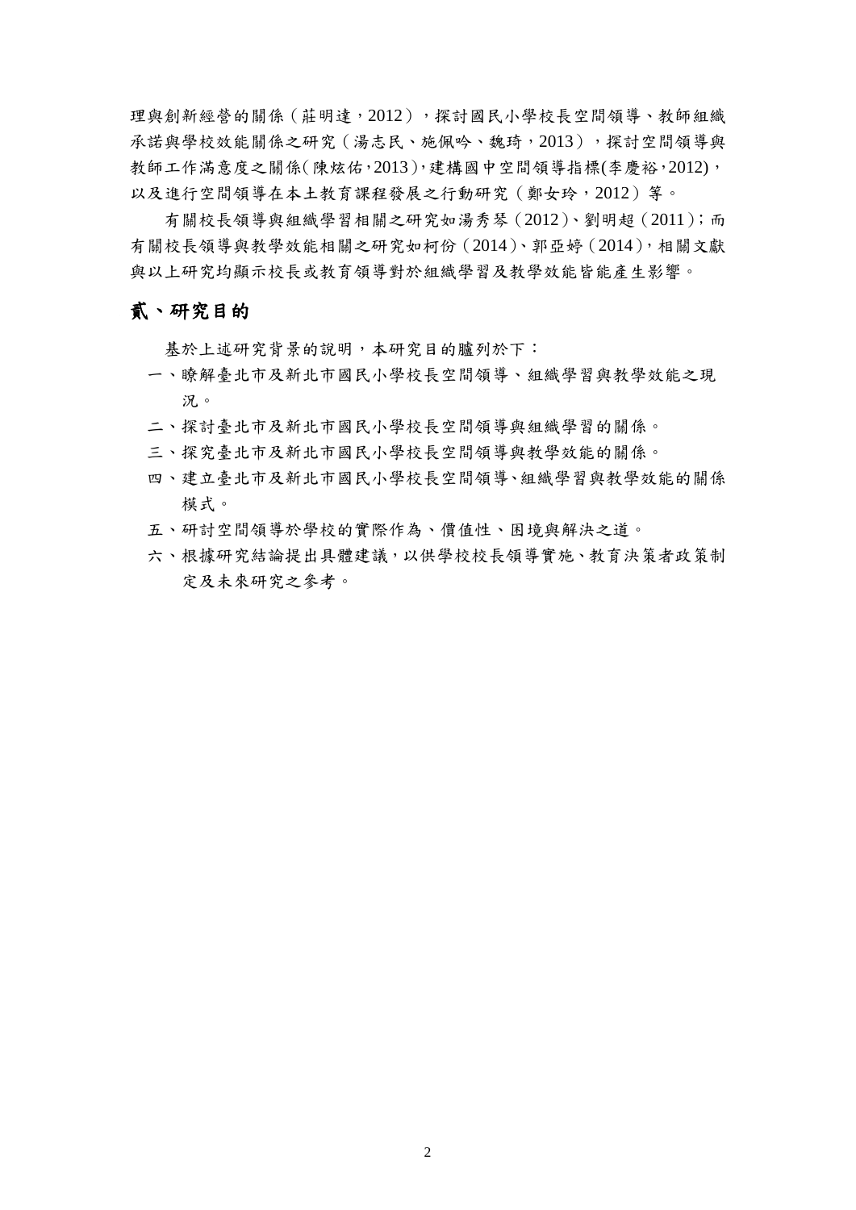理與創新經營的關係（莊明達，2012），探討國民小學校長空間領導、教師組織承諾與學校效能關係之研究（湯志民、施佩吟、魏琦，2013），探討空間領導與教師工作滿意度之關係(陳炫佑,2013),建構國中空間領導指標(李慶裕,2012),以及進行空間領導在本土教育課程發展之行動研究（鄭女玲，2012）等。

有關校長領導與組織學習相關之研究如湯秀琴（2012)、劉明超（2011)；而有關校長領導與教學效能相關之研究如柯份（2014)、郭亞婷（2014)，相關文獻與以上研究均顯示校長或教育領導對於組織學習及教學效能皆能產生影響。

## 貳、研究目的

基於上述研究背景的說明，本研究目的臚列於下：

一、瞭解臺北市及新北市國民小學校長空間領導、組織學習與教學效能之現況。

二、探討臺北市及新北市國民小學校長空間領導與組織學習的關係。

三、探究臺北市及新北市國民小學校長空間領導與教學效能的關係。

四、建立臺北市及新北市國民小學校長空間領導、組織學習與教學效能的關係模式。

五、研討空間領導於學校的實際作為、價值性、困境與解決之道。

六、根據研究結論提出具體建議，以供學校校長領導實施、教育決策者政策制定及未來研究之參考。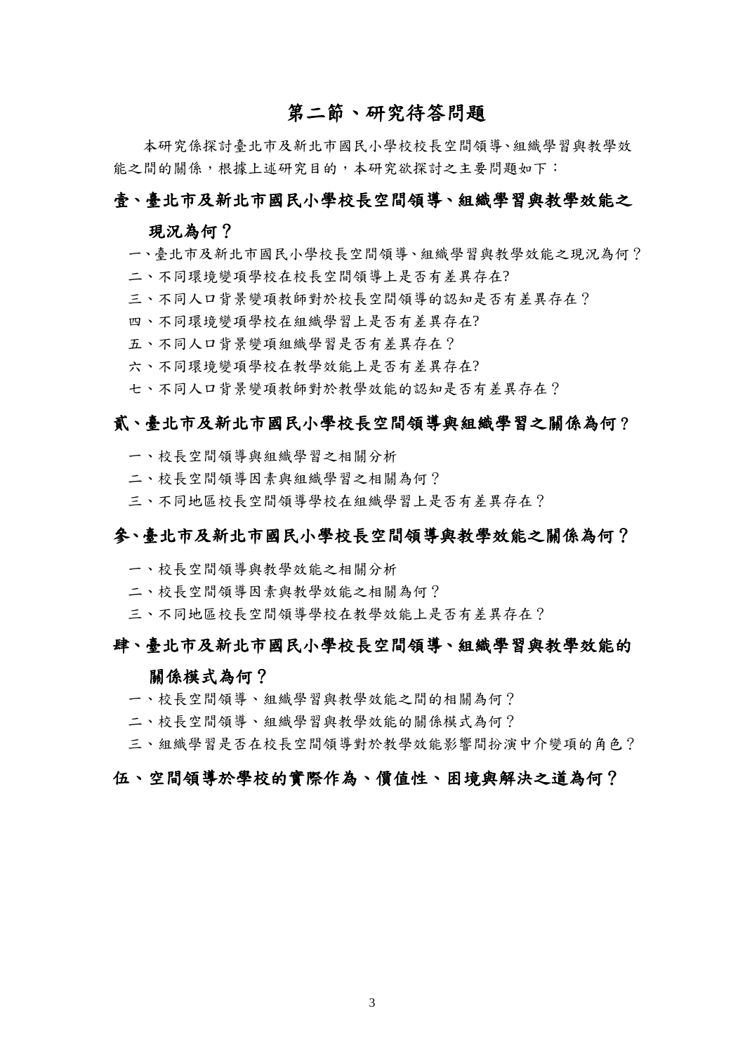## 第二節、研究待答問題

本研究係探討臺北市及新北市國民小學校校長空間領導、組織學習與教學效能之間的關係，根據上述研究目的，本研究欲探討之主要問題如下：

### 壹、臺北市及新北市國民小學校長空間領導、組織學習與教學效能之現況為何？

一、臺北市及新北市國民小學校長空間領導、組織學習與教學效能之現況為何？

二、不同環境變項學校在校長空間領導上是否有差異存在?

三、不同人口背景變項教師對於校長空間領導的認知是否有差異存在？

四、不同環境變項學校在組織學習上是否有差異存在?

五、不同人口背景變項組織學習是否有差異存在？

六、不同環境變項學校在教學效能上是否有差異存在?

七、不同人口背景變項教師對於教學效能的認知是否有差異存在？

### 貳、臺北市及新北市國民小學校長空間領導與組織學習之關係為何？

一、校長空間領導與組織學習之相關分析

二、校長空間領導因素與組織學習之相關為何？

三、不同地區校長空間領導學校在組織學習上是否有差異存在？

### 參、臺北市及新北市國民小學校長空間領導與教學效能之關係為何？

一、校長空間領導與教學效能之相關分析

二、校長空間領導因素與教學效能之相關為何？

三、不同地區校長空間領導學校在教學效能上是否有差異存在？

### 肆、臺北市及新北市國民小學校長空間領導、組織學習與教學效能的關係模式為何？

一、校長空間領導、組織學習與教學效能之間的相關為何？

二、校長空間領導、組織學習與教學效能的關係模式為何？

三、組織學習是否在校長空間領導對於教學效能影響間扮演中介變項的角色？

### 伍、空間領導於學校的實際作為、價值性、困境與解決之道為何？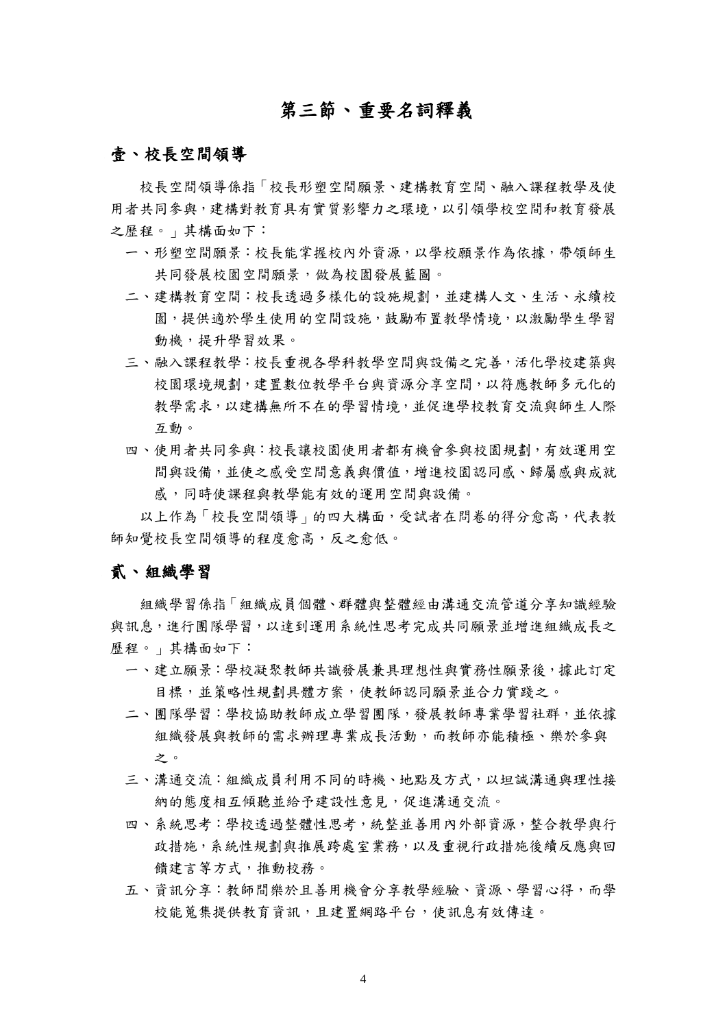# 第三節、重要名詞釋義

## 壹、校長空間領導

校長空間領導係指「校長形塑空間願景、建構教育空間、融入課程教學及使用者共同參與，建構對教育具有實質影響力之環境，以引領學校空間和教育發展之歷程。」其構面如下：

一、形塑空間願景：校長能掌握校內外資源，以學校願景作為依據，帶領師生共同發展校園空間願景，做為校園發展藍圖。

二、建構教育空間：校長透過多樣化的設施規劃，並建構人文、生活、永續校園，提供適於學生使用的空間設施，鼓勵布置教學情境，以激勵學生學習動機，提升學習效果。

三、融入課程教學：校長重視各學科教學空間與設備之完善，活化學校建築與校園環境規劃，建置數位教學平台與資源分享空間，以符應教師多元化的教學需求，以建構無所不在的學習情境，並促進學校教育交流與師生人際互動。

四、使用者共同參與：校長讓校園使用者都有機會參與校園規劃，有效運用空間與設備，並使之感受空間意義與價值，增進校園認同感、歸屬感與成就感，同時使課程與教學能有效的運用空間與設備。

以上作為「校長空間領導」的四大構面，受試者在問卷的得分愈高，代表教師知覺校長空間領導的程度愈高，反之愈低。

## 貳、組織學習

組織學習係指「組織成員個體、群體與整體經由溝通交流管道分享知識經驗與訊息，進行團隊學習，以達到運用系統性思考完成共同願景並增進組織成長之歷程。」其構面如下：

一、建立願景：學校凝聚教師共識發展兼具理想性與實務性願景後，據此訂定目標，並策略性規劃具體方案，使教師認同願景並合力實踐之。

二、團隊學習：學校協助教師成立學習團隊，發展教師專業學習社群，並依據組織發展與教師的需求辦理專業成長活動，而教師亦能積極、樂於參與之。

三、溝通交流：組織成員利用不同的時機、地點及方式，以坦誠溝通與理性接納的態度相互傾聽並給予建設性意見，促進溝通交流。

四、系統思考：學校透過整體性思考，統整並善用內外部資源，整合教學與行政措施，系統性規劃與推展跨處室業務，以及重視行政措施後續反應與回饋建言等方式，推動校務。

五、資訊分享：教師間樂於且善用機會分享教學經驗、資源、學習心得，而學校能蒐集提供教育資訊，且建置網路平台，使訊息有效傳達。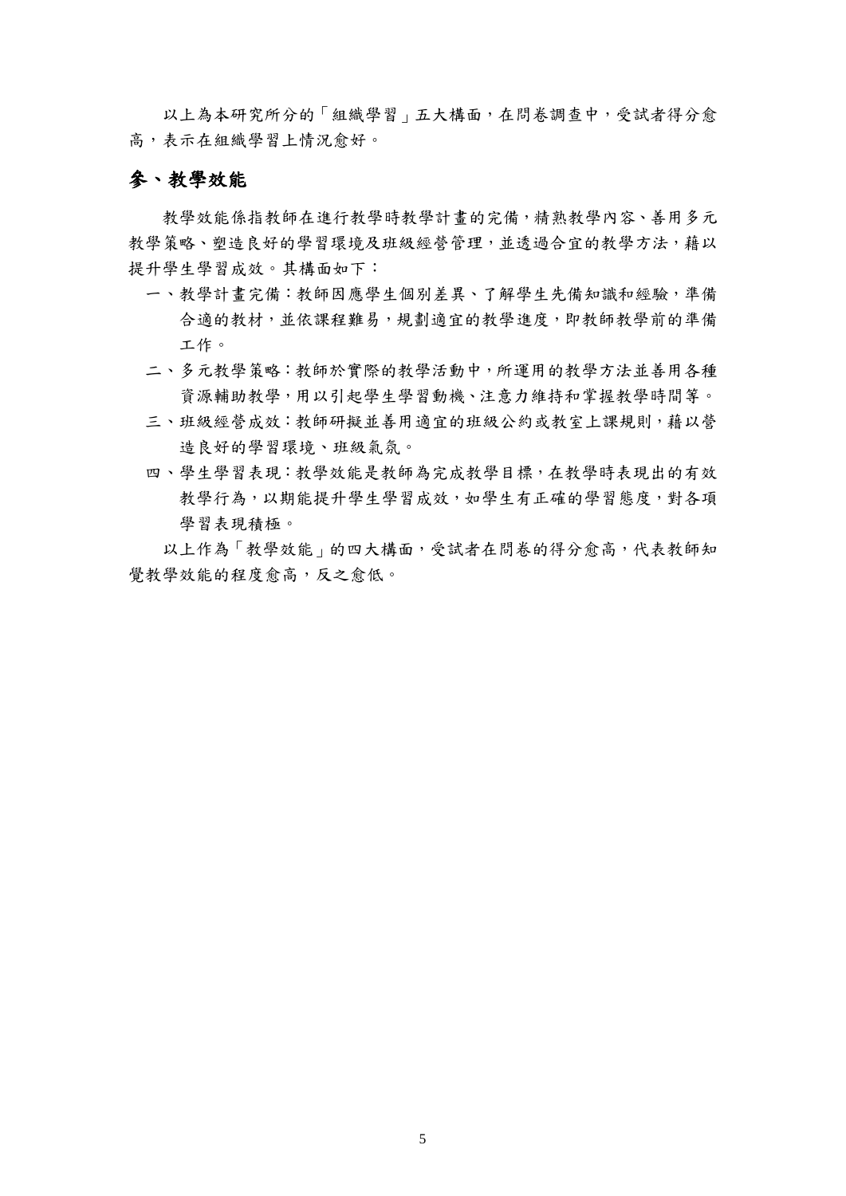以上為本研究所分的「組織學習」五大構面，在問卷調查中，受試者得分愈高，表示在組織學習上情況愈好。

## 參、教學效能

教學效能係指教師在進行教學時教學計畫的完備，精熟教學內容、善用多元教學策略、塑造良好的學習環境及班級經營管理，並透過合宜的教學方法，藉以提升學生學習成效。其構面如下：

一、教學計畫完備：教師因應學生個別差異、了解學生先備知識和經驗，準備合適的教材，並依課程難易，規劃適宜的教學進度，即教師教學前的準備工作。

二、多元教學策略：教師於實際的教學活動中，所運用的教學方法並善用各種資源輔助教學，用以引起學生學習動機、注意力維持和掌握教學時間等。

三、班級經營成效：教師研擬並善用適宜的班級公約或教室上課規則，藉以營造良好的學習環境、班級氣氛。

四、學生學習表現：教學效能是教師為完成教學目標，在教學時表現出的有效教學行為，以期能提升學生學習成效，如學生有正確的學習態度，對各項學習表現積極。

以上作為「教學效能」的四大構面，受試者在問卷的得分愈高，代表教師知覺教學效能的程度愈高，反之愈低。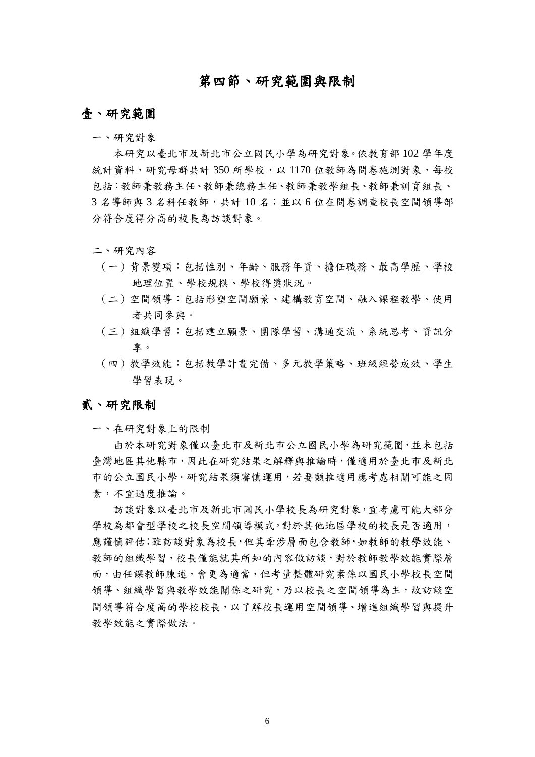# 第四節、研究範圍與限制

## 壹、研究範圍

一、研究對象

本研究以臺北市及新北市公立國民小學為研究對象。依教育部 102 學年度統計資料，研究母群共計 350 所學校，以 1170 位教師為問卷施測對象，每校包括：教師兼教務主任、教師兼總務主任、教師兼教學組長、教師兼訓育組長、3 名導師與 3 名科任教師，共計 10 名；並以 6 位在問卷調查校長空間領導部分符合度得分高的校長為訪談對象。

二、研究內容

（一）背景變項：包括性別、年齡、服務年資、擔任職務、最高學歷、學校地理位置、學校規模、學校得獎狀況。

（二）空間領導：包括形塑空間願景、建構教育空間、融入課程教學、使用者共同參與。

（三）組織學習：包括建立願景、團隊學習、溝通交流、系統思考、資訊分享。

（四）教學效能：包括教學計畫完備、多元教學策略、班級經營成效、學生學習表現。

## 貳、研究限制

一、在研究對象上的限制

由於本研究對象僅以臺北市及新北市公立國民小學為研究範圍，並未包括臺灣地區其他縣市，因此在研究結果之解釋與推論時，僅適用於臺北市及新北市的公立國民小學。研究結果須審慎運用，若要類推適用應考慮相關可能之因素，不宜過度推論。

訪談對象以臺北市及新北市國民小學校長為研究對象，宜考慮可能大部分學校為都會型學校之校長空間領導模式，對於其他地區學校的校長是否適用，應謹慎評估；雖訪談對象為校長，但其牽涉層面包含教師，如教師的教學效能、教師的組織學習，校長僅能就其所知的內容做訪談，對於教師教學效能實際層面，由任課教師陳述，會更為適當，但考量整體研究案係以國民小學校長空間領導、組織學習與教學效能關係之研究，乃以校長之空間領導為主，故訪談空間領導符合度高的學校校長，以了解校長運用空間領導、增進組織學習與提升教學效能之實際做法。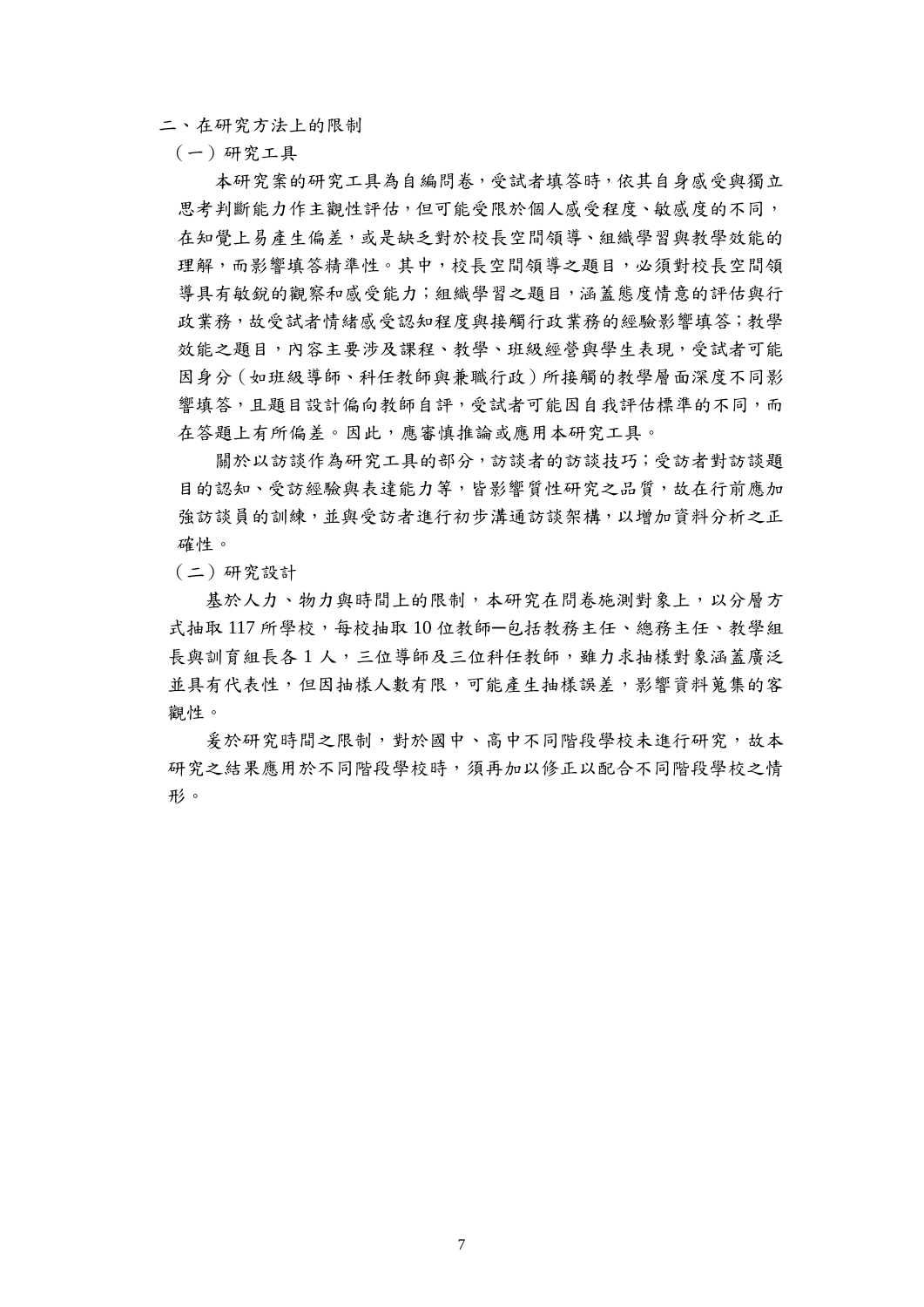## 二、在研究方法上的限制

### （一）研究工具

本研究案的研究工具為自編問卷，受試者填答時，依其自身感受與獨立思考判斷能力作主觀性評估，但可能受限於個人感受程度、敏感度的不同，在知覺上易產生偏差，或是缺乏對於校長空間領導、組織學習與教學效能的理解，而影響填答精準性。其中，校長空間領導之題目，必須對校長空間領導具有敏銳的觀察和感受能力；組織學習之題目，涵蓋態度情意的評估與行政業務，故受試者情緒感受認知程度與接觸行政業務的經驗影響填答；教學效能之題目，內容主要涉及課程、教學、班級經營與學生表現，受試者可能因身分（如班級導師、科任教師與兼職行政）所接觸的教學層面深度不同影響填答，且題目設計偏向教師自評，受試者可能因自我評估標準的不同，而在答題上有所偏差。因此，應審慎推論或應用本研究工具。

關於以訪談作為研究工具的部分，訪談者的訪談技巧；受訪者對訪談題目的認知、受訪經驗與表達能力等，皆影響質性研究之品質，故在行前應加強訪談員的訓練，並與受訪者進行初步溝通訪談架構，以增加資料分析之正確性。

### （二）研究設計

基於人力、物力與時間上的限制，本研究在問卷施測對象上，以分層方式抽取 117 所學校，每校抽取 10 位教師—包括教務主任、總務主任、教學組長與訓育組長各 1 人，三位導師及三位科任教師，雖力求抽樣對象涵蓋廣泛並具有代表性，但因抽樣人數有限，可能產生抽樣誤差，影響資料蒐集的客觀性。

爰於研究時間之限制，對於國中、高中不同階段學校未進行研究，故本研究之結果應用於不同階段學校時，須再加以修正以配合不同階段學校之情形。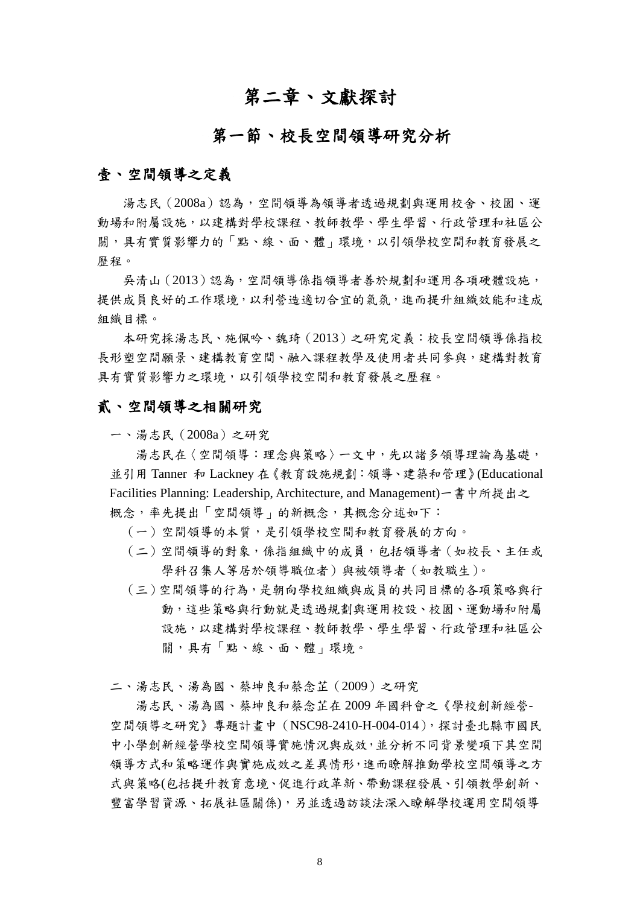# 第二章、文獻探討

## 第一節、校長空間領導研究分析

### 壹、空間領導之定義

湯志民（2008a）認為，空間領導為領導者透過規劃與運用校舍、校園、運動場和附屬設施，以建構對學校課程、教師教學、學生學習、行政管理和社區公關，具有實質影響力的「點、線、面、體」環境，以引領學校空間和教育發展之歷程。

吳清山（2013）認為，空間領導係指領導者善於規劃和運用各項硬體設施，提供成員良好的工作環境，以利營造適切合宜的氣氛，進而提升組織效能和達成組織目標。

本研究採湯志民、施佩吟、魏琦（2013）之研究定義：校長空間領導係指校長形塑空間願景、建構教育空間、融入課程教學及使用者共同參與，建構對教育具有實質影響力之環境，以引領學校空間和教育發展之歷程。

### 貳、空間領導之相關研究

一、湯志民（2008a）之研究

湯志民在〈空間領導：理念與策略〉一文中，先以諸多領導理論為基礎，並引用 Tanner 和 Lackney 在《教育設施規劃：領導、建築和管理》(Educational Facilities Planning: Leadership, Architecture, and Management)一書中所提出之概念，率先提出「空間領導」的新概念，其概念分述如下：

（一）空間領導的本質，是引領學校空間和教育發展的方向。

（二）空間領導的對象，係指組織中的成員，包括領導者（如校長、主任或學科召集人等居於領導職位者）與被領導者（如教職生）。

（三）空間領導的行為，是朝向學校組織與成員的共同目標的各項策略與行動，這些策略與行動就是透過規劃與運用校設、校園、運動場和附屬設施，以建構對學校課程、教師教學、學生學習、行政管理和社區公關，具有「點、線、面、體」環境。

二、湯志民、湯為國、蔡坤良和蔡念芷（2009）之研究

湯志民、湯為國、蔡坤良和蔡念芷在 2009 年國科會之《學校創新經營-空間領導之研究》專題計畫中（NSC98-2410-H-004-014），探討臺北縣市國民中小學創新經營學校空間領導實施情況與成效，並分析不同背景變項下其空間領導方式和策略運作與實施成效之差異情形，進而瞭解推動學校空間領導之方式與策略(包括提升教育意境、促進行政革新、帶動課程發展、引領教學創新、豐富學習資源、拓展社區關係)，另並透過訪談法深入瞭解學校運用空間領導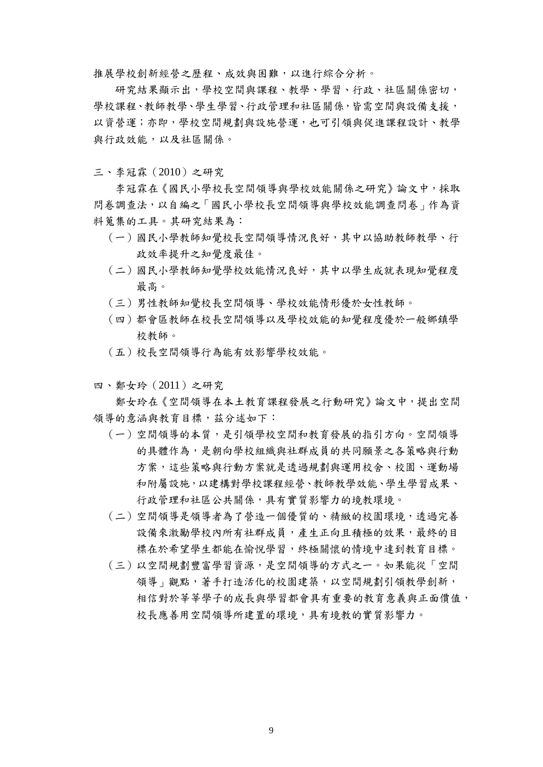推展學校創新經營之歷程、成效與困難，以進行綜合分析。

研究結果顯示出，學校空間與課程、教學、學習、行政、社區關係密切，學校課程、教師教學、學生學習、行政管理和社區關係，皆需空間與設備支援，以資營運；亦即，學校空間規劃與設施營運，也可引領與促進課程設計、教學與行政效能，以及社區關係。

三、李冠霖（2010）之研究

李冠霖在《國民小學校長空間領導與學校效能關係之研究》論文中，採取問卷調查法，以自編之「國民小學校長空間領導與學校效能調查問卷」作為資料蒐集的工具。其研究結果為：

（一）國民小學教師知覺校長空間領導情況良好，其中以協助教師教學、行政效率提升之知覺度最佳。

（二）國民小學教師知覺學校效能情況良好，其中以學生成就表現知覺程度最高。

（三）男性教師知覺校長空間領導、學校效能情形優於女性教師。

（四）都會區教師在校長空間領導以及學校效能的知覺程度優於一般鄉鎮學校教師。

（五）校長空間領導行為能有效影響學校效能。

四、鄭女玲（2011）之研究

鄭女玲在《空間領導在本土教育課程發展之行動研究》論文中，提出空間領導的意涵與教育目標，茲分述如下：

（一）空間領導的本質，是引領學校空間和教育發展的指引方向。空間領導的具體作為，是朝向學校組織與社群成員的共同願景之各策略與行動方案，這些策略與行動方案就是透過規劃與運用校舍、校園、運動場和附屬設施，以建構對學校課程經營、教師教學效能、學生學習成果、行政管理和社區公共關係，具有實質影響力的境教環境。

（二）空間領導是領導者為了營造一個優質的、精緻的校園環境，透過完善設備來激勵學校內所有社群成員，產生正向且積極的效果，最終的目標在於希望學生都能在愉悅學習，終極關懷的情境中達到教育目標。

（三）以空間規劃豐富學習資源，是空間領導的方式之一。如果能從「空間領導」觀點，著手打造活化的校園建築，以空間規劃引領教學創新，相信對於莘莘學子的成長與學習都會具有重要的教育意義與正面價值，校長應善用空間領導所建置的環境，具有境教的實質影響力。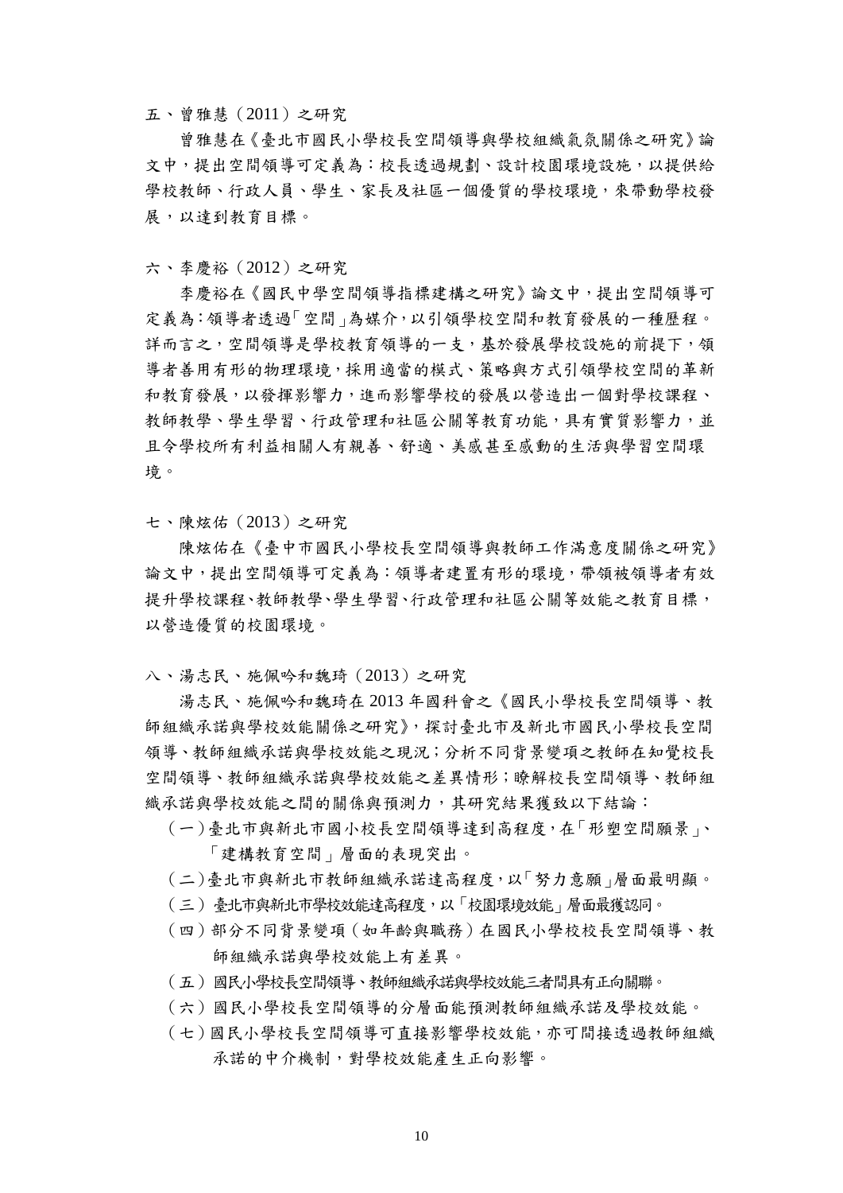### 五、曾雅慧（2011）之研究

曾雅慧在《臺北市國民小學校長空間領導與學校組織氣氛關係之研究》論文中，提出空間領導可定義為：校長透過規劃、設計校園環境設施，以提供給學校教師、行政人員、學生、家長及社區一個優質的學校環境，來帶動學校發展，以達到教育目標。

### 六、李慶裕（2012）之研究

李慶裕在《國民中學空間領導指標建構之研究》論文中，提出空間領導可定義為：領導者透過「空間」為媒介，以引領學校空間和教育發展的一種歷程。詳而言之，空間領導是學校教育領導的一支，基於發展學校設施的前提下，領導者善用有形的物理環境，採用適當的模式、策略與方式引領學校空間的革新和教育發展，以發揮影響力，進而影響學校的發展以營造出一個對學校課程、教師教學、學生學習、行政管理和社區公關等教育功能，具有實質影響力，並且令學校所有利益相關人有親善、舒適、美感甚至感動的生活與學習空間環境。

### 七、陳炫佑（2013）之研究

陳炫佑在《臺中市國民小學校長空間領導與教師工作滿意度關係之研究》論文中，提出空間領導可定義為：領導者建置有形的環境，帶領被領導者有效提升學校課程、教師教學、學生學習、行政管理和社區公關等效能之教育目標，以營造優質的校園環境。

### 八、湯志民、施佩吟和魏琦（2013）之研究

湯志民、施佩吟和魏琦在 2013 年國科會之《國民小學校長空間領導、教師組織承諾與學校效能關係之研究》，探討臺北市及新北市國民小學校長空間領導、教師組織承諾與學校效能之現況；分析不同背景變項之教師在知覺校長空間領導、教師組織承諾與學校效能之差異情形；瞭解校長空間領導、教師組織承諾與學校效能之間的關係與預測力，其研究結果獲致以下結論：

（一）臺北市與新北市國小校長空間領導達到高程度，在「形塑空間願景」、「建構教育空間」層面的表現突出。

（二）臺北市與新北市教師組織承諾達高程度，以「努力意願」層面最明顯。

（三）臺北市與新北市學校效能達高程度，以「校園環境效能」層面最獲認同。

（四）部分不同背景變項（如年齡與職務）在國民小學校校長空間領導、教師組織承諾與學校效能上有差異。

（五）國民小學校長空間領導、教師組織承諾與學校效能三者間具有正向關聯。

（六）國民小學校長空間領導的分層面能預測教師組織承諾及學校效能。

（七）國民小學校長空間領導可直接影響學校效能，亦可間接透過教師組織承諾的中介機制，對學校效能產生正向影響。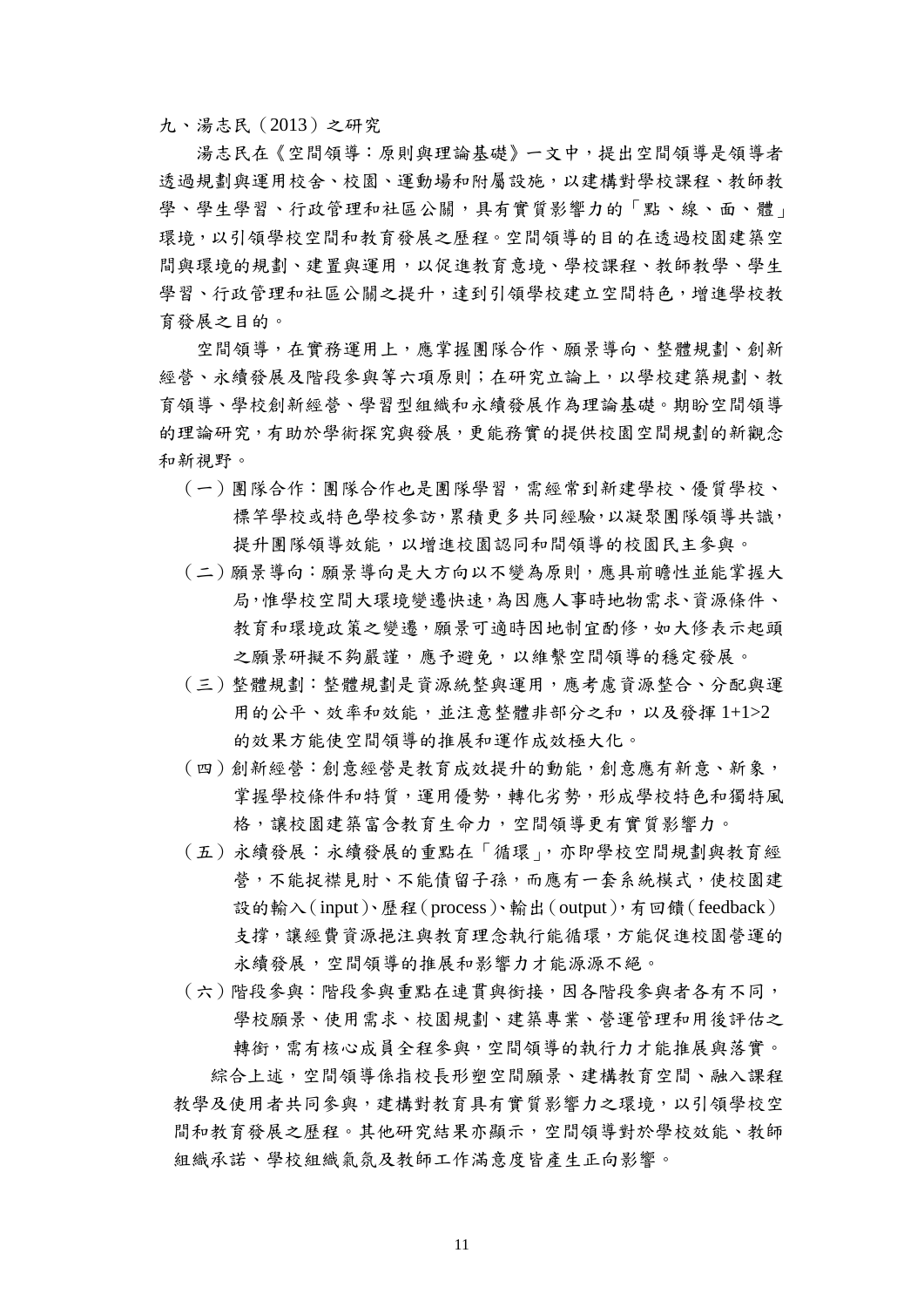### 九、湯志民（2013）之研究

湯志民在《空間領導：原則與理論基礎》一文中，提出空間領導是領導者透過規劃與運用校舍、校園、運動場和附屬設施，以建構對學校課程、教師教學、學生學習、行政管理和社區公關，具有實質影響力的「點、線、面、體」環境，以引領學校空間和教育發展之歷程。空間領導的目的在透過校園建築空間與環境的規劃、建置與運用，以促進教育意境、學校課程、教師教學、學生學習、行政管理和社區公關之提升，達到引領學校建立空間特色，增進學校教育發展之目的。

空間領導，在實務運用上，應掌握團隊合作、願景導向、整體規劃、創新經營、永續發展及階段參與等六項原則；在研究立論上，以學校建築規劃、教育領導、學校創新經營、學習型組織和永續發展作為理論基礎。期盼空間領導的理論研究，有助於學術探究與發展，更能務實的提供校園空間規劃的新觀念和新視野。

（一）團隊合作：團隊合作也是團隊學習，需經常到新建學校、優質學校、標竿學校或特色學校參訪，累積更多共同經驗，以凝聚團隊領導共識，提升團隊領導效能，以增進校園認同和間領導的校園民主參與。

（二）願景導向：願景導向是大方向以不變為原則，應具前瞻性並能掌握大局，惟學校空間大環境變遷快速，為因應人事時地物需求、資源條件、教育和環境政策之變遷，願景可適時因地制宜酌修，如大修表示起頭之願景研擬不夠嚴謹，應予避免，以維繫空間領導的穩定發展。

（三）整體規劃：整體規劃是資源統整與運用，應考慮資源整合、分配與運用的公平、效率和效能，並注意整體非部分之和，以及發揮 1+1>2 的效果方能使空間領導的推展和運作成效極大化。

（四）創新經營：創意經營是教育成效提升的動能，創意應有新意、新象，掌握學校條件和特質，運用優勢，轉化劣勢，形成學校特色和獨特風格，讓校園建築富含教育生命力，空間領導更有實質影響力。

（五）永續發展：永續發展的重點在「循環」，亦即學校空間規劃與教育經營，不能捉襟見肘、不能債留子孫，而應有一套系統模式，使校園建設的輸入（input）、歷程（process）、輸出（output），有回饋（feedback）支撐，讓經費資源挹注與教育理念執行能循環，方能促進校園營運的永續發展，空間領導的推展和影響力才能源源不絕。

（六）階段參與：階段參與重點在連貫與銜接，因各階段參與者各有不同，學校願景、使用需求、校園規劃、建築專業、營運管理和用後評估之轉銜，需有核心成員全程參與，空間領導的執行力才能推展與落實。

綜合上述，空間領導係指校長形塑空間願景、建構教育空間、融入課程教學及使用者共同參與，建構對教育具有實質影響力之環境，以引領學校空間和教育發展之歷程。其他研究結果亦顯示，空間領導對於學校效能、教師組織承諾、學校組織氣氛及教師工作滿意度皆產生正向影響。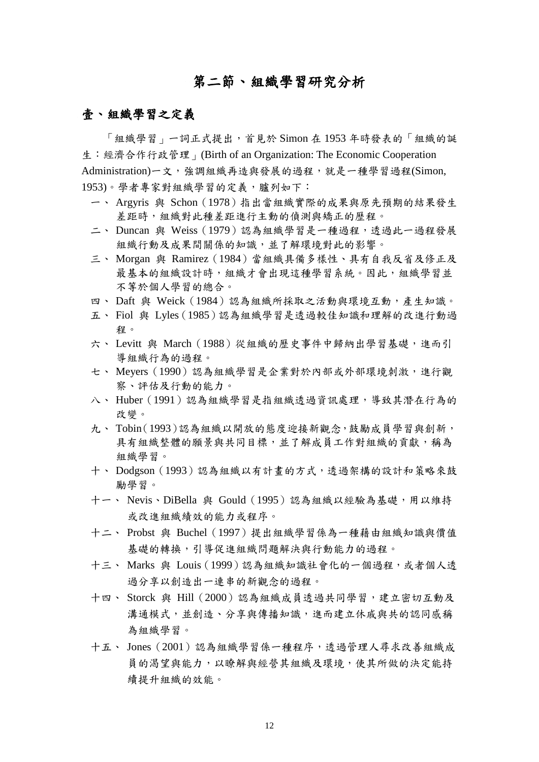# 第二節、組織學習研究分析

## 壹、組織學習之定義

「組織學習」一詞正式提出，首見於 Simon 在 1953 年時發表的「組織的誕生：經濟合作行政管理」(Birth of an Organization: The Economic Cooperation Administration)一文，強調組織再造與發展的過程，就是一種學習過程(Simon, 1953)。學者專家對組織學習的定義，臚列如下：

一、 Argyris 與 Schon（1978）指出當組織實際的成果與原先預期的結果發生差距時，組織對此種差距進行主動的偵測與矯正的歷程。

二、 Duncan 與 Weiss（1979）認為組織學習是一種過程，透過此一過程發展組織行動及成果間關係的知識，並了解環境對此的影響。

三、 Morgan 與 Ramirez（1984）當組織具備多樣性、具有自我反省及修正及最基本的組織設計時，組織才會出現這種學習系統。因此，組織學習並不等於個人學習的總合。

四、 Daft 與 Weick（1984）認為組織所採取之活動與環境互動，產生知識。

五、 Fiol 與 Lyles（1985）認為組織學習是透過較佳知識和理解的改進行動過程。

六、 Levitt 與 March（1988）從組織的歷史事件中歸納出學習基礎，進而引導組織行為的過程。

七、 Meyers（1990）認為組織學習是企業對於內部或外部環境刺激，進行觀察、評估及行動的能力。

八、 Huber（1991）認為組織學習是指組織透過資訊處理，導致其潛在行為的改變。

九、 Tobin（1993）認為組織以開放的態度迎接新觀念，鼓勵成員學習與創新，具有組織整體的願景與共同目標，並了解成員工作對組織的貢獻，稱為組織學習。

十、 Dodgson（1993）認為組織以有計畫的方式，透過架構的設計和策略來鼓勵學習。

十一、 Nevis、DiBella 與 Gould（1995）認為組織以經驗為基礎，用以維持或改進組織績效的能力或程序。

十二、 Probst 與 Buchel（1997）提出組織學習係為一種藉由組織知識與價值基礎的轉換，引導促進組織問題解決與行動能力的過程。

十三、 Marks 與 Louis（1999）認為組織知識社會化的一個過程，或者個人透過分享以創造出一連串的新觀念的過程。

十四、 Storck 與 Hill（2000）認為組織成員透過共同學習，建立密切互動及溝通模式，並創造、分享與傳播知識，進而建立休戚與共的認同感稱為組織學習。

十五、 Jones（2001）認為組織學習係一種程序，透過管理人尋求改善組織成員的渴望與能力，以瞭解與經營其組織及環境，使其所做的決定能持續提升組織的效能。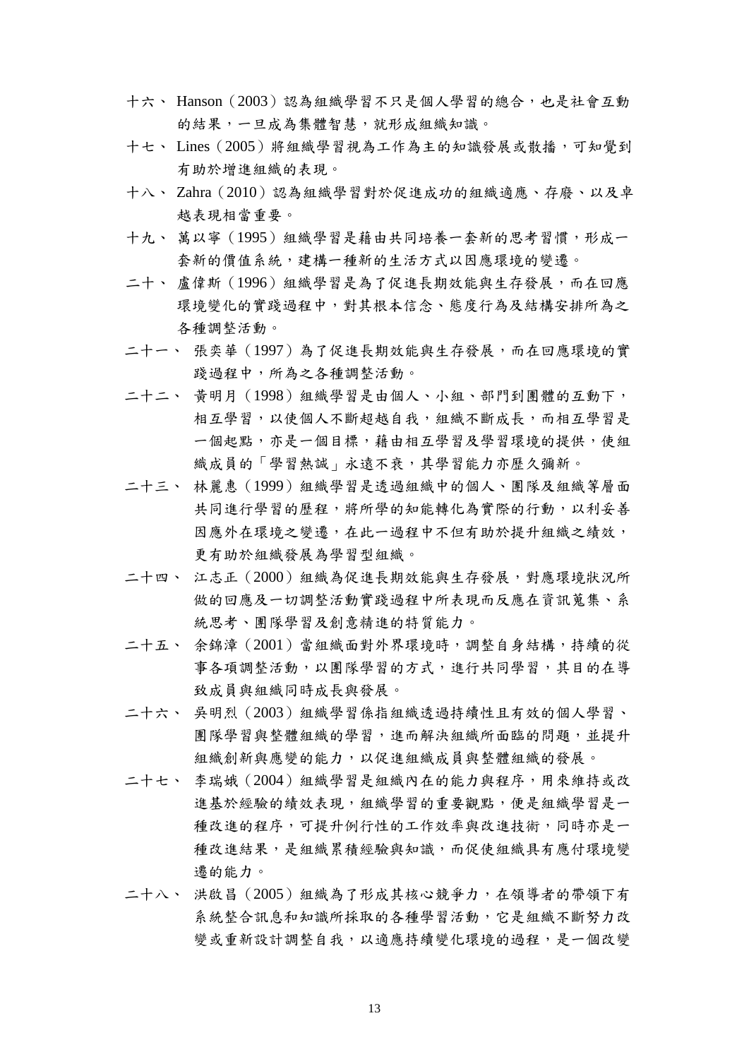十六、 Hanson（2003）認為組織學習不只是個人學習的總合，也是社會互動的結果，一旦成為集體智慧，就形成組織知識。

十七、 Lines（2005）將組織學習視為工作為主的知識發展或散播，可知覺到有助於增進組織的表現。

十八、 Zahra（2010）認為組織學習對於促進成功的組織適應、存廢、以及卓越表現相當重要。

十九、 萬以寧（1995）組織學習是藉由共同培養一套新的思考習慣，形成一套新的價值系統，建構一種新的生活方式以因應環境的變遷。

二十、 盧偉斯（1996）組織學習是為了促進長期效能與生存發展，而在回應環境變化的實踐過程中，對其根本信念、態度行為及結構安排所為之各種調整活動。

二十一、 張奕華（1997）為了促進長期效能與生存發展，而在回應環境的實踐過程中，所為之各種調整活動。

二十二、 黃明月（1998）組織學習是由個人、小組、部門到團體的互動下，相互學習，以使個人不斷超越自我，組織不斷成長，而相互學習是一個起點，亦是一個目標，藉由相互學習及學習環境的提供，使組織成員的「學習熱誠」永遠不衰，其學習能力亦歷久彌新。

二十三、 林麗惠（1999）組織學習是透過組織中的個人、團隊及組織等層面共同進行學習的歷程，將所學的知能轉化為實際的行動，以利妥善因應外在環境之變遷，在此一過程中不但有助於提升組織之績效，更有助於組織發展為學習型組織。

二十四、 江志正（2000）組織為促進長期效能與生存發展，對應環境狀況所做的回應及一切調整活動實踐過程中所表現而反應在資訊蒐集、系統思考、團隊學習及創意精進的特質能力。

二十五、 余錦漳（2001）當組織面對外界環境時，調整自身結構，持續的從事各項調整活動，以團隊學習的方式，進行共同學習，其目的在導致成員與組織同時成長與發展。

二十六、 吳明烈（2003）組織學習係指組織透過持續性且有效的個人學習、團隊學習與整體組織的學習，進而解決組織所面臨的問題，並提升組織創新與應變的能力，以促進組織成員與整體組織的發展。

二十七、 李瑞娥（2004）組織學習是組織內在的能力與程序，用來維持或改進基於經驗的績效表現，組織學習的重要觀點，便是組織學習是一種改進的程序，可提升例行性的工作效率與改進技術，同時亦是一種改進結果，是組織累積經驗與知識，而促使組織具有應付環境變遷的能力。

二十八、 洪啟昌（2005）組織為了形成其核心競爭力，在領導者的帶領下有系統整合訊息和知識所採取的各種學習活動，它是組織不斷努力改變或重新設計調整自我，以適應持續變化環境的過程，是一個改變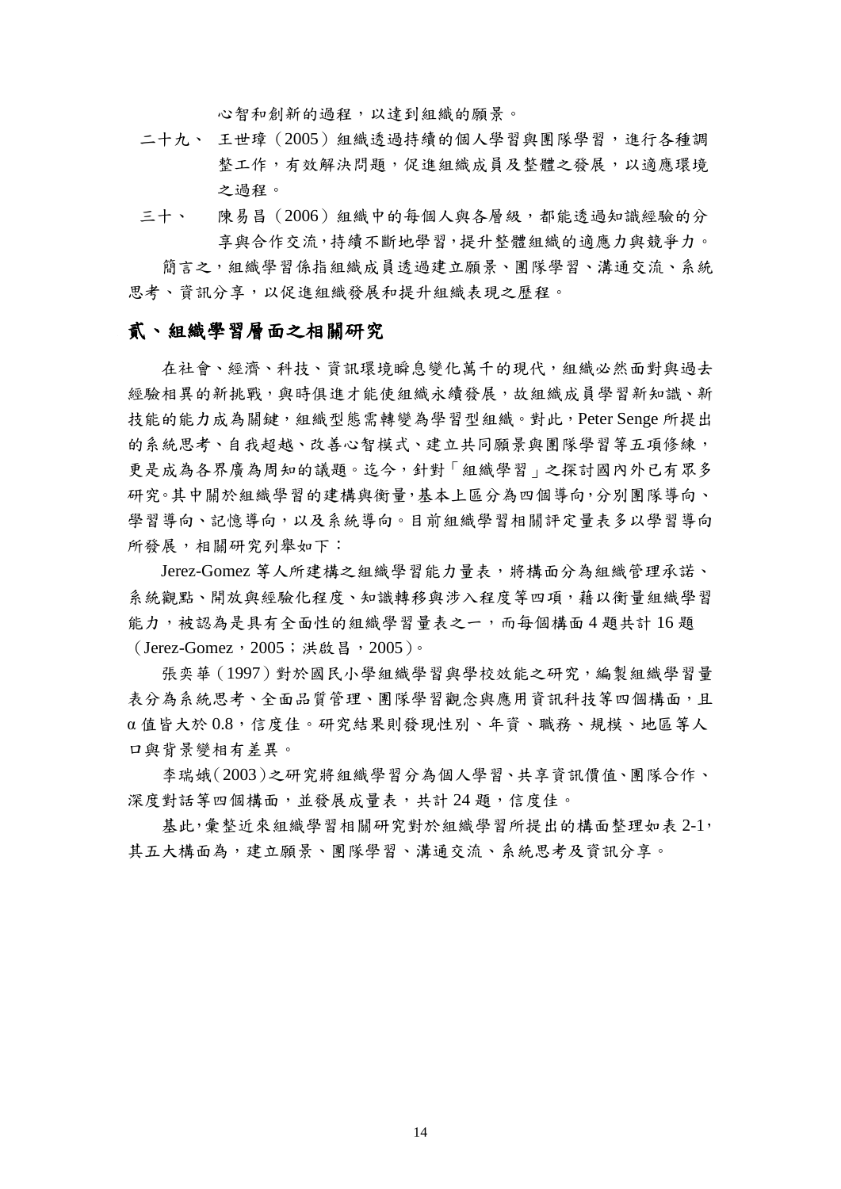心智和創新的過程，以達到組織的願景。

二十九、 王世璋（2005）組織透過持續的個人學習與團隊學習，進行各種調整工作，有效解決問題，促進組織成員及整體之發展，以適應環境之過程。

三十、 陳易昌（2006）組織中的每個人與各層級，都能透過知識經驗的分享與合作交流，持續不斷地學習，提升整體組織的適應力與競爭力。

簡言之，組織學習係指組織成員透過建立願景、團隊學習、溝通交流、系統思考、資訊分享，以促進組織發展和提升組織表現之歷程。

## 貳、組織學習層面之相關研究

在社會、經濟、科技、資訊環境瞬息變化萬千的現代，組織必然面對與過去經驗相異的新挑戰，與時俱進才能使組織永續發展，故組織成員學習新知識、新技能的能力成為關鍵，組織型態需轉變為學習型組織。對此，Peter Senge 所提出的系統思考、自我超越、改善心智模式、建立共同願景與團隊學習等五項修練，更是成為各界廣為周知的議題。迄今，針對「組織學習」之探討國內外已有眾多研究。其中關於組織學習的建構與衡量，基本上區分為四個導向，分別團隊導向、學習導向、記憶導向，以及系統導向。目前組織學習相關評定量表多以學習導向所發展，相關研究列舉如下：

Jerez-Gomez 等人所建構之組織學習能力量表，將構面分為組織管理承諾、系統觀點、開放與經驗化程度、知識轉移與涉入程度等四項，藉以衡量組織學習能力，被認為是具有全面性的組織學習量表之一，而每個構面 4 題共計 16 題（Jerez-Gomez，2005；洪啟昌，2005）。

張奕華（1997）對於國民小學組織學習與學校效能之研究，編製組織學習量表分為系統思考、全面品質管理、團隊學習觀念與應用資訊科技等四個構面，且 α 值皆大於 0.8，信度佳。研究結果則發現性別、年資、職務、規模、地區等人口與背景變相有差異。

李瑞娥（2003）之研究將組織學習分為個人學習、共享資訊價值、團隊合作、深度對話等四個構面，並發展成量表，共計 24 題，信度佳。

基此，彙整近來組織學習相關研究對於組織學習所提出的構面整理如表 2-1，其五大構面為，建立願景、團隊學習、溝通交流、系統思考及資訊分享。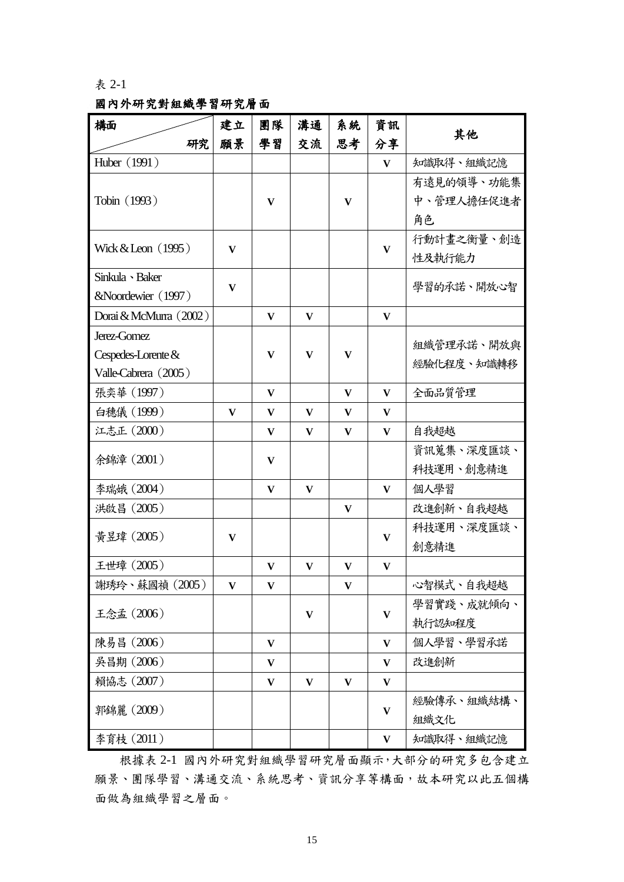表 2-1

**國內外研究對組織學習研究層面**

| 構面 / 研究 | 建立願景 | 團隊學習 | 溝通交流 | 系統思考 | 資訊分享 | 其他 |
|---|---|---|---|---|---|---|
| Huber（1991） | | | | | V | 知識取得、組織記憶 |
| Tobin（1993） | | V | | V | | 有遠見的領導、功能集中、管理人擔任促進者角色 |
| Wick & Leon（1995） | V | | | | V | 行動計畫之衡量、創造性及執行能力 |
| Sinkula、Baker &Noordewier（1997） | V | | | | | 學習的承諾、開放心智 |
| Dorai & McMurra（2002） | | V | V | | V | |
| Jerez-Gomez Cespedes-Lorente & Valle-Cabrera（2005） | | V | V | V | | 組織管理承諾、開放與經驗化程度、知識轉移 |
| 張奕華（1997） | | V | | V | V | 全面品質管理 |
| 白穗儀（1999） | V | V | V | V | V | |
| 江志正（2000） | | V | V | V | V | 自我超越 |
| 余錦漳（2001） | | V | | | | 資訊蒐集、深度匯談、科技運用、創意精進 |
| 李瑞娥（2004） | | V | V | | V | 個人學習 |
| 洪啟昌（2005） | | | | V | | 改進創新、自我超越 |
| 黃昱瑋（2005） | V | | | | V | 科技運用、深度匯談、創意精進 |
| 王世璋（2005） | | V | V | V | V | |
| 謝琇玲、蘇國禎（2005） | V | V | | V | | 心智模式、自我超越 |
| 王念孟（2006） | | | V | | V | 學習實踐、成就傾向、執行認知程度 |
| 陳易昌（2006） | | V | | | V | 個人學習、學習承諾 |
| 吳昌期（2006） | | V | | | V | 改進創新 |
| 賴協志（2007） | | V | V | V | V | |
| 郭錦麗（2009） | | | | | V | 經驗傳承、組織結構、組織文化 |
| 李育枝（2011） | | | | | V | 知識取得、組織記憶 |

根據表 2-1 國內外研究對組織學習研究層面顯示，大部分的研究多包含建立願景、團隊學習、溝通交流、系統思考、資訊分享等構面，故本研究以此五個構面做為組織學習之層面。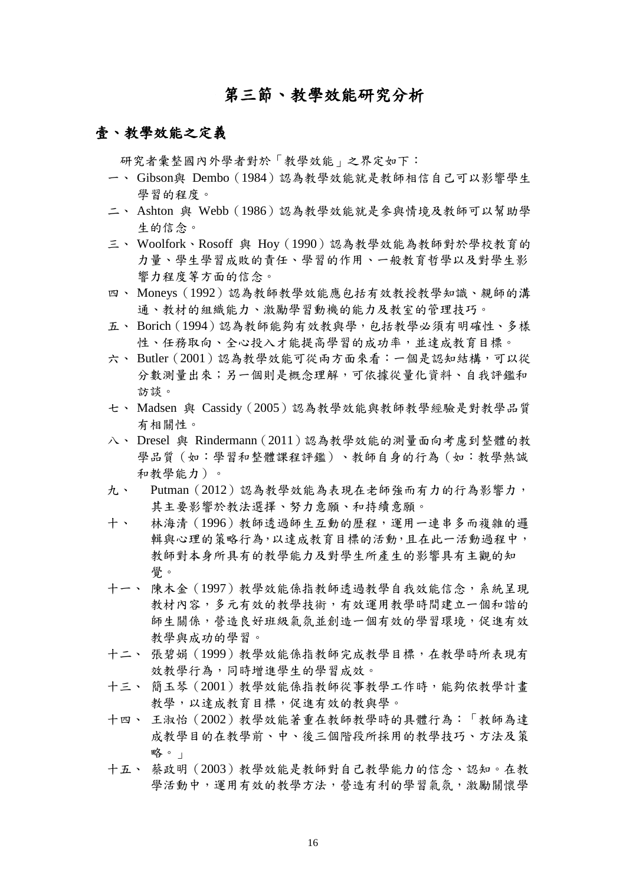# 第三節、教學效能研究分析

## 壹、教學效能之定義

研究者彙整國內外學者對於「教學效能」之界定如下：

一、 Gibson與 Dembo（1984）認為教學效能就是教師相信自己可以影響學生學習的程度。

二、 Ashton 與 Webb（1986）認為教學效能就是參與情境及教師可以幫助學生的信念。

三、 Woolfork、Rosoff 與 Hoy（1990）認為教學效能為教師對於學校教育的力量、學生學習成敗的責任、學習的作用、一般教育哲學以及對學生影響力程度等方面的信念。

四、 Moneys（1992）認為教師教學效能應包括有效教授教學知識、親師的溝通、教材的組織能力、激勵學習動機的能力及教室的管理技巧。

五、 Borich（1994）認為教師能夠有效教與學，包括教學必須有明確性、多樣性、任務取向、全心投入才能提高學習的成功率，並達成教育目標。

六、 Butler（2001）認為教學效能可從兩方面來看：一個是認知結構，可以從分數測量出來；另一個則是概念理解，可依據從量化資料、自我評鑑和訪談。

七、 Madsen 與 Cassidy（2005）認為教學效能與教師教學經驗是對教學品質有相關性。

八、 Dresel 與 Rindermann（2011）認為教學效能的測量面向考慮到整體的教學品質（如：學習和整體課程評鑑）、教師自身的行為（如：教學熱誠和教學能力）。

九、 Putman（2012）認為教學效能為表現在老師強而有力的行為影響力，其主要影響於教法選擇、努力意願、和持續意願。

十、 林海清（1996）教師透過師生互動的歷程，運用一連串多而複雜的邏輯與心理的策略行為，以達成教育目標的活動，且在此一活動過程中，教師對本身所具有的教學能力及對學生所產生的影響具有主觀的知覺。

十一、 陳木金（1997）教學效能係指教師透過教學自我效能信念，系統呈現教材內容，多元有效的教學技術，有效運用教學時間建立一個和諧的師生關係，營造良好班級氣氛並創造一個有效的學習環境，促進有效教學與成功的學習。

十二、 張碧娟（1999）教學效能係指教師完成教學目標，在教學時所表現有效教學行為，同時增進學生的學習成效。

十三、 簡玉琴（2001）教學效能係指教師從事教學工作時，能夠依教學計畫教學，以達成教育目標，促進有效的教與學。

十四、 王淑怡（2002）教學效能著重在教師教學時的具體行為：「教師為達成教學目的在教學前、中、後三個階段所採用的教學技巧、方法及策略。」

十五、 蔡政明（2003）教學效能是教師對自己教學能力的信念、認知。在教學活動中，運用有效的教學方法，營造有利的學習氣氛，激勵關懷學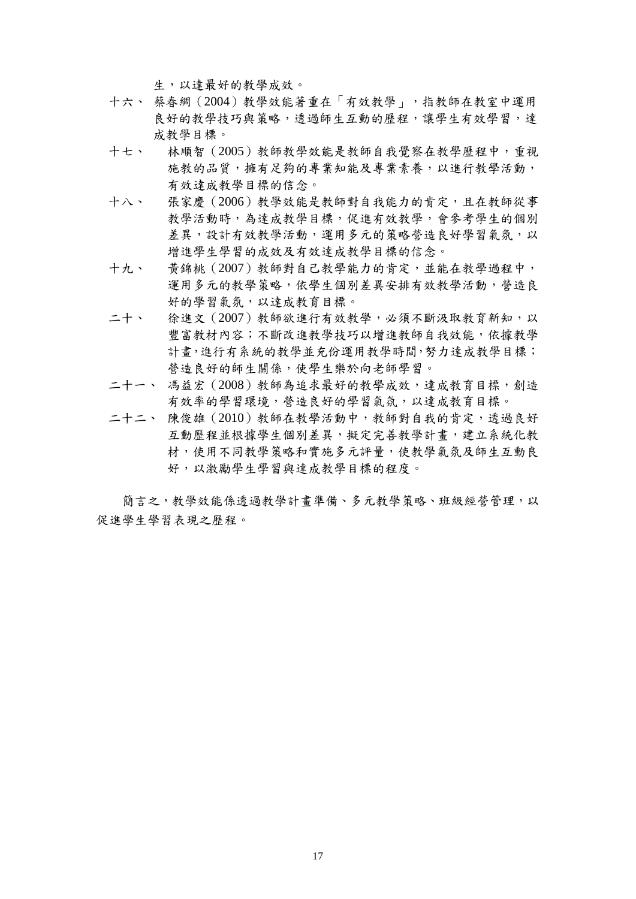生，以達最好的教學成效。

十六、 蔡春綢（2004）教學效能著重在「有效教學」，指教師在教室中運用良好的教學技巧與策略，透過師生互動的歷程，讓學生有效學習，達成教學目標。

十七、 林順智（2005）教師教學效能是教師自我覺察在教學歷程中，重視施教的品質，擁有足夠的專業知能及專業素養，以進行教學活動，有效達成教學目標的信念。

十八、 張家慶（2006）教學效能是教師對自我能力的肯定，且在教師從事教學活動時，為達成教學目標，促進有效教學，會參考學生的個別差異，設計有效教學活動，運用多元的策略營造良好學習氣氛，以增進學生學習的成效及有效達成教學目標的信念。

十九、 黃錦桃（2007）教師對自己教學能力的肯定，並能在教學過程中，運用多元的教學策略，依學生個別差異安排有效教學活動，營造良好的學習氣氛，以達成教育目標。

二十、 徐進文（2007）教師欲進行有效教學，必須不斷汲取教育新知，以豐富教材內容；不斷改進教學技巧以增進教師自我效能，依據教學計畫,進行有系統的教學並充份運用教學時間,努力達成教學目標；營造良好的師生關係，使學生樂於向老師學習。

二十一、 馮益宏（2008）教師為追求最好的教學成效，達成教育目標，創造有效率的學習環境，營造良好的學習氣氛，以達成教育目標。

二十二、 陳俊雄（2010）教師在教學活動中，教師對自我的肯定，透過良好互動歷程並根據學生個別差異，擬定完善教學計畫，建立系統化教材，使用不同教學策略和實施多元評量，使教學氣氛及師生互動良好，以激勵學生學習與達成教學目標的程度。

簡言之，教學效能係透過教學計畫準備、多元教學策略、班級經營管理，以促進學生學習表現之歷程。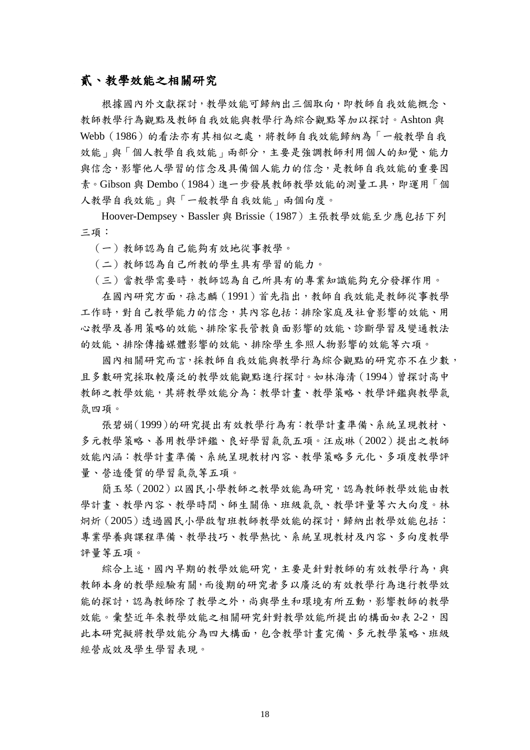## 貳、教學效能之相關研究

根據國內外文獻探討，教學效能可歸納出三個取向，即教師自我效能概念、教師教學行為觀點及教師自我效能與教學行為綜合觀點等加以探討。Ashton 與 Webb（1986）的看法亦有其相似之處，將教師自我效能歸納為「一般教學自我效能」與「個人教學自我效能」兩部分，主要是強調教師利用個人的知覺、能力與信念，影響他人學習的信念及具備個人能力的信念，是教師自我效能的重要因素。Gibson 與 Dembo（1984）進一步發展教師教學效能的測量工具，即運用「個人教學自我效能」與「一般教學自我效能」兩個向度。

Hoover-Dempsey、Bassler 與 Brissie（1987）主張教學效能至少應包括下列三項：

（一）教師認為自己能夠有效地從事教學。

（二）教師認為自己所教的學生具有學習的能力。

（三）當教學需要時，教師認為自己所具有的專業知識能夠充分發揮作用。

在國內研究方面，孫志麟（1991）首先指出，教師自我效能是教師從事教學工作時，對自己教學能力的信念，其內容包括：排除家庭及社會影響的效能、用心教學及善用策略的效能、排除家長管教負面影響的效能、診斷學習及變通教法的效能、排除傳播媒體影響的效能、排除學生參照人物影響的效能等六項。

國內相關研究而言，採教師自我效能與教學行為綜合觀點的研究亦不在少數，且多數研究採取較廣泛的教學效能觀點進行探討。如林海清（1994）曾探討高中教師之教學效能，其將教學效能分為：教學計畫、教學策略、教學評鑑與教學氣氛四項。

張碧娟（1999）的研究提出有效教學行為有：教學計畫準備、系統呈現教材、多元教學策略、善用教學評鑑、良好學習氣氛五項。汪成琳（2002）提出之教師效能內涵：教學計畫準備、系統呈現教材內容、教學策略多元化、多項度教學評量、營造優質的學習氣氛等五項。

簡玉琴（2002）以國民小學教師之教學效能為研究，認為教師教學效能由教學計畫、教學內容、教學時間、師生關係、班級氣氛、教學評量等六大向度。林炯炘（2005）透過國民小學啟智班教師教學效能的探討，歸納出教學效能包括：專業學養與課程準備、教學技巧、教學熱忱、系統呈現教材及內容、多向度教學評量等五項。

綜合上述，國內早期的教學效能研究，主要是針對教師的有效教學行為，與教師本身的教學經驗有關，而後期的研究者多以廣泛的有效教學行為進行教學效能的探討，認為教師除了教學之外，尚與學生和環境有所互動，影響教師的教學效能。彙整近年來教學效能之相關研究針對教學效能所提出的構面如表 2-2，因此本研究擬將教學效能分為四大構面，包含教學計畫完備、多元教學策略、班級經營成效及學生學習表現。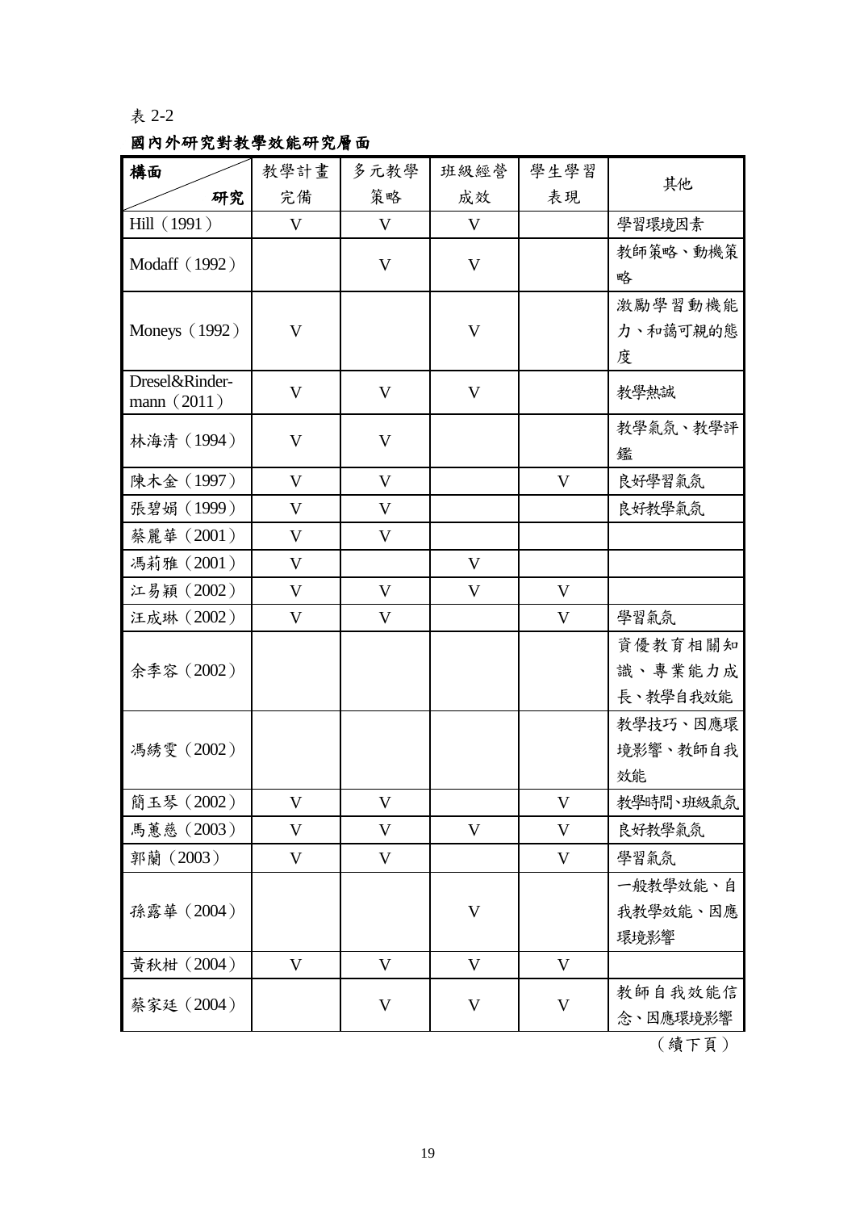表 2-2

**國內外研究對教學效能研究層面**

| 構面／研究 | 教學計畫完備 | 多元教學策略 | 班級經營成效 | 學生學習表現 | 其他 |
|---|---|---|---|---|---|
| Hill（1991） | V | V | V | | 學習環境因素 |
| Modaff（1992） | | V | V | | 教師策略、動機策略 |
| Moneys（1992） | V | | V | | 激勵學習動機能力、和藹可親的態度 |
| Dresel&Rinder-mann（2011） | V | V | V | | 教學熱誠 |
| 林海清（1994） | V | V | | | 教學氣氛、教學評鑑 |
| 陳木金（1997） | V | V | | V | 良好學習氣氛 |
| 張碧娟（1999） | V | V | | | 良好教學氣氛 |
| 蔡麗華（2001） | V | V | | | |
| 馮莉雅（2001） | V | | V | | |
| 江易穎（2002） | V | V | V | V | |
| 汪成琳（2002） | V | V | | V | 學習氣氛 |
| 余季容（2002） | | | | | 資優教育相關知識、專業能力成長、教學自我效能 |
| 馮綉雯（2002） | | | | | 教學技巧、因應環境影響、教師自我效能 |
| 簡玉琴（2002） | V | V | | V | 教學時間、班級氣氛 |
| 馬蕙慈（2003） | V | V | V | V | 良好教學氣氛 |
| 郭蘭（2003） | V | V | | V | 學習氣氛 |
| 孫露華（2004） | | | V | | 一般教學效能、自我教學效能、因應環境影響 |
| 黃秋柑（2004） | V | V | V | V | |
| 蔡家廷（2004） | | V | V | V | 教師自我效能信念、因應環境影響 |

（續下頁）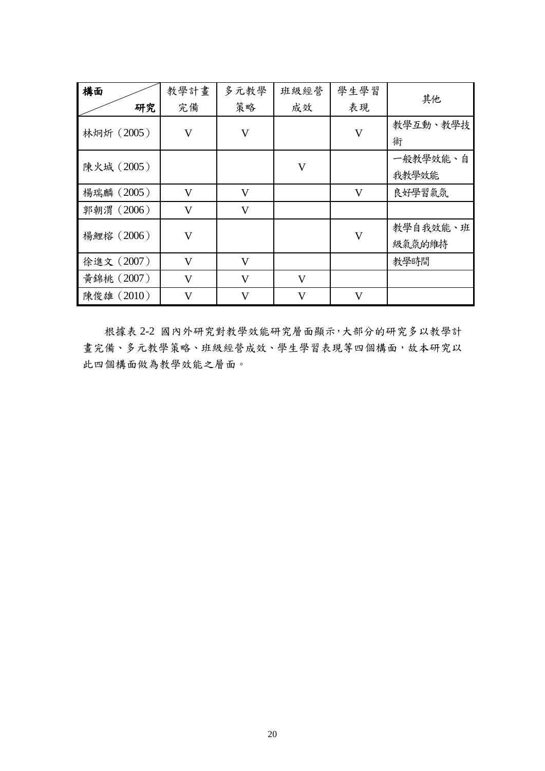| 構面 / 研究 | 教學計畫完備 | 多元教學策略 | 班級經營成效 | 學生學習表現 | 其他 |
|---|---|---|---|---|---|
| 林炯炘（2005） | V | V | | V | 教學互動、教學技術 |
| 陳火城（2005） | | | V | | 一般教學效能、自我教學效能 |
| 楊瑞麟（2005） | V | V | | V | 良好學習氣氛 |
| 郭朝渭（2006） | V | V | | | |
| 楊鯉榕（2006） | V | | | V | 教學自我效能、班級氣氛的維持 |
| 徐進文（2007） | V | V | | | 教學時間 |
| 黃錦桃（2007） | V | V | V | | |
| 陳俊雄（2010） | V | V | V | V | |

根據表 2-2 國內外研究對教學效能研究層面顯示，大部分的研究多以教學計畫完備、多元教學策略、班級經營成效、學生學習表現等四個構面，故本研究以此四個構面做為教學效能之層面。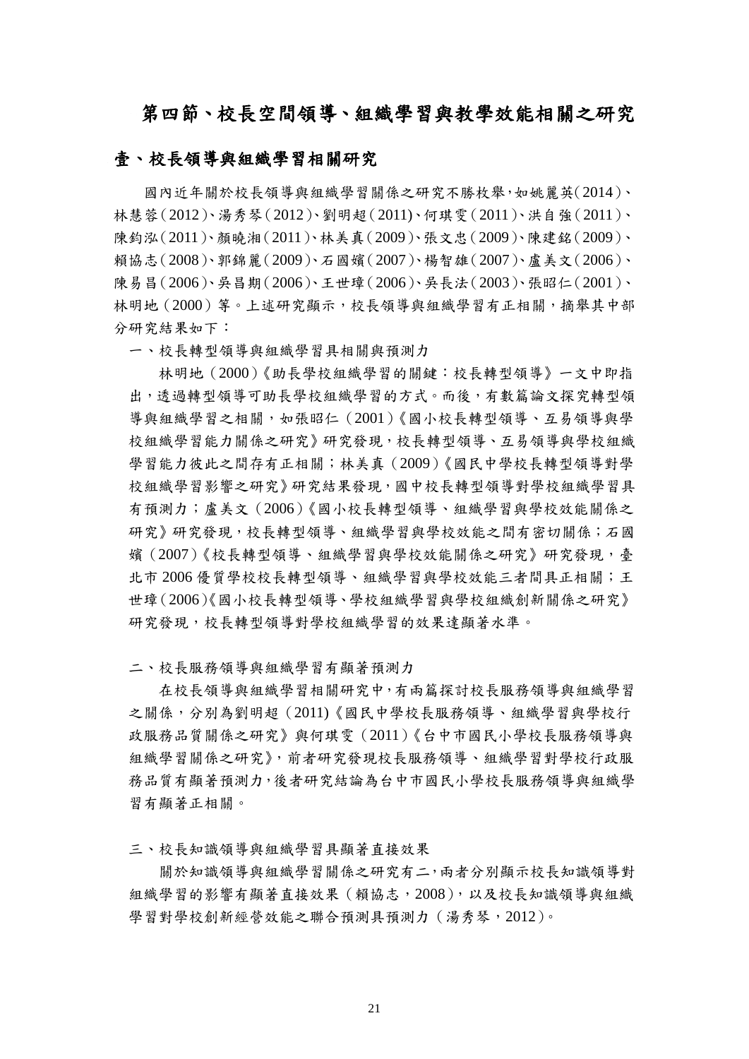## 第四節、校長空間領導、組織學習與教學效能相關之研究

### 壹、校長領導與組織學習相關研究

國內近年關於校長領導與組織學習關係之研究不勝枚舉，如姚麗英（2014）、林慧蓉（2012）、湯秀琴（2012）、劉明超（2011)、何琪雯（2011）、洪自強（2011）、陳鈞泓（2011）、顏曉湘（2011）、林美真（2009）、張文忠（2009）、陳建銘（2009）、賴協志（2008）、郭錦麗（2009）、石國嬪（2007）、楊智雄（2007）、盧美文（2006）、陳易昌（2006）、吳昌期（2006）、王世璋（2006）、吳長法（2003）、張昭仁（2001）、林明地（2000）等。上述研究顯示，校長領導與組織學習有正相關，摘舉其中部分研究結果如下：

一、校長轉型領導與組織學習具相關與預測力

林明地（2000）《助長學校組織學習的關鍵：校長轉型領導》一文中即指出，透過轉型領導可助長學校組織學習的方式。而後，有數篇論文探究轉型領導與組織學習之相關，如張昭仁（2001）《國小校長轉型領導、互易領導與學校組織學習能力關係之研究》研究發現，校長轉型領導、互易領導與學校組織學習能力彼此之間存有正相關；林美真（2009）《國民中學校長轉型領導對學校組織學習影響之研究》研究結果發現，國中校長轉型領導對學校組織學習具有預測力；盧美文（2006）《國小校長轉型領導、組織學習與學校效能關係之研究》研究發現，校長轉型領導、組織學習與學校效能之間有密切關係；石國嬪（2007）《校長轉型領導、組織學習與學校效能關係之研究》研究發現，臺北市 2006 優質學校校長轉型領導、組織學習與學校效能三者間具正相關；王世璋（2006）《國小校長轉型領導、學校組織學習與學校組織創新關係之研究》研究發現，校長轉型領導對學校組織學習的效果達顯著水準。

二、校長服務領導與組織學習有顯著預測力

在校長領導與組織學習相關研究中，有兩篇探討校長服務領導與組織學習之關係，分別為劉明超（2011)《國民中學校長服務領導、組織學習與學校行政服務品質關係之研究》與何琪雯（2011）《台中市國民小學校長服務領導與組織學習關係之研究》，前者研究發現校長服務領導、組織學習對學校行政服務品質有顯著預測力，後者研究結論為台中市國民小學校長服務領導與組織學習有顯著正相關。

三、校長知識領導與組織學習具顯著直接效果

關於知識領導與組織學習關係之研究有二，兩者分別顯示校長知識領導對組織學習的影響有顯著直接效果（賴協志，2008），以及校長知識領導與組織學習對學校創新經營效能之聯合預測具預測力（湯秀琴，2012）。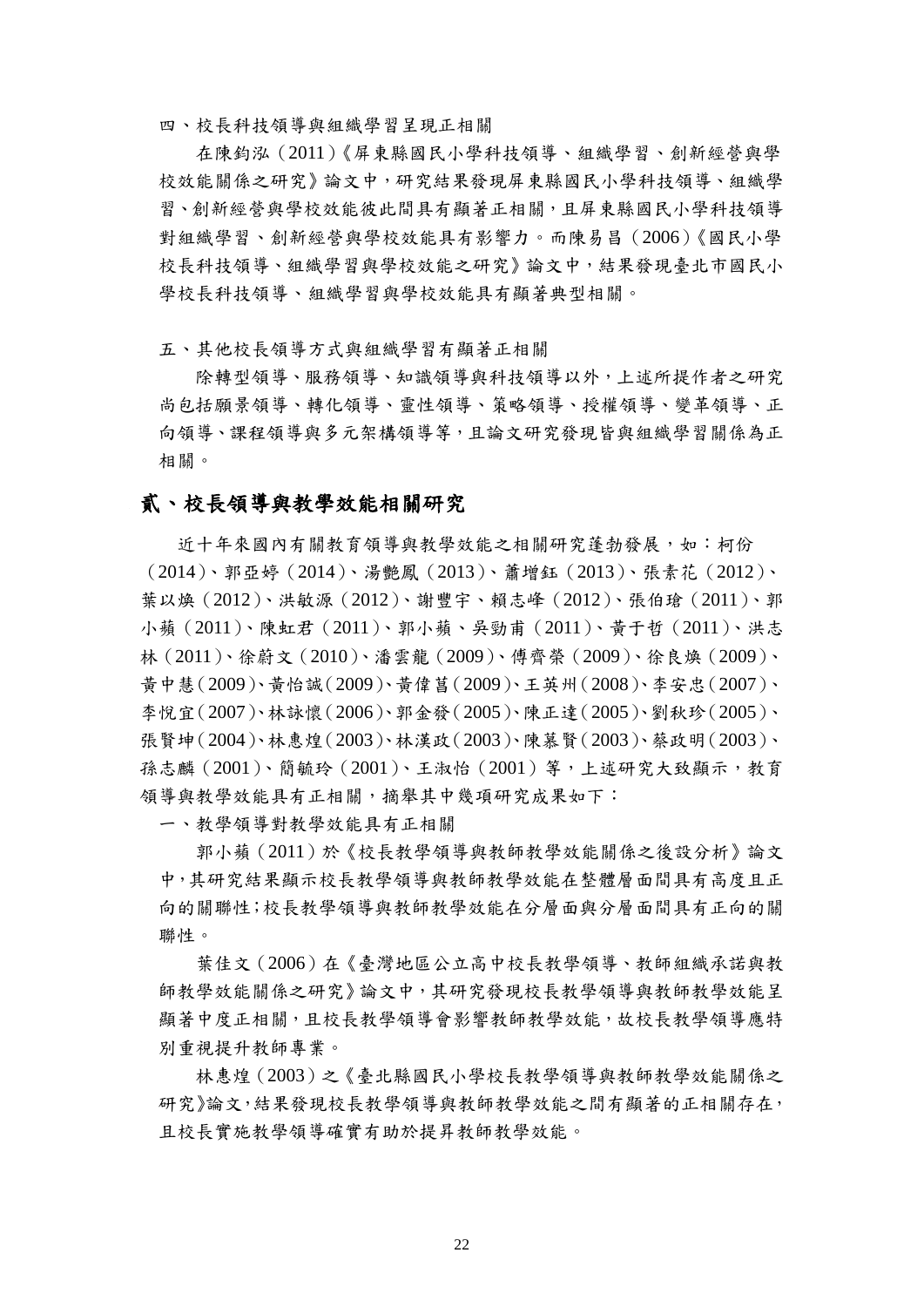四、校長科技領導與組織學習呈現正相關

在陳鈞泓（2011）《屏東縣國民小學科技領導、組織學習、創新經營與學校效能關係之研究》論文中，研究結果發現屏東縣國民小學科技領導、組織學習、創新經營與學校效能彼此間具有顯著正相關，且屏東縣國民小學科技領導對組織學習、創新經營與學校效能具有影響力。而陳易昌（2006）《國民小學校長科技領導、組織學習與學校效能之研究》論文中，結果發現臺北市國民小學校長科技領導、組織學習與學校效能具有顯著典型相關。

五、其他校長領導方式與組織學習有顯著正相關

除轉型領導、服務領導、知識領導與科技領導以外，上述所提作者之研究尚包括願景領導、轉化領導、靈性領導、策略領導、授權領導、變革領導、正向領導、課程領導與多元架構領導等，且論文研究發現皆與組織學習關係為正相關。

## 貳、校長領導與教學效能相關研究

近十年來國內有關教育領導與教學效能之相關研究蓬勃發展，如：柯份（2014）、郭亞婷（2014）、湯艷鳳（2013）、蕭增鈺（2013）、張素花（2012）、葉以煥（2012）、洪敏源（2012）、謝豐宇、賴志峰（2012）、張伯瑲（2011）、郭小蘋（2011）、陳虹君（2011）、郭小蘋、吳勁甫（2011）、黃于哲（2011）、洪志林（2011）、徐蔚文（2010）、潘雲龍（2009）、傅齊榮（2009）、徐良煥（2009）、黃中慧（2009）、黃怡誠（2009）、黃偉菖（2009）、王英州（2008）、李安忠（2007）、李悅宜（2007）、林詠懷（2006）、郭金發（2005）、陳正達（2005）、劉秋珍（2005）、張賢坤（2004）、林惠煌（2003）、林漢政（2003）、陳慕賢（2003）、蔡政明（2003）、孫志麟（2001）、簡毓玲（2001）、王淑怡（2001）等，上述研究大致顯示，教育領導與教學效能具有正相關，摘舉其中幾項研究成果如下：

一、教學領導對教學效能具有正相關

郭小蘋（2011）於《校長教學領導與教師教學效能關係之後設分析》論文中，其研究結果顯示校長教學領導與教師教學效能在整體層面間具有高度且正向的關聯性；校長教學領導與教師教學效能在分層面與分層面間具有正向的關聯性。

葉佳文（2006）在《臺灣地區公立高中校長教學領導、教師組織承諾與教師教學效能關係之研究》論文中，其研究發現校長教學領導與教師教學效能呈顯著中度正相關，且校長教學領導會影響教師教學效能，故校長教學領導應特別重視提升教師專業。

林惠煌（2003）之《臺北縣國民小學校長教學領導與教師教學效能關係之研究》論文，結果發現校長教學領導與教師教學效能之間有顯著的正相關存在，且校長實施教學領導確實有助於提昇教師教學效能。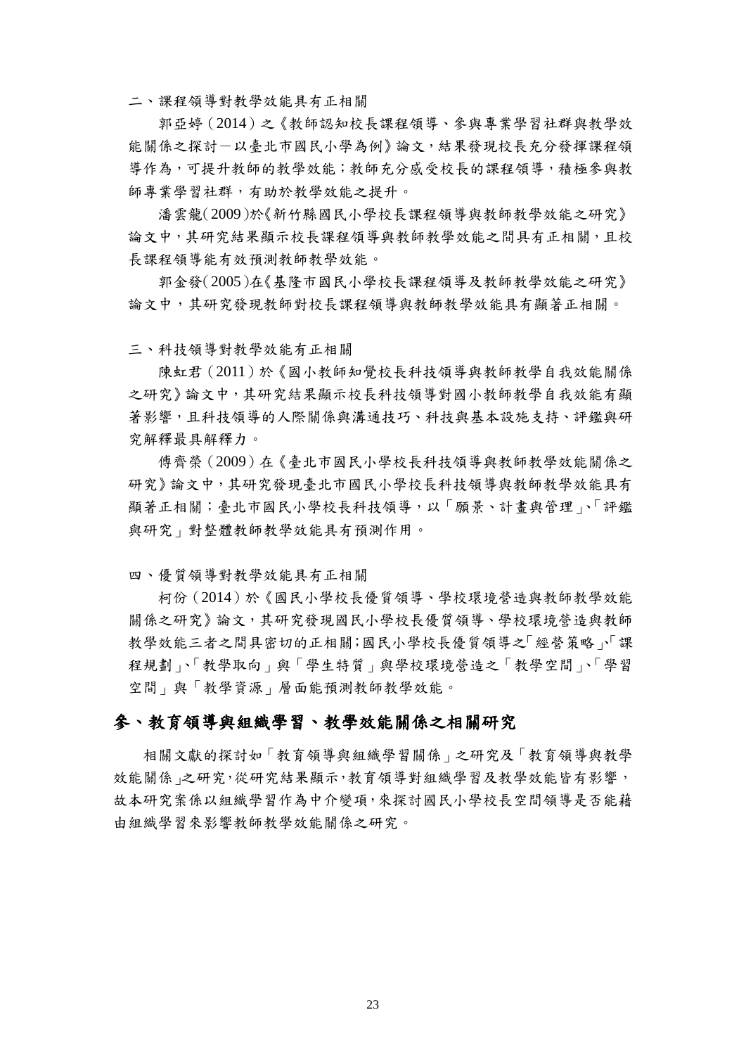二、課程領導對教學效能具有正相關

郭亞婷（2014）之《教師認知校長課程領導、參與專業學習社群與教學效能關係之探討－以臺北市國民小學為例》論文，結果發現校長充分發揮課程領導作為，可提升教師的教學效能；教師充分感受校長的課程領導，積極參與教師專業學習社群，有助於教學效能之提升。

潘雲龍(2009)於《新竹縣國民小學校長課程領導與教師教學效能之研究》論文中，其研究結果顯示校長課程領導與教師教學效能之間具有正相關，且校長課程領導能有效預測教師教學效能。

郭金發(2005)在《基隆市國民小學校長課程領導及教師教學效能之研究》論文中，其研究發現教師對校長課程領導與教師教學效能具有顯著正相關。

三、科技領導對教學效能有正相關

陳虹君（2011）於《國小教師知覺校長科技領導與教師教學自我效能關係之研究》論文中，其研究結果顯示校長科技領導對國小教師教學自我效能有顯著影響，且科技領導的人際關係與溝通技巧、科技與基本設施支持、評鑑與研究解釋最具解釋力。

傅齊榮（2009）在《臺北市國民小學校長科技領導與教師教學效能關係之研究》論文中，其研究發現臺北市國民小學校長科技領導與教師教學效能具有顯著正相關；臺北市國民小學校長科技領導，以「願景、計畫與管理」、「評鑑與研究」對整體教師教學效能具有預測作用。

四、優質領導對教學效能具有正相關

柯份（2014）於《國民小學校長優質領導、學校環境營造與教師教學效能關係之研究》論文，其研究發現國民小學校長優質領導、學校環境營造與教師教學效能三者之間具密切的正相關;國民小學校長優質領導之「經營策略」、「課程規劃」、「教學取向」與「學生特質」與學校環境營造之「教學空間」、「學習空間」與「教學資源」層面能預測教師教學效能。

## 參、教育領導與組織學習、教學效能關係之相關研究

相關文獻的探討如「教育領導與組織學習關係」之研究及「教育領導與教學效能關係」之研究,從研究結果顯示,教育領導對組織學習及教學效能皆有影響，故本研究案係以組織學習作為中介變項,來探討國民小學校長空間領導是否能藉由組織學習來影響教師教學效能關係之研究。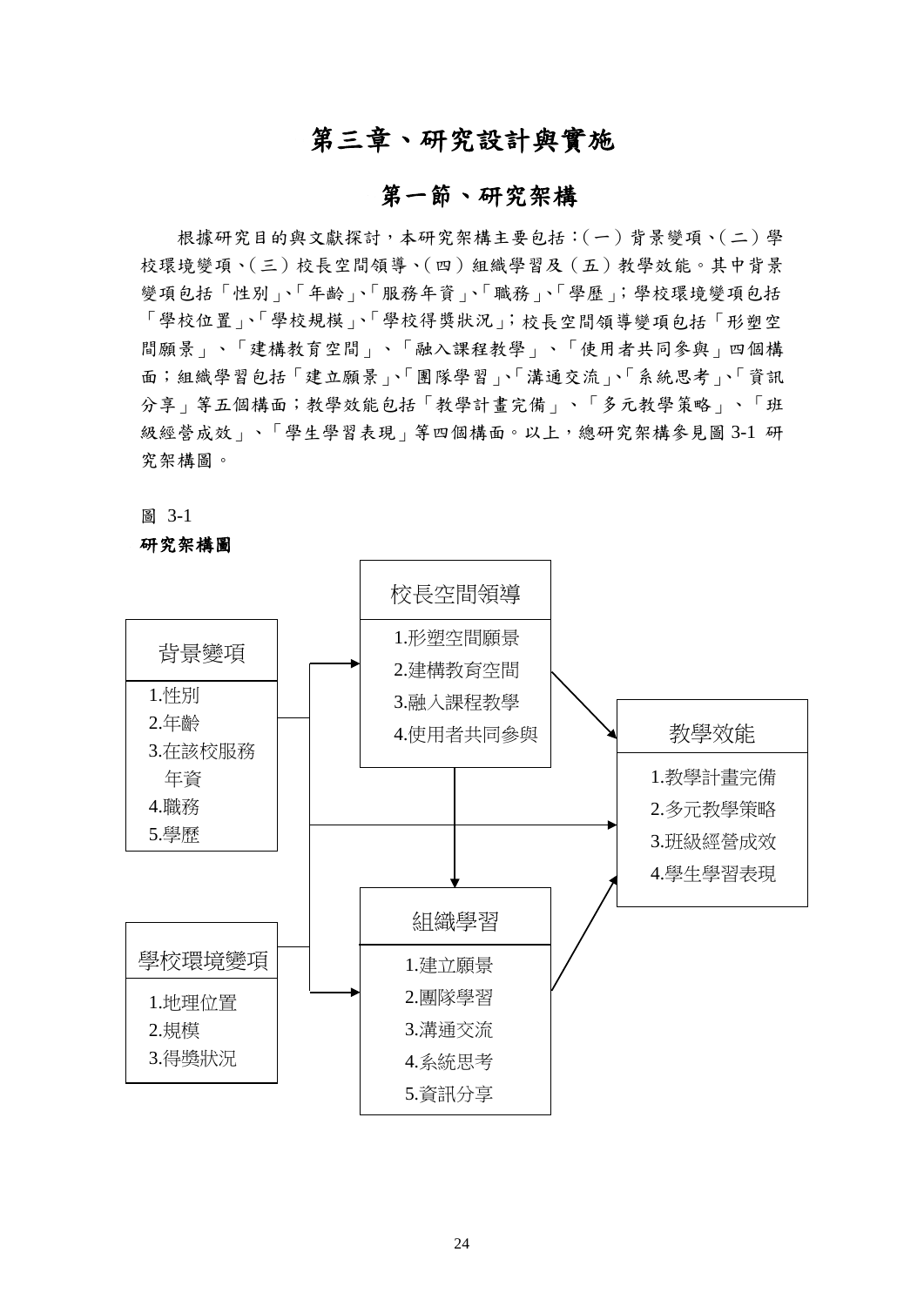# 第三章、研究設計與實施

## 第一節、研究架構

根據研究目的與文獻探討，本研究架構主要包括：(一）背景變項、(二）學校環境變項、(三）校長空間領導、(四）組織學習及（五）教學效能。其中背景變項包括「性別」、「年齡」、「服務年資」、「職務」、「學歷」；學校環境變項包括「學校位置」、「學校規模」、「學校得獎狀況」；校長空間領導變項包括「形塑空間願景」、「建構教育空間」、「融入課程教學」、「使用者共同參與」四個構面；組織學習包括「建立願景」、「團隊學習」、「溝通交流」、「系統思考」、「資訊分享」等五個構面；教學效能包括「教學計畫完備」、「多元教學策略」、「班級經營成效」、「學生學習表現」等四個構面。以上，總研究架構參見圖 3-1 研究架構圖。

圖 3-1

**研究架構圖**

背景變項
1.性別
2.年齡
3.在該校服務年資
4.職務
5.學歷

學校環境變項
1.地理位置
2.規模
3.得獎狀況

校長空間領導
1.形塑空間願景
2.建構教育空間
3.融入課程教學
4.使用者共同參與

組織學習
1.建立願景
2.團隊學習
3.溝通交流
4.系統思考
5.資訊分享

教學效能
1.教學計畫完備
2.多元教學策略
3.班級經營成效
4.學生學習表現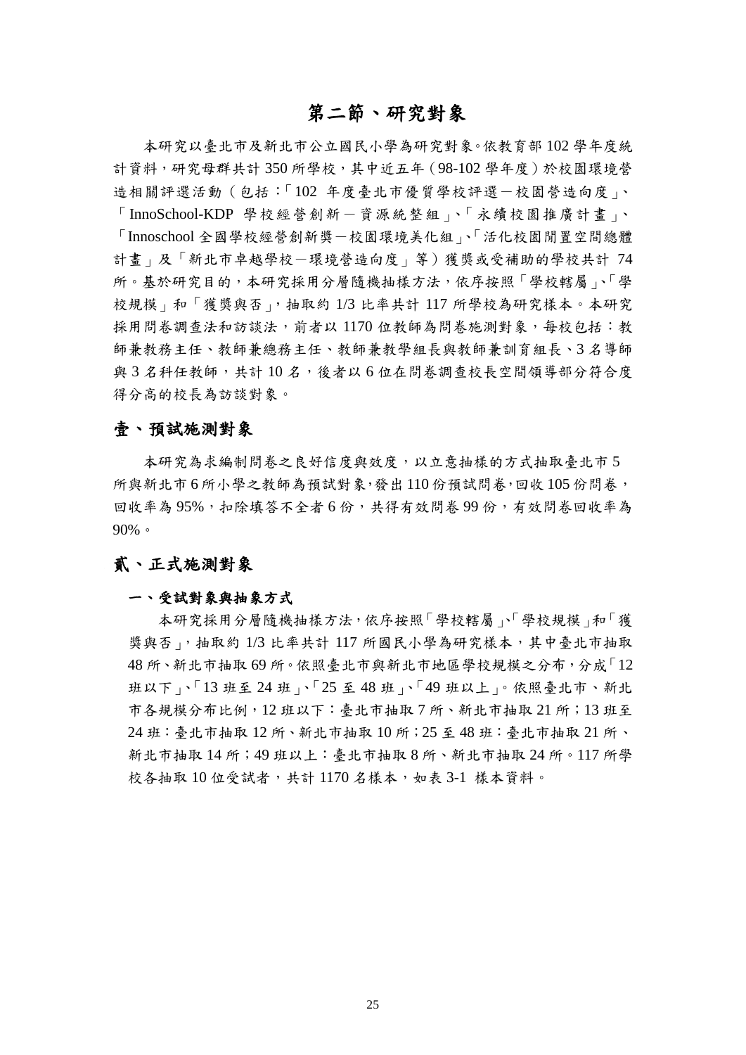## 第二節、研究對象

本研究以臺北市及新北市公立國民小學為研究對象。依教育部 102 學年度統計資料，研究母群共計 350 所學校，其中近五年（98-102 學年度）於校園環境營造相關評選活動（包括：「102 年度臺北市優質學校評選－校園營造向度」、「InnoSchool-KDP 學校經營創新－資源統整組」、「永續校園推廣計畫」、「Innoschool 全國學校經營創新獎－校園環境美化組」、「活化校園閒置空間總體計畫」及「新北市卓越學校－環境營造向度」等）獲獎或受補助的學校共計 74 所。基於研究目的，本研究採用分層隨機抽樣方法，依序按照「學校轄屬」、「學校規模」和「獲獎與否」，抽取約 1/3 比率共計 117 所學校為研究樣本。本研究採用問卷調查法和訪談法，前者以 1170 位教師為問卷施測對象，每校包括：教師兼教務主任、教師兼總務主任、教師兼教學組長與教師兼訓育組長、3 名導師與 3 名科任教師，共計 10 名，後者以 6 位在問卷調查校長空間領導部分符合度得分高的校長為訪談對象。

### 壹、預試施測對象

本研究為求編制問卷之良好信度與效度，以立意抽樣的方式抽取臺北市 5 所與新北市 6 所小學之教師為預試對象，發出 110 份預試問卷，回收 105 份問卷，回收率為 95%，扣除填答不全者 6 份，共得有效問卷 99 份，有效問卷回收率為 90%。

### 貳、正式施測對象

#### 一、受試對象與抽象方式

本研究採用分層隨機抽樣方法，依序按照「學校轄屬」、「學校規模」和「獲獎與否」，抽取約 1/3 比率共計 117 所國民小學為研究樣本，其中臺北市抽取 48 所、新北市抽取 69 所。依照臺北市與新北市地區學校規模之分布，分成「12 班以下」、「13 班至 24 班」、「25 至 48 班」、「49 班以上」。依照臺北市、新北市各規模分布比例，12 班以下：臺北市抽取 7 所、新北市抽取 21 所；13 班至 24 班：臺北市抽取 12 所、新北市抽取 10 所；25 至 48 班：臺北市抽取 21 所、新北市抽取 14 所；49 班以上：臺北市抽取 8 所、新北市抽取 24 所。117 所學校各抽取 10 位受試者，共計 1170 名樣本，如表 3-1 樣本資料。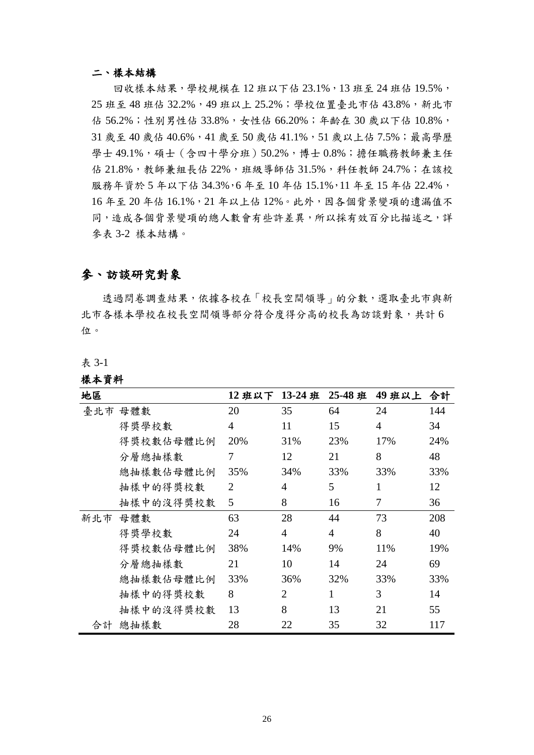### 二、樣本結構

回收樣本結果，學校規模在 12 班以下佔 23.1%，13 班至 24 班佔 19.5%，25 班至 48 班佔 32.2%，49 班以上 25.2%；學校位置臺北市佔 43.8%，新北市佔 56.2%；性別男性佔 33.8%，女性佔 66.20%；年齡在 30 歲以下佔 10.8%，31 歲至 40 歲佔 40.6%，41 歲至 50 歲佔 41.1%，51 歲以上佔 7.5%；最高學歷學士 49.1%，碩士（含四十學分班）50.2%，博士 0.8%；擔任職務教師兼主任佔 21.8%，教師兼組長佔 22%，班級導師佔 31.5%，科任教師 24.7%；在該校服務年資於 5 年以下佔 34.3%，6 年至 10 年佔 15.1%，11 年至 15 年佔 22.4%，16 年至 20 年佔 16.1%，21 年以上佔 12%。此外，因各個背景變項的遺漏值不同，造成各個背景變項的總人數會有些許差異，所以採有效百分比描述之，詳參表 3-2 樣本結構。

## 參、訪談研究對象

透過問卷調查結果，依據各校在「校長空間領導」的分數，選取臺北市與新北市各樣本學校在校長空間領導部分符合度得分高的校長為訪談對象，共計 6 位。

表 3-1

**樣本資料**

| 地區 | | 12 班以下 | 13-24 班 | 25-48 班 | 49 班以上 | 合計 |
|---|---|---|---|---|---|---|
| 臺北市 | 母體數 | 20 | 35 | 64 | 24 | 144 |
| | 得獎學校數 | 4 | 11 | 15 | 4 | 34 |
| | 得獎校數佔母體比例 | 20% | 31% | 23% | 17% | 24% |
| | 分層總抽樣數 | 7 | 12 | 21 | 8 | 48 |
| | 總抽樣數佔母體比例 | 35% | 34% | 33% | 33% | 33% |
| | 抽樣中的得獎校數 | 2 | 4 | 5 | 1 | 12 |
| | 抽樣中的沒得獎校數 | 5 | 8 | 16 | 7 | 36 |
| 新北市 | 母體數 | 63 | 28 | 44 | 73 | 208 |
| | 得獎學校數 | 24 | 4 | 4 | 8 | 40 |
| | 得獎校數佔母體比例 | 38% | 14% | 9% | 11% | 19% |
| | 分層總抽樣數 | 21 | 10 | 14 | 24 | 69 |
| | 總抽樣數佔母體比例 | 33% | 36% | 32% | 33% | 33% |
| | 抽樣中的得獎校數 | 8 | 2 | 1 | 3 | 14 |
| | 抽樣中的沒得獎校數 | 13 | 8 | 13 | 21 | 55 |
| 合計 | 總抽樣數 | 28 | 22 | 35 | 32 | 117 |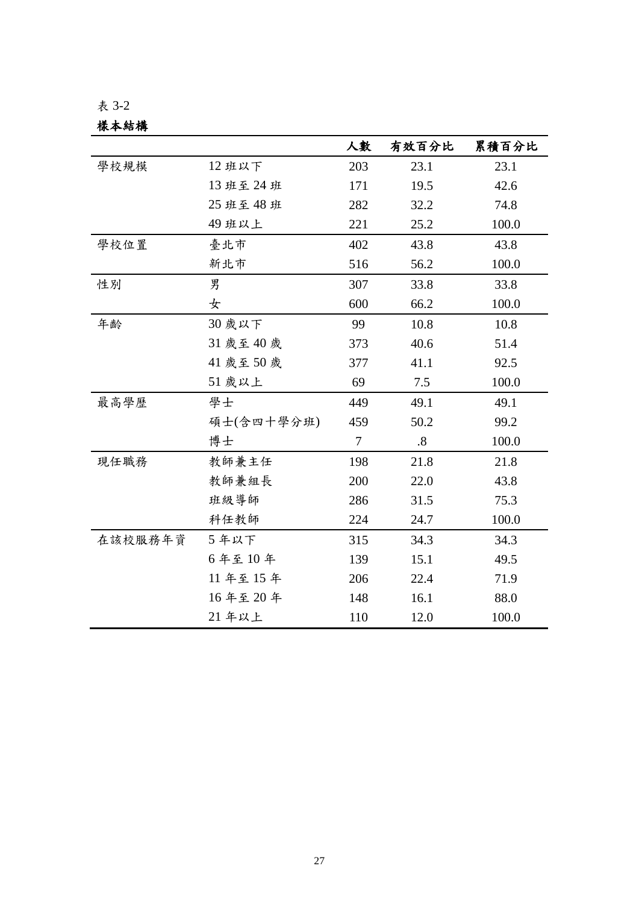表 3-2

**樣本結構**

| | | 人數 | 有效百分比 | 累積百分比 |
|---|---|---|---|---|
| 學校規模 | 12 班以下 | 203 | 23.1 | 23.1 |
| | 13 班至 24 班 | 171 | 19.5 | 42.6 |
| | 25 班至 48 班 | 282 | 32.2 | 74.8 |
| | 49 班以上 | 221 | 25.2 | 100.0 |
| 學校位置 | 臺北市 | 402 | 43.8 | 43.8 |
| | 新北市 | 516 | 56.2 | 100.0 |
| 性別 | 男 | 307 | 33.8 | 33.8 |
| | 女 | 600 | 66.2 | 100.0 |
| 年齡 | 30 歲以下 | 99 | 10.8 | 10.8 |
| | 31 歲至 40 歲 | 373 | 40.6 | 51.4 |
| | 41 歲至 50 歲 | 377 | 41.1 | 92.5 |
| | 51 歲以上 | 69 | 7.5 | 100.0 |
| 最高學歷 | 學士 | 449 | 49.1 | 49.1 |
| | 碩士(含四十學分班) | 459 | 50.2 | 99.2 |
| | 博士 | 7 | .8 | 100.0 |
| 現任職務 | 教師兼主任 | 198 | 21.8 | 21.8 |
| | 教師兼組長 | 200 | 22.0 | 43.8 |
| | 班級導師 | 286 | 31.5 | 75.3 |
| | 科任教師 | 224 | 24.7 | 100.0 |
| 在該校服務年資 | 5 年以下 | 315 | 34.3 | 34.3 |
| | 6 年至 10 年 | 139 | 15.1 | 49.5 |
| | 11 年至 15 年 | 206 | 22.4 | 71.9 |
| | 16 年至 20 年 | 148 | 16.1 | 88.0 |
| | 21 年以上 | 110 | 12.0 | 100.0 |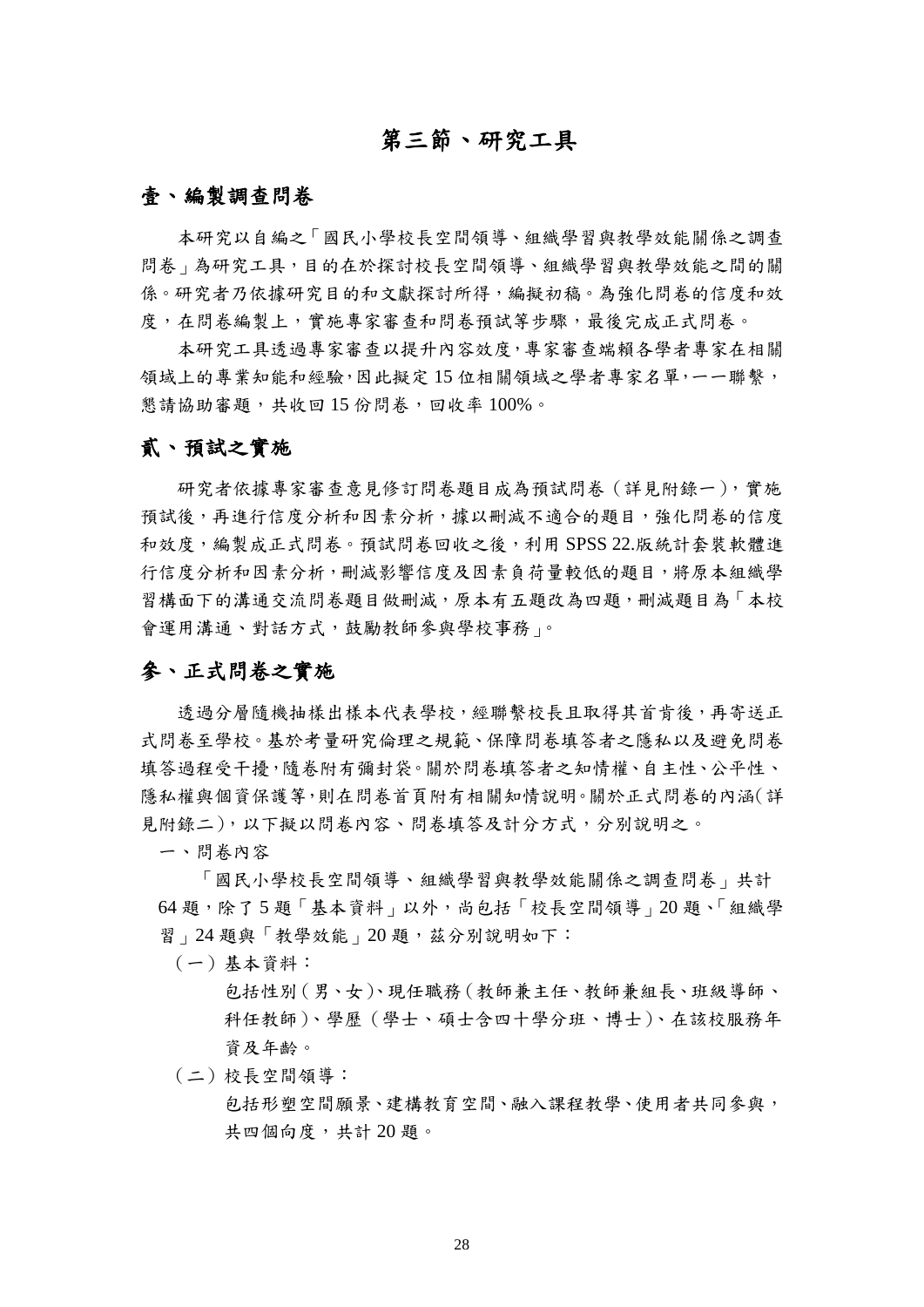# 第三節、研究工具

## 壹、編製調查問卷

本研究以自編之「國民小學校長空間領導、組織學習與教學效能關係之調查問卷」為研究工具，目的在於探討校長空間領導、組織學習與教學效能之間的關係。研究者乃依據研究目的和文獻探討所得，編擬初稿。為強化問卷的信度和效度，在問卷編製上，實施專家審查和問卷預試等步驟，最後完成正式問卷。

本研究工具透過專家審查以提升內容效度，專家審查端賴各學者專家在相關領域上的專業知能和經驗，因此擬定 15 位相關領域之學者專家名單，一一聯繫，懇請協助審題，共收回 15 份問卷，回收率 100%。

## 貳、預試之實施

研究者依據專家審查意見修訂問卷題目成為預試問卷（詳見附錄一），實施預試後，再進行信度分析和因素分析，據以刪減不適合的題目，強化問卷的信度和效度，編製成正式問卷。預試問卷回收之後，利用 SPSS 22.版統計套裝軟體進行信度分析和因素分析，刪減影響信度及因素負荷量較低的題目，將原本組織學習構面下的溝通交流問卷題目做刪減，原本有五題改為四題，刪減題目為「本校會運用溝通、對話方式，鼓勵教師參與學校事務」。

## 參、正式問卷之實施

透過分層隨機抽樣出樣本代表學校，經聯繫校長且取得其首肯後，再寄送正式問卷至學校。基於考量研究倫理之規範、保障問卷填答者之隱私以及避免問卷填答過程受干擾，隨卷附有彌封袋。關於問卷填答者之知情權、自主性、公平性、隱私權與個資保護等，則在問卷首頁附有相關知情說明。關於正式問卷的內涵（詳見附錄二），以下擬以問卷內容、問卷填答及計分方式，分別說明之。

一、問卷內容

「國民小學校長空間領導、組織學習與教學效能關係之調查問卷」共計 64 題，除了 5 題「基本資料」以外，尚包括「校長空間領導」20 題、「組織學習」24 題與「教學效能」20 題，茲分別說明如下：

（一）基本資料：

包括性別（男、女）、現任職務（教師兼主任、教師兼組長、班級導師、科任教師）、學歷（學士、碩士含四十學分班、博士）、在該校服務年資及年齡。

（二）校長空間領導：

包括形塑空間願景、建構教育空間、融入課程教學、使用者共同參與，共四個向度，共計 20 題。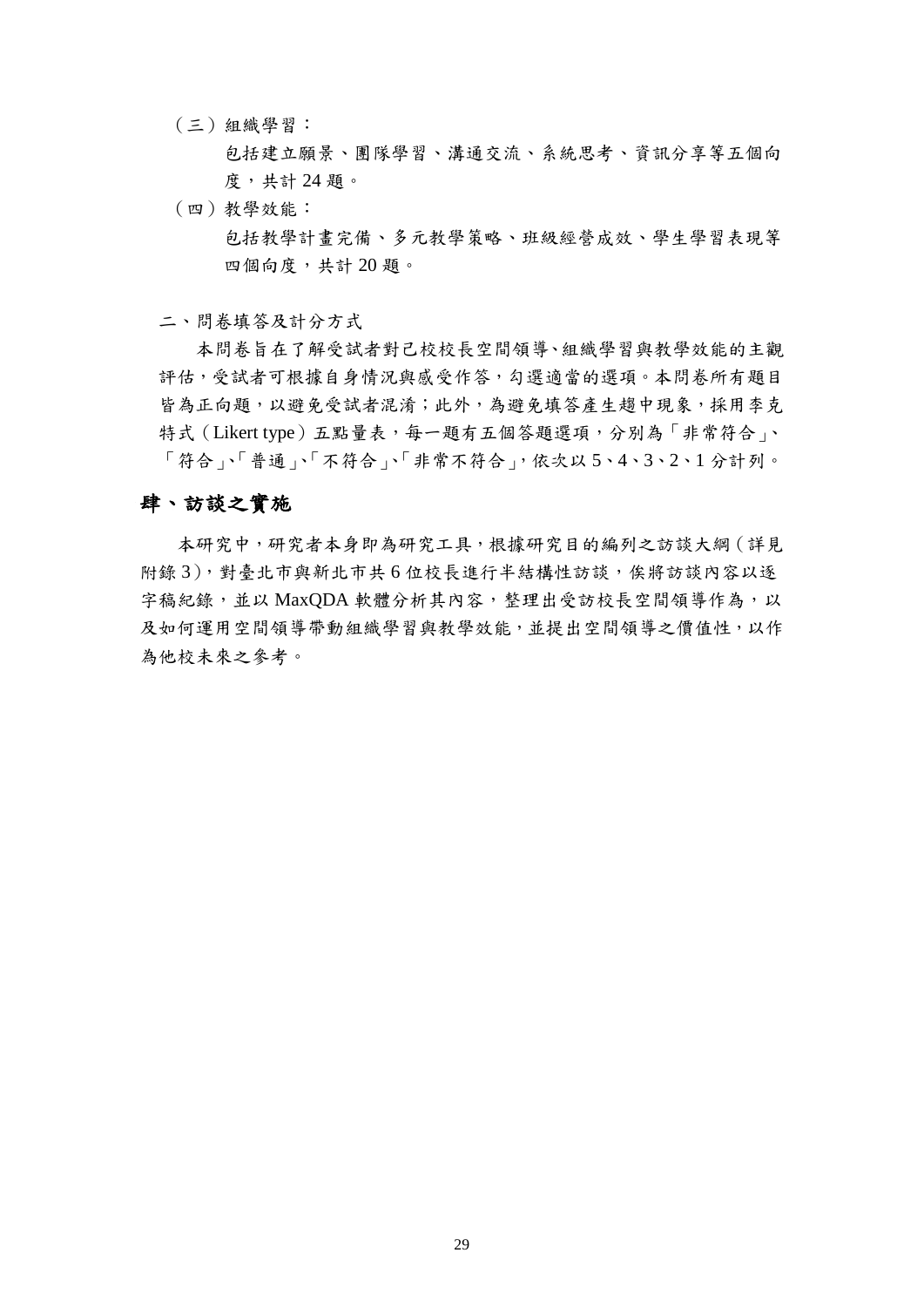（三）組織學習：

包括建立願景、團隊學習、溝通交流、系統思考、資訊分享等五個向度，共計 24 題。

（四）教學效能：

包括教學計畫完備、多元教學策略、班級經營成效、學生學習表現等四個向度，共計 20 題。

二、問卷填答及計分方式

本問卷旨在了解受試者對己校校長空間領導、組織學習與教學效能的主觀評估，受試者可根據自身情況與感受作答，勾選適當的選項。本問卷所有題目皆為正向題，以避免受試者混淆；此外，為避免填答產生趨中現象，採用李克特式（Likert type）五點量表，每一題有五個答題選項，分別為「非常符合」、「符合」、「普通」、「不符合」、「非常不符合」，依次以 5、4、3、2、1 分計列。

## 肆、訪談之實施

本研究中，研究者本身即為研究工具，根據研究目的編列之訪談大綱（詳見附錄 3），對臺北市與新北市共 6 位校長進行半結構性訪談，俟將訪談內容以逐字稿紀錄，並以 MaxQDA 軟體分析其內容，整理出受訪校長空間領導作為，以及如何運用空間領導帶動組織學習與教學效能，並提出空間領導之價值性，以作為他校未來之參考。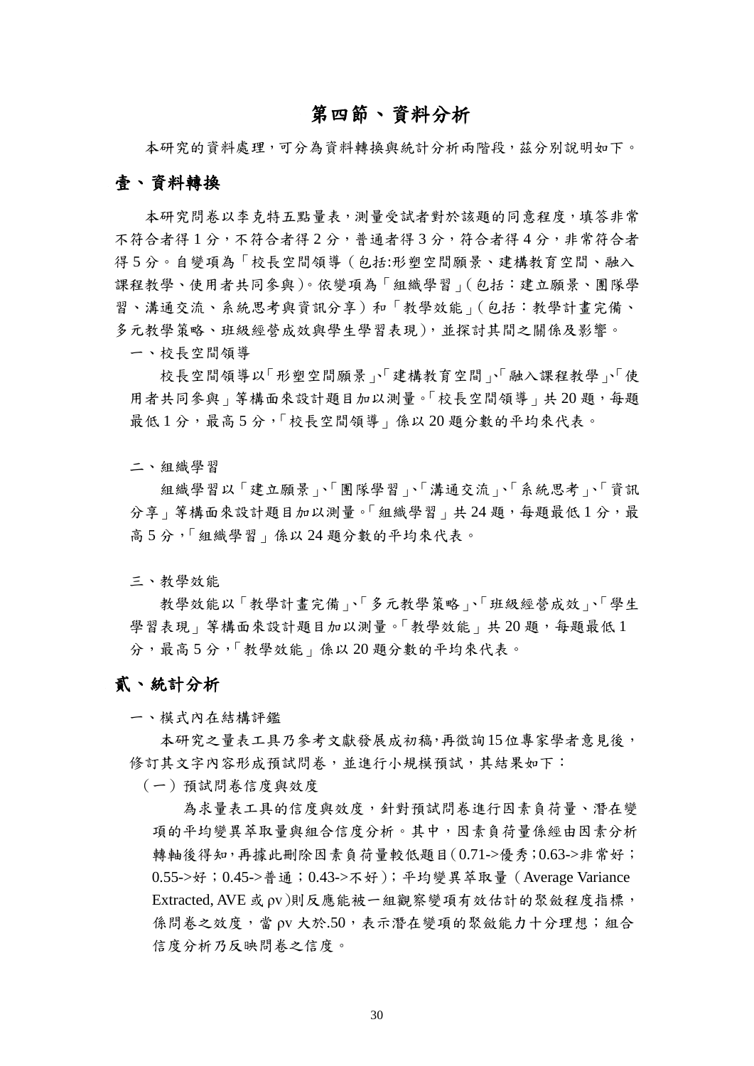## 第四節、資料分析

本研究的資料處理，可分為資料轉換與統計分析兩階段，茲分別說明如下。

### 壹、資料轉換

本研究問卷以李克特五點量表，測量受試者對於該題的同意程度，填答非常不符合者得 1 分，不符合者得 2 分，普通者得 3 分，符合者得 4 分，非常符合者得 5 分。自變項為「校長空間領導（包括:形塑空間願景、建構教育空間、融入課程教學、使用者共同參與)。依變項為「組織學習」(包括：建立願景、團隊學習、溝通交流、系統思考與資訊分享）和「教學效能」(包括：教學計畫完備、多元教學策略、班級經營成效與學生學習表現)，並探討其間之關係及影響。

一、校長空間領導

校長空間領導以「形塑空間願景」、「建構教育空間」、「融入課程教學」、「使用者共同參與」等構面來設計題目加以測量。「校長空間領導」共 20 題，每題最低 1 分，最高 5 分，「校長空間領導」係以 20 題分數的平均來代表。

二、組織學習

組織學習以「建立願景」、「團隊學習」、「溝通交流」、「系統思考」、「資訊分享」等構面來設計題目加以測量。「組織學習」共 24 題，每題最低 1 分，最高 5 分，「組織學習」係以 24 題分數的平均來代表。

三、教學效能

教學效能以「教學計畫完備」、「多元教學策略」、「班級經營成效」、「學生學習表現」等構面來設計題目加以測量。「教學效能」共 20 題，每題最低 1 分，最高 5 分，「教學效能」係以 20 題分數的平均來代表。

### 貳、統計分析

一、模式內在結構評鑑

本研究之量表工具乃參考文獻發展成初稿，再徵詢15位專家學者意見後，修訂其文字內容形成預試問卷，並進行小規模預試，其結果如下：

（一）預試問卷信度與效度

為求量表工具的信度與效度，針對預試問卷進行因素負荷量、潛在變項的平均變異萃取量與組合信度分析。其中，因素負荷量係經由因素分析轉軸後得知，再據此刪除因素負荷量較低題目(0.71->優秀；0.63->非常好；0.55->好；0.45->普通；0.43->不好)；平均變異萃取量（Average Variance Extracted, AVE 或 $\rho v$)則反應能被一組觀察變項有效估計的聚斂程度指標，係問卷之效度，當 $\rho v$ 大於.50，表示潛在變項的聚斂能力十分理想；組合信度分析乃反映問卷之信度。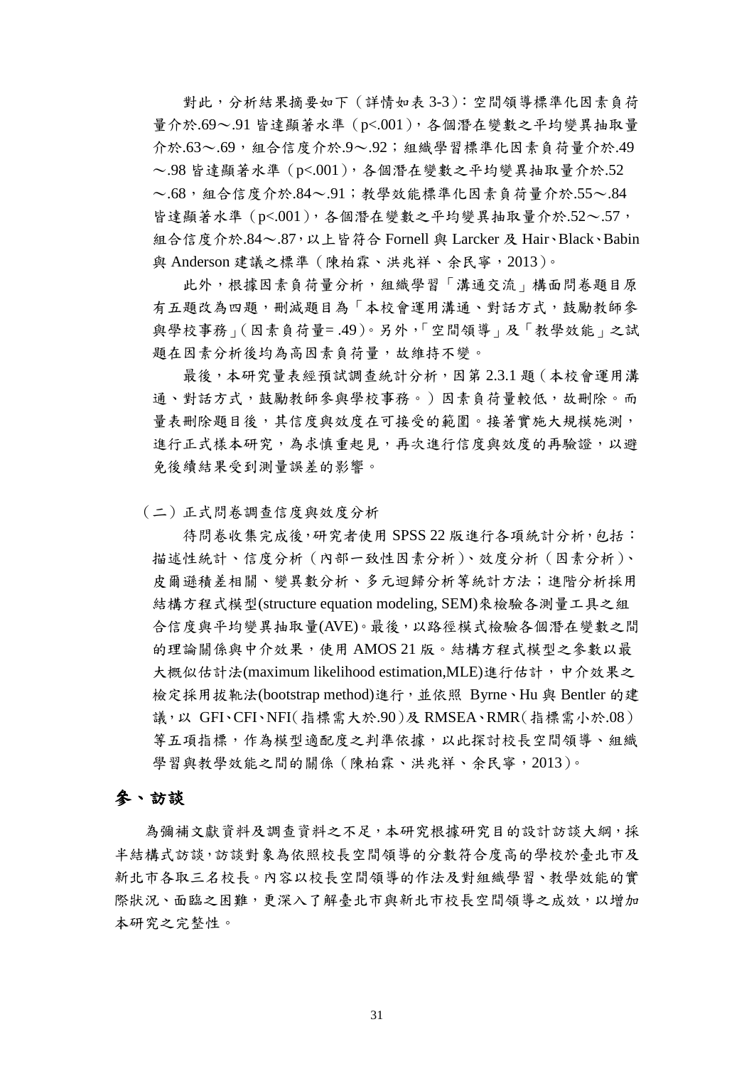對此，分析結果摘要如下（詳情如表 3-3）：空間領導標準化因素負荷量介於.69～.91 皆達顯著水準（p<.001），各個潛在變數之平均變異抽取量介於.63～.69，組合信度介於.9～.92；組織學習標準化因素負荷量介於.49～.98 皆達顯著水準（p<.001），各個潛在變數之平均變異抽取量介於.52～.68，組合信度介於.84～.91；教學效能標準化因素負荷量介於.55～.84 皆達顯著水準（p<.001），各個潛在變數之平均變異抽取量介於.52～.57，組合信度介於.84～.87，以上皆符合 Fornell 與 Larcker 及 Hair、Black、Babin 與 Anderson 建議之標準（陳柏霖、洪兆祥、余民寧，2013）。

此外，根據因素負荷量分析，組織學習「溝通交流」構面問卷題目原有五題改為四題，刪減題目為「本校會運用溝通、對話方式，鼓勵教師參與學校事務」(因素負荷量= .49)。另外，「空間領導」及「教學效能」之試題在因素分析後均為高因素負荷量，故維持不變。

最後，本研究量表經預試調查統計分析，因第 2.3.1 題（本校會運用溝通、對話方式，鼓勵教師參與學校事務。）因素負荷量較低，故刪除。而量表刪除題目後，其信度與效度在可接受的範圍。接著實施大規模施測，進行正式樣本研究，為求慎重起見，再次進行信度與效度的再驗證，以避免後續結果受到測量誤差的影響。

（二）正式問卷調查信度與效度分析

待問卷收集完成後，研究者使用 SPSS 22 版進行各項統計分析，包括：描述性統計、信度分析（內部一致性因素分析）、效度分析（因素分析）、皮爾遜積差相關、變異數分析、多元迴歸分析等統計方法；進階分析採用結構方程式模型(structure equation modeling, SEM)來檢驗各測量工具之組合信度與平均變異抽取量(AVE)。最後，以路徑模式檢驗各個潛在變數之間的理論關係與中介效果，使用 AMOS 21 版。結構方程式模型之參數以最大概似估計法(maximum likelihood estimation,MLE)進行估計，中介效果之檢定採用拔靴法(bootstrap method)進行，並依照 Byrne、Hu 與 Bentler 的建議，以 GFI、CFI、NFI（指標需大於.90）及 RMSEA、RMR（指標需小於.08）等五項指標，作為模型適配度之判準依據，以此探討校長空間領導、組織學習與教學效能之間的關係（陳柏霖、洪兆祥、余民寧，2013）。

## 參、訪談

為彌補文獻資料及調查資料之不足，本研究根據研究目的設計訪談大綱，採半結構式訪談，訪談對象為依照校長空間領導的分數符合度高的學校於臺北市及新北市各取三名校長。內容以校長空間領導的作法及對組織學習、教學效能的實際狀況、面臨之困難，更深入了解臺北市與新北市校長空間領導之成效，以增加本研究之完整性。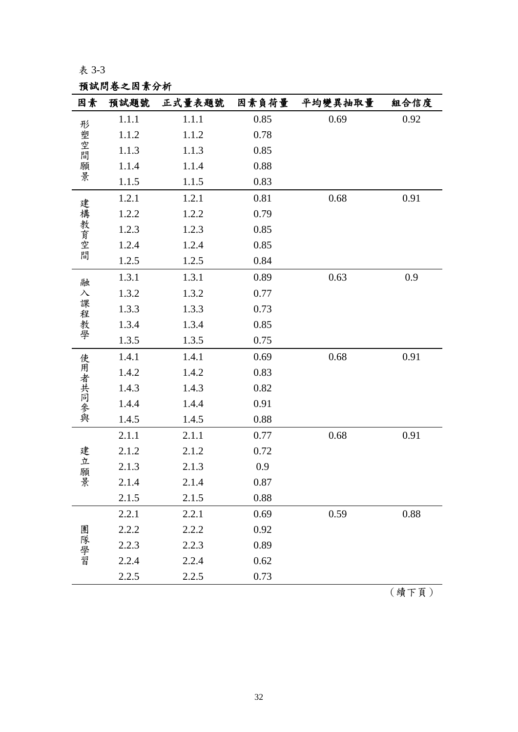表 3-3

**預試問卷之因素分析**

| 因素 | 預試題號 | 正式量表題號 | 因素負荷量 | 平均變異抽取量 | 組合信度 |
|---|---|---|---|---|---|
| 形塑空間願景 | 1.1.1 | 1.1.1 | 0.85 | 0.69 | 0.92 |
| | 1.1.2 | 1.1.2 | 0.78 | | |
| | 1.1.3 | 1.1.3 | 0.85 | | |
| | 1.1.4 | 1.1.4 | 0.88 | | |
| | 1.1.5 | 1.1.5 | 0.83 | | |
| 建構教育空間 | 1.2.1 | 1.2.1 | 0.81 | 0.68 | 0.91 |
| | 1.2.2 | 1.2.2 | 0.79 | | |
| | 1.2.3 | 1.2.3 | 0.85 | | |
| | 1.2.4 | 1.2.4 | 0.85 | | |
| | 1.2.5 | 1.2.5 | 0.84 | | |
| 融入課程教學 | 1.3.1 | 1.3.1 | 0.89 | 0.63 | 0.9 |
| | 1.3.2 | 1.3.2 | 0.77 | | |
| | 1.3.3 | 1.3.3 | 0.73 | | |
| | 1.3.4 | 1.3.4 | 0.85 | | |
| | 1.3.5 | 1.3.5 | 0.75 | | |
| 使用者共同參與 | 1.4.1 | 1.4.1 | 0.69 | 0.68 | 0.91 |
| | 1.4.2 | 1.4.2 | 0.83 | | |
| | 1.4.3 | 1.4.3 | 0.82 | | |
| | 1.4.4 | 1.4.4 | 0.91 | | |
| | 1.4.5 | 1.4.5 | 0.88 | | |
| 建立願景 | 2.1.1 | 2.1.1 | 0.77 | 0.68 | 0.91 |
| | 2.1.2 | 2.1.2 | 0.72 | | |
| | 2.1.3 | 2.1.3 | 0.9 | | |
| | 2.1.4 | 2.1.4 | 0.87 | | |
| | 2.1.5 | 2.1.5 | 0.88 | | |
| 團隊學習 | 2.2.1 | 2.2.1 | 0.69 | 0.59 | 0.88 |
| | 2.2.2 | 2.2.2 | 0.92 | | |
| | 2.2.3 | 2.2.3 | 0.89 | | |
| | 2.2.4 | 2.2.4 | 0.62 | | |
| | 2.2.5 | 2.2.5 | 0.73 | | |

（續下頁）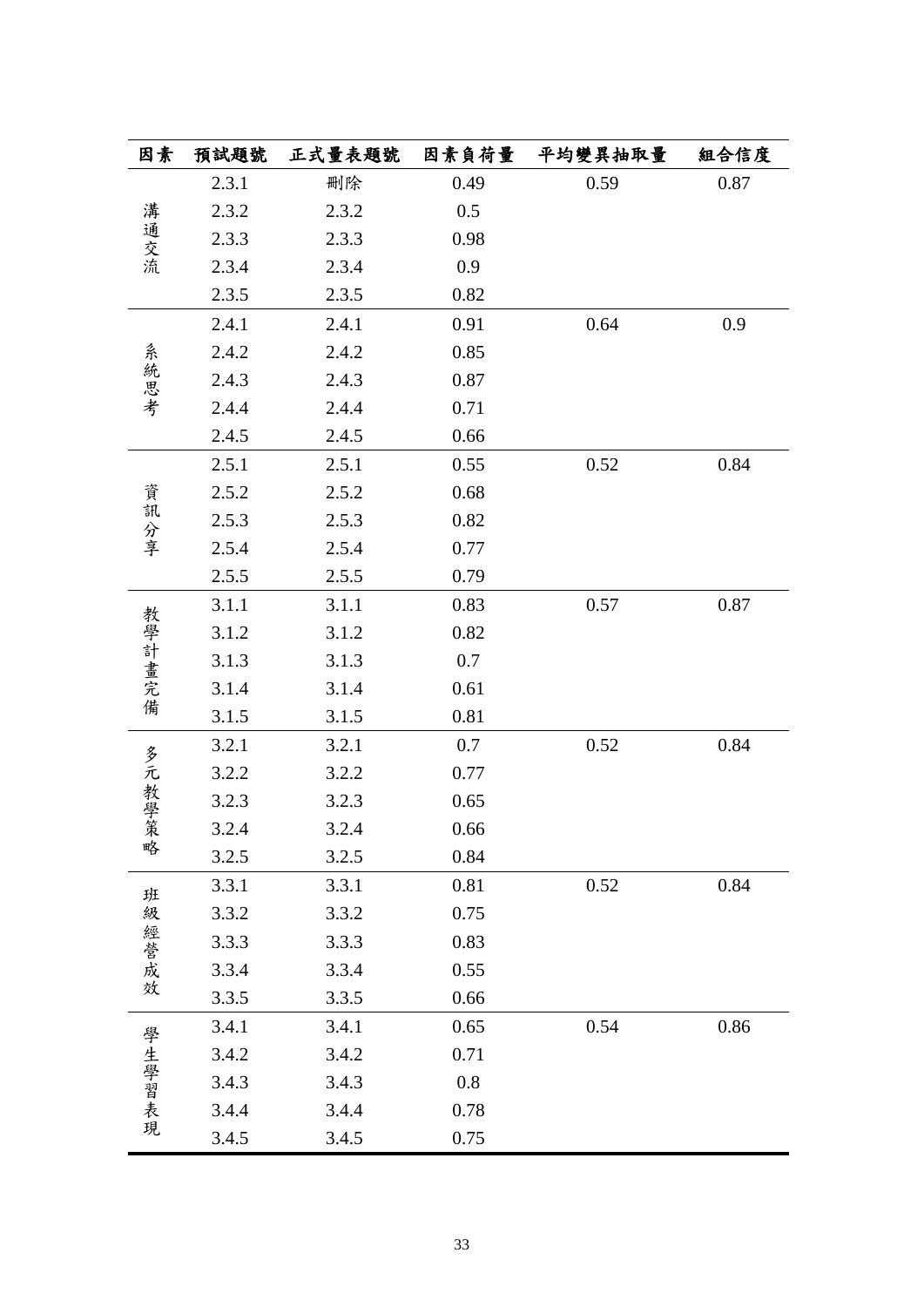| 因素 | 預試題號 | 正式量表題號 | 因素負荷量 | 平均變異抽取量 | 組合信度 |
| --- | --- | --- | --- | --- | --- |
| 溝通交流 | 2.3.1 | 刪除 | 0.49 | 0.59 | 0.87 |
| | 2.3.2 | 2.3.2 | 0.5 | | |
| | 2.3.3 | 2.3.3 | 0.98 | | |
| | 2.3.4 | 2.3.4 | 0.9 | | |
| | 2.3.5 | 2.3.5 | 0.82 | | |
| 系統思考 | 2.4.1 | 2.4.1 | 0.91 | 0.64 | 0.9 |
| | 2.4.2 | 2.4.2 | 0.85 | | |
| | 2.4.3 | 2.4.3 | 0.87 | | |
| | 2.4.4 | 2.4.4 | 0.71 | | |
| | 2.4.5 | 2.4.5 | 0.66 | | |
| 資訊分享 | 2.5.1 | 2.5.1 | 0.55 | 0.52 | 0.84 |
| | 2.5.2 | 2.5.2 | 0.68 | | |
| | 2.5.3 | 2.5.3 | 0.82 | | |
| | 2.5.4 | 2.5.4 | 0.77 | | |
| | 2.5.5 | 2.5.5 | 0.79 | | |
| 教學計畫完備 | 3.1.1 | 3.1.1 | 0.83 | 0.57 | 0.87 |
| | 3.1.2 | 3.1.2 | 0.82 | | |
| | 3.1.3 | 3.1.3 | 0.7 | | |
| | 3.1.4 | 3.1.4 | 0.61 | | |
| | 3.1.5 | 3.1.5 | 0.81 | | |
| 多元教學策略 | 3.2.1 | 3.2.1 | 0.7 | 0.52 | 0.84 |
| | 3.2.2 | 3.2.2 | 0.77 | | |
| | 3.2.3 | 3.2.3 | 0.65 | | |
| | 3.2.4 | 3.2.4 | 0.66 | | |
| | 3.2.5 | 3.2.5 | 0.84 | | |
| 班級經營成效 | 3.3.1 | 3.3.1 | 0.81 | 0.52 | 0.84 |
| | 3.3.2 | 3.3.2 | 0.75 | | |
| | 3.3.3 | 3.3.3 | 0.83 | | |
| | 3.3.4 | 3.3.4 | 0.55 | | |
| | 3.3.5 | 3.3.5 | 0.66 | | |
| 學生學習表現 | 3.4.1 | 3.4.1 | 0.65 | 0.54 | 0.86 |
| | 3.4.2 | 3.4.2 | 0.71 | | |
| | 3.4.3 | 3.4.3 | 0.8 | | |
| | 3.4.4 | 3.4.4 | 0.78 | | |
| | 3.4.5 | 3.4.5 | 0.75 | | |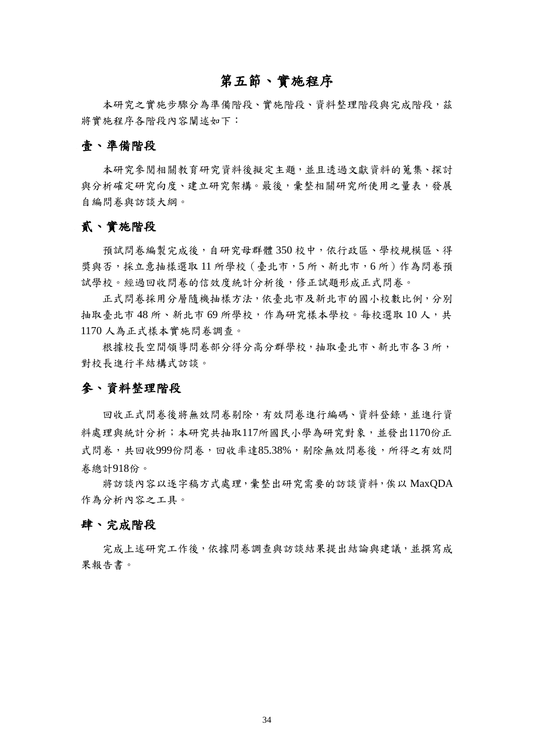## 第五節、實施程序

本研究之實施步驟分為準備階段、實施階段、資料整理階段與完成階段，茲將實施程序各階段內容闡述如下：

### 壹、準備階段

本研究參閱相關教育研究資料後擬定主題，並且透過文獻資料的蒐集、探討與分析確定研究向度、建立研究架構。最後，彙整相關研究所使用之量表，發展自編問卷與訪談大綱。

### 貳、實施階段

預試問卷編製完成後，自研究母群體 350 校中，依行政區、學校規模區、得獎與否，採立意抽樣選取 11 所學校（臺北市，5 所、新北市，6 所）作為問卷預試學校。經過回收問卷的信效度統計分析後，修正試題形成正式問卷。

正式問卷採用分層隨機抽樣方法，依臺北市及新北市的國小校數比例，分別抽取臺北市 48 所、新北市 69 所學校，作為研究樣本學校。每校選取 10 人，共 1170 人為正式樣本實施問卷調查。

根據校長空間領導問卷部分得分高分群學校，抽取臺北市、新北市各 3 所，對校長進行半結構式訪談。

### 參、資料整理階段

回收正式問卷後將無效問卷剔除，有效問卷進行編碼、資料登錄，並進行資料處理與統計分析；本研究共抽取117所國民小學為研究對象，並發出1170份正式問卷，共回收999份問卷，回收率達85.38%，剔除無效問卷後，所得之有效問卷總計918份。

將訪談內容以逐字稿方式處理，彙整出研究需要的訪談資料，俟以 MaxQDA 作為分析內容之工具。

### 肆、完成階段

完成上述研究工作後，依據問卷調查與訪談結果提出結論與建議，並撰寫成果報告書。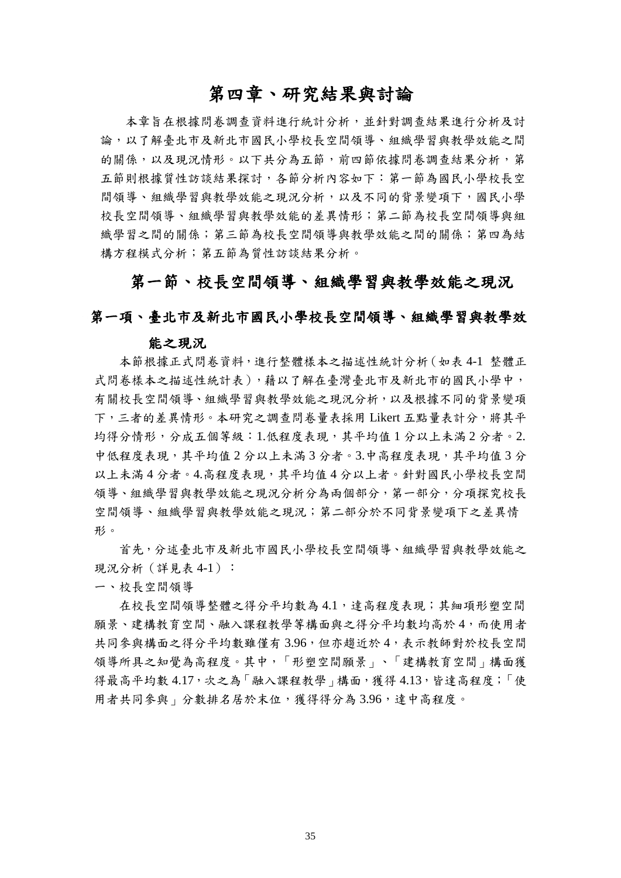# 第四章、研究結果與討論

本章旨在根據問卷調查資料進行統計分析，並針對調查結果進行分析及討論，以了解臺北市及新北市國民小學校長空間領導、組織學習與教學效能之間的關係，以及現況情形。以下共分為五節，前四節依據問卷調查結果分析，第五節則根據質性訪談結果探討，各節分析內容如下：第一節為國民小學校長空間領導、組織學習與教學效能之現況分析，以及不同的背景變項下，國民小學校長空間領導、組織學習與教學效能的差異情形；第二節為校長空間領導與組織學習之間的關係；第三節為校長空間領導與教學效能之間的關係；第四為結構方程模式分析；第五節為質性訪談結果分析。

## 第一節、校長空間領導、組織學習與教學效能之現況

### 第一項、臺北市及新北市國民小學校長空間領導、組織學習與教學效能之現況

本節根據正式問卷資料，進行整體樣本之描述性統計分析（如表 4-1 整體正式問卷樣本之描述性統計表），藉以了解在臺灣臺北市及新北市的國民小學中，有關校長空間領導、組織學習與教學效能之現況分析，以及根據不同的背景變項下，三者的差異情形。本研究之調查問卷量表採用 Likert 五點量表計分，將其平均得分情形，分成五個等級：1.低程度表現，其平均值 1 分以上未滿 2 分者。2.中低程度表現，其平均值 2 分以上未滿 3 分者。3.中高程度表現，其平均值 3 分以上未滿 4 分者。4.高程度表現，其平均值 4 分以上者。針對國民小學校長空間領導、組織學習與教學效能之現況分析分為兩個部分，第一部分，分項探究校長空間領導、組織學習與教學效能之現況；第二部分於不同背景變項下之差異情形。

首先，分述臺北市及新北市國民小學校長空間領導、組織學習與教學效能之現況分析（詳見表 4-1）：

一、校長空間領導

在校長空間領導整體之得分平均數為 4.1，達高程度表現；其細項形塑空間願景、建構教育空間、融入課程教學等構面與之得分平均數均高於 4，而使用者共同參與構面之得分平均數雖僅有 3.96，但亦趨近於 4，表示教師對於校長空間領導所具之知覺為高程度。其中，「形塑空間願景」、「建構教育空間」構面獲得最高平均數 4.17，次之為「融入課程教學」構面，獲得 4.13，皆達高程度；「使用者共同參與」分數排名居於末位，獲得得分為 3.96，達中高程度。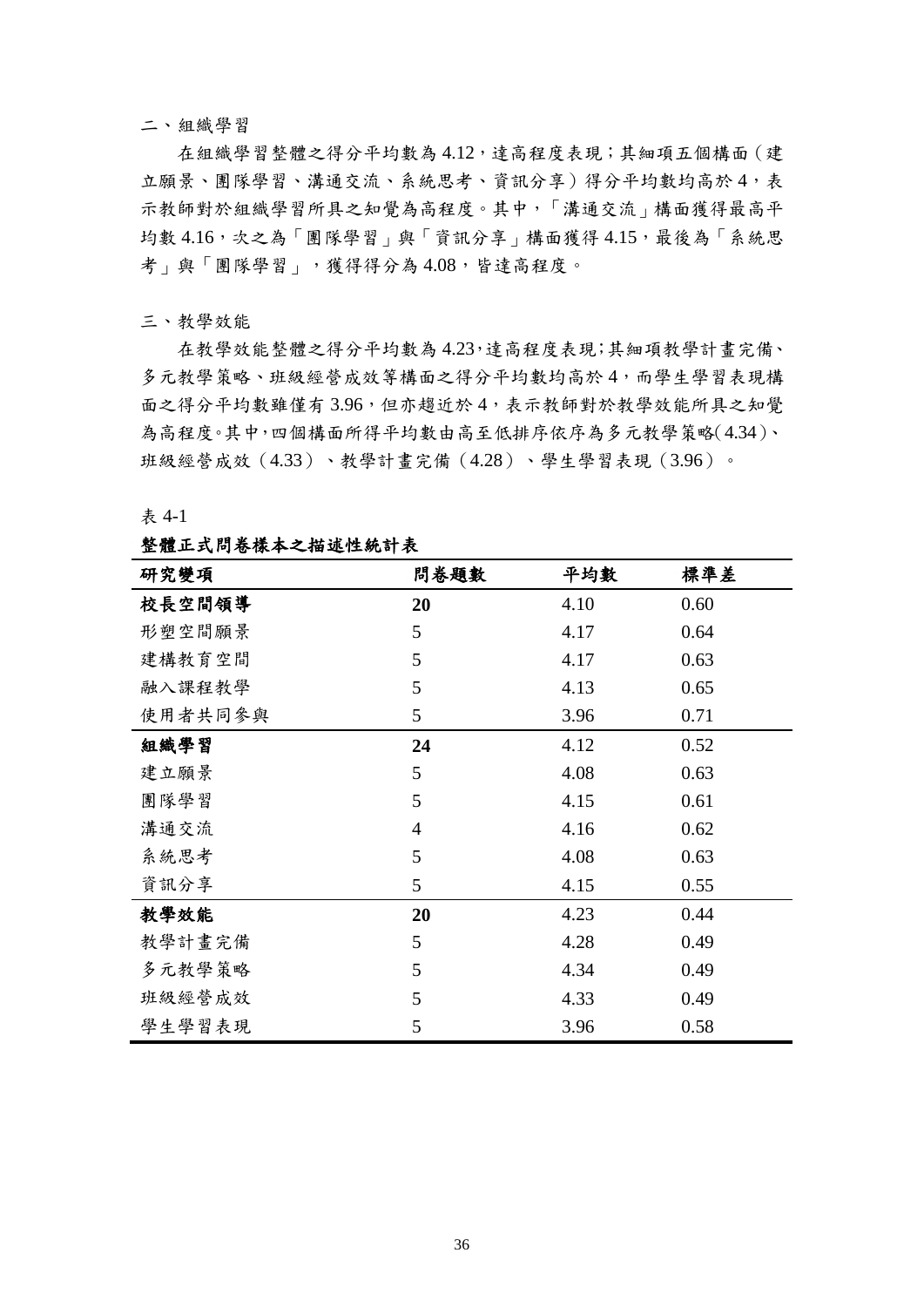二、組織學習

在組織學習整體之得分平均數為 4.12，達高程度表現；其細項五個構面（建立願景、團隊學習、溝通交流、系統思考、資訊分享）得分平均數均高於 4，表示教師對於組織學習所具之知覺為高程度。其中，「溝通交流」構面獲得最高平均數 4.16，次之為「團隊學習」與「資訊分享」構面獲得 4.15，最後為「系統思考」與「團隊學習」，獲得得分為 4.08，皆達高程度。

三、教學效能

在教學效能整體之得分平均數為 4.23，達高程度表現；其細項教學計畫完備、多元教學策略、班級經營成效等構面之得分平均數均高於 4，而學生學習表現構面之得分平均數雖僅有 3.96，但亦趨近於 4，表示教師對於教學效能所具之知覺為高程度。其中，四個構面所得平均數由高至低排序依序為多元教學策略(4.34)、班級經營成效（4.33）、教學計畫完備（4.28）、學生學習表現（3.96）。

表 4-1

**整體正式問卷樣本之描述性統計表**

| 研究變項 | 問卷題數 | 平均數 | 標準差 |
|---|---|---|---|
| **校長空間領導** | **20** | 4.10 | 0.60 |
| 形塑空間願景 | 5 | 4.17 | 0.64 |
| 建構教育空間 | 5 | 4.17 | 0.63 |
| 融入課程教學 | 5 | 4.13 | 0.65 |
| 使用者共同參與 | 5 | 3.96 | 0.71 |
| **組織學習** | **24** | 4.12 | 0.52 |
| 建立願景 | 5 | 4.08 | 0.63 |
| 團隊學習 | 5 | 4.15 | 0.61 |
| 溝通交流 | 4 | 4.16 | 0.62 |
| 系統思考 | 5 | 4.08 | 0.63 |
| 資訊分享 | 5 | 4.15 | 0.55 |
| **教學效能** | **20** | 4.23 | 0.44 |
| 教學計畫完備 | 5 | 4.28 | 0.49 |
| 多元教學策略 | 5 | 4.34 | 0.49 |
| 班級經營成效 | 5 | 4.33 | 0.49 |
| 學生學習表現 | 5 | 3.96 | 0.58 |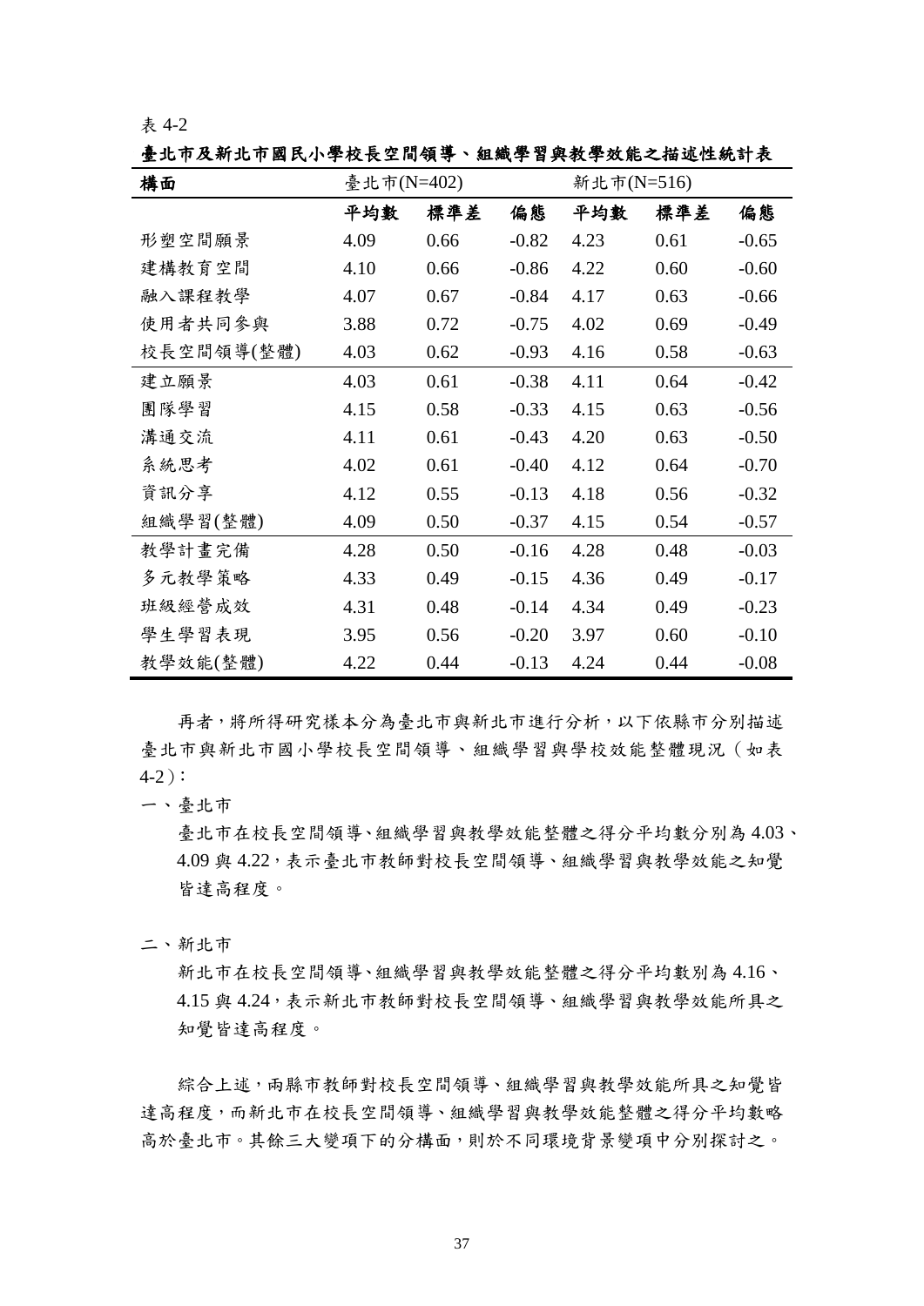表 4-2

**臺北市及新北市國民小學校長空間領導、組織學習與教學效能之描述性統計表**

| 構面 | 臺北市(N=402) | | | 新北市(N=516) | | |
|---|---|---|---|---|---|---|
| | 平均數 | 標準差 | 偏態 | 平均數 | 標準差 | 偏態 |
| 形塑空間願景 | 4.09 | 0.66 | -0.82 | 4.23 | 0.61 | -0.65 |
| 建構教育空間 | 4.10 | 0.66 | -0.86 | 4.22 | 0.60 | -0.60 |
| 融入課程教學 | 4.07 | 0.67 | -0.84 | 4.17 | 0.63 | -0.66 |
| 使用者共同參與 | 3.88 | 0.72 | -0.75 | 4.02 | 0.69 | -0.49 |
| 校長空間領導(整體) | 4.03 | 0.62 | -0.93 | 4.16 | 0.58 | -0.63 |
| 建立願景 | 4.03 | 0.61 | -0.38 | 4.11 | 0.64 | -0.42 |
| 團隊學習 | 4.15 | 0.58 | -0.33 | 4.15 | 0.63 | -0.56 |
| 溝通交流 | 4.11 | 0.61 | -0.43 | 4.20 | 0.63 | -0.50 |
| 系統思考 | 4.02 | 0.61 | -0.40 | 4.12 | 0.64 | -0.70 |
| 資訊分享 | 4.12 | 0.55 | -0.13 | 4.18 | 0.56 | -0.32 |
| 組織學習(整體) | 4.09 | 0.50 | -0.37 | 4.15 | 0.54 | -0.57 |
| 教學計畫完備 | 4.28 | 0.50 | -0.16 | 4.28 | 0.48 | -0.03 |
| 多元教學策略 | 4.33 | 0.49 | -0.15 | 4.36 | 0.49 | -0.17 |
| 班級經營成效 | 4.31 | 0.48 | -0.14 | 4.34 | 0.49 | -0.23 |
| 學生學習表現 | 3.95 | 0.56 | -0.20 | 3.97 | 0.60 | -0.10 |
| 教學效能(整體) | 4.22 | 0.44 | -0.13 | 4.24 | 0.44 | -0.08 |

再者，將所得研究樣本分為臺北市與新北市進行分析，以下依縣市分別描述臺北市與新北市國小學校長空間領導、組織學習與學校效能整體現況（如表 4-2）：

一、臺北市

臺北市在校長空間領導、組織學習與教學效能整體之得分平均數分別為 4.03、4.09 與 4.22，表示臺北市教師對校長空間領導、組織學習與教學效能之知覺皆達高程度。

二、新北市

新北市在校長空間領導、組織學習與教學效能整體之得分平均數別為 4.16、4.15 與 4.24，表示新北市教師對校長空間領導、組織學習與教學效能所具之知覺皆達高程度。

綜合上述，兩縣市教師對校長空間領導、組織學習與教學效能所具之知覺皆達高程度，而新北市在校長空間領導、組織學習與教學效能整體之得分平均數略高於臺北市。其餘三大變項下的分構面，則於不同環境背景變項中分別探討之。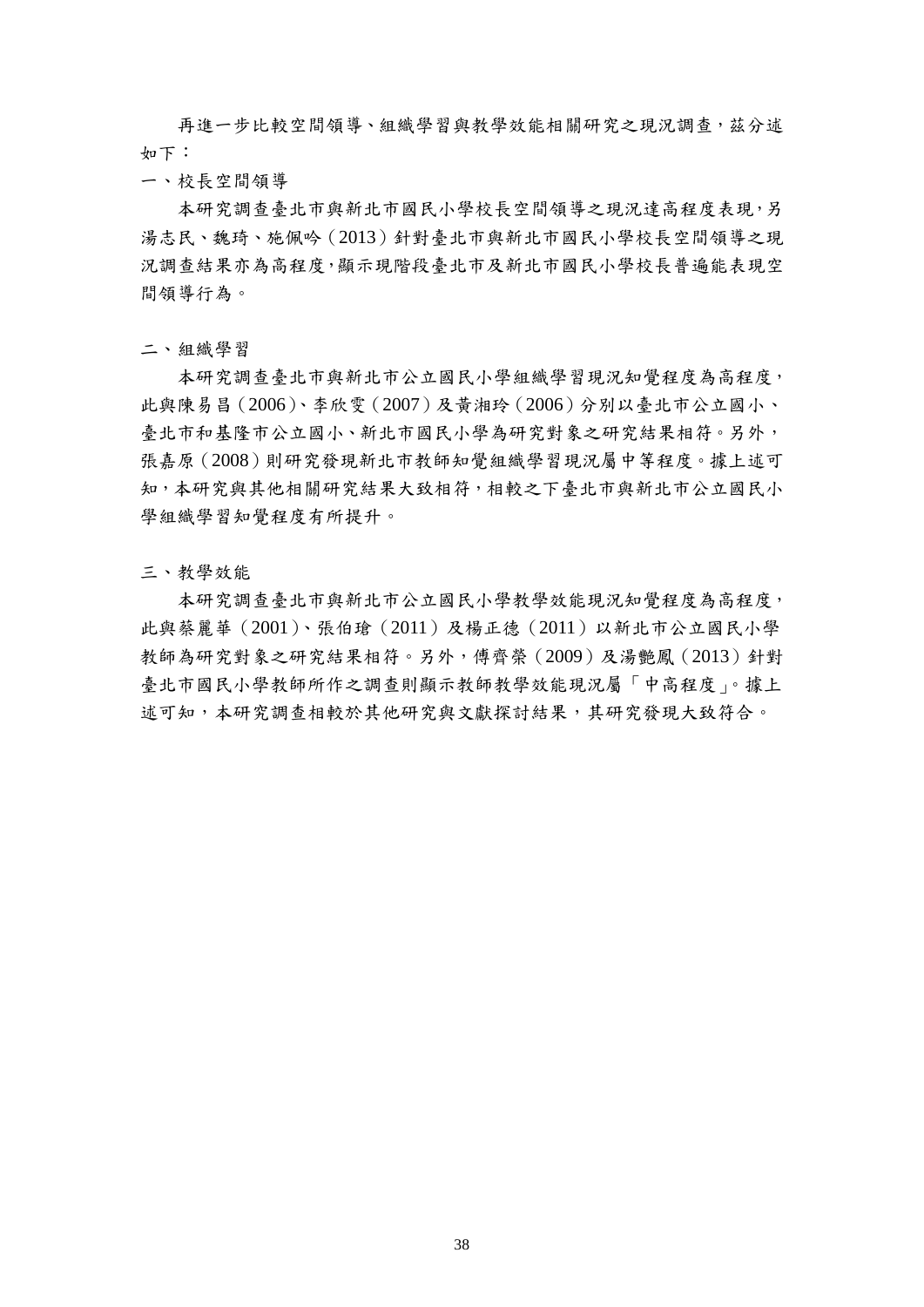再進一步比較空間領導、組織學習與教學效能相關研究之現況調查，茲分述如下：

一、校長空間領導

本研究調查臺北市與新北市國民小學校長空間領導之現況達高程度表現，另湯志民、魏琦、施佩吟（2013）針對臺北市與新北市國民小學校長空間領導之現況調查結果亦為高程度，顯示現階段臺北市及新北市國民小學校長普遍能表現空間領導行為。

二、組織學習

本研究調查臺北市與新北市公立國民小學組織學習現況知覺程度為高程度，此與陳易昌（2006）、李欣雯（2007）及黃湘玲（2006）分別以臺北市公立國小、臺北市和基隆市公立國小、新北市國民小學為研究對象之研究結果相符。另外，張嘉原（2008）則研究發現新北市教師知覺組織學習現況屬中等程度。據上述可知，本研究與其他相關研究結果大致相符，相較之下臺北市與新北市公立國民小學組織學習知覺程度有所提升。

三、教學效能

本研究調查臺北市與新北市公立國民小學教學效能現況知覺程度為高程度，此與蔡麗華（2001）、張伯瑲（2011）及楊正德（2011）以新北市公立國民小學教師為研究對象之研究結果相符。另外，傅齊榮（2009）及湯艷鳳（2013）針對臺北市國民小學教師所作之調查則顯示教師教學效能現況屬「中高程度」。據上述可知，本研究調查相較於其他研究與文獻探討結果，其研究發現大致符合。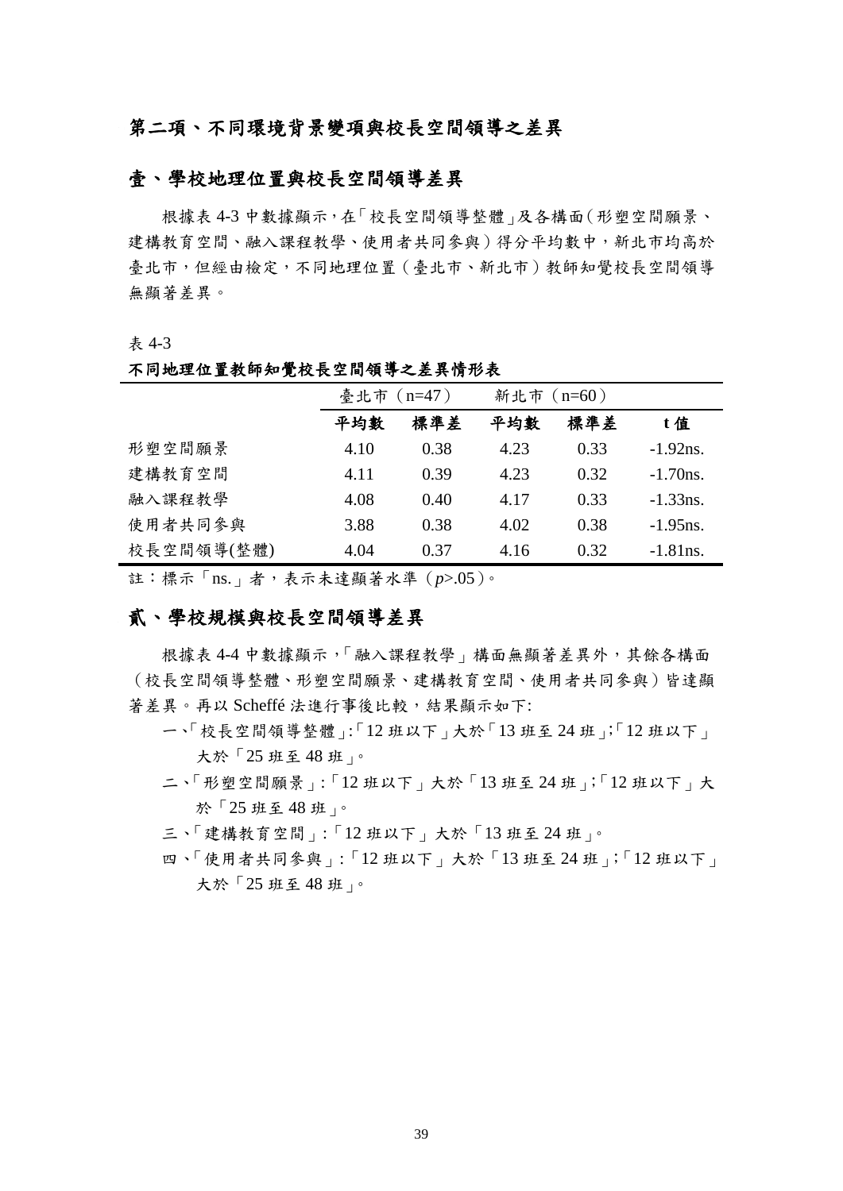## 第二項、不同環境背景變項與校長空間領導之差異

### 壹、學校地理位置與校長空間領導差異

根據表 4-3 中數據顯示，在「校長空間領導整體」及各構面（形塑空間願景、建構教育空間、融入課程教學、使用者共同參與）得分平均數中，新北市均高於臺北市，但經由檢定，不同地理位置（臺北市、新北市）教師知覺校長空間領導無顯著差異。

表 4-3

**不同地理位置教師知覺校長空間領導之差異情形表**

| | 臺北市（n=47） | | 新北市（n=60） | | |
|---|---|---|---|---|---|
| | **平均數** | **標準差** | **平均數** | **標準差** | **t 值** |
| 形塑空間願景 | 4.10 | 0.38 | 4.23 | 0.33 | -1.92ns. |
| 建構教育空間 | 4.11 | 0.39 | 4.23 | 0.32 | -1.70ns. |
| 融入課程教學 | 4.08 | 0.40 | 4.17 | 0.33 | -1.33ns. |
| 使用者共同參與 | 3.88 | 0.38 | 4.02 | 0.38 | -1.95ns. |
| 校長空間領導(整體) | 4.04 | 0.37 | 4.16 | 0.32 | -1.81ns. |

註：標示「ns.」者，表示未達顯著水準（$p$>.05）。

### 貳、學校規模與校長空間領導差異

根據表 4-4 中數據顯示，「融入課程教學」構面無顯著差異外，其餘各構面（校長空間領導整體、形塑空間願景、建構教育空間、使用者共同參與）皆達顯著差異。再以 Scheffé 法進行事後比較，結果顯示如下:

一、「校長空間領導整體」:「12 班以下」大於「13 班至 24 班」;「12 班以下」大於「25 班至 48 班」。

二、「形塑空間願景」:「12 班以下」大於「13 班至 24 班」;「12 班以下」大於「25 班至 48 班」。

三、「建構教育空間」:「12 班以下」大於「13 班至 24 班」。

四、「使用者共同參與」:「12 班以下」大於「13 班至 24 班」;「12 班以下」大於「25 班至 48 班」。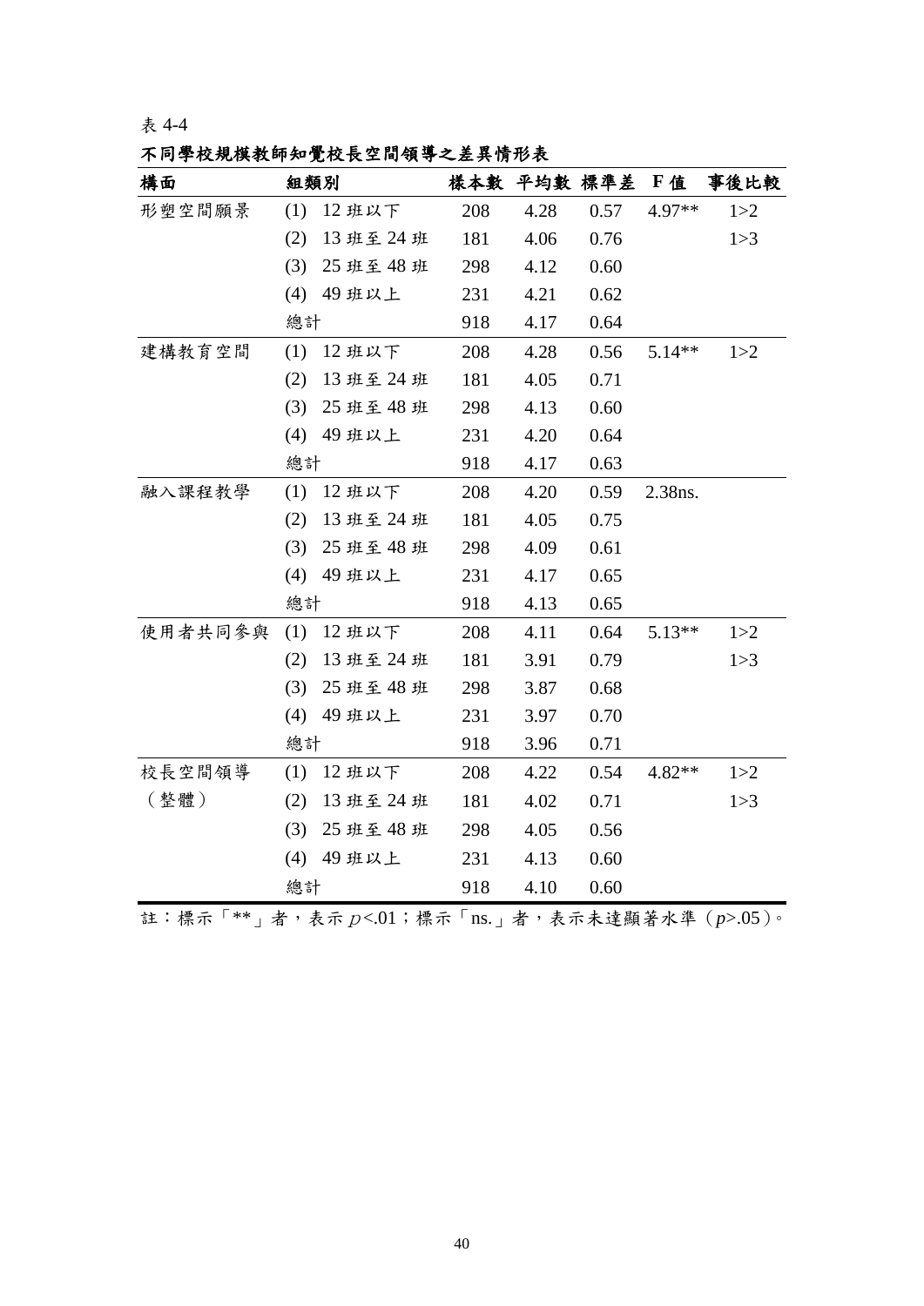表 4-4

**不同學校規模教師知覺校長空間領導之差異情形表**

| 構面 | 組類別 | 樣本數 | 平均數 | 標準差 | F 值 | 事後比較 |
|---|---|---|---|---|---|---|
| 形塑空間願景 | (1) 12 班以下 | 208 | 4.28 | 0.57 | 4.97** | 1>2 |
| | (2) 13 班至 24 班 | 181 | 4.06 | 0.76 | | 1>3 |
| | (3) 25 班至 48 班 | 298 | 4.12 | 0.60 | | |
| | (4) 49 班以上 | 231 | 4.21 | 0.62 | | |
| | 總計 | 918 | 4.17 | 0.64 | | |
| 建構教育空間 | (1) 12 班以下 | 208 | 4.28 | 0.56 | 5.14** | 1>2 |
| | (2) 13 班至 24 班 | 181 | 4.05 | 0.71 | | |
| | (3) 25 班至 48 班 | 298 | 4.13 | 0.60 | | |
| | (4) 49 班以上 | 231 | 4.20 | 0.64 | | |
| | 總計 | 918 | 4.17 | 0.63 | | |
| 融入課程教學 | (1) 12 班以下 | 208 | 4.20 | 0.59 | 2.38ns. | |
| | (2) 13 班至 24 班 | 181 | 4.05 | 0.75 | | |
| | (3) 25 班至 48 班 | 298 | 4.09 | 0.61 | | |
| | (4) 49 班以上 | 231 | 4.17 | 0.65 | | |
| | 總計 | 918 | 4.13 | 0.65 | | |
| 使用者共同參與 | (1) 12 班以下 | 208 | 4.11 | 0.64 | 5.13** | 1>2 |
| | (2) 13 班至 24 班 | 181 | 3.91 | 0.79 | | 1>3 |
| | (3) 25 班至 48 班 | 298 | 3.87 | 0.68 | | |
| | (4) 49 班以上 | 231 | 3.97 | 0.70 | | |
| | 總計 | 918 | 3.96 | 0.71 | | |
| 校長空間領導（整體） | (1) 12 班以下 | 208 | 4.22 | 0.54 | 4.82** | 1>2 |
| | (2) 13 班至 24 班 | 181 | 4.02 | 0.71 | | 1>3 |
| | (3) 25 班至 48 班 | 298 | 4.05 | 0.56 | | |
| | (4) 49 班以上 | 231 | 4.13 | 0.60 | | |
| | 總計 | 918 | 4.10 | 0.60 | | |

註：標示「**」者，表示 $p<.01$；標示「ns.」者，表示未達顯著水準（$p>.05$）。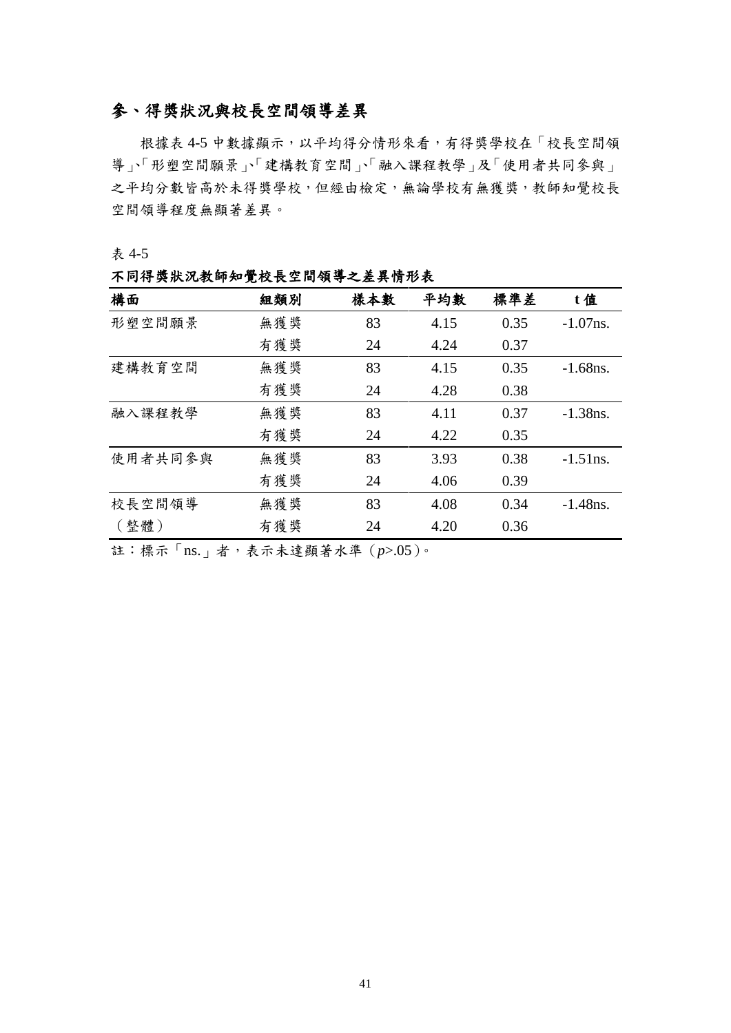## 參、得獎狀況與校長空間領導差異

根據表 4-5 中數據顯示，以平均得分情形來看，有得獎學校在「校長空間領導」、「形塑空間願景」、「建構教育空間」、「融入課程教學」及「使用者共同參與」之平均分數皆高於未得獎學校，但經由檢定，無論學校有無獲獎，教師知覺校長空間領導程度無顯著差異。

表 4-5

**不同得獎狀況教師知覺校長空間領導之差異情形表**

| **構面** | **組類別** | **樣本數** | **平均數** | **標準差** | **t 值** |
|---|---|---|---|---|---|
| 形塑空間願景 | 無獲獎 | 83 | 4.15 | 0.35 | -1.07ns. |
| | 有獲獎 | 24 | 4.24 | 0.37 | |
| 建構教育空間 | 無獲獎 | 83 | 4.15 | 0.35 | -1.68ns. |
| | 有獲獎 | 24 | 4.28 | 0.38 | |
| 融入課程教學 | 無獲獎 | 83 | 4.11 | 0.37 | -1.38ns. |
| | 有獲獎 | 24 | 4.22 | 0.35 | |
| 使用者共同參與 | 無獲獎 | 83 | 3.93 | 0.38 | -1.51ns. |
| | 有獲獎 | 24 | 4.06 | 0.39 | |
| 校長空間領導（整體） | 無獲獎 | 83 | 4.08 | 0.34 | -1.48ns. |
| | 有獲獎 | 24 | 4.20 | 0.36 | |

註：標示「ns.」者，表示未達顯著水準（$p$>.05）。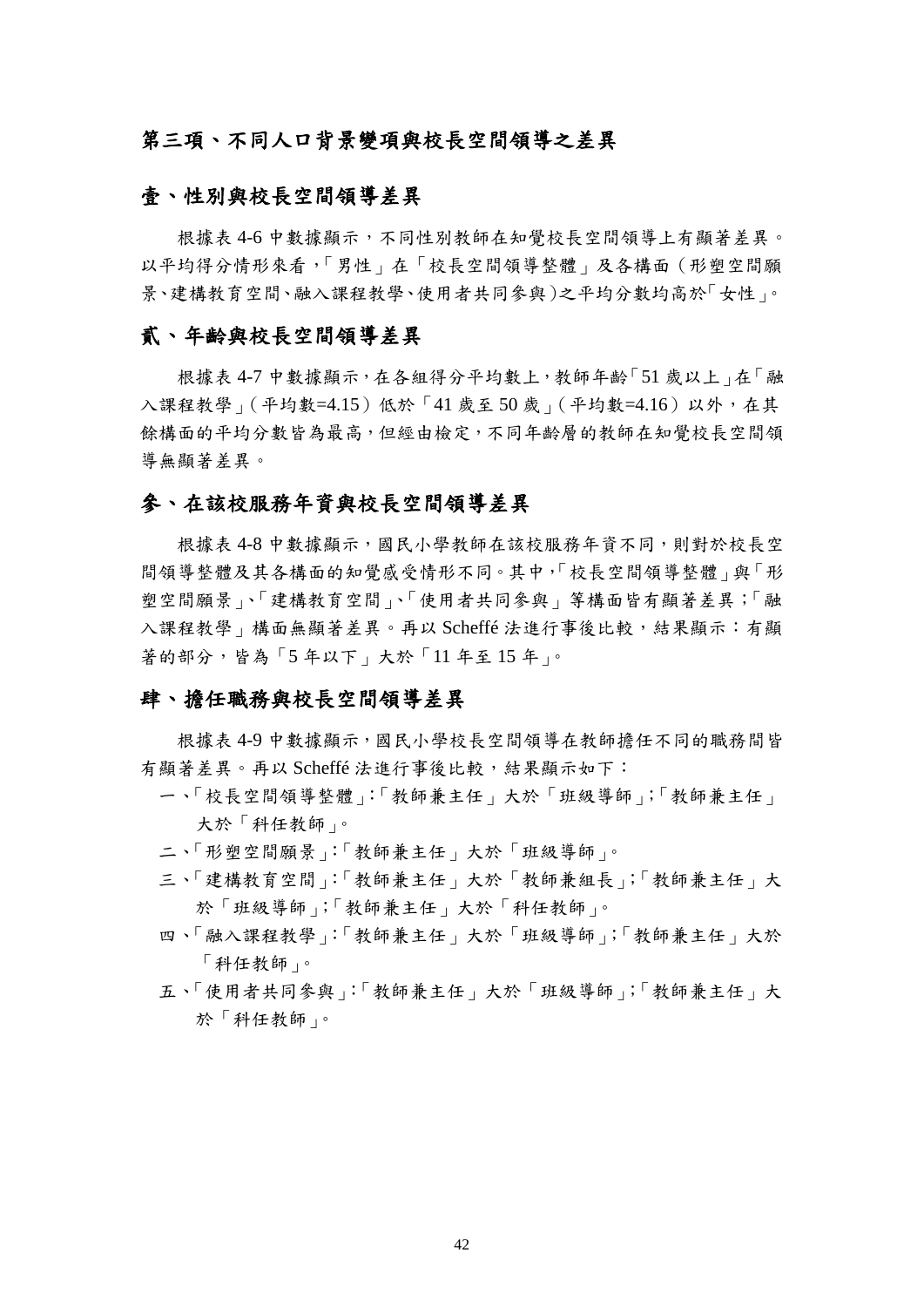### 第三項、不同人口背景變項與校長空間領導之差異

#### 壹、性別與校長空間領導差異

根據表 4-6 中數據顯示，不同性別教師在知覺校長空間領導上有顯著差異。以平均得分情形來看，「男性」在「校長空間領導整體」及各構面（形塑空間願景、建構教育空間、融入課程教學、使用者共同參與）之平均分數均高於「女性」。

#### 貳、年齡與校長空間領導差異

根據表 4-7 中數據顯示，在各組得分平均數上，教師年齡「51 歲以上」在「融入課程教學」（平均數=4.15）低於「41 歲至 50 歲」（平均數=4.16）以外，在其餘構面的平均分數皆為最高，但經由檢定，不同年齡層的教師在知覺校長空間領導無顯著差異。

#### 參、在該校服務年資與校長空間領導差異

根據表 4-8 中數據顯示，國民小學教師在該校服務年資不同，則對於校長空間領導整體及其各構面的知覺感受情形不同。其中，「校長空間領導整體」與「形塑空間願景」、「建構教育空間」、「使用者共同參與」等構面皆有顯著差異；「融入課程教學」構面無顯著差異。再以 Scheffé 法進行事後比較，結果顯示：有顯著的部分，皆為「5 年以下」大於「11 年至 15 年」。

#### 肆、擔任職務與校長空間領導差異

根據表 4-9 中數據顯示，國民小學校長空間領導在教師擔任不同的職務間皆有顯著差異。再以 Scheffé 法進行事後比較，結果顯示如下：

一、「校長空間領導整體」：「教師兼主任」大於「班級導師」；「教師兼主任」大於「科任教師」。

二、「形塑空間願景」：「教師兼主任」大於「班級導師」。

三、「建構教育空間」：「教師兼主任」大於「教師兼組長」；「教師兼主任」大於「班級導師」；「教師兼主任」大於「科任教師」。

四、「融入課程教學」：「教師兼主任」大於「班級導師」；「教師兼主任」大於「科任教師」。

五、「使用者共同參與」：「教師兼主任」大於「班級導師」；「教師兼主任」大於「科任教師」。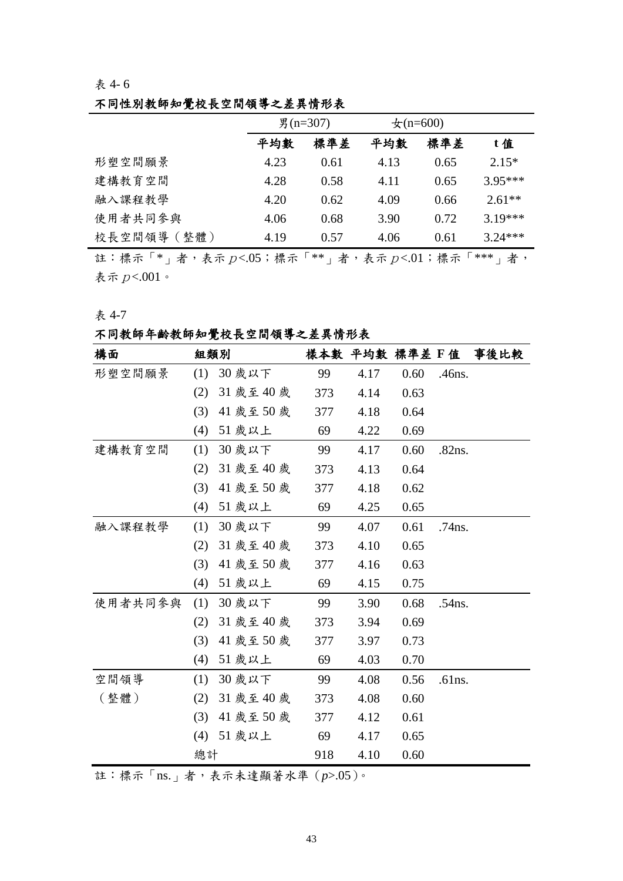表 4- 6

**不同性別教師知覺校長空間領導之差異情形表**

| | 男(n=307) | | 女(n=600) | | |
|---|---|---|---|---|---|
| | **平均數** | **標準差** | **平均數** | **標準差** | **t 值** |
| 形塑空間願景 | 4.23 | 0.61 | 4.13 | 0.65 | 2.15* |
| 建構教育空間 | 4.28 | 0.58 | 4.11 | 0.65 | 3.95*** |
| 融入課程教學 | 4.20 | 0.62 | 4.09 | 0.66 | 2.61** |
| 使用者共同參與 | 4.06 | 0.68 | 3.90 | 0.72 | 3.19*** |
| 校長空間領導（整體） | 4.19 | 0.57 | 4.06 | 0.61 | 3.24*** |

註：標示「*」者，表示 $p$<.05；標示「**」者，表示 $p$<.01；標示「***」者，表示 $p$<.001。

表 4-7

**不同教師年齡教師知覺校長空間領導之差異情形表**

| **構面** | **組類別** | **樣本數** | **平均數** | **標準差** | **F 值** | **事後比較** |
|---|---|---|---|---|---|---|
| 形塑空間願景 | (1) 30 歲以下 | 99 | 4.17 | 0.60 | .46ns. | |
| | (2) 31 歲至 40 歲 | 373 | 4.14 | 0.63 | | |
| | (3) 41 歲至 50 歲 | 377 | 4.18 | 0.64 | | |
| | (4) 51 歲以上 | 69 | 4.22 | 0.69 | | |
| 建構教育空間 | (1) 30 歲以下 | 99 | 4.17 | 0.60 | .82ns. | |
| | (2) 31 歲至 40 歲 | 373 | 4.13 | 0.64 | | |
| | (3) 41 歲至 50 歲 | 377 | 4.18 | 0.62 | | |
| | (4) 51 歲以上 | 69 | 4.25 | 0.65 | | |
| 融入課程教學 | (1) 30 歲以下 | 99 | 4.07 | 0.61 | .74ns. | |
| | (2) 31 歲至 40 歲 | 373 | 4.10 | 0.65 | | |
| | (3) 41 歲至 50 歲 | 377 | 4.16 | 0.63 | | |
| | (4) 51 歲以上 | 69 | 4.15 | 0.75 | | |
| 使用者共同參與 | (1) 30 歲以下 | 99 | 3.90 | 0.68 | .54ns. | |
| | (2) 31 歲至 40 歲 | 373 | 3.94 | 0.69 | | |
| | (3) 41 歲至 50 歲 | 377 | 3.97 | 0.73 | | |
| | (4) 51 歲以上 | 69 | 4.03 | 0.70 | | |
| 空間領導（整體） | (1) 30 歲以下 | 99 | 4.08 | 0.56 | .61ns. | |
| | (2) 31 歲至 40 歲 | 373 | 4.08 | 0.60 | | |
| | (3) 41 歲至 50 歲 | 377 | 4.12 | 0.61 | | |
| | (4) 51 歲以上 | 69 | 4.17 | 0.65 | | |
| | 總計 | 918 | 4.10 | 0.60 | | |

註：標示「ns.」者，表示未達顯著水準（$p$>.05）。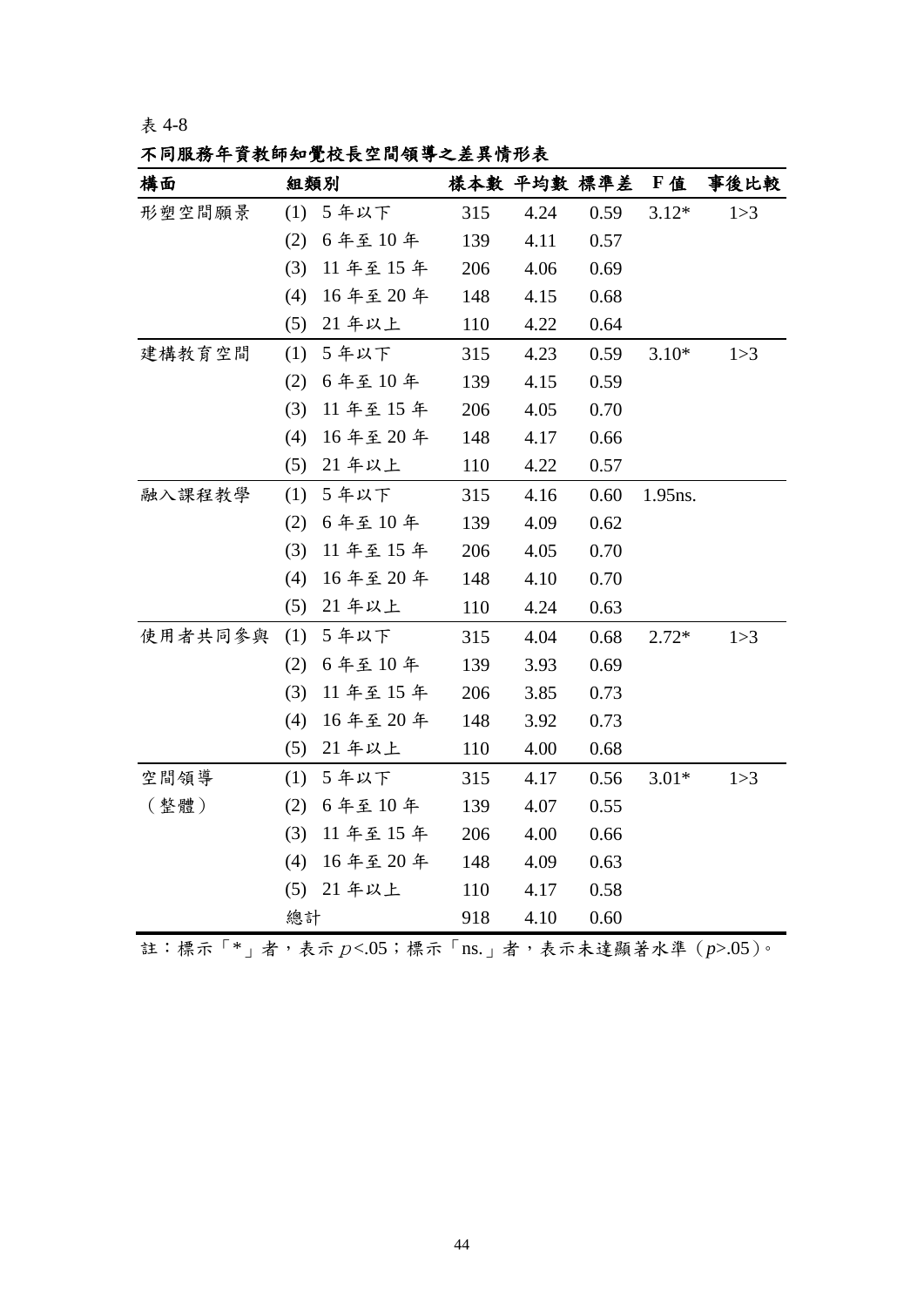表 4-8

**不同服務年資教師知覺校長空間領導之差異情形表**

| 構面 | 組類別 | 樣本數 | 平均數 | 標準差 | F 值 | 事後比較 |
|---|---|---|---|---|---|---|
| 形塑空間願景 | (1) 5 年以下 | 315 | 4.24 | 0.59 | 3.12* | 1>3 |
| | (2) 6 年至 10 年 | 139 | 4.11 | 0.57 | | |
| | (3) 11 年至 15 年 | 206 | 4.06 | 0.69 | | |
| | (4) 16 年至 20 年 | 148 | 4.15 | 0.68 | | |
| | (5) 21 年以上 | 110 | 4.22 | 0.64 | | |
| 建構教育空間 | (1) 5 年以下 | 315 | 4.23 | 0.59 | 3.10* | 1>3 |
| | (2) 6 年至 10 年 | 139 | 4.15 | 0.59 | | |
| | (3) 11 年至 15 年 | 206 | 4.05 | 0.70 | | |
| | (4) 16 年至 20 年 | 148 | 4.17 | 0.66 | | |
| | (5) 21 年以上 | 110 | 4.22 | 0.57 | | |
| 融入課程教學 | (1) 5 年以下 | 315 | 4.16 | 0.60 | 1.95ns. | |
| | (2) 6 年至 10 年 | 139 | 4.09 | 0.62 | | |
| | (3) 11 年至 15 年 | 206 | 4.05 | 0.70 | | |
| | (4) 16 年至 20 年 | 148 | 4.10 | 0.70 | | |
| | (5) 21 年以上 | 110 | 4.24 | 0.63 | | |
| 使用者共同參與 | (1) 5 年以下 | 315 | 4.04 | 0.68 | 2.72* | 1>3 |
| | (2) 6 年至 10 年 | 139 | 3.93 | 0.69 | | |
| | (3) 11 年至 15 年 | 206 | 3.85 | 0.73 | | |
| | (4) 16 年至 20 年 | 148 | 3.92 | 0.73 | | |
| | (5) 21 年以上 | 110 | 4.00 | 0.68 | | |
| 空間領導<br>（整體） | (1) 5 年以下 | 315 | 4.17 | 0.56 | 3.01* | 1>3 |
| | (2) 6 年至 10 年 | 139 | 4.07 | 0.55 | | |
| | (3) 11 年至 15 年 | 206 | 4.00 | 0.66 | | |
| | (4) 16 年至 20 年 | 148 | 4.09 | 0.63 | | |
| | (5) 21 年以上 | 110 | 4.17 | 0.58 | | |
| | 總計 | 918 | 4.10 | 0.60 | | |

註：標示「*」者，表示 $p<.05$；標示「ns.」者，表示未達顯著水準（$p>.05$）。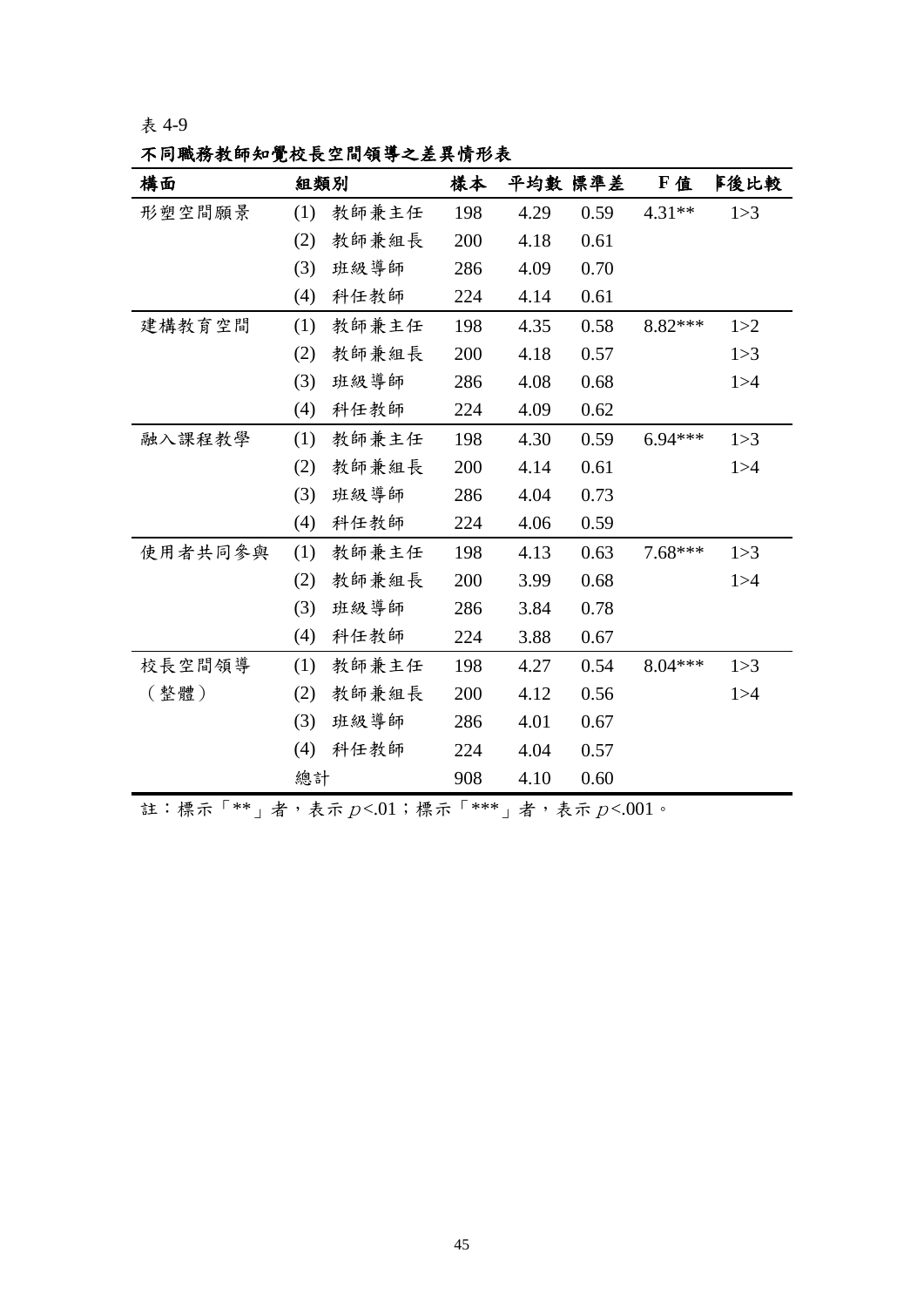表 4-9

**不同職務教師知覺校長空間領導之差異情形表**

| 構面 | 組類別 | 樣本 | 平均數 | 標準差 | F 值 | 事後比較 |
|---|---|---|---|---|---|---|
| 形塑空間願景 | (1) 教師兼主任 | 198 | 4.29 | 0.59 | 4.31** | 1>3 |
| | (2) 教師兼組長 | 200 | 4.18 | 0.61 | | |
| | (3) 班級導師 | 286 | 4.09 | 0.70 | | |
| | (4) 科任教師 | 224 | 4.14 | 0.61 | | |
| 建構教育空間 | (1) 教師兼主任 | 198 | 4.35 | 0.58 | 8.82*** | 1>2 |
| | (2) 教師兼組長 | 200 | 4.18 | 0.57 | | 1>3 |
| | (3) 班級導師 | 286 | 4.08 | 0.68 | | 1>4 |
| | (4) 科任教師 | 224 | 4.09 | 0.62 | | |
| 融入課程教學 | (1) 教師兼主任 | 198 | 4.30 | 0.59 | 6.94*** | 1>3 |
| | (2) 教師兼組長 | 200 | 4.14 | 0.61 | | 1>4 |
| | (3) 班級導師 | 286 | 4.04 | 0.73 | | |
| | (4) 科任教師 | 224 | 4.06 | 0.59 | | |
| 使用者共同參與 | (1) 教師兼主任 | 198 | 4.13 | 0.63 | 7.68*** | 1>3 |
| | (2) 教師兼組長 | 200 | 3.99 | 0.68 | | 1>4 |
| | (3) 班級導師 | 286 | 3.84 | 0.78 | | |
| | (4) 科任教師 | 224 | 3.88 | 0.67 | | |
| 校長空間領導（整體） | (1) 教師兼主任 | 198 | 4.27 | 0.54 | 8.04*** | 1>3 |
| | (2) 教師兼組長 | 200 | 4.12 | 0.56 | | 1>4 |
| | (3) 班級導師 | 286 | 4.01 | 0.67 | | |
| | (4) 科任教師 | 224 | 4.04 | 0.57 | | |
| | 總計 | 908 | 4.10 | 0.60 | | |

註：標示「**」者，表示 $p<.01$；標示「***」者，表示 $p<.001$。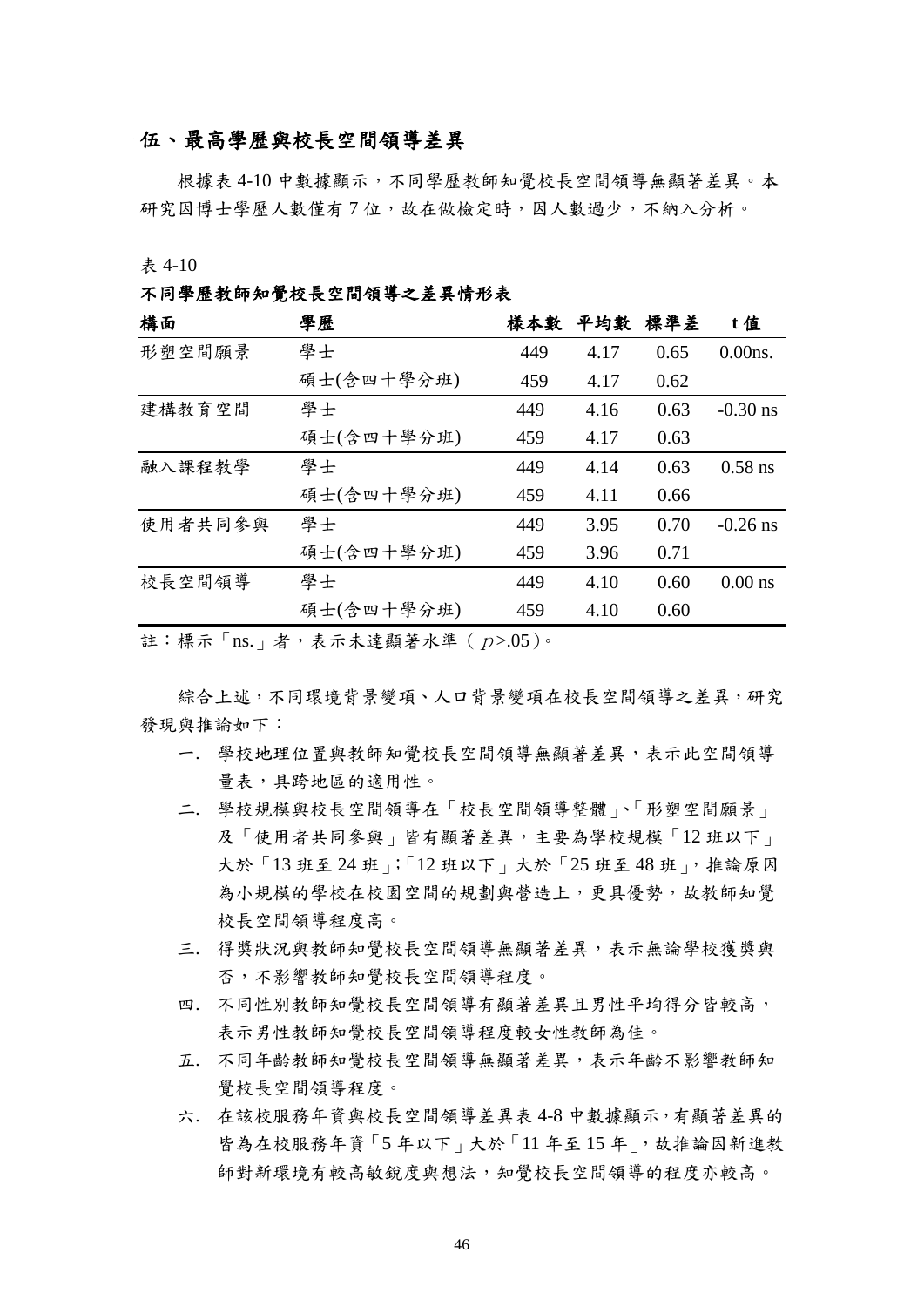## 伍、最高學歷與校長空間領導差異

根據表 4-10 中數據顯示，不同學歷教師知覺校長空間領導無顯著差異。本研究因博士學歷人數僅有 7 位，故在做檢定時，因人數過少，不納入分析。

表 4-10

**不同學歷教師知覺校長空間領導之差異情形表**

| 構面 | 學歷 | 樣本數 | 平均數 | 標準差 | t 值 |
|---|---|---|---|---|---|
| 形塑空間願景 | 學士 | 449 | 4.17 | 0.65 | 0.00ns. |
| | 碩士(含四十學分班) | 459 | 4.17 | 0.62 | |
| 建構教育空間 | 學士 | 449 | 4.16 | 0.63 | -0.30 ns |
| | 碩士(含四十學分班) | 459 | 4.17 | 0.63 | |
| 融入課程教學 | 學士 | 449 | 4.14 | 0.63 | 0.58 ns |
| | 碩士(含四十學分班) | 459 | 4.11 | 0.66 | |
| 使用者共同參與 | 學士 | 449 | 3.95 | 0.70 | -0.26 ns |
| | 碩士(含四十學分班) | 459 | 3.96 | 0.71 | |
| 校長空間領導 | 學士 | 449 | 4.10 | 0.60 | 0.00 ns |
| | 碩士(含四十學分班) | 459 | 4.10 | 0.60 | |

註：標示「ns.」者，表示未達顯著水準（ $p$>.05）。

綜合上述，不同環境背景變項、人口背景變項在校長空間領導之差異，研究發現與推論如下：

一. 學校地理位置與教師知覺校長空間領導無顯著差異，表示此空間領導量表，具跨地區的適用性。

二. 學校規模與校長空間領導在「校長空間領導整體」、「形塑空間願景」及「使用者共同參與」皆有顯著差異，主要為學校規模「12 班以下」大於「13 班至 24 班」;「12 班以下」大於「25 班至 48 班」，推論原因為小規模的學校在校園空間的規劃與營造上，更具優勢，故教師知覺校長空間領導程度高。

三. 得獎狀況與教師知覺校長空間領導無顯著差異，表示無論學校獲獎與否，不影響教師知覺校長空間領導程度。

四. 不同性別教師知覺校長空間領導有顯著差異且男性平均得分皆較高，表示男性教師知覺校長空間領導程度較女性教師為佳。

五. 不同年齡教師知覺校長空間領導無顯著差異，表示年齡不影響教師知覺校長空間領導程度。

六. 在該校服務年資與校長空間領導差異表 4-8 中數據顯示，有顯著差異的皆為在校服務年資「5 年以下」大於「11 年至 15 年」，故推論因新進教師對新環境有較高敏銳度與想法，知覺校長空間領導的程度亦較高。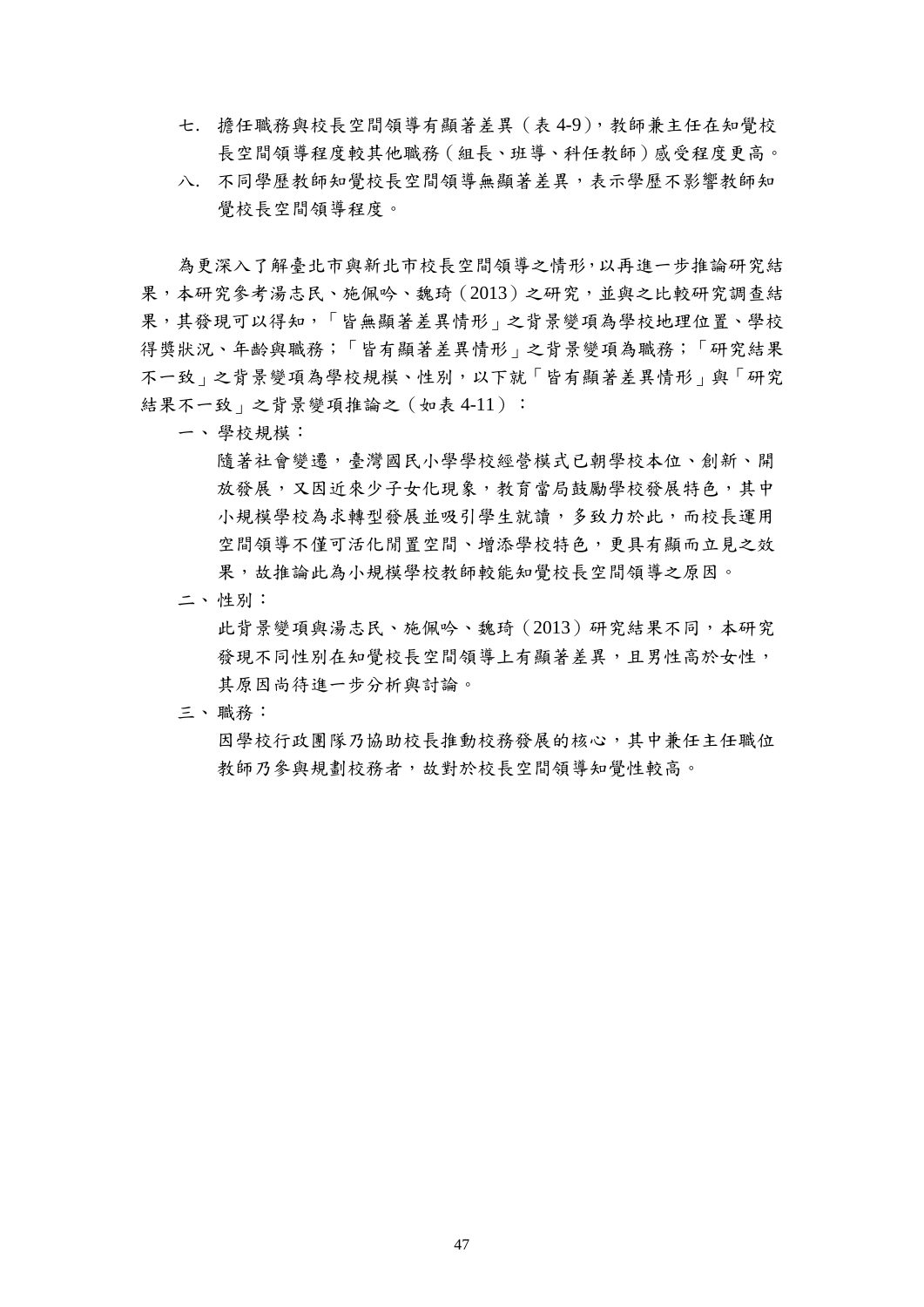七. 擔任職務與校長空間領導有顯著差異（表 4-9），教師兼主任在知覺校長空間領導程度較其他職務（組長、班導、科任教師）感受程度更高。

八. 不同學歷教師知覺校長空間領導無顯著差異，表示學歷不影響教師知覺校長空間領導程度。

為更深入了解臺北市與新北市校長空間領導之情形，以再進一步推論研究結果，本研究參考湯志民、施佩吟、魏琦（2013）之研究，並與之比較研究調查結果，其發現可以得知，「皆無顯著差異情形」之背景變項為學校地理位置、學校得獎狀況、年齡與職務；「皆有顯著差異情形」之背景變項為職務；「研究結果不一致」之背景變項為學校規模、性別，以下就「皆有顯著差異情形」與「研究結果不一致」之背景變項推論之（如表 4-11）：

一、學校規模：

隨著社會變遷，臺灣國民小學學校經營模式已朝學校本位、創新、開放發展，又因近來少子女化現象，教育當局鼓勵學校發展特色，其中小規模學校為求轉型發展並吸引學生就讀，多致力於此，而校長運用空間領導不僅可活化閒置空間、增添學校特色，更具有顯而立見之效果，故推論此為小規模學校教師較能知覺校長空間領導之原因。

二、性別：

此背景變項與湯志民、施佩吟、魏琦（2013）研究結果不同，本研究發現不同性別在知覺校長空間領導上有顯著差異，且男性高於女性，其原因尚待進一步分析與討論。

三、職務：

因學校行政團隊乃協助校長推動校務發展的核心，其中兼任主任職位教師乃參與規劃校務者，故對於校長空間領導知覺性較高。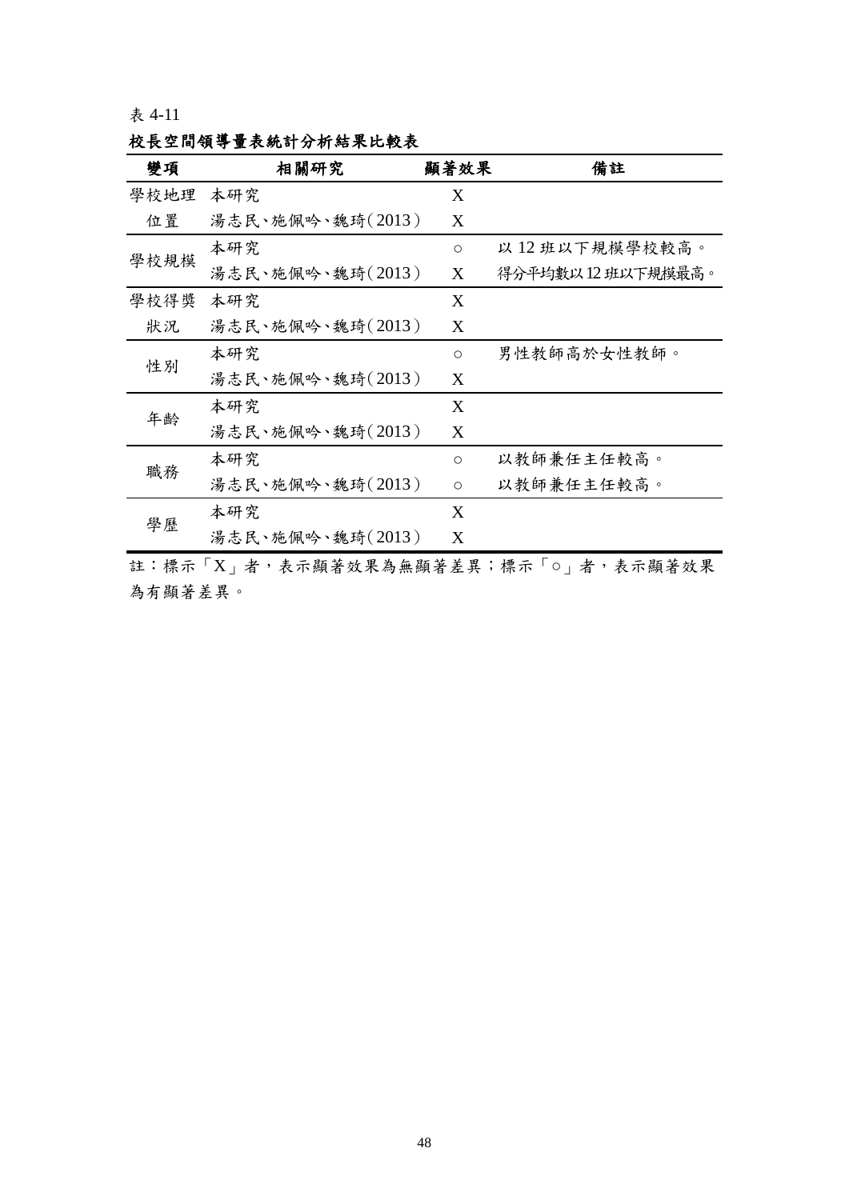表 4-11

**校長空間領導量表統計分析結果比較表**

| 變項 | 相關研究 | 顯著效果 | 備註 |
|---|---|---|---|
| 學校地理位置 | 本研究 | X | |
| | 湯志民、施佩吟、魏琦(2013) | X | |
| 學校規模 | 本研究 | ○ | 以 12 班以下規模學校較高。 |
| | 湯志民、施佩吟、魏琦(2013) | X | 得分平均數以 12 班以下規模最高。 |
| 學校得獎狀況 | 本研究 | X | |
| | 湯志民、施佩吟、魏琦(2013) | X | |
| 性別 | 本研究 | ○ | 男性教師高於女性教師。 |
| | 湯志民、施佩吟、魏琦(2013) | X | |
| 年齡 | 本研究 | X | |
| | 湯志民、施佩吟、魏琦(2013) | X | |
| 職務 | 本研究 | ○ | 以教師兼任主任較高。 |
| | 湯志民、施佩吟、魏琦(2013) | ○ | 以教師兼任主任較高。 |
| 學歷 | 本研究 | X | |
| | 湯志民、施佩吟、魏琦(2013) | X | |

註：標示「X」者，表示顯著效果為無顯著差異；標示「○」者，表示顯著效果為有顯著差異。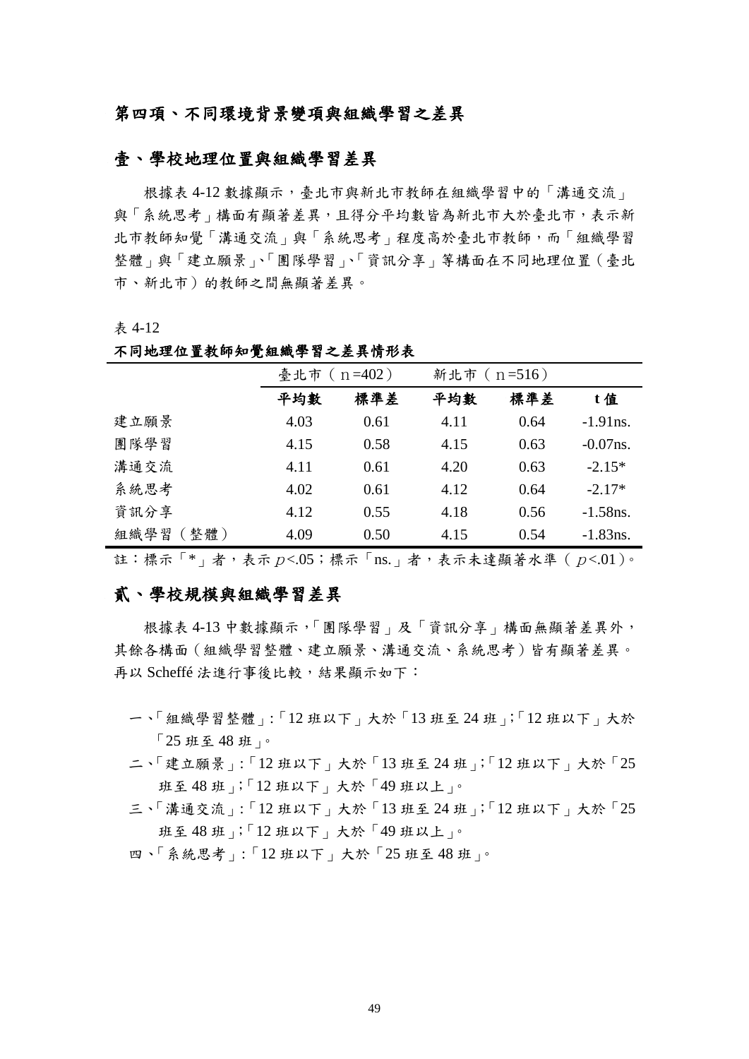## 第四項、不同環境背景變項與組織學習之差異

### 壹、學校地理位置與組織學習差異

根據表 4-12 數據顯示，臺北市與新北市教師在組織學習中的「溝通交流」與「系統思考」構面有顯著差異，且得分平均數皆為新北市大於臺北市，表示新北市教師知覺「溝通交流」與「系統思考」程度高於臺北市教師，而「組織學習整體」與「建立願景」、「團隊學習」、「資訊分享」等構面在不同地理位置（臺北市、新北市）的教師之間無顯著差異。

表 4-12

**不同地理位置教師知覺組織學習之差異情形表**

| | 臺北市（n=402） | | 新北市（n=516） | | |
|---|---|---|---|---|---|
| | **平均數** | **標準差** | **平均數** | **標準差** | **t 值** |
| 建立願景 | 4.03 | 0.61 | 4.11 | 0.64 | -1.91ns. |
| 團隊學習 | 4.15 | 0.58 | 4.15 | 0.63 | -0.07ns. |
| 溝通交流 | 4.11 | 0.61 | 4.20 | 0.63 | -2.15* |
| 系統思考 | 4.02 | 0.61 | 4.12 | 0.64 | -2.17* |
| 資訊分享 | 4.12 | 0.55 | 4.18 | 0.56 | -1.58ns. |
| 組織學習（整體） | 4.09 | 0.50 | 4.15 | 0.54 | -1.83ns. |

註：標示「*」者，表示 $p<.05$；標示「ns.」者，表示未達顯著水準（ $p<.01$）。

### 貳、學校規模與組織學習差異

根據表 4-13 中數據顯示，「團隊學習」及「資訊分享」構面無顯著差異外，其餘各構面（組織學習整體、建立願景、溝通交流、系統思考）皆有顯著差異。再以 Scheffé 法進行事後比較，結果顯示如下：

一、「組織學習整體」:「12 班以下」大於「13 班至 24 班」;「12 班以下」大於「25 班至 48 班」。

二、「建立願景」:「12 班以下」大於「13 班至 24 班」;「12 班以下」大於「25 班至 48 班」;「12 班以下」大於「49 班以上」。

三、「溝通交流」:「12 班以下」大於「13 班至 24 班」;「12 班以下」大於「25 班至 48 班」;「12 班以下」大於「49 班以上」。

四、「系統思考」:「12 班以下」大於「25 班至 48 班」。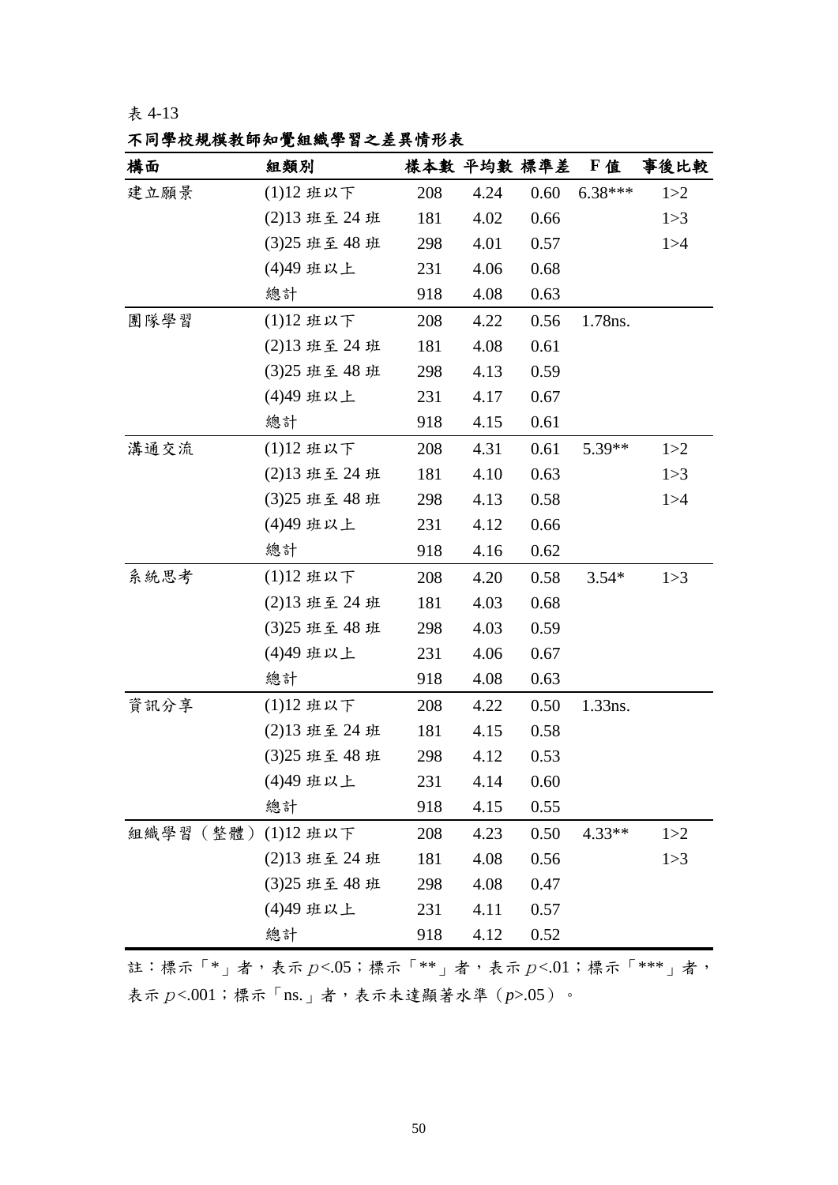表 4-13

**不同學校規模教師知覺組織學習之差異情形表**

| 構面 | 組類別 | 樣本數 | 平均數 | 標準差 | F 值 | 事後比較 |
|---|---|---|---|---|---|---|
| 建立願景 | (1)12 班以下 | 208 | 4.24 | 0.60 | 6.38*** | 1>2 |
| | (2)13 班至 24 班 | 181 | 4.02 | 0.66 | | 1>3 |
| | (3)25 班至 48 班 | 298 | 4.01 | 0.57 | | 1>4 |
| | (4)49 班以上 | 231 | 4.06 | 0.68 | | |
| | 總計 | 918 | 4.08 | 0.63 | | |
| 團隊學習 | (1)12 班以下 | 208 | 4.22 | 0.56 | 1.78ns. | |
| | (2)13 班至 24 班 | 181 | 4.08 | 0.61 | | |
| | (3)25 班至 48 班 | 298 | 4.13 | 0.59 | | |
| | (4)49 班以上 | 231 | 4.17 | 0.67 | | |
| | 總計 | 918 | 4.15 | 0.61 | | |
| 溝通交流 | (1)12 班以下 | 208 | 4.31 | 0.61 | 5.39** | 1>2 |
| | (2)13 班至 24 班 | 181 | 4.10 | 0.63 | | 1>3 |
| | (3)25 班至 48 班 | 298 | 4.13 | 0.58 | | 1>4 |
| | (4)49 班以上 | 231 | 4.12 | 0.66 | | |
| | 總計 | 918 | 4.16 | 0.62 | | |
| 系統思考 | (1)12 班以下 | 208 | 4.20 | 0.58 | 3.54* | 1>3 |
| | (2)13 班至 24 班 | 181 | 4.03 | 0.68 | | |
| | (3)25 班至 48 班 | 298 | 4.03 | 0.59 | | |
| | (4)49 班以上 | 231 | 4.06 | 0.67 | | |
| | 總計 | 918 | 4.08 | 0.63 | | |
| 資訊分享 | (1)12 班以下 | 208 | 4.22 | 0.50 | 1.33ns. | |
| | (2)13 班至 24 班 | 181 | 4.15 | 0.58 | | |
| | (3)25 班至 48 班 | 298 | 4.12 | 0.53 | | |
| | (4)49 班以上 | 231 | 4.14 | 0.60 | | |
| | 總計 | 918 | 4.15 | 0.55 | | |
| 組織學習（整體） | (1)12 班以下 | 208 | 4.23 | 0.50 | 4.33** | 1>2 |
| | (2)13 班至 24 班 | 181 | 4.08 | 0.56 | | 1>3 |
| | (3)25 班至 48 班 | 298 | 4.08 | 0.47 | | |
| | (4)49 班以上 | 231 | 4.11 | 0.57 | | |
| | 總計 | 918 | 4.12 | 0.52 | | |

註：標示「*」者，表示 $p<.05$；標示「**」者，表示 $p<.01$；標示「***」者，表示 $p<.001$；標示「ns.」者，表示未達顯著水準（$p>.05$）。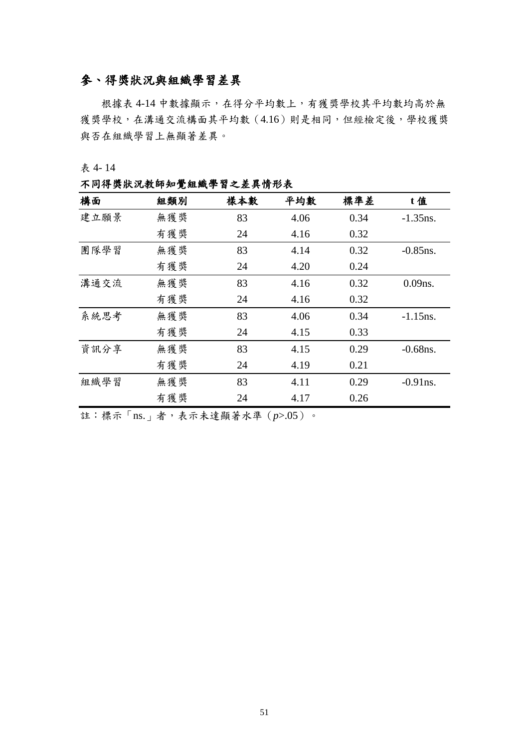## 參、得獎狀況與組織學習差異

根據表 4-14 中數據顯示，在得分平均數上，有獲獎學校其平均數均高於無獲獎學校，在溝通交流構面其平均數（4.16）則是相同，但經檢定後，學校獲獎與否在組織學習上無顯著差異。

表 4- 14

**不同得獎狀況教師知覺組織學習之差異情形表**

| 構面 | 組類別 | 樣本數 | 平均數 | 標準差 | t 值 |
|---|---|---|---|---|---|
| 建立願景 | 無獲獎 | 83 | 4.06 | 0.34 | -1.35ns. |
| | 有獲獎 | 24 | 4.16 | 0.32 | |
| 團隊學習 | 無獲獎 | 83 | 4.14 | 0.32 | -0.85ns. |
| | 有獲獎 | 24 | 4.20 | 0.24 | |
| 溝通交流 | 無獲獎 | 83 | 4.16 | 0.32 | 0.09ns. |
| | 有獲獎 | 24 | 4.16 | 0.32 | |
| 系統思考 | 無獲獎 | 83 | 4.06 | 0.34 | -1.15ns. |
| | 有獲獎 | 24 | 4.15 | 0.33 | |
| 資訊分享 | 無獲獎 | 83 | 4.15 | 0.29 | -0.68ns. |
| | 有獲獎 | 24 | 4.19 | 0.21 | |
| 組織學習 | 無獲獎 | 83 | 4.11 | 0.29 | -0.91ns. |
| | 有獲獎 | 24 | 4.17 | 0.26 | |

註：標示「ns.」者，表示未達顯著水準（$p$>.05）。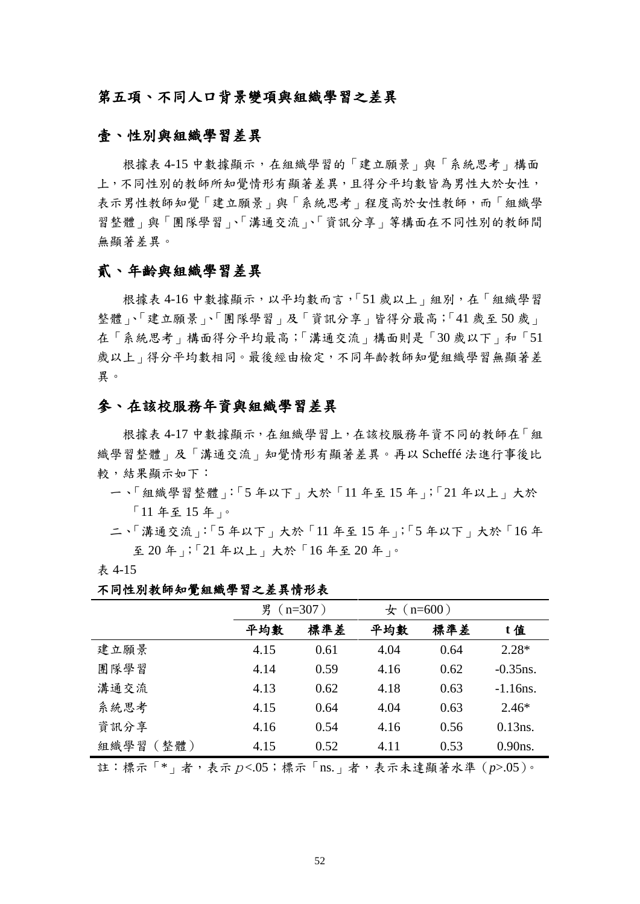## 第五項、不同人口背景變項與組織學習之差異

### 壹、性別與組織學習差異

根據表 4-15 中數據顯示，在組織學習的「建立願景」與「系統思考」構面上，不同性別的教師所知覺情形有顯著差異，且得分平均數皆為男性大於女性，表示男性教師知覺「建立願景」與「系統思考」程度高於女性教師，而「組織學習整體」與「團隊學習」、「溝通交流」、「資訊分享」等構面在不同性別的教師間無顯著差異。

### 貳、年齡與組織學習差異

根據表 4-16 中數據顯示，以平均數而言，「51 歲以上」組別，在「組織學習整體」、「建立願景」、「團隊學習」及「資訊分享」皆得分最高；「41 歲至 50 歲」在「系統思考」構面得分平均最高；「溝通交流」構面則是「30 歲以下」和「51 歲以上」得分平均數相同。最後經由檢定，不同年齡教師知覺組織學習無顯著差異。

### 參、在該校服務年資與組織學習差異

根據表 4-17 中數據顯示，在組織學習上，在該校服務年資不同的教師在「組織學習整體」及「溝通交流」知覺情形有顯著差異。再以 Scheffé 法進行事後比較，結果顯示如下：

一、「組織學習整體」:「5 年以下」大於「11 年至 15 年」;「21 年以上」大於「11 年至 15 年」。

二、「溝通交流」:「5 年以下」大於「11 年至 15 年」;「5 年以下」大於「16 年至 20 年」;「21 年以上」大於「16 年至 20 年」。

表 4-15

**不同性別教師知覺組織學習之差異情形表**

| | 男（n=307） | | 女（n=600） | | |
|---|---|---|---|---|---|
| | 平均數 | 標準差 | 平均數 | 標準差 | t 值 |
| 建立願景 | 4.15 | 0.61 | 4.04 | 0.64 | 2.28* |
| 團隊學習 | 4.14 | 0.59 | 4.16 | 0.62 | -0.35ns. |
| 溝通交流 | 4.13 | 0.62 | 4.18 | 0.63 | -1.16ns. |
| 系統思考 | 4.15 | 0.64 | 4.04 | 0.63 | 2.46* |
| 資訊分享 | 4.16 | 0.54 | 4.16 | 0.56 | 0.13ns. |
| 組織學習（整體） | 4.15 | 0.52 | 4.11 | 0.53 | 0.90ns. |

註：標示「*」者，表示 $p$<.05；標示「ns.」者，表示未達顯著水準（$p$>.05）。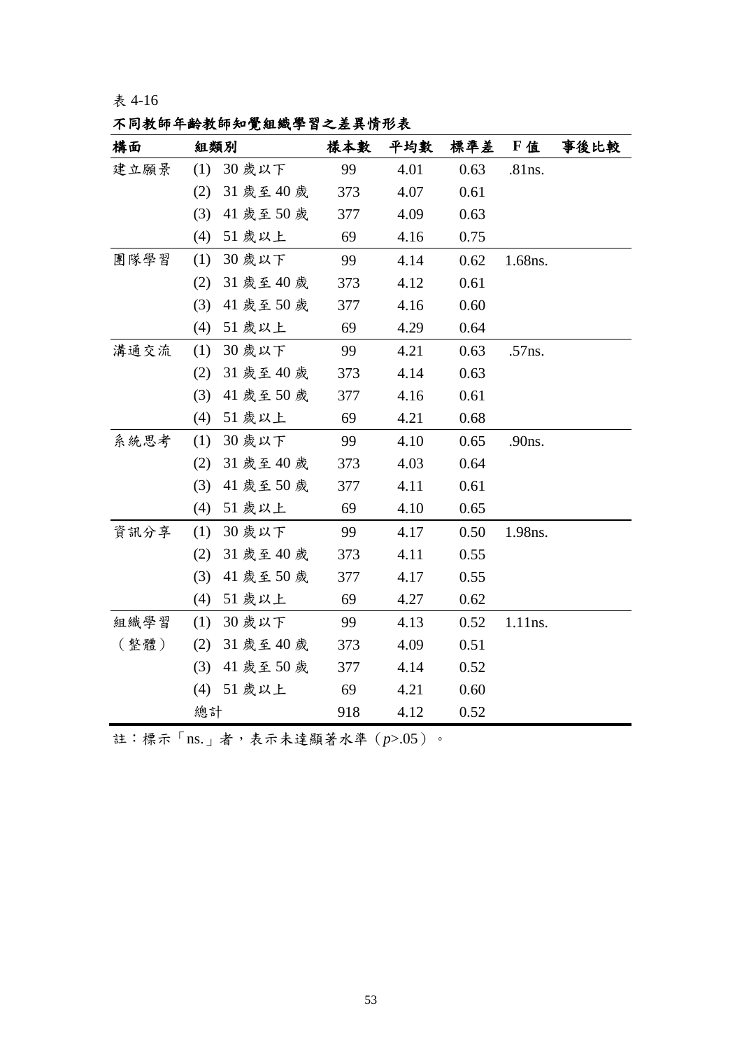表 4-16

**不同教師年齡教師知覺組織學習之差異情形表**

| 構面 | 組類別 | 樣本數 | 平均數 | 標準差 | F 值 | 事後比較 |
|---|---|---|---|---|---|---|
| 建立願景 | (1) 30 歲以下 | 99 | 4.01 | 0.63 | .81ns. | |
| | (2) 31 歲至 40 歲 | 373 | 4.07 | 0.61 | | |
| | (3) 41 歲至 50 歲 | 377 | 4.09 | 0.63 | | |
| | (4) 51 歲以上 | 69 | 4.16 | 0.75 | | |
| 團隊學習 | (1) 30 歲以下 | 99 | 4.14 | 0.62 | 1.68ns. | |
| | (2) 31 歲至 40 歲 | 373 | 4.12 | 0.61 | | |
| | (3) 41 歲至 50 歲 | 377 | 4.16 | 0.60 | | |
| | (4) 51 歲以上 | 69 | 4.29 | 0.64 | | |
| 溝通交流 | (1) 30 歲以下 | 99 | 4.21 | 0.63 | .57ns. | |
| | (2) 31 歲至 40 歲 | 373 | 4.14 | 0.63 | | |
| | (3) 41 歲至 50 歲 | 377 | 4.16 | 0.61 | | |
| | (4) 51 歲以上 | 69 | 4.21 | 0.68 | | |
| 系統思考 | (1) 30 歲以下 | 99 | 4.10 | 0.65 | .90ns. | |
| | (2) 31 歲至 40 歲 | 373 | 4.03 | 0.64 | | |
| | (3) 41 歲至 50 歲 | 377 | 4.11 | 0.61 | | |
| | (4) 51 歲以上 | 69 | 4.10 | 0.65 | | |
| 資訊分享 | (1) 30 歲以下 | 99 | 4.17 | 0.50 | 1.98ns. | |
| | (2) 31 歲至 40 歲 | 373 | 4.11 | 0.55 | | |
| | (3) 41 歲至 50 歲 | 377 | 4.17 | 0.55 | | |
| | (4) 51 歲以上 | 69 | 4.27 | 0.62 | | |
| 組織學習（整體） | (1) 30 歲以下 | 99 | 4.13 | 0.52 | 1.11ns. | |
| | (2) 31 歲至 40 歲 | 373 | 4.09 | 0.51 | | |
| | (3) 41 歲至 50 歲 | 377 | 4.14 | 0.52 | | |
| | (4) 51 歲以上 | 69 | 4.21 | 0.60 | | |
| | 總計 | 918 | 4.12 | 0.52 | | |

註：標示「ns.」者，表示未達顯著水準（$p$>.05）。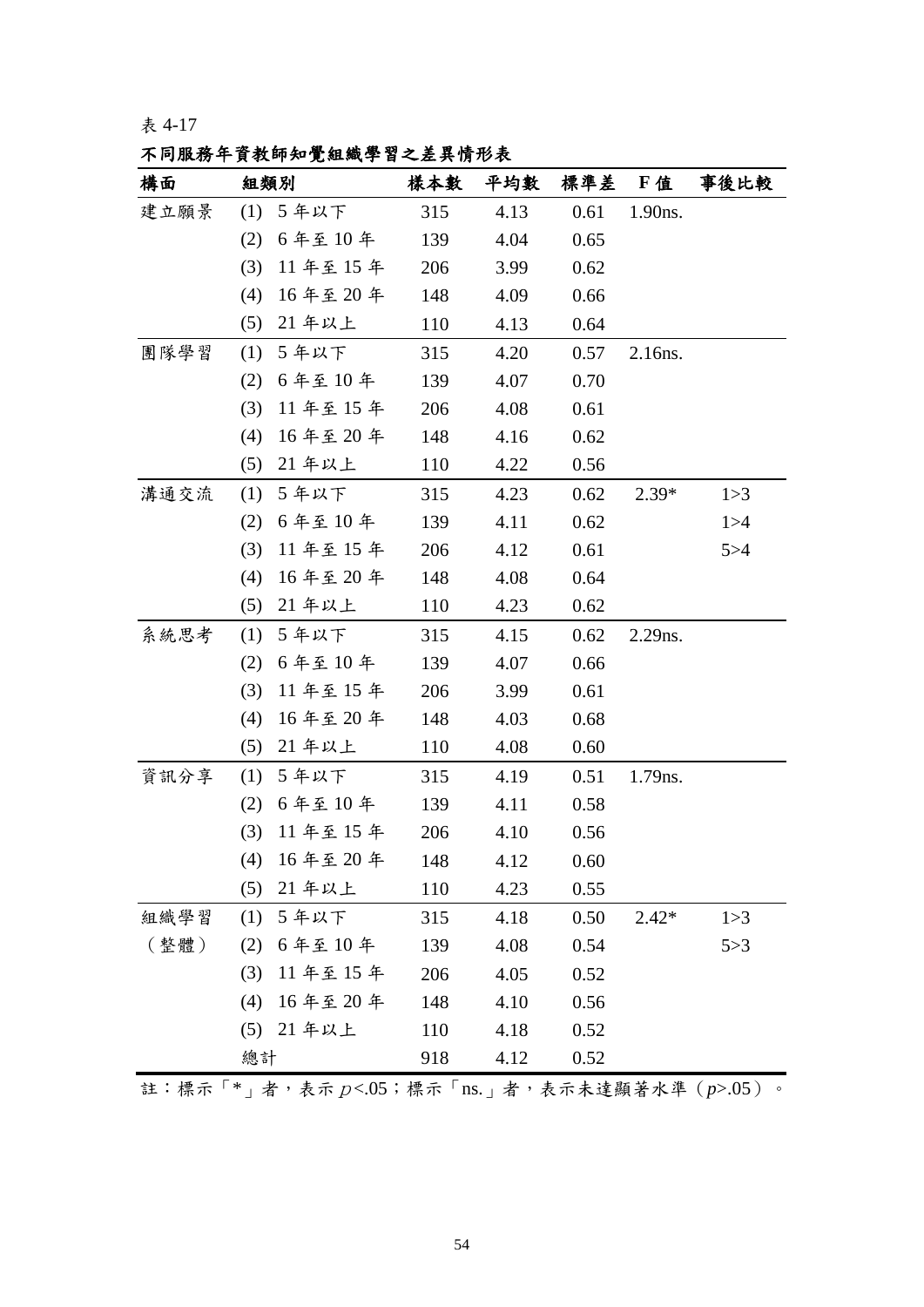表 4-17

**不同服務年資教師知覺組織學習之差異情形表**

| 構面 | 組類別 | 樣本數 | 平均數 | 標準差 | F 值 | 事後比較 |
|---|---|---|---|---|---|---|
| 建立願景 | (1) 5 年以下 | 315 | 4.13 | 0.61 | 1.90ns. | |
| | (2) 6 年至 10 年 | 139 | 4.04 | 0.65 | | |
| | (3) 11 年至 15 年 | 206 | 3.99 | 0.62 | | |
| | (4) 16 年至 20 年 | 148 | 4.09 | 0.66 | | |
| | (5) 21 年以上 | 110 | 4.13 | 0.64 | | |
| 團隊學習 | (1) 5 年以下 | 315 | 4.20 | 0.57 | 2.16ns. | |
| | (2) 6 年至 10 年 | 139 | 4.07 | 0.70 | | |
| | (3) 11 年至 15 年 | 206 | 4.08 | 0.61 | | |
| | (4) 16 年至 20 年 | 148 | 4.16 | 0.62 | | |
| | (5) 21 年以上 | 110 | 4.22 | 0.56 | | |
| 溝通交流 | (1) 5 年以下 | 315 | 4.23 | 0.62 | 2.39* | 1>3 |
| | (2) 6 年至 10 年 | 139 | 4.11 | 0.62 | | 1>4 |
| | (3) 11 年至 15 年 | 206 | 4.12 | 0.61 | | 5>4 |
| | (4) 16 年至 20 年 | 148 | 4.08 | 0.64 | | |
| | (5) 21 年以上 | 110 | 4.23 | 0.62 | | |
| 系統思考 | (1) 5 年以下 | 315 | 4.15 | 0.62 | 2.29ns. | |
| | (2) 6 年至 10 年 | 139 | 4.07 | 0.66 | | |
| | (3) 11 年至 15 年 | 206 | 3.99 | 0.61 | | |
| | (4) 16 年至 20 年 | 148 | 4.03 | 0.68 | | |
| | (5) 21 年以上 | 110 | 4.08 | 0.60 | | |
| 資訊分享 | (1) 5 年以下 | 315 | 4.19 | 0.51 | 1.79ns. | |
| | (2) 6 年至 10 年 | 139 | 4.11 | 0.58 | | |
| | (3) 11 年至 15 年 | 206 | 4.10 | 0.56 | | |
| | (4) 16 年至 20 年 | 148 | 4.12 | 0.60 | | |
| | (5) 21 年以上 | 110 | 4.23 | 0.55 | | |
| 組織學習（整體） | (1) 5 年以下 | 315 | 4.18 | 0.50 | 2.42* | 1>3 |
| | (2) 6 年至 10 年 | 139 | 4.08 | 0.54 | | 5>3 |
| | (3) 11 年至 15 年 | 206 | 4.05 | 0.52 | | |
| | (4) 16 年至 20 年 | 148 | 4.10 | 0.56 | | |
| | (5) 21 年以上 | 110 | 4.18 | 0.52 | | |
| | 總計 | 918 | 4.12 | 0.52 | | |

註：標示「*」者，表示 $p<.05$；標示「ns.」者，表示未達顯著水準（$p>.05$）。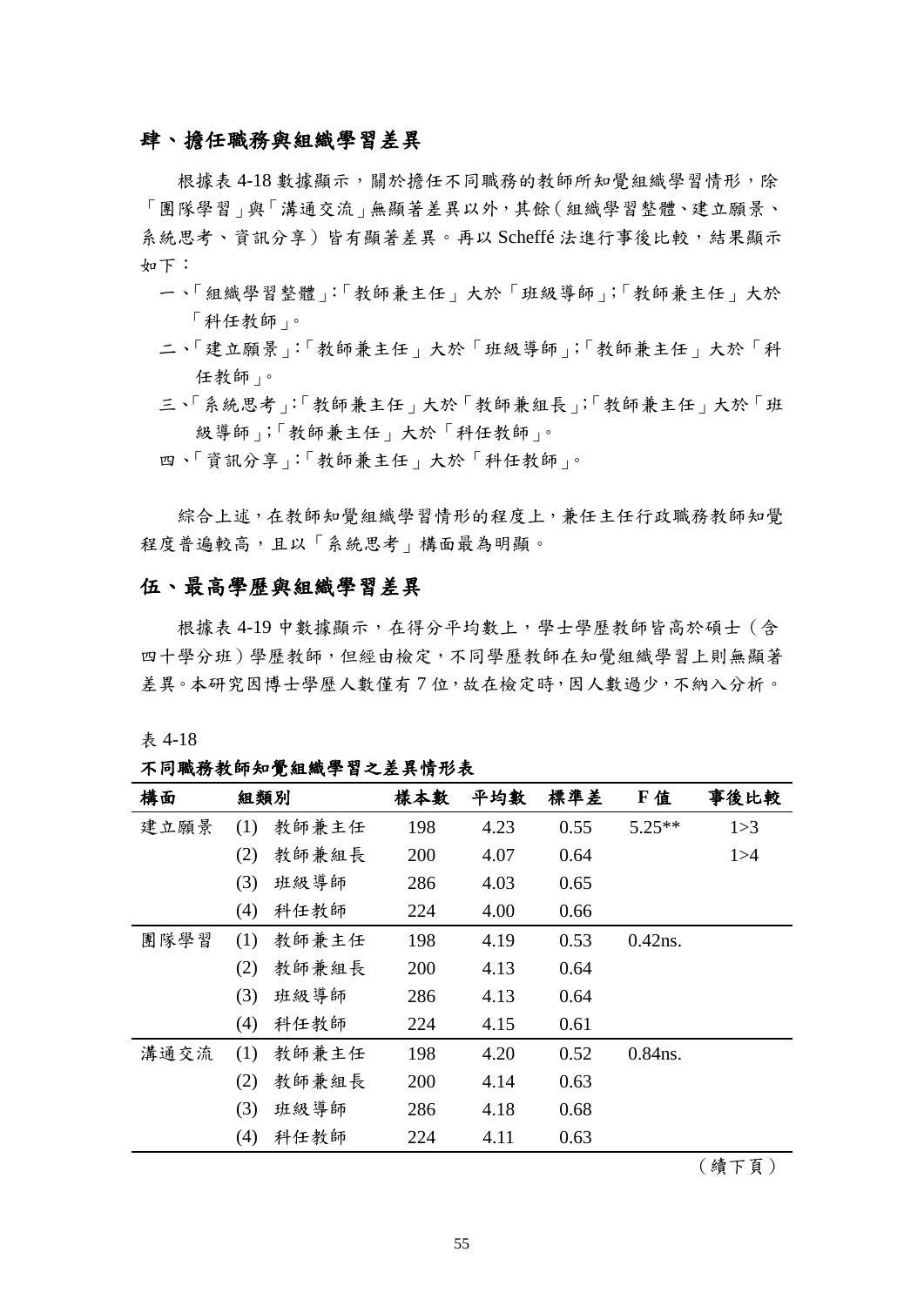## 肆、擔任職務與組織學習差異

根據表 4-18 數據顯示，關於擔任不同職務的教師所知覺組織學習情形，除「團隊學習」與「溝通交流」無顯著差異以外，其餘（組織學習整體、建立願景、系統思考、資訊分享）皆有顯著差異。再以 Scheffé 法進行事後比較，結果顯示如下：

一、「組織學習整體」:「教師兼主任」大於「班級導師」;「教師兼主任」大於「科任教師」。

二、「建立願景」:「教師兼主任」大於「班級導師」;「教師兼主任」大於「科任教師」。

三、「系統思考」:「教師兼主任」大於「教師兼組長」;「教師兼主任」大於「班級導師」;「教師兼主任」大於「科任教師」。

四、「資訊分享」:「教師兼主任」大於「科任教師」。

綜合上述，在教師知覺組織學習情形的程度上，兼任主任行政職務教師知覺程度普遍較高，且以「系統思考」構面最為明顯。

## 伍、最高學歷與組織學習差異

根據表 4-19 中數據顯示，在得分平均數上，學士學歷教師皆高於碩士（含四十學分班）學歷教師，但經由檢定，不同學歷教師在知覺組織學習上則無顯著差異。本研究因博士學歷人數僅有 7 位，故在檢定時，因人數過少，不納入分析。

表 4-18

**不同職務教師知覺組織學習之差異情形表**

| 構面 | 組類別 | 樣本數 | 平均數 | 標準差 | F 值 | 事後比較 |
|---|---|---|---|---|---|---|
| 建立願景 | (1) 教師兼主任 | 198 | 4.23 | 0.55 | 5.25** | 1>3 |
| | (2) 教師兼組長 | 200 | 4.07 | 0.64 | | 1>4 |
| | (3) 班級導師 | 286 | 4.03 | 0.65 | | |
| | (4) 科任教師 | 224 | 4.00 | 0.66 | | |
| 團隊學習 | (1) 教師兼主任 | 198 | 4.19 | 0.53 | 0.42ns. | |
| | (2) 教師兼組長 | 200 | 4.13 | 0.64 | | |
| | (3) 班級導師 | 286 | 4.13 | 0.64 | | |
| | (4) 科任教師 | 224 | 4.15 | 0.61 | | |
| 溝通交流 | (1) 教師兼主任 | 198 | 4.20 | 0.52 | 0.84ns. | |
| | (2) 教師兼組長 | 200 | 4.14 | 0.63 | | |
| | (3) 班級導師 | 286 | 4.18 | 0.68 | | |
| | (4) 科任教師 | 224 | 4.11 | 0.63 | | |

（續下頁）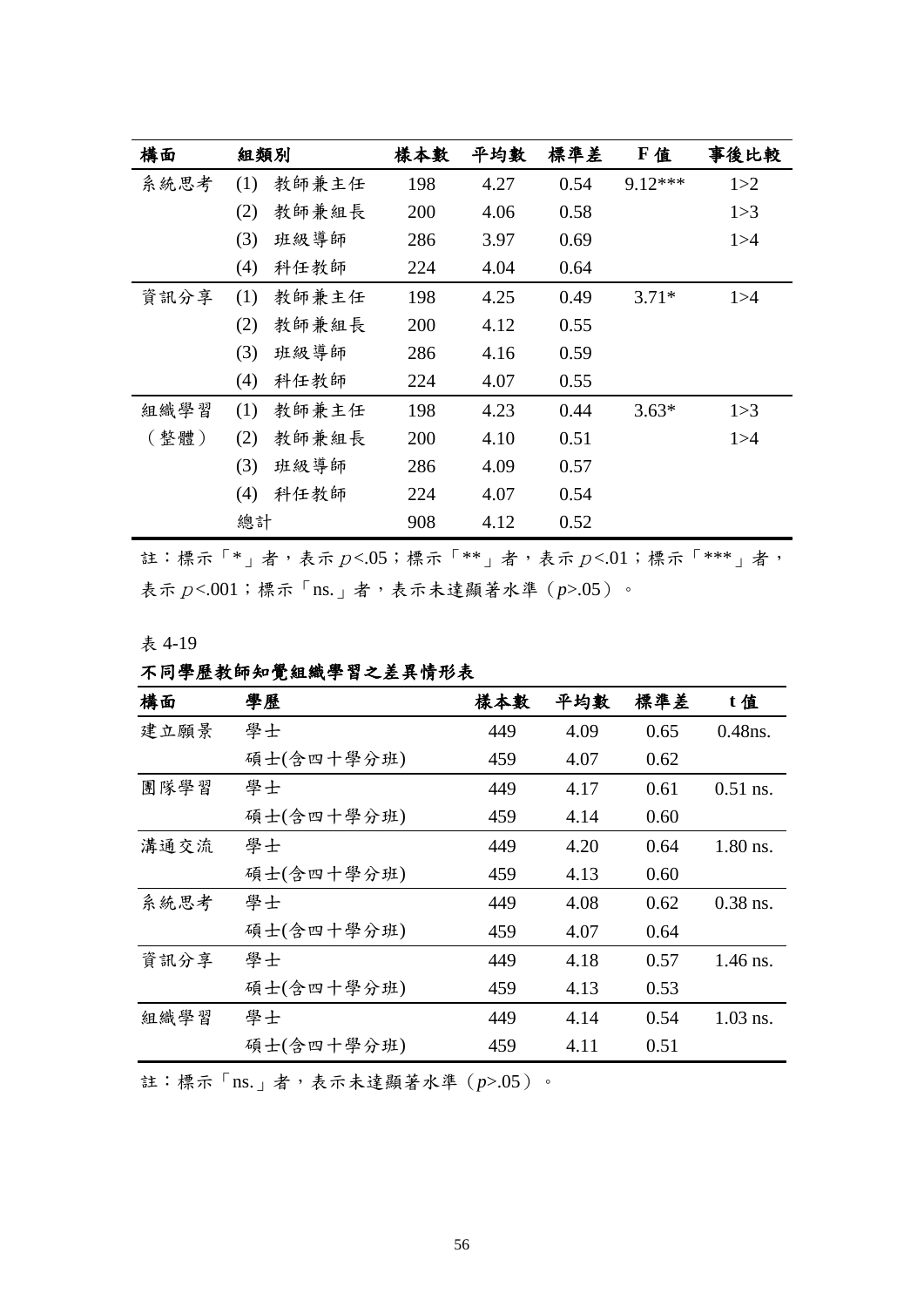| 構面 | 組類別 | 樣本數 | 平均數 | 標準差 | F 值 | 事後比較 |
|---|---|---|---|---|---|---|
| 系統思考 | (1) 教師兼主任 | 198 | 4.27 | 0.54 | 9.12*** | 1>2 |
| | (2) 教師兼組長 | 200 | 4.06 | 0.58 | | 1>3 |
| | (3) 班級導師 | 286 | 3.97 | 0.69 | | 1>4 |
| | (4) 科任教師 | 224 | 4.04 | 0.64 | | |
| 資訊分享 | (1) 教師兼主任 | 198 | 4.25 | 0.49 | 3.71* | 1>4 |
| | (2) 教師兼組長 | 200 | 4.12 | 0.55 | | |
| | (3) 班級導師 | 286 | 4.16 | 0.59 | | |
| | (4) 科任教師 | 224 | 4.07 | 0.55 | | |
| 組織學習（整體） | (1) 教師兼主任 | 198 | 4.23 | 0.44 | 3.63* | 1>3 |
| | (2) 教師兼組長 | 200 | 4.10 | 0.51 | | 1>4 |
| | (3) 班級導師 | 286 | 4.09 | 0.57 | | |
| | (4) 科任教師 | 224 | 4.07 | 0.54 | | |
| | 總計 | 908 | 4.12 | 0.52 | | |

註：標示「*」者，表示 $p$<.05；標示「**」者，表示 $p$<.01；標示「***」者，表示 $p$<.001；標示「ns.」者，表示未達顯著水準（$p$>.05）。

表 4-19

**不同學歷教師知覺組織學習之差異情形表**

| 構面 | 學歷 | 樣本數 | 平均數 | 標準差 | t 值 |
|---|---|---|---|---|---|
| 建立願景 | 學士 | 449 | 4.09 | 0.65 | 0.48ns. |
| | 碩士(含四十學分班) | 459 | 4.07 | 0.62 | |
| 團隊學習 | 學士 | 449 | 4.17 | 0.61 | 0.51 ns. |
| | 碩士(含四十學分班) | 459 | 4.14 | 0.60 | |
| 溝通交流 | 學士 | 449 | 4.20 | 0.64 | 1.80 ns. |
| | 碩士(含四十學分班) | 459 | 4.13 | 0.60 | |
| 系統思考 | 學士 | 449 | 4.08 | 0.62 | 0.38 ns. |
| | 碩士(含四十學分班) | 459 | 4.07 | 0.64 | |
| 資訊分享 | 學士 | 449 | 4.18 | 0.57 | 1.46 ns. |
| | 碩士(含四十學分班) | 459 | 4.13 | 0.53 | |
| 組織學習 | 學士 | 449 | 4.14 | 0.54 | 1.03 ns. |
| | 碩士(含四十學分班) | 459 | 4.11 | 0.51 | |

註：標示「ns.」者，表示未達顯著水準（$p$>.05）。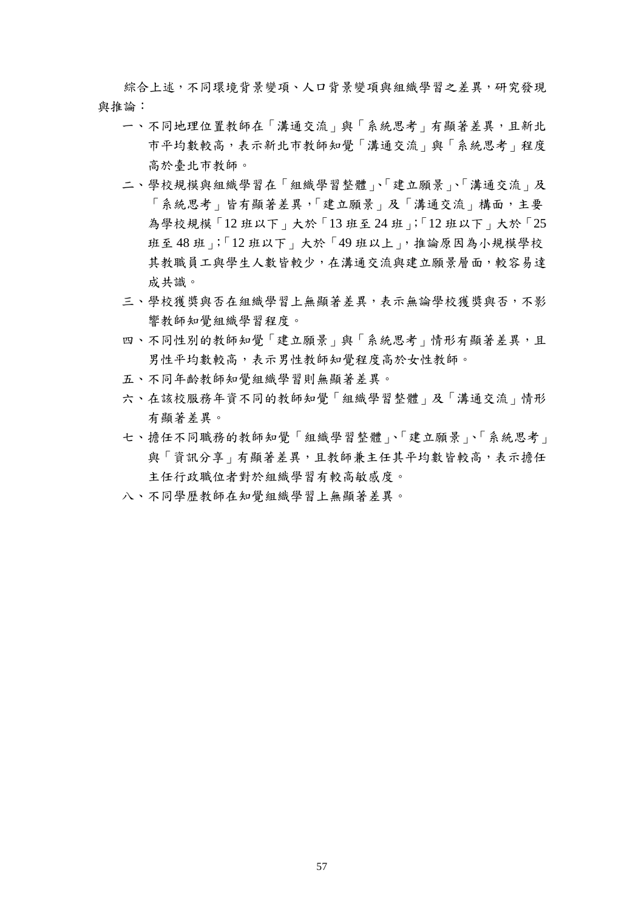綜合上述，不同環境背景變項、人口背景變項與組織學習之差異，研究發現與推論：

一、不同地理位置教師在「溝通交流」與「系統思考」有顯著差異，且新北市平均數較高，表示新北市教師知覺「溝通交流」與「系統思考」程度高於臺北市教師。

二、學校規模與組織學習在「組織學習整體」、「建立願景」、「溝通交流」及「系統思考」皆有顯著差異，「建立願景」及「溝通交流」構面，主要為學校規模「12 班以下」大於「13 班至 24 班」;「12 班以下」大於「25 班至 48 班」;「12 班以下」大於「49 班以上」，推論原因為小規模學校其教職員工與學生人數皆較少，在溝通交流與建立願景層面，較容易達成共識。

三、學校獲獎與否在組織學習上無顯著差異，表示無論學校獲獎與否，不影響教師知覺組織學習程度。

四、不同性別的教師知覺「建立願景」與「系統思考」情形有顯著差異，且男性平均數較高，表示男性教師知覺程度高於女性教師。

五、不同年齡教師知覺組織學習則無顯著差異。

六、在該校服務年資不同的教師知覺「組織學習整體」及「溝通交流」情形有顯著差異。

七、擔任不同職務的教師知覺「組織學習整體」、「建立願景」、「系統思考」與「資訊分享」有顯著差異，且教師兼主任其平均數皆較高，表示擔任主任行政職位者對於組織學習有較高敏感度。

八、不同學歷教師在知覺組織學習上無顯著差異。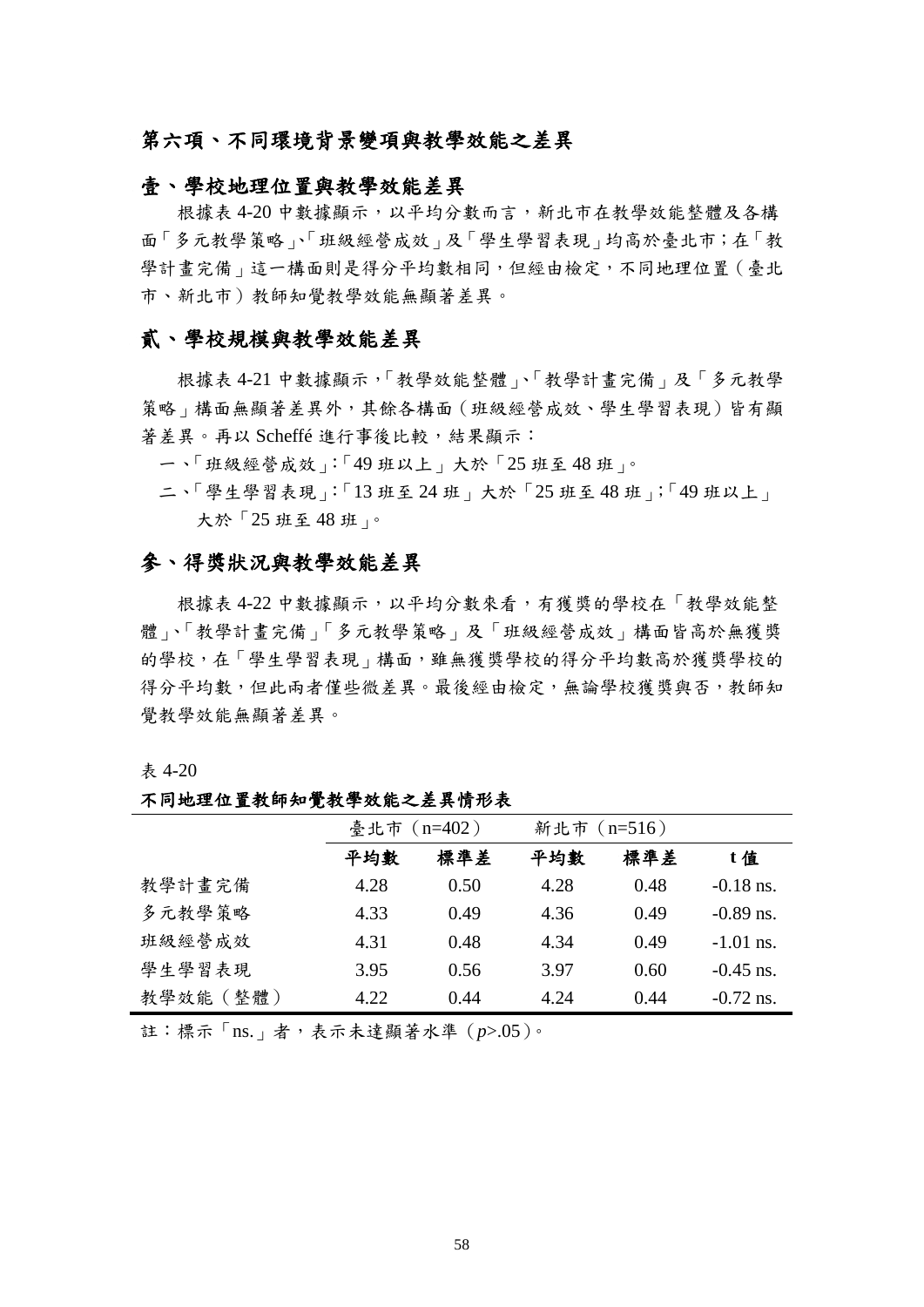## 第六項、不同環境背景變項與教學效能之差異

### 壹、學校地理位置與教學效能差異

根據表 4-20 中數據顯示，以平均分數而言，新北市在教學效能整體及各構面「多元教學策略」、「班級經營成效」及「學生學習表現」均高於臺北市；在「教學計畫完備」這一構面則是得分平均數相同，但經由檢定，不同地理位置（臺北市、新北市）教師知覺教學效能無顯著差異。

### 貳、學校規模與教學效能差異

根據表 4-21 中數據顯示，「教學效能整體」、「教學計畫完備」及「多元教學策略」構面無顯著差異外，其餘各構面（班級經營成效、學生學習表現）皆有顯著差異。再以 Scheffé 進行事後比較，結果顯示：

一、「班級經營成效」：「49 班以上」大於「25 班至 48 班」。

二、「學生學習表現」：「13 班至 24 班」大於「25 班至 48 班」；「49 班以上」大於「25 班至 48 班」。

### 參、得獎狀況與教學效能差異

根據表 4-22 中數據顯示，以平均分數來看，有獲獎的學校在「教學效能整體」、「教學計畫完備」「多元教學策略」及「班級經營成效」構面皆高於無獲獎的學校，在「學生學習表現」構面，雖無獲獎學校的得分平均數高於獲獎學校的得分平均數，但此兩者僅些微差異。最後經由檢定，無論學校獲獎與否，教師知覺教學效能無顯著差異。

表 4-20

**不同地理位置教師知覺教學效能之差異情形表**

| | 臺北市（n=402） | | 新北市（n=516） | | |
|---|---|---|---|---|---|
| | **平均數** | **標準差** | **平均數** | **標準差** | **t 值** |
| 教學計畫完備 | 4.28 | 0.50 | 4.28 | 0.48 | -0.18 ns. |
| 多元教學策略 | 4.33 | 0.49 | 4.36 | 0.49 | -0.89 ns. |
| 班級經營成效 | 4.31 | 0.48 | 4.34 | 0.49 | -1.01 ns. |
| 學生學習表現 | 3.95 | 0.56 | 3.97 | 0.60 | -0.45 ns. |
| 教學效能（整體） | 4.22 | 0.44 | 4.24 | 0.44 | -0.72 ns. |

註：標示「ns.」者，表示未達顯著水準（$p$>.05）。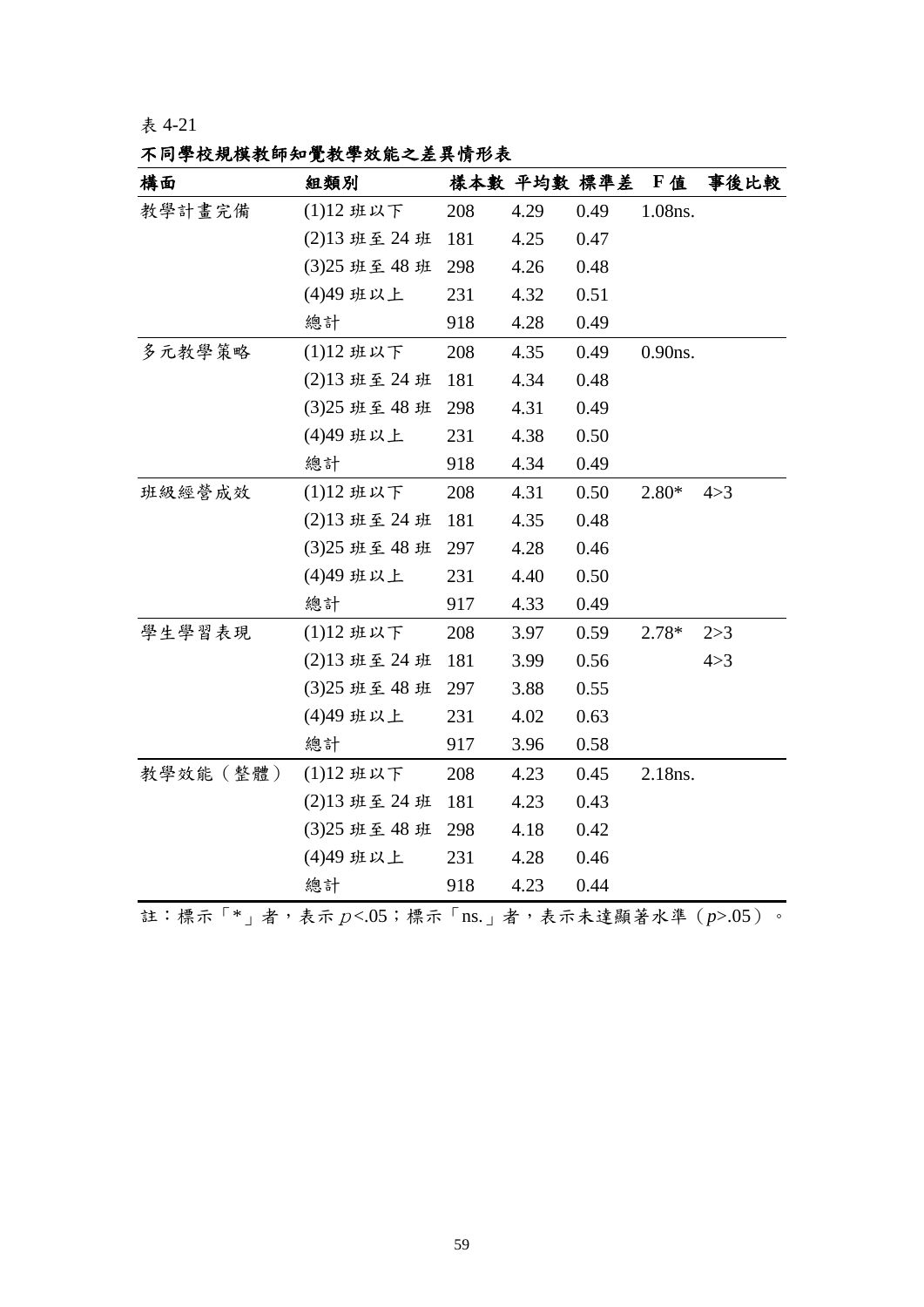表 4-21

**不同學校規模教師知覺教學效能之差異情形表**

| 構面 | 組類別 | 樣本數 | 平均數 | 標準差 | F 值 | 事後比較 |
|---|---|---|---|---|---|---|
| 教學計畫完備 | (1)12 班以下 | 208 | 4.29 | 0.49 | 1.08ns. | |
| | (2)13 班至 24 班 | 181 | 4.25 | 0.47 | | |
| | (3)25 班至 48 班 | 298 | 4.26 | 0.48 | | |
| | (4)49 班以上 | 231 | 4.32 | 0.51 | | |
| | 總計 | 918 | 4.28 | 0.49 | | |
| 多元教學策略 | (1)12 班以下 | 208 | 4.35 | 0.49 | 0.90ns. | |
| | (2)13 班至 24 班 | 181 | 4.34 | 0.48 | | |
| | (3)25 班至 48 班 | 298 | 4.31 | 0.49 | | |
| | (4)49 班以上 | 231 | 4.38 | 0.50 | | |
| | 總計 | 918 | 4.34 | 0.49 | | |
| 班級經營成效 | (1)12 班以下 | 208 | 4.31 | 0.50 | 2.80* | 4>3 |
| | (2)13 班至 24 班 | 181 | 4.35 | 0.48 | | |
| | (3)25 班至 48 班 | 297 | 4.28 | 0.46 | | |
| | (4)49 班以上 | 231 | 4.40 | 0.50 | | |
| | 總計 | 917 | 4.33 | 0.49 | | |
| 學生學習表現 | (1)12 班以下 | 208 | 3.97 | 0.59 | 2.78* | 2>3 |
| | (2)13 班至 24 班 | 181 | 3.99 | 0.56 | | 4>3 |
| | (3)25 班至 48 班 | 297 | 3.88 | 0.55 | | |
| | (4)49 班以上 | 231 | 4.02 | 0.63 | | |
| | 總計 | 917 | 3.96 | 0.58 | | |
| 教學效能（整體） | (1)12 班以下 | 208 | 4.23 | 0.45 | 2.18ns. | |
| | (2)13 班至 24 班 | 181 | 4.23 | 0.43 | | |
| | (3)25 班至 48 班 | 298 | 4.18 | 0.42 | | |
| | (4)49 班以上 | 231 | 4.28 | 0.46 | | |
| | 總計 | 918 | 4.23 | 0.44 | | |

註：標示「*」者，表示 $p<.05$；標示「ns.」者，表示未達顯著水準（$p>.05$）。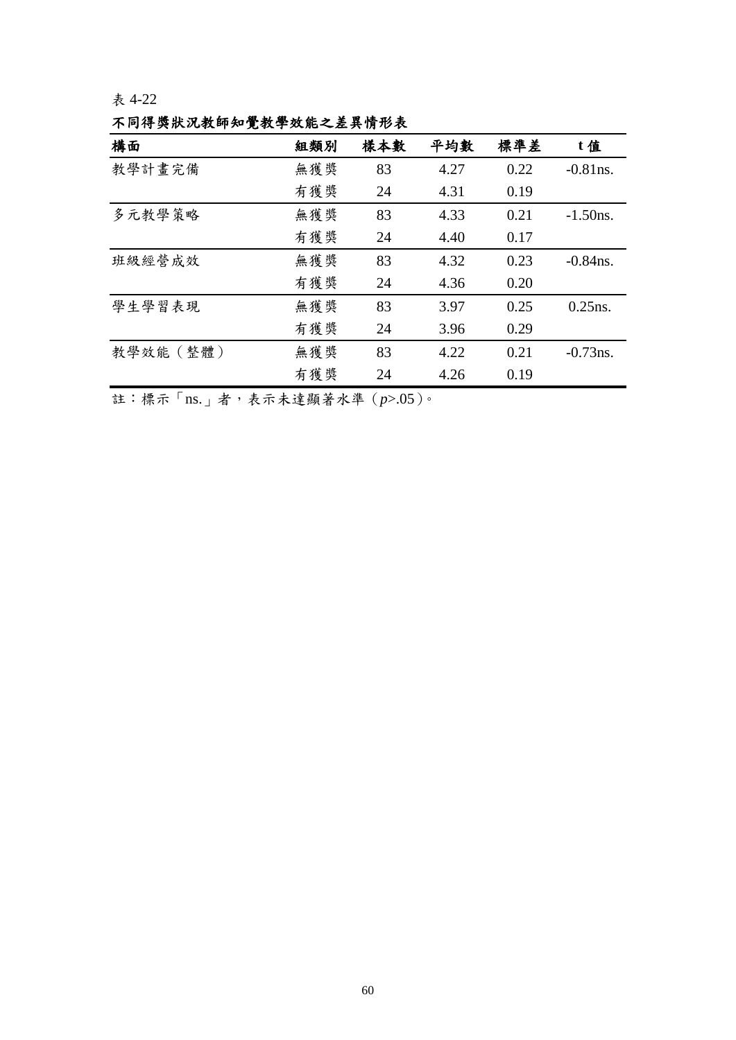表 4-22

**不同得獎狀況教師知覺教學效能之差異情形表**

| 構面 | 組類別 | 樣本數 | 平均數 | 標準差 | t 值 |
|---|---|---|---|---|---|
| 教學計畫完備 | 無獲獎 | 83 | 4.27 | 0.22 | -0.81ns. |
| | 有獲獎 | 24 | 4.31 | 0.19 | |
| 多元教學策略 | 無獲獎 | 83 | 4.33 | 0.21 | -1.50ns. |
| | 有獲獎 | 24 | 4.40 | 0.17 | |
| 班級經營成效 | 無獲獎 | 83 | 4.32 | 0.23 | -0.84ns. |
| | 有獲獎 | 24 | 4.36 | 0.20 | |
| 學生學習表現 | 無獲獎 | 83 | 3.97 | 0.25 | 0.25ns. |
| | 有獲獎 | 24 | 3.96 | 0.29 | |
| 教學效能（整體） | 無獲獎 | 83 | 4.22 | 0.21 | -0.73ns. |
| | 有獲獎 | 24 | 4.26 | 0.19 | |

註：標示「ns.」者，表示未達顯著水準（$p$>.05）。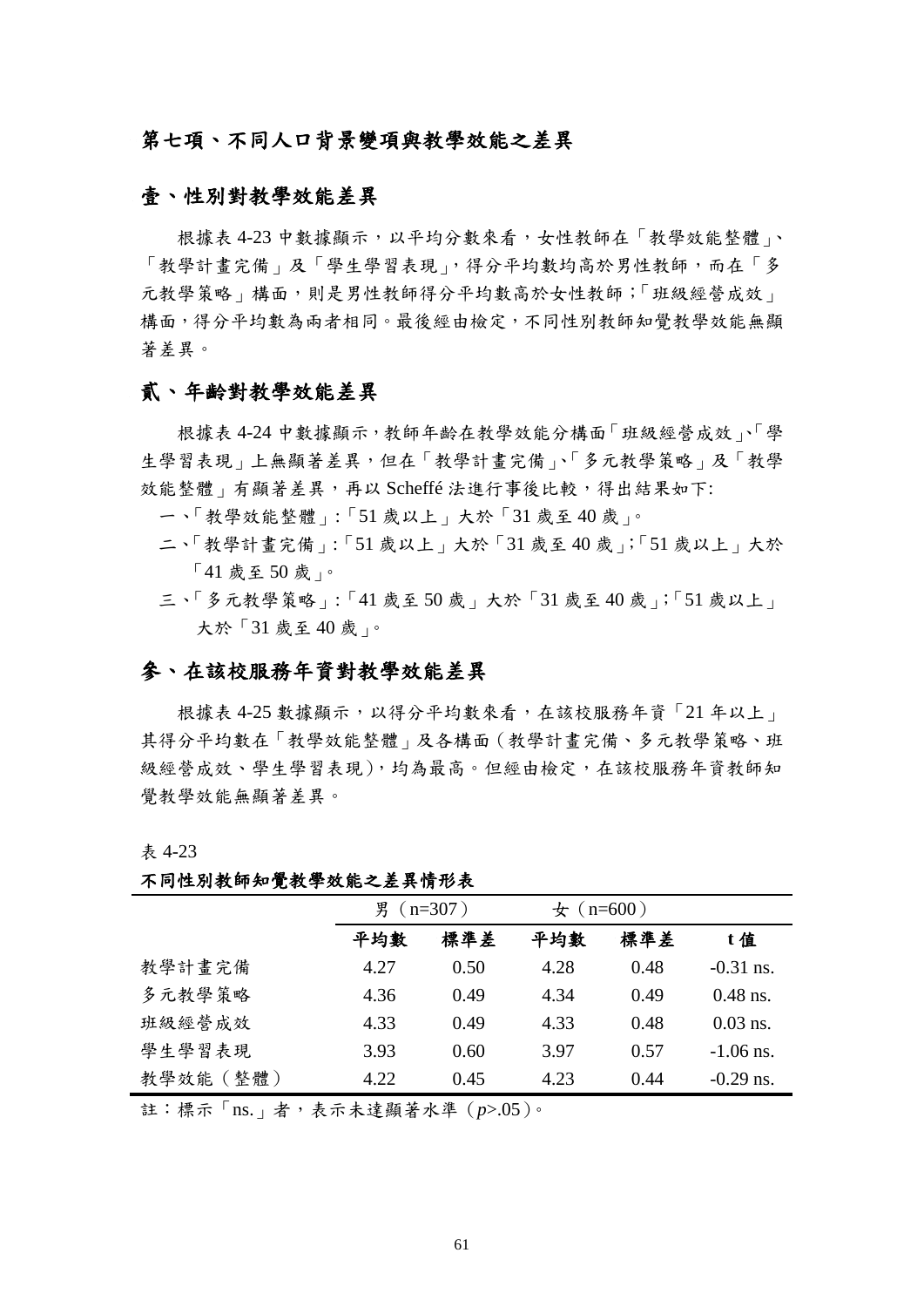## 第七項、不同人口背景變項與教學效能之差異

### 壹、性別對教學效能差異

根據表 4-23 中數據顯示，以平均分數來看，女性教師在「教學效能整體」、「教學計畫完備」及「學生學習表現」，得分平均數均高於男性教師，而在「多元教學策略」構面，則是男性教師得分平均數高於女性教師；「班級經營成效」構面，得分平均數為兩者相同。最後經由檢定，不同性別教師知覺教學效能無顯著差異。

### 貳、年齡對教學效能差異

根據表 4-24 中數據顯示，教師年齡在教學效能分構面「班級經營成效」、「學生學習表現」上無顯著差異，但在「教學計畫完備」、「多元教學策略」及「教學效能整體」有顯著差異，再以 Scheffé 法進行事後比較，得出結果如下:

一、「教學效能整體」:「51 歲以上」大於「31 歲至 40 歲」。

二、「教學計畫完備」:「51 歲以上」大於「31 歲至 40 歲」;「51 歲以上」大於「41 歲至 50 歲」。

三、「多元教學策略」:「41 歲至 50 歲」大於「31 歲至 40 歲」;「51 歲以上」大於「31 歲至 40 歲」。

### 參、在該校服務年資對教學效能差異

根據表 4-25 數據顯示，以得分平均數來看，在該校服務年資「21 年以上」其得分平均數在「教學效能整體」及各構面（教學計畫完備、多元教學策略、班級經營成效、學生學習表現），均為最高。但經由檢定，在該校服務年資教師知覺教學效能無顯著差異。

表 4-23

**不同性別教師知覺教學效能之差異情形表**

| | 男（n=307） | | 女（n=600） | | |
|---|---|---|---|---|---|
| | **平均數** | **標準差** | **平均數** | **標準差** | **t 值** |
| 教學計畫完備 | 4.27 | 0.50 | 4.28 | 0.48 | -0.31 ns. |
| 多元教學策略 | 4.36 | 0.49 | 4.34 | 0.49 | 0.48 ns. |
| 班級經營成效 | 4.33 | 0.49 | 4.33 | 0.48 | 0.03 ns. |
| 學生學習表現 | 3.93 | 0.60 | 3.97 | 0.57 | -1.06 ns. |
| 教學效能（整體） | 4.22 | 0.45 | 4.23 | 0.44 | -0.29 ns. |

註：標示「ns.」者，表示未達顯著水準（$p$>.05）。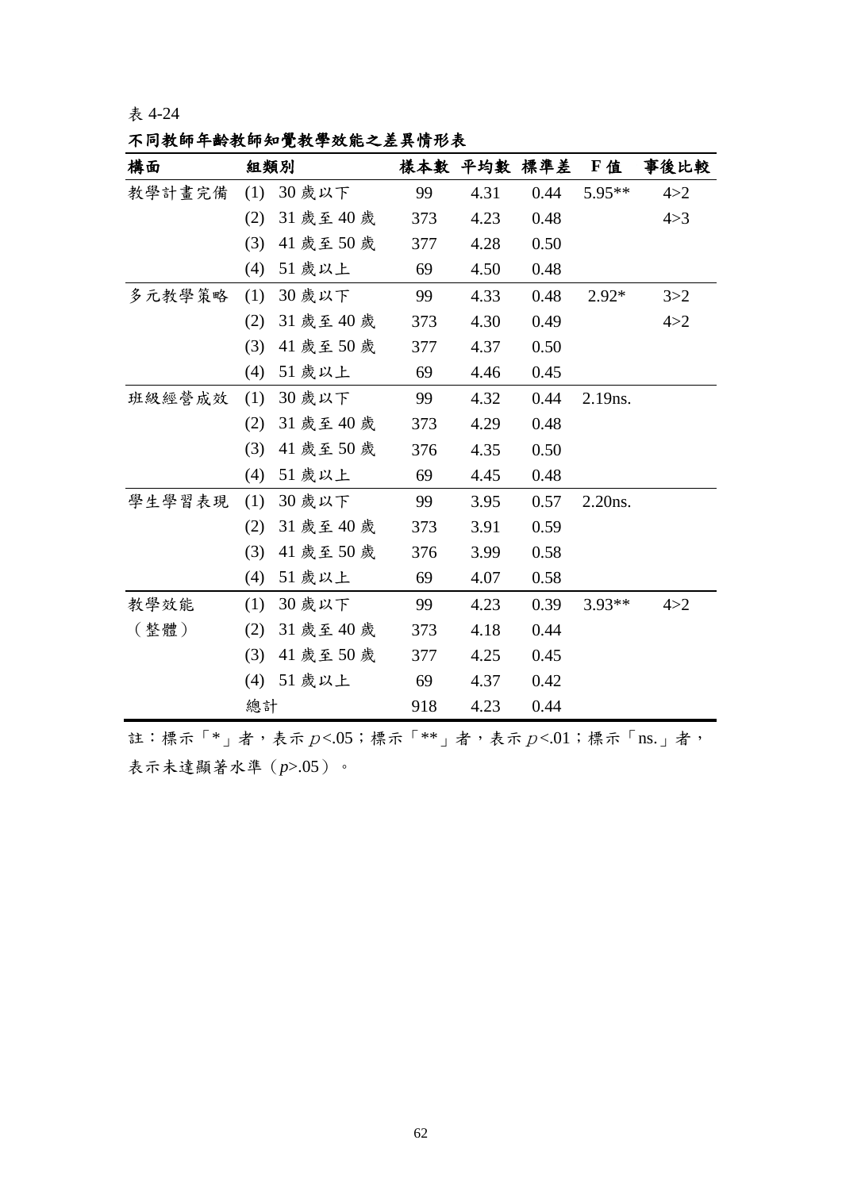表 4-24

**不同教師年齡教師知覺教學效能之差異情形表**

| 構面 | 組類別 | 樣本數 | 平均數 | 標準差 | F 值 | 事後比較 |
|---|---|---|---|---|---|---|
| 教學計畫完備 | (1) 30 歲以下 | 99 | 4.31 | 0.44 | 5.95** | 4>2 |
| | (2) 31 歲至 40 歲 | 373 | 4.23 | 0.48 | | 4>3 |
| | (3) 41 歲至 50 歲 | 377 | 4.28 | 0.50 | | |
| | (4) 51 歲以上 | 69 | 4.50 | 0.48 | | |
| 多元教學策略 | (1) 30 歲以下 | 99 | 4.33 | 0.48 | 2.92* | 3>2 |
| | (2) 31 歲至 40 歲 | 373 | 4.30 | 0.49 | | 4>2 |
| | (3) 41 歲至 50 歲 | 377 | 4.37 | 0.50 | | |
| | (4) 51 歲以上 | 69 | 4.46 | 0.45 | | |
| 班級經營成效 | (1) 30 歲以下 | 99 | 4.32 | 0.44 | 2.19ns. | |
| | (2) 31 歲至 40 歲 | 373 | 4.29 | 0.48 | | |
| | (3) 41 歲至 50 歲 | 376 | 4.35 | 0.50 | | |
| | (4) 51 歲以上 | 69 | 4.45 | 0.48 | | |
| 學生學習表現 | (1) 30 歲以下 | 99 | 3.95 | 0.57 | 2.20ns. | |
| | (2) 31 歲至 40 歲 | 373 | 3.91 | 0.59 | | |
| | (3) 41 歲至 50 歲 | 376 | 3.99 | 0.58 | | |
| | (4) 51 歲以上 | 69 | 4.07 | 0.58 | | |
| 教學效能（整體） | (1) 30 歲以下 | 99 | 4.23 | 0.39 | 3.93** | 4>2 |
| | (2) 31 歲至 40 歲 | 373 | 4.18 | 0.44 | | |
| | (3) 41 歲至 50 歲 | 377 | 4.25 | 0.45 | | |
| | (4) 51 歲以上 | 69 | 4.37 | 0.42 | | |
| | 總計 | 918 | 4.23 | 0.44 | | |

註：標示「*」者，表示 $p<.05$；標示「**」者，表示 $p<.01$；標示「ns.」者，表示未達顯著水準（$p>.05$）。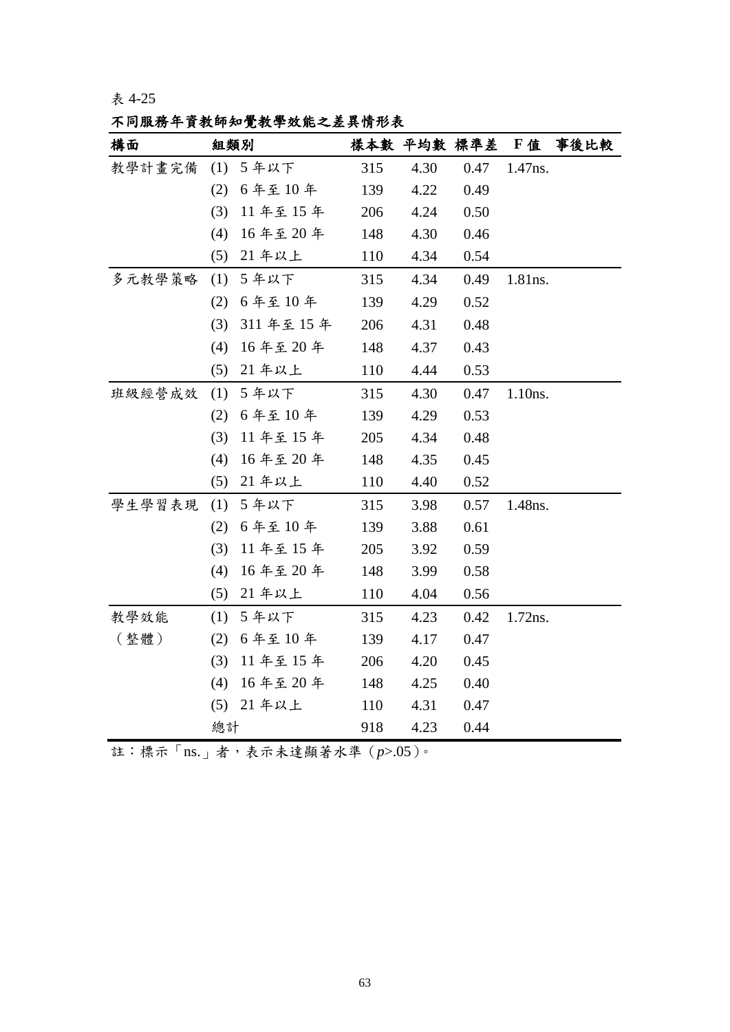表 4-25

**不同服務年資教師知覺教學效能之差異情形表**

| 構面 | 組類別 | 樣本數 | 平均數 | 標準差 | F 值 | 事後比較 |
|---|---|---|---|---|---|---|
| 教學計畫完備 | (1) 5 年以下 | 315 | 4.30 | 0.47 | 1.47ns. | |
| | (2) 6 年至 10 年 | 139 | 4.22 | 0.49 | | |
| | (3) 11 年至 15 年 | 206 | 4.24 | 0.50 | | |
| | (4) 16 年至 20 年 | 148 | 4.30 | 0.46 | | |
| | (5) 21 年以上 | 110 | 4.34 | 0.54 | | |
| 多元教學策略 | (1) 5 年以下 | 315 | 4.34 | 0.49 | 1.81ns. | |
| | (2) 6 年至 10 年 | 139 | 4.29 | 0.52 | | |
| | (3) 311 年至 15 年 | 206 | 4.31 | 0.48 | | |
| | (4) 16 年至 20 年 | 148 | 4.37 | 0.43 | | |
| | (5) 21 年以上 | 110 | 4.44 | 0.53 | | |
| 班級經營成效 | (1) 5 年以下 | 315 | 4.30 | 0.47 | 1.10ns. | |
| | (2) 6 年至 10 年 | 139 | 4.29 | 0.53 | | |
| | (3) 11 年至 15 年 | 205 | 4.34 | 0.48 | | |
| | (4) 16 年至 20 年 | 148 | 4.35 | 0.45 | | |
| | (5) 21 年以上 | 110 | 4.40 | 0.52 | | |
| 學生學習表現 | (1) 5 年以下 | 315 | 3.98 | 0.57 | 1.48ns. | |
| | (2) 6 年至 10 年 | 139 | 3.88 | 0.61 | | |
| | (3) 11 年至 15 年 | 205 | 3.92 | 0.59 | | |
| | (4) 16 年至 20 年 | 148 | 3.99 | 0.58 | | |
| | (5) 21 年以上 | 110 | 4.04 | 0.56 | | |
| 教學效能（整體） | (1) 5 年以下 | 315 | 4.23 | 0.42 | 1.72ns. | |
| | (2) 6 年至 10 年 | 139 | 4.17 | 0.47 | | |
| | (3) 11 年至 15 年 | 206 | 4.20 | 0.45 | | |
| | (4) 16 年至 20 年 | 148 | 4.25 | 0.40 | | |
| | (5) 21 年以上 | 110 | 4.31 | 0.47 | | |
| | 總計 | 918 | 4.23 | 0.44 | | |

註：標示「ns.」者，表示未達顯著水準（$p$>.05）。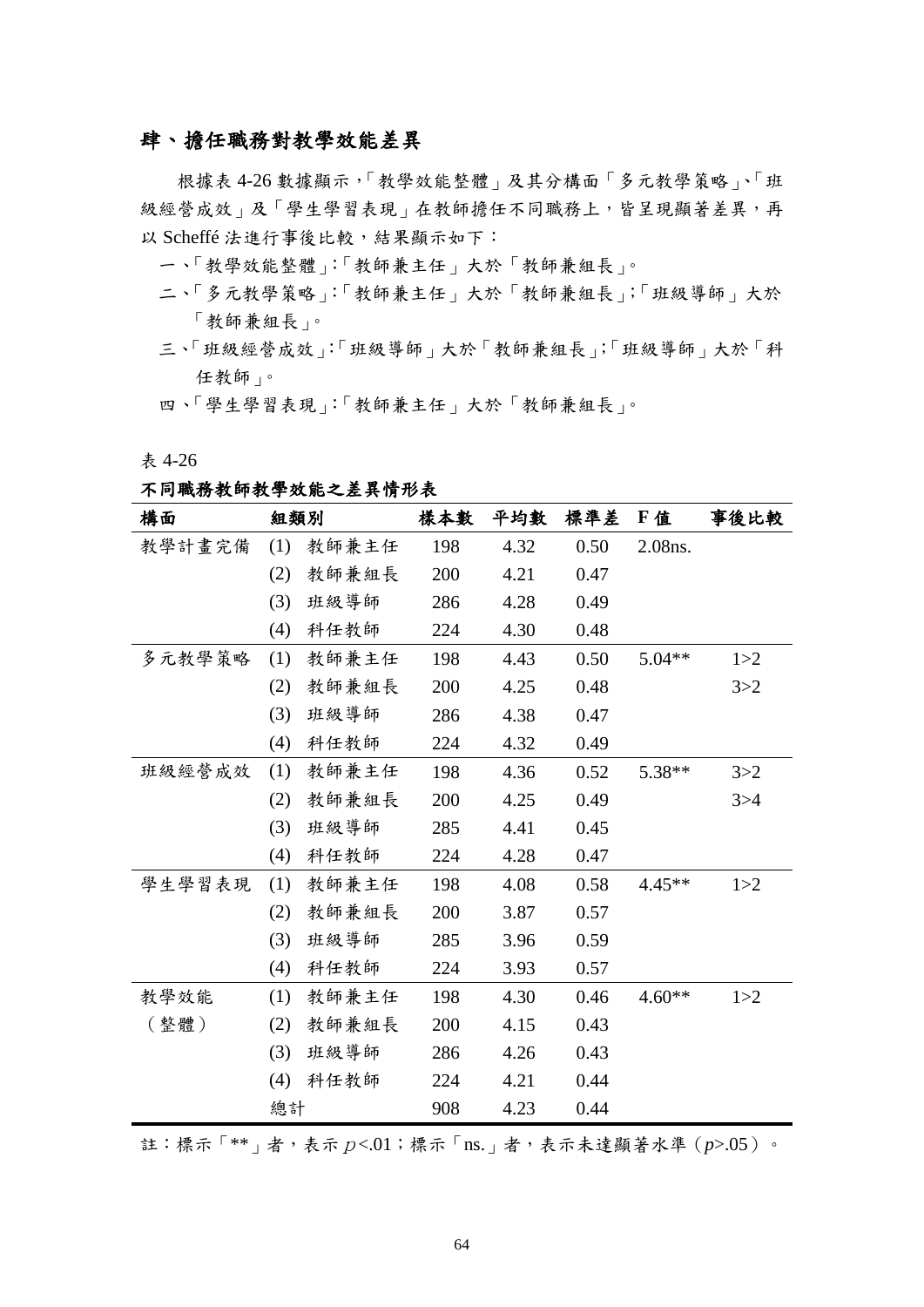## 肆、擔任職務對教學效能差異

根據表 4-26 數據顯示，「教學效能整體」及其分構面「多元教學策略」、「班級經營成效」及「學生學習表現」在教師擔任不同職務上，皆呈現顯著差異，再以 Scheffé 法進行事後比較，結果顯示如下：

一、「教學效能整體」:「教師兼主任」大於「教師兼組長」。

二、「多元教學策略」:「教師兼主任」大於「教師兼組長」;「班級導師」大於「教師兼組長」。

三、「班級經營成效」:「班級導師」大於「教師兼組長」;「班級導師」大於「科任教師」。

四、「學生學習表現」:「教師兼主任」大於「教師兼組長」。

表 4-26

**不同職務教師教學效能之差異情形表**

| 構面 | 組類別 | 樣本數 | 平均數 | 標準差 | F 值 | 事後比較 |
|---|---|---|---|---|---|---|
| 教學計畫完備 | (1) 教師兼主任 | 198 | 4.32 | 0.50 | 2.08ns. | |
| | (2) 教師兼組長 | 200 | 4.21 | 0.47 | | |
| | (3) 班級導師 | 286 | 4.28 | 0.49 | | |
| | (4) 科任教師 | 224 | 4.30 | 0.48 | | |
| 多元教學策略 | (1) 教師兼主任 | 198 | 4.43 | 0.50 | 5.04** | 1>2 |
| | (2) 教師兼組長 | 200 | 4.25 | 0.48 | | 3>2 |
| | (3) 班級導師 | 286 | 4.38 | 0.47 | | |
| | (4) 科任教師 | 224 | 4.32 | 0.49 | | |
| 班級經營成效 | (1) 教師兼主任 | 198 | 4.36 | 0.52 | 5.38** | 3>2 |
| | (2) 教師兼組長 | 200 | 4.25 | 0.49 | | 3>4 |
| | (3) 班級導師 | 285 | 4.41 | 0.45 | | |
| | (4) 科任教師 | 224 | 4.28 | 0.47 | | |
| 學生學習表現 | (1) 教師兼主任 | 198 | 4.08 | 0.58 | 4.45** | 1>2 |
| | (2) 教師兼組長 | 200 | 3.87 | 0.57 | | |
| | (3) 班級導師 | 285 | 3.96 | 0.59 | | |
| | (4) 科任教師 | 224 | 3.93 | 0.57 | | |
| 教學效能（整體） | (1) 教師兼主任 | 198 | 4.30 | 0.46 | 4.60** | 1>2 |
| | (2) 教師兼組長 | 200 | 4.15 | 0.43 | | |
| | (3) 班級導師 | 286 | 4.26 | 0.43 | | |
| | (4) 科任教師 | 224 | 4.21 | 0.44 | | |
| | 總計 | 908 | 4.23 | 0.44 | | |

註：標示「**」者，表示 $p<.01$；標示「ns.」者，表示未達顯著水準（$p>.05$）。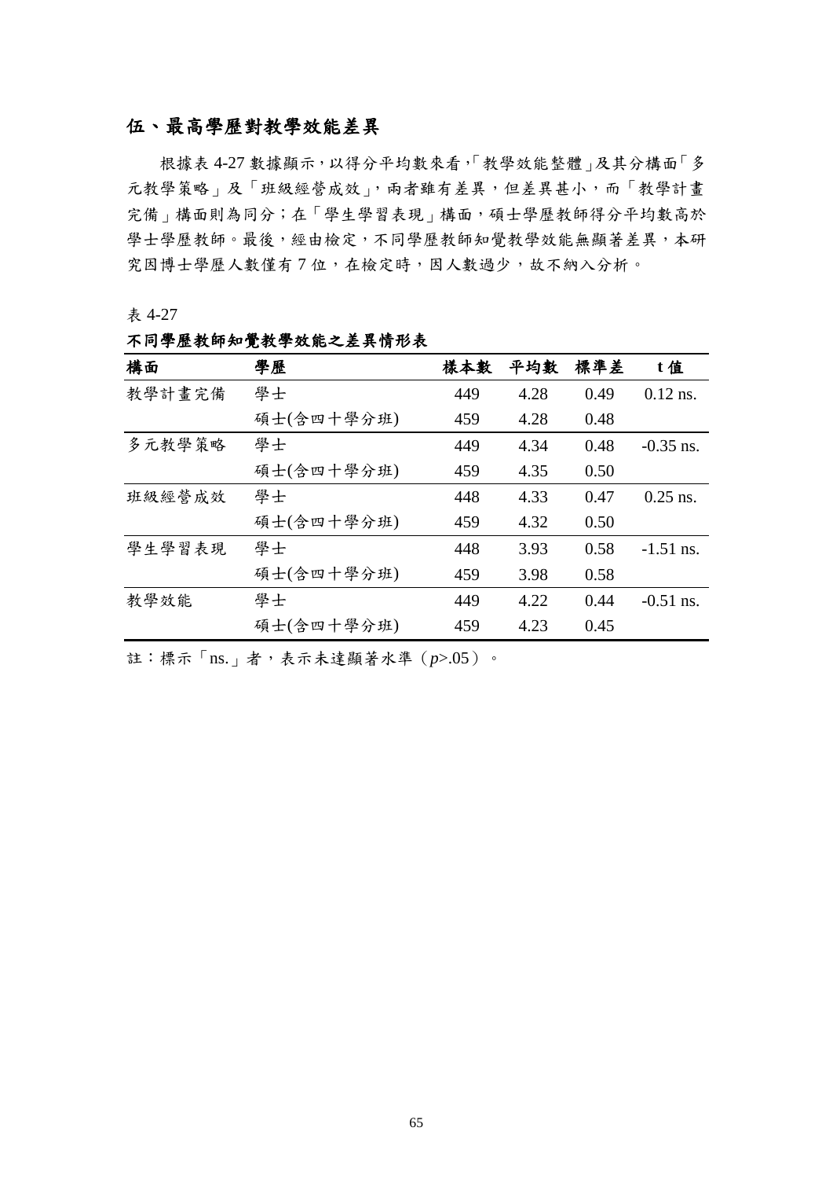## 伍、最高學歷對教學效能差異

根據表 4-27 數據顯示，以得分平均數來看，「教學效能整體」及其分構面「多元教學策略」及「班級經營成效」，兩者雖有差異，但差異甚小，而「教學計畫完備」構面則為同分；在「學生學習表現」構面，碩士學歷教師得分平均數高於學士學歷教師。最後，經由檢定，不同學歷教師知覺教學效能無顯著差異，本研究因博士學歷人數僅有 7 位，在檢定時，因人數過少，故不納入分析。

表 4-27

**不同學歷教師知覺教學效能之差異情形表**

| 構面 | 學歷 | 樣本數 | 平均數 | 標準差 | t 值 |
|---|---|---|---|---|---|
| 教學計畫完備 | 學士 | 449 | 4.28 | 0.49 | 0.12 ns. |
| | 碩士(含四十學分班) | 459 | 4.28 | 0.48 | |
| 多元教學策略 | 學士 | 449 | 4.34 | 0.48 | -0.35 ns. |
| | 碩士(含四十學分班) | 459 | 4.35 | 0.50 | |
| 班級經營成效 | 學士 | 448 | 4.33 | 0.47 | 0.25 ns. |
| | 碩士(含四十學分班) | 459 | 4.32 | 0.50 | |
| 學生學習表現 | 學士 | 448 | 3.93 | 0.58 | -1.51 ns. |
| | 碩士(含四十學分班) | 459 | 3.98 | 0.58 | |
| 教學效能 | 學士 | 449 | 4.22 | 0.44 | -0.51 ns. |
| | 碩士(含四十學分班) | 459 | 4.23 | 0.45 | |

註：標示「ns.」者，表示未達顯著水準（$p$>.05）。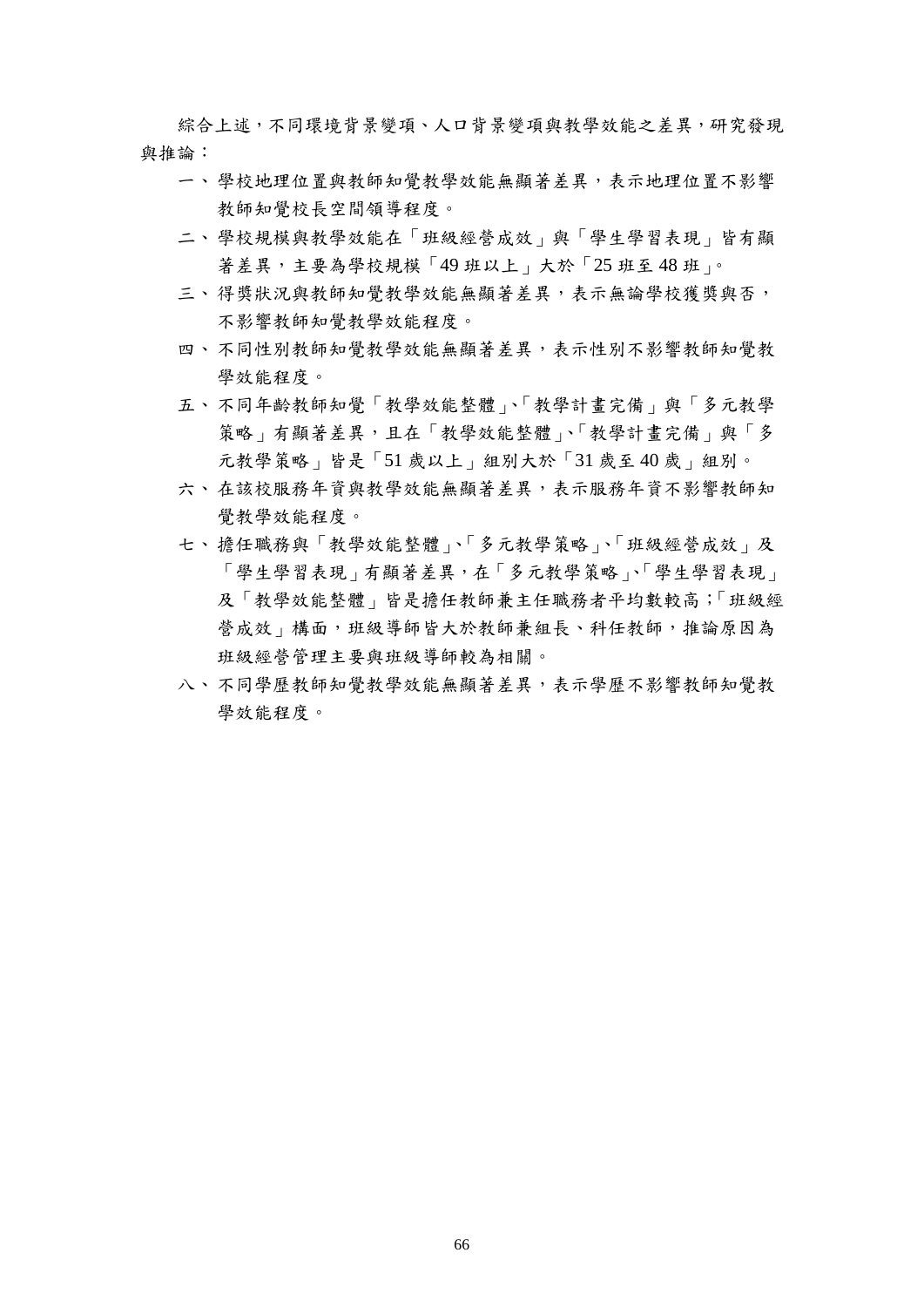綜合上述，不同環境背景變項、人口背景變項與教學效能之差異，研究發現與推論：

一、學校地理位置與教師知覺教學效能無顯著差異，表示地理位置不影響教師知覺校長空間領導程度。

二、學校規模與教學效能在「班級經營成效」與「學生學習表現」皆有顯著差異，主要為學校規模「49 班以上」大於「25 班至 48 班」。

三、得獎狀況與教師知覺教學效能無顯著差異，表示無論學校獲獎與否，不影響教師知覺教學效能程度。

四、不同性別教師知覺教學效能無顯著差異，表示性別不影響教師知覺教學效能程度。

五、不同年齡教師知覺「教學效能整體」、「教學計畫完備」與「多元教學策略」有顯著差異，且在「教學效能整體」、「教學計畫完備」與「多元教學策略」皆是「51 歲以上」組別大於「31 歲至 40 歲」組別。

六、在該校服務年資與教學效能無顯著差異，表示服務年資不影響教師知覺教學效能程度。

七、擔任職務與「教學效能整體」、「多元教學策略」、「班級經營成效」及「學生學習表現」有顯著差異，在「多元教學策略」、「學生學習表現」及「教學效能整體」皆是擔任教師兼主任職務者平均數較高；「班級經營成效」構面，班級導師皆大於教師兼組長、科任教師，推論原因為班級經營管理主要與班級導師較為相關。

八、不同學歷教師知覺教學效能無顯著差異，表示學歷不影響教師知覺教學效能程度。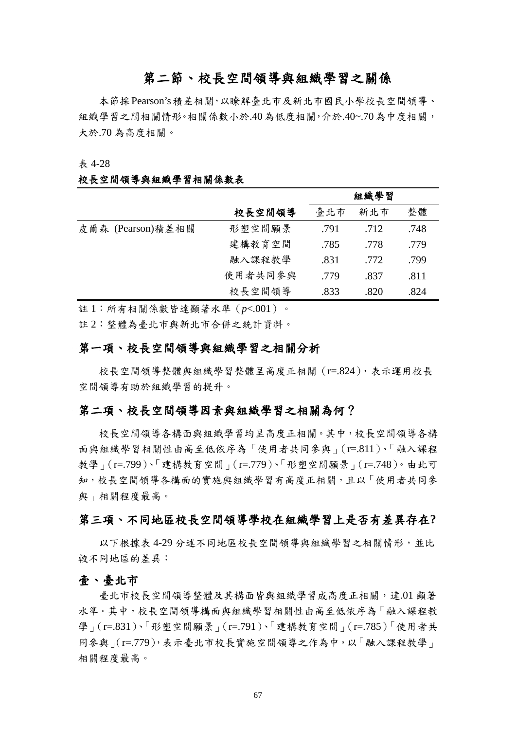# 第二節、校長空間領導與組織學習之關係

本節採 Pearson's 積差相關，以瞭解臺北市及新北市國民小學校長空間領導、組織學習之間相關情形。相關係數小於.40 為低度相關，介於.40~.70 為中度相關，大於.70 為高度相關。

表 4-28

**校長空間領導與組織學習相關係數表**

| | | 組織學習 | | |
|---|---|---|---|---|
| | **校長空間領導** | 臺北市 | 新北市 | 整體 |
| 皮爾森 (Pearson)積差相關 | 形塑空間願景 | .791 | .712 | .748 |
| | 建構教育空間 | .785 | .778 | .779 |
| | 融入課程教學 | .831 | .772 | .799 |
| | 使用者共同參與 | .779 | .837 | .811 |
| | 校長空間領導 | .833 | .820 | .824 |

註 1：所有相關係數皆達顯著水準（$p$<.001）。

註 2：整體為臺北市與新北市合併之統計資料。

## 第一項、校長空間領導與組織學習之相關分析

校長空間領導整體與組織學習整體呈高度正相關（r=.824），表示運用校長空間領導有助於組織學習的提升。

## 第二項、校長空間領導因素與組織學習之相關為何？

校長空間領導各構面與組織學習均呈高度正相關。其中，校長空間領導各構面與組織學習相關性由高至低依序為「使用者共同參與」（r=.811）、「融入課程教學」（r=.799）、「建構教育空間」（r=.779）、「形塑空間願景」（r=.748）。由此可知，校長空間領導各構面的實施與組織學習有高度正相關，且以「使用者共同參與」相關程度最高。

## 第三項、不同地區校長空間領導學校在組織學習上是否有差異存在?

以下根據表 4-29 分述不同地區校長空間領導與組織學習之相關情形，並比較不同地區的差異：

### 壹、臺北市

臺北市校長空間領導整體及其構面皆與組織學習成高度正相關，達.01 顯著水準。其中，校長空間領導構面與組織學習相關性由高至低依序為「融入課程教學」（r=.831）、「形塑空間願景」（r=.791）、「建構教育空間」（r=.785）「使用者共同參與」（r=.779），表示臺北市校長實施空間領導之作為中，以「融入課程教學」相關程度最高。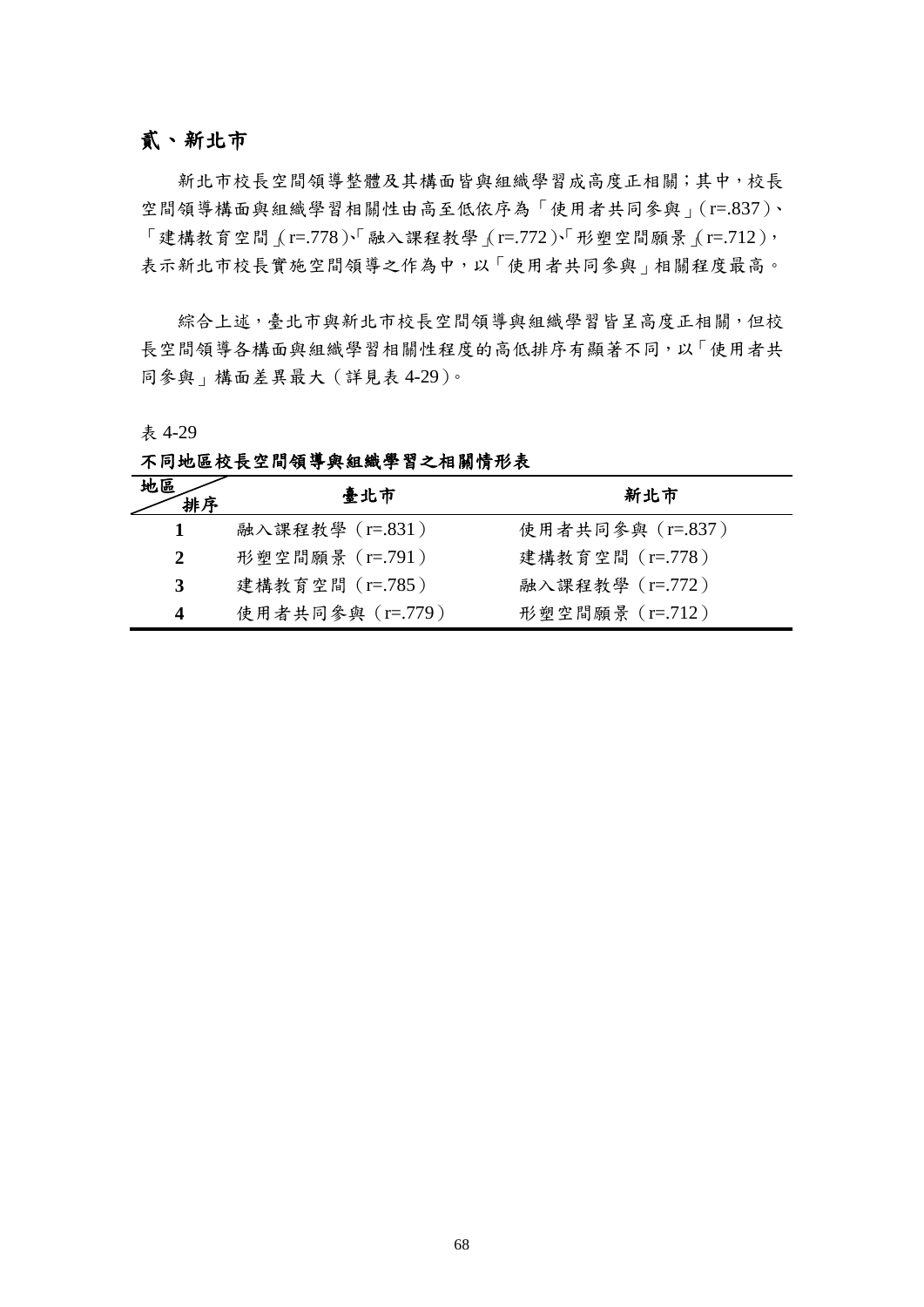## 貳、新北市

新北市校長空間領導整體及其構面皆與組織學習成高度正相關；其中，校長空間領導構面與組織學習相關性由高至低依序為「使用者共同參與」（r=.837）、「建構教育空間」（r=.778）、「融入課程教學」（r=.772）、「形塑空間願景」（r=.712），表示新北市校長實施空間領導之作為中，以「使用者共同參與」相關程度最高。

綜合上述，臺北市與新北市校長空間領導與組織學習皆呈高度正相關，但校長空間領導各構面與組織學習相關性程度的高低排序有顯著不同，以「使用者共同參與」構面差異最大（詳見表 4-29）。

表 4-29

**不同地區校長空間領導與組織學習之相關情形表**

| 地區 / 排序 | 臺北市 | 新北市 |
|---|---|---|
| **1** | 融入課程教學（r=.831） | 使用者共同參與（r=.837） |
| **2** | 形塑空間願景（r=.791） | 建構教育空間（r=.778） |
| **3** | 建構教育空間（r=.785） | 融入課程教學（r=.772） |
| **4** | 使用者共同參與（r=.779） | 形塑空間願景（r=.712） |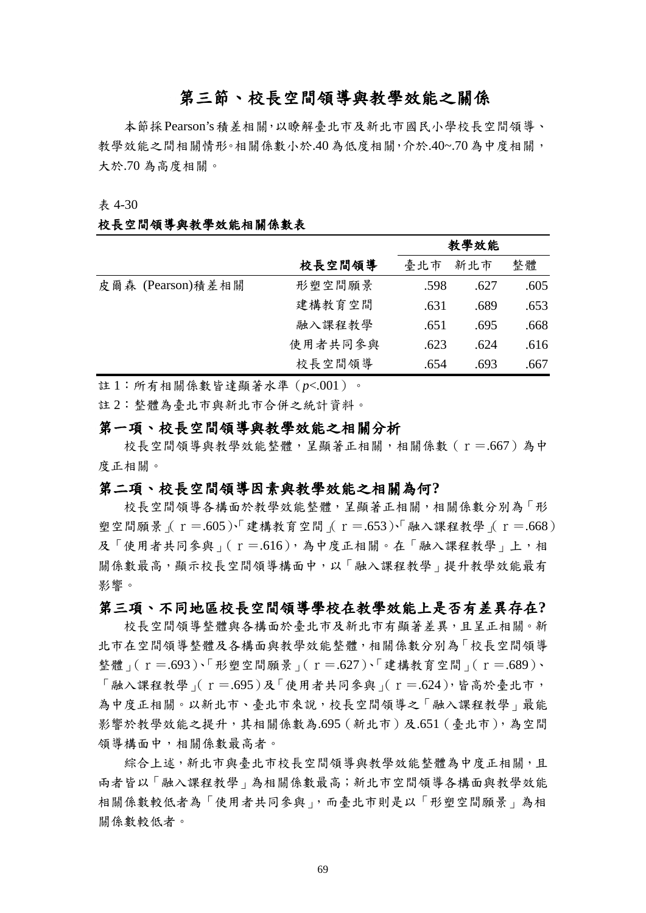# 第三節、校長空間領導與教學效能之關係

本節採Pearson's積差相關，以瞭解臺北市及新北市國民小學校長空間領導、教學效能之間相關情形。相關係數小於.40為低度相關，介於.40~.70為中度相關，大於.70為高度相關。

表 4-30

**校長空間領導與教學效能相關係數表**

| | | 教學效能 | | |
|---|---|---|---|---|
| | 校長空間領導 | 臺北市 | 新北市 | 整體 |
| 皮爾森 (Pearson)積差相關 | 形塑空間願景 | .598 | .627 | .605 |
| | 建構教育空間 | .631 | .689 | .653 |
| | 融入課程教學 | .651 | .695 | .668 |
| | 使用者共同參與 | .623 | .624 | .616 |
| | 校長空間領導 | .654 | .693 | .667 |

註1：所有相關係數皆達顯著水準（$p$<.001）。

註2：整體為臺北市與新北市合併之統計資料。

## 第一項、校長空間領導與教學效能之相關分析

校長空間領導與教學效能整體，呈顯著正相關，相關係數（ｒ＝.667）為中度正相關。

## 第二項、校長空間領導因素與教學效能之相關為何?

校長空間領導各構面於教學效能整體，呈顯著正相關，相關係數分別為「形塑空間願景」(ｒ＝.605)、「建構教育空間」(ｒ＝.653)、「融入課程教學」(ｒ＝.668)及「使用者共同參與」(ｒ＝.616)，為中度正相關。在「融入課程教學」上，相關係數最高，顯示校長空間領導構面中，以「融入課程教學」提升教學效能最有影響。

## 第三項、不同地區校長空間領導學校在教學效能上是否有差異存在?

校長空間領導整體與各構面於臺北市及新北市有顯著差異，且呈正相關。新北市在空間領導整體及各構面與教學效能整體，相關係數分別為「校長空間領導整體」(ｒ＝.693)、「形塑空間願景」(ｒ＝.627)、「建構教育空間」(ｒ＝.689)、「融入課程教學」(ｒ＝.695)及「使用者共同參與」(ｒ＝.624)，皆高於臺北市，為中度正相關。以新北市、臺北市來說，校長空間領導之「融入課程教學」最能影響於教學效能之提升，其相關係數為.695（新北市）及.651（臺北市），為空間領導構面中，相關係數最高者。

綜合上述，新北市與臺北市校長空間領導與教學效能整體為中度正相關，且兩者皆以「融入課程教學」為相關係數最高；新北市空間領導各構面與教學效能相關係數較低者為「使用者共同參與」，而臺北市則是以「形塑空間願景」為相關係數較低者。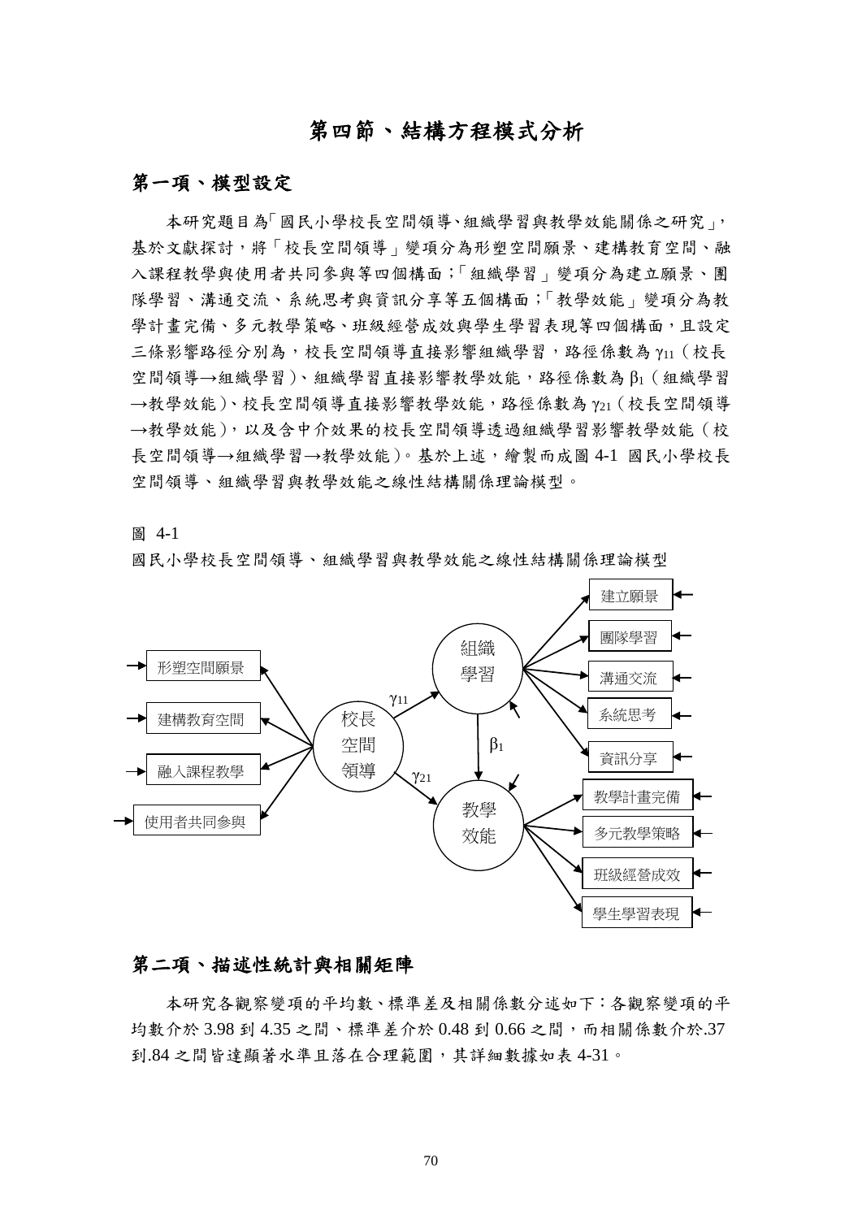# 第四節、結構方程模式分析

## 第一項、模型設定

本研究題目為「國民小學校長空間領導、組織學習與教學效能關係之研究」，基於文獻探討，將「校長空間領導」變項分為形塑空間願景、建構教育空間、融入課程教學與使用者共同參與等四個構面；「組織學習」變項分為建立願景、團隊學習、溝通交流、系統思考與資訊分享等五個構面；「教學效能」變項分為教學計畫完備、多元教學策略、班級經營成效與學生學習表現等四個構面，且設定三條影響路徑分別為，校長空間領導直接影響組織學習，路徑係數為 $\gamma_{11}$（校長空間領導→組織學習）、組織學習直接影響教學效能，路徑係數為 $\beta_1$（組織學習→教學效能）、校長空間領導直接影響教學效能，路徑係數為 $\gamma_{21}$（校長空間領導→教學效能），以及含中介效果的校長空間領導透過組織學習影響教學效能（校長空間領導→組織學習→教學效能）。基於上述，繪製而成圖 4-1 國民小學校長空間領導、組織學習與教學效能之線性結構關係理論模型。

圖 4-1

國民小學校長空間領導、組織學習與教學效能之線性結構關係理論模型

## 第二項、描述性統計與相關矩陣

本研究各觀察變項的平均數、標準差及相關係數分述如下：各觀察變項的平均數介於 3.98 到 4.35 之間、標準差介於 0.48 到 0.66 之間，而相關係數介於.37 到.84 之間皆達顯著水準且落在合理範圍，其詳細數據如表 4-31。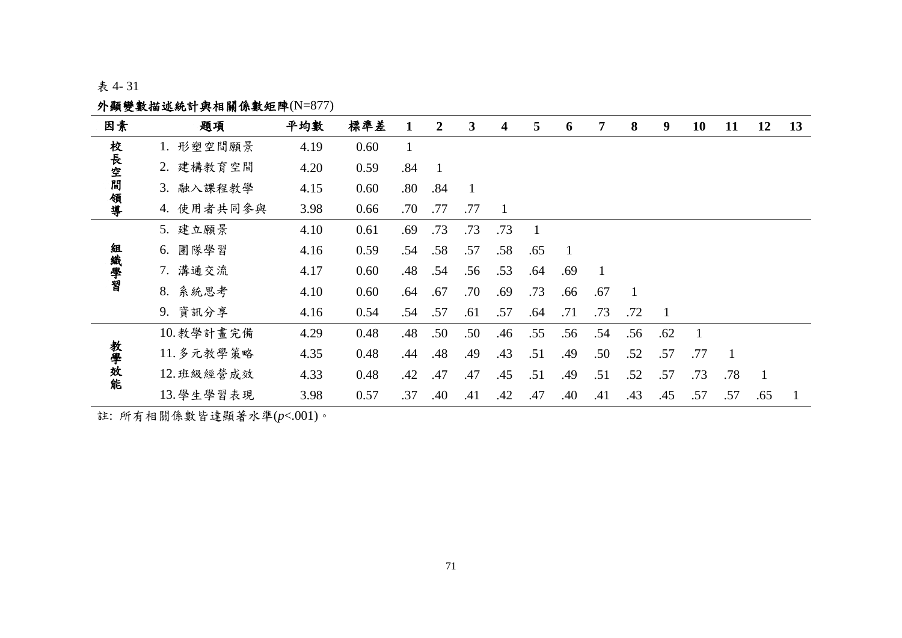表 4- 31

**外顯變數描述統計與相關係數矩陣**(N=877)

| 因素 | 題項 | 平均數 | 標準差 | 1 | 2 | 3 | 4 | 5 | 6 | 7 | 8 | 9 | 10 | 11 | 12 | 13 |
|---|---|---|---|---|---|---|---|---|---|---|---|---|---|---|---|---|
| 校長空間領導 | 1. 形塑空間願景 | 4.19 | 0.60 | 1 | | | | | | | | | | | | |
| | 2. 建構教育空間 | 4.20 | 0.59 | .84 | 1 | | | | | | | | | | | |
| | 3. 融入課程教學 | 4.15 | 0.60 | .80 | .84 | 1 | | | | | | | | | | |
| | 4. 使用者共同參與 | 3.98 | 0.66 | .70 | .77 | .77 | 1 | | | | | | | | | |
| 組織學習 | 5. 建立願景 | 4.10 | 0.61 | .69 | .73 | .73 | .73 | 1 | | | | | | | | |
| | 6. 團隊學習 | 4.16 | 0.59 | .54 | .58 | .57 | .58 | .65 | 1 | | | | | | | |
| | 7. 溝通交流 | 4.17 | 0.60 | .48 | .54 | .56 | .53 | .64 | .69 | 1 | | | | | | |
| | 8. 系統思考 | 4.10 | 0.60 | .64 | .67 | .70 | .69 | .73 | .66 | .67 | 1 | | | | | |
| | 9. 資訊分享 | 4.16 | 0.54 | .54 | .57 | .61 | .57 | .64 | .71 | .73 | .72 | 1 | | | | |
| 教學效能 | 10. 教學計畫完備 | 4.29 | 0.48 | .48 | .50 | .50 | .46 | .55 | .56 | .54 | .56 | .62 | 1 | | | |
| | 11. 多元教學策略 | 4.35 | 0.48 | .44 | .48 | .49 | .43 | .51 | .49 | .50 | .52 | .57 | .77 | 1 | | |
| | 12. 班級經營成效 | 4.33 | 0.48 | .42 | .47 | .47 | .45 | .51 | .49 | .51 | .52 | .57 | .73 | .78 | 1 | |
| | 13. 學生學習表現 | 3.98 | 0.57 | .37 | .40 | .41 | .42 | .47 | .40 | .41 | .43 | .45 | .57 | .57 | .65 | 1 |

註: 所有相關係數皆達顯著水準($p$<.001)。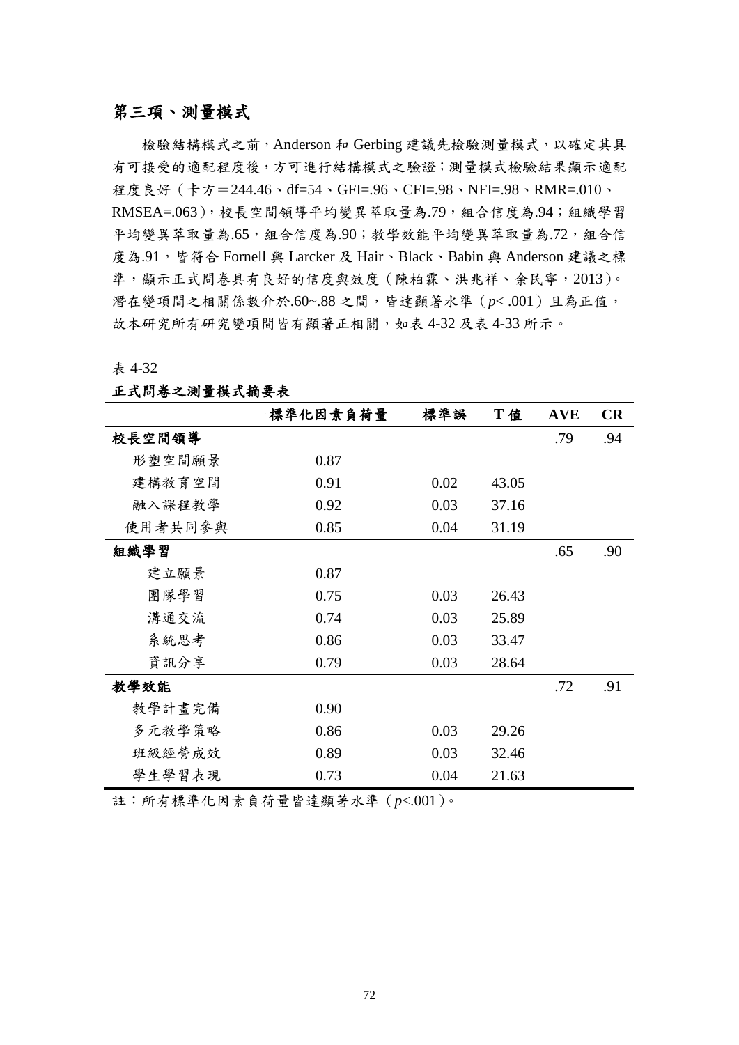### 第三項、測量模式

檢驗結構模式之前，Anderson 和 Gerbing 建議先檢驗測量模式，以確定其具有可接受的適配程度後，方可進行結構模式之驗證；測量模式檢驗結果顯示適配程度良好（卡方＝244.46、df=54、GFI=.96、CFI=.98、NFI=.98、RMR=.010、RMSEA=.063），校長空間領導平均變異萃取量為.79，組合信度為.94；組織學習平均變異萃取量為.65，組合信度為.90；教學效能平均變異萃取量為.72，組合信度為.91，皆符合 Fornell 與 Larcker 及 Hair、Black、Babin 與 Anderson 建議之標準，顯示正式問卷具有良好的信度與效度（陳柏霖、洪兆祥、余民寧，2013）。潛在變項間之相關係數介於.60~.88 之間，皆達顯著水準（$p$< .001）且為正值，故本研究所有研究變項間皆有顯著正相關，如表 4-32 及表 4-33 所示。

表 4-32

**正式問卷之測量模式摘要表**

| | 標準化因素負荷量 | 標準誤 | T 值 | AVE | CR |
|---|---|---|---|---|---|
| **校長空間領導** | | | | .79 | .94 |
| 形塑空間願景 | 0.87 | | | | |
| 建構教育空間 | 0.91 | 0.02 | 43.05 | | |
| 融入課程教學 | 0.92 | 0.03 | 37.16 | | |
| 使用者共同參與 | 0.85 | 0.04 | 31.19 | | |
| **組織學習** | | | | .65 | .90 |
| 建立願景 | 0.87 | | | | |
| 團隊學習 | 0.75 | 0.03 | 26.43 | | |
| 溝通交流 | 0.74 | 0.03 | 25.89 | | |
| 系統思考 | 0.86 | 0.03 | 33.47 | | |
| 資訊分享 | 0.79 | 0.03 | 28.64 | | |
| **教學效能** | | | | .72 | .91 |
| 教學計畫完備 | 0.90 | | | | |
| 多元教學策略 | 0.86 | 0.03 | 29.26 | | |
| 班級經營成效 | 0.89 | 0.03 | 32.46 | | |
| 學生學習表現 | 0.73 | 0.04 | 21.63 | | |

註：所有標準化因素負荷量皆達顯著水準（$p$<.001）。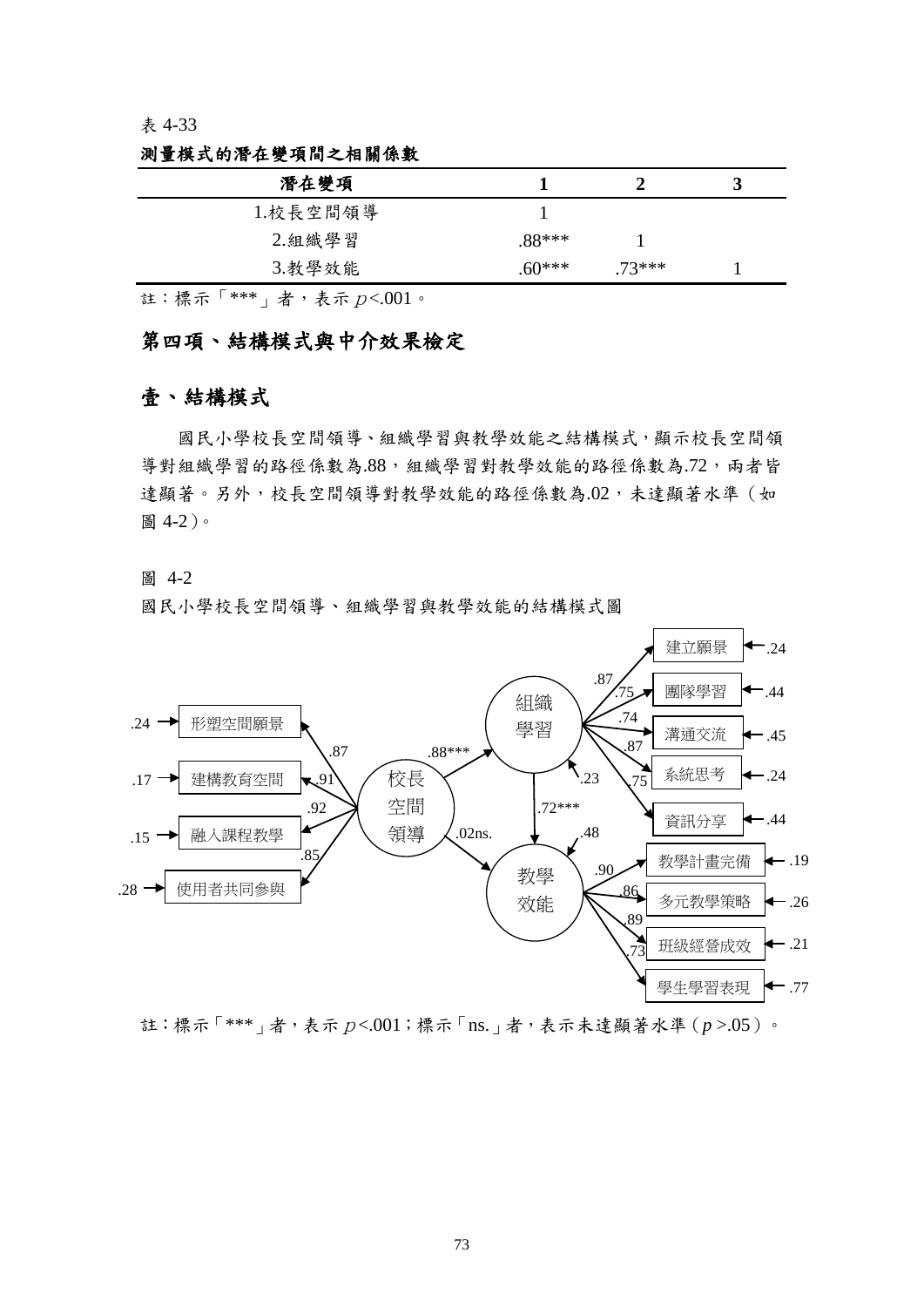表 4-33

**測量模式的潛在變項間之相關係數**

| 潛在變項 | 1 | 2 | 3 |
|---|---|---|---|
| 1.校長空間領導 | 1 | | |
| 2.組織學習 | .88*** | 1 | |
| 3.教學效能 | .60*** | .73*** | 1 |

註：標示「***」者，表示 $p$<.001。

## 第四項、結構模式與中介效果檢定

### 壹、結構模式

國民小學校長空間領導、組織學習與教學效能之結構模式，顯示校長空間領導對組織學習的路徑係數為.88，組織學習對教學效能的路徑係數為.72，兩者皆達顯著。另外，校長空間領導對教學效能的路徑係數為.02，未達顯著水準（如圖 4-2）。

圖 4-2

國民小學校長空間領導、組織學習與教學效能的結構模式圖

註：標示「***」者，表示 $p$<.001；標示「ns.」者，表示未達顯著水準（$p$ >.05）。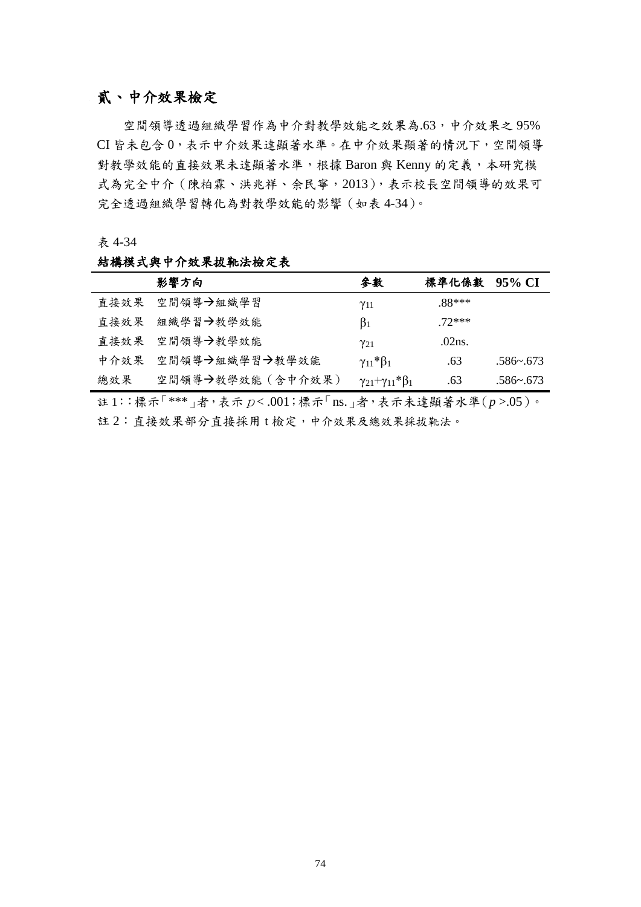## 貳、中介效果檢定

空間領導透過組織學習作為中介對教學效能之效果為.63，中介效果之 95% CI 皆未包含 0，表示中介效果達顯著水準。在中介效果顯著的情況下，空間領導對教學效能的直接效果未達顯著水準，根據 Baron 與 Kenny 的定義，本研究模式為完全中介（陳柏霖、洪兆祥、余民寧，2013），表示校長空間領導的效果可完全透過組織學習轉化為對教學效能的影響（如表 4-34）。

表 4-34

**結構模式與中介效果拔靴法檢定表**

| | 影響方向 | 參數 | 標準化係數 | 95% CI |
|---|---|---|---|---|
| 直接效果 | 空間領導→組織學習 | $\gamma_{11}$ | .88*** | |
| 直接效果 | 組織學習→教學效能 | $\beta_1$ | .72*** | |
| 直接效果 | 空間領導→教學效能 | $\gamma_{21}$ | .02ns. | |
| 中介效果 | 空間領導→組織學習→教學效能 | $\gamma_{11}*\beta_1$ | .63 | .586~.673 |
| 總效果 | 空間領導→教學效能（含中介效果） | $\gamma_{21}+\gamma_{11}*\beta_1$ | .63 | .586~.673 |

註 1:：標示「***」者，表示 $p < .001$；標示「ns.」者，表示未達顯著水準（$p > .05$）。

註 2：直接效果部分直接採用 t 檢定，中介效果及總效果採拔靴法。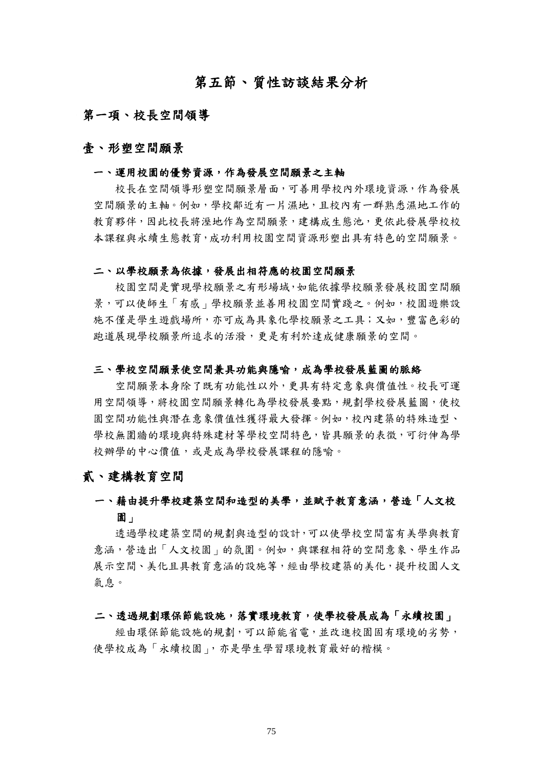# 第五節、質性訪談結果分析

## 第一項、校長空間領導

### 壹、形塑空間願景

#### 一、運用校園的優勢資源，作為發展空間願景之主軸

校長在空間領導形塑空間願景層面，可善用學校內外環境資源，作為發展空間願景的主軸。例如，學校鄰近有一片濕地，且校內有一群熟悉濕地工作的教育夥伴，因此校長將溼地作為空間願景，建構成生態池，更依此發展學校校本課程與永續生態教育，成功利用校園空間資源形塑出具有特色的空間願景。

#### 二、以學校願景為依據，發展出相符應的校園空間願景

校園空間是實現學校願景之有形場域，如能依據學校願景發展校園空間願景，可以使師生「有感」學校願景並善用校園空間實踐之。例如，校園遊樂設施不僅是學生遊戲場所，亦可成為具象化學校願景之工具；又如，豐富色彩的跑道展現學校願景所追求的活潑，更是有利於達成健康願景的空間。

#### 三、學校空間願景使空間兼具功能與隱喻，成為學校發展藍圖的脈絡

空間願景本身除了既有功能性以外，更具有特定意象與價值性。校長可運用空間領導，將校園空間願景轉化為學校發展要點，規劃學校發展藍圖，使校園空間功能性與潛在意象價值性獲得最大發揮。例如，校內建築的特殊造型、學校無圍牆的環境與特殊建材等學校空間特色，皆具願景的表徵，可衍伸為學校辦學的中心價值，或是成為學校發展課程的隱喻。

### 貳、建構教育空間

#### 一、藉由提升學校建築空間和造型的美學，並賦予教育意涵，營造「人文校園」

透過學校建築空間的規劃與造型的設計，可以使學校空間富有美學與教育意涵，營造出「人文校園」的氛圍。例如，與課程相符的空間意象、學生作品展示空間、美化且具教育意涵的設施等，經由學校建築的美化，提升校園人文氣息。

#### 二、透過規劃環保節能設施，落實環境教育，使學校發展成為「永續校園」

經由環保節能設施的規劃，可以節能省電，並改進校園固有環境的劣勢，使學校成為「永續校園」，亦是學生學習環境教育最好的楷模。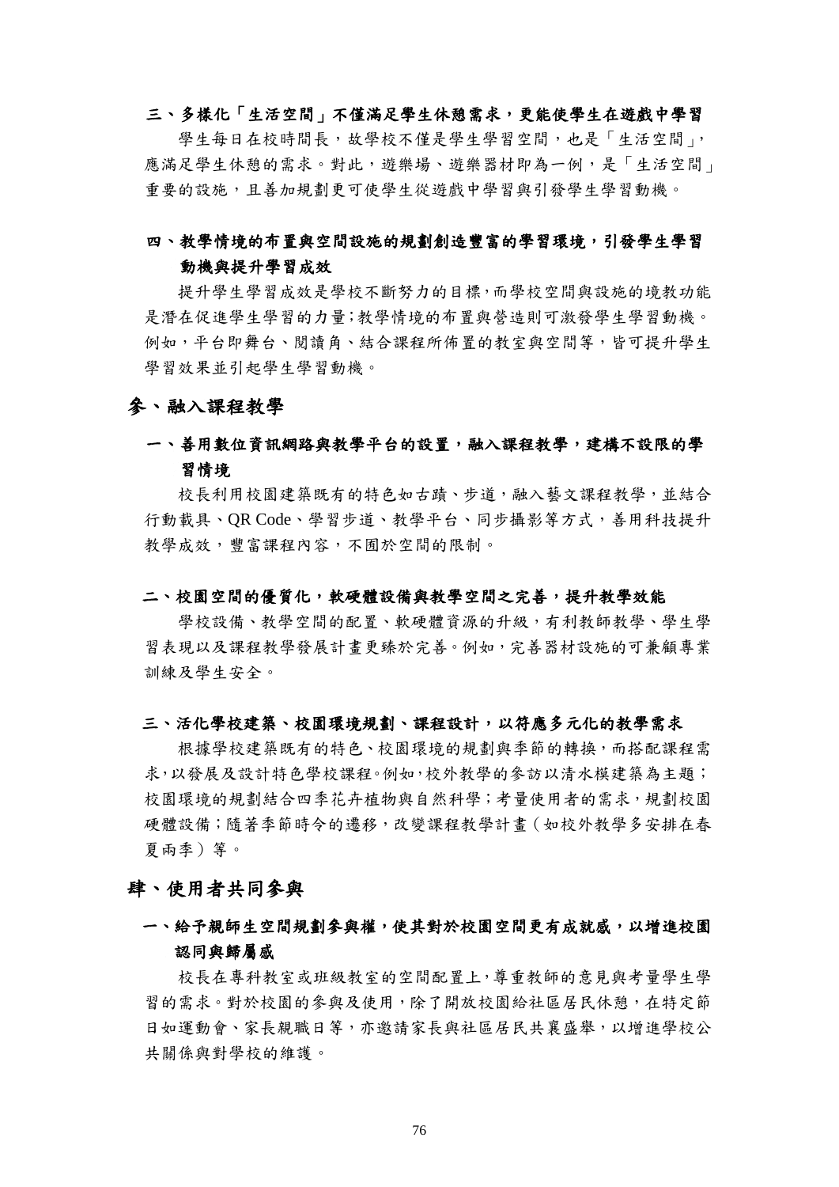### 三、多樣化「生活空間」不僅滿足學生休憩需求，更能使學生在遊戲中學習

學生每日在校時間長，故學校不僅是學生學習空間，也是「生活空間」，應滿足學生休憩的需求。對此，遊樂場、遊樂器材即為一例，是「生活空間」重要的設施，且善加規劃更可使學生從遊戲中學習與引發學生學習動機。

### 四、教學情境的布置與空間設施的規劃創造豐富的學習環境，引發學生學習動機與提升學習成效

提升學生學習成效是學校不斷努力的目標，而學校空間與設施的境教功能是潛在促進學生學習的力量；教學情境的布置與營造則可激發學生學習動機。例如，平台即舞台、閱讀角、結合課程所佈置的教室與空間等，皆可提升學生學習效果並引起學生學習動機。

## 參、融入課程教學

### 一、善用數位資訊網路與教學平台的設置，融入課程教學，建構不設限的學習情境

校長利用校園建築既有的特色如古蹟、步道，融入藝文課程教學，並結合行動載具、QR Code、學習步道、教學平台、同步攝影等方式，善用科技提升教學成效，豐富課程內容，不囿於空間的限制。

### 二、校園空間的優質化，軟硬體設備與教學空間之完善，提升教學效能

學校設備、教學空間的配置、軟硬體資源的升級，有利教師教學、學生學習表現以及課程教學發展計畫更臻於完善。例如，完善器材設施的可兼顧專業訓練及學生安全。

### 三、活化學校建築、校園環境規劃、課程設計，以符應多元化的教學需求

根據學校建築既有的特色、校園環境的規劃與季節的轉換，而搭配課程需求，以發展及設計特色學校課程。例如，校外教學的參訪以清水模建築為主題；校園環境的規劃結合四季花卉植物與自然科學；考量使用者的需求，規劃校園硬體設備；隨著季節時令的遷移，改變課程教學計畫（如校外教學多安排在春夏兩季）等。

## 肆、使用者共同參與

### 一、給予親師生空間規劃參與權，使其對於校園空間更有成就感，以增進校園認同與歸屬感

校長在專科教室或班級教室的空間配置上，尊重教師的意見與考量學生學習的需求。對於校園的參與及使用，除了開放校園給社區居民休憩，在特定節日如運動會、家長親職日等，亦邀請家長與社區居民共襄盛舉，以增進學校公共關係與對學校的維護。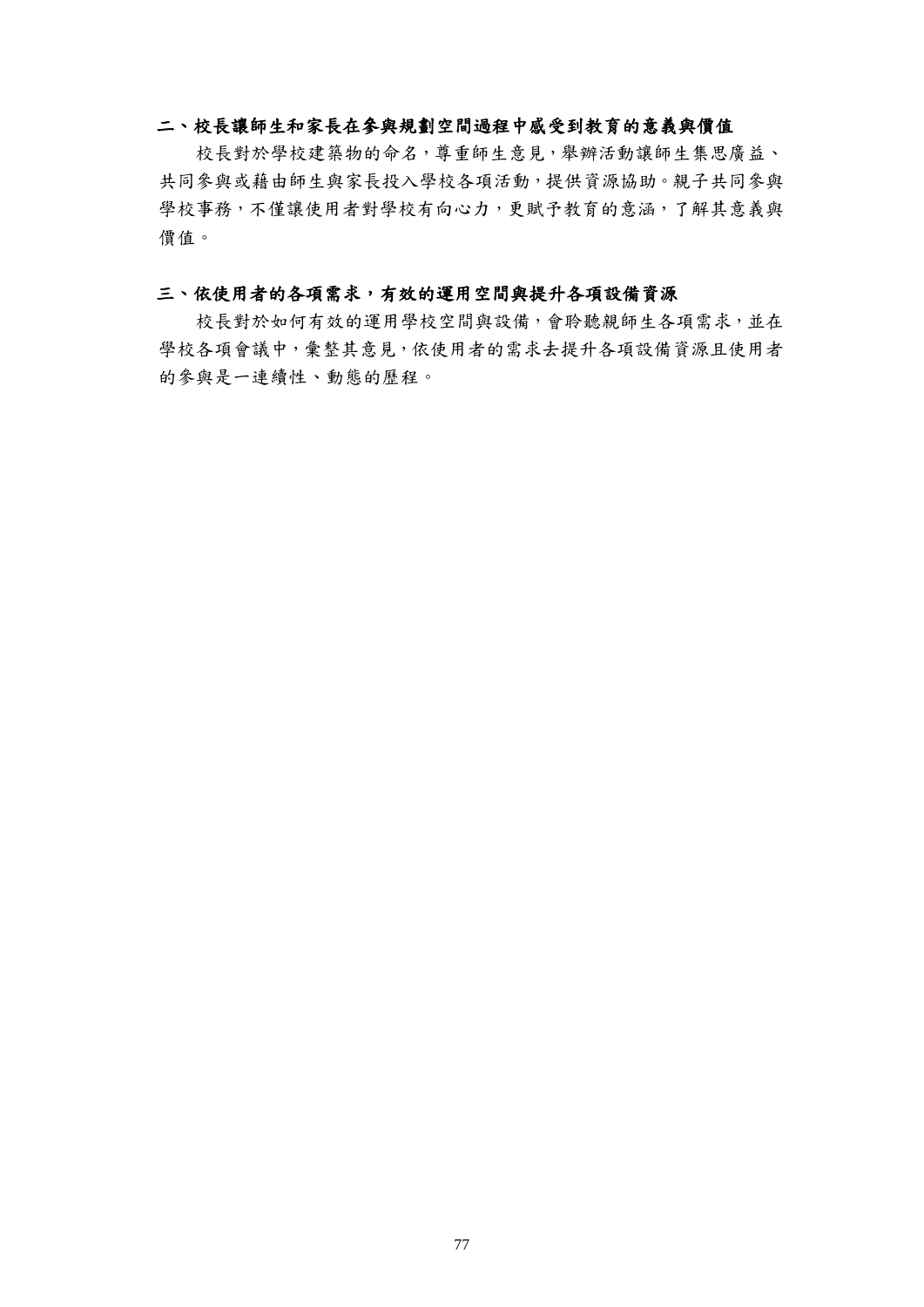## 二、校長讓師生和家長在參與規劃空間過程中感受到教育的意義與價值

校長對於學校建築物的命名，尊重師生意見，舉辦活動讓師生集思廣益、共同參與或藉由師生與家長投入學校各項活動，提供資源協助。親子共同參與學校事務，不僅讓使用者對學校有向心力，更賦予教育的意涵，了解其意義與價值。

## 三、依使用者的各項需求，有效的運用空間與提升各項設備資源

校長對於如何有效的運用學校空間與設備，會聆聽親師生各項需求，並在學校各項會議中，彙整其意見，依使用者的需求去提升各項設備資源且使用者的參與是一連續性、動態的歷程。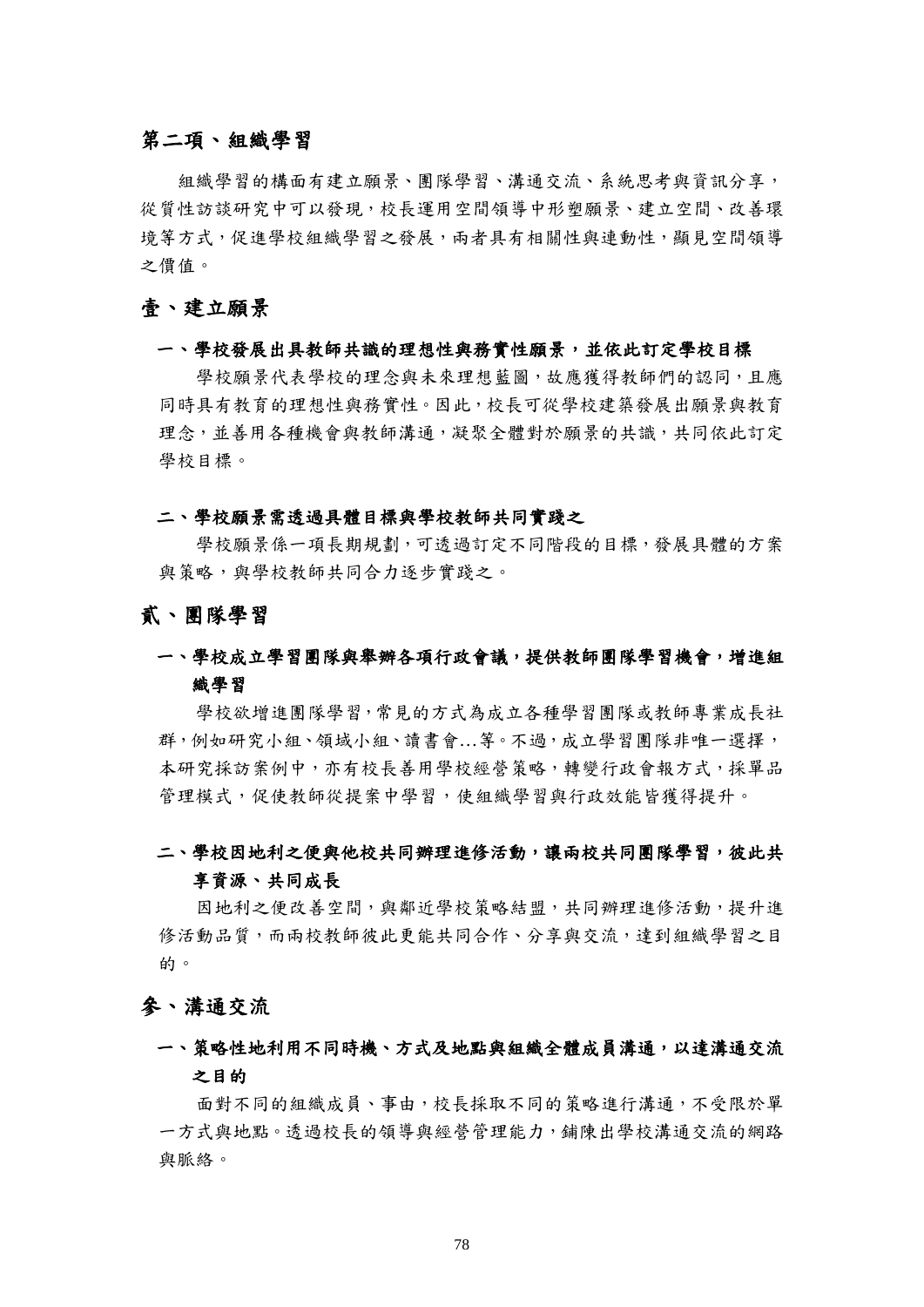## 第二項、組織學習

組織學習的構面有建立願景、團隊學習、溝通交流、系統思考與資訊分享，從質性訪談研究中可以發現，校長運用空間領導中形塑願景、建立空間、改善環境等方式，促進學校組織學習之發展，兩者具有相關性與連動性，顯見空間領導之價值。

### 壹、建立願景

#### 一、學校發展出具教師共識的理想性與務實性願景，並依此訂定學校目標

學校願景代表學校的理念與未來理想藍圖，故應獲得教師們的認同，且應同時具有教育的理想性與務實性。因此，校長可從學校建築發展出願景與教育理念，並善用各種機會與教師溝通，凝聚全體對於願景的共識，共同依此訂定學校目標。

#### 二、學校願景需透過具體目標與學校教師共同實踐之

學校願景係一項長期規劃，可透過訂定不同階段的目標，發展具體的方案與策略，與學校教師共同合力逐步實踐之。

### 貳、團隊學習

#### 一、學校成立學習團隊與舉辦各項行政會議，提供教師團隊學習機會，增進組織學習

學校欲增進團隊學習，常見的方式為成立各種學習團隊或教師專業成長社群，例如研究小組、領域小組、讀書會…等。不過，成立學習團隊非唯一選擇，本研究採訪案例中，亦有校長善用學校經營策略，轉變行政會報方式，採單品管理模式，促使教師從提案中學習，使組織學習與行政效能皆獲得提升。

#### 二、學校因地利之便與他校共同辦理進修活動，讓兩校共同團隊學習，彼此共享資源、共同成長

因地利之便改善空間，與鄰近學校策略結盟，共同辦理進修活動，提升進修活動品質，而兩校教師彼此更能共同合作、分享與交流，達到組織學習之目的。

### 參、溝通交流

#### 一、策略性地利用不同時機、方式及地點與組織全體成員溝通，以達溝通交流之目的

面對不同的組織成員、事由，校長採取不同的策略進行溝通，不受限於單一方式與地點。透過校長的領導與經營管理能力，鋪陳出學校溝通交流的網路與脈絡。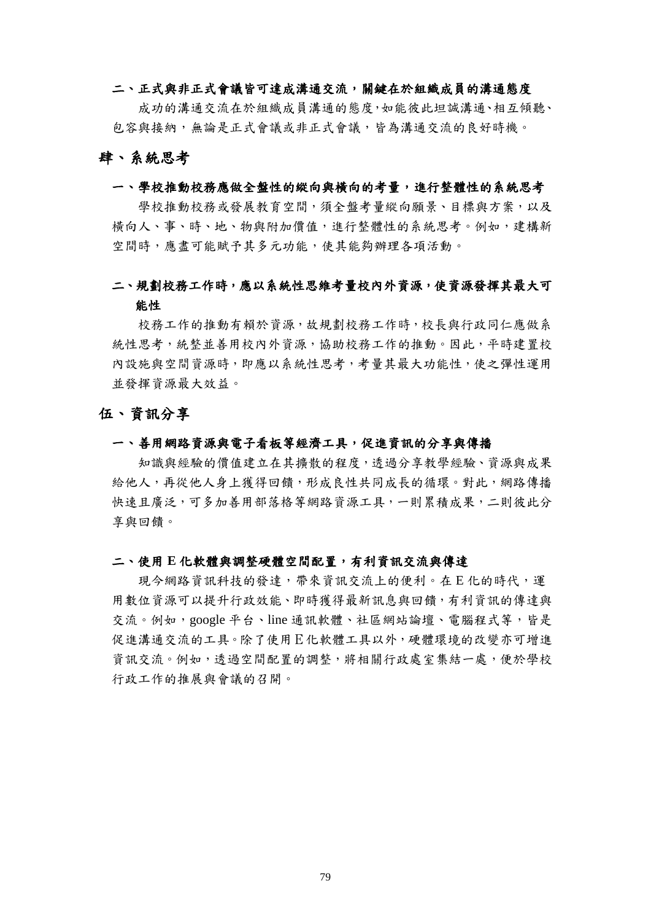### 二、正式與非正式會議皆可達成溝通交流，關鍵在於組織成員的溝通態度

成功的溝通交流在於組織成員溝通的態度，如能彼此坦誠溝通、相互傾聽、包容與接納，無論是正式會議或非正式會議，皆為溝通交流的良好時機。

## 肆、系統思考

### 一、學校推動校務應做全盤性的縱向與橫向的考量，進行整體性的系統思考

學校推動校務或發展教育空間，須全盤考量縱向願景、目標與方案，以及橫向人、事、時、地、物與附加價值，進行整體性的系統思考。例如，建構新空間時，應盡可能賦予其多元功能，使其能夠辦理各項活動。

### 二、規劃校務工作時，應以系統性思維考量校內外資源，使資源發揮其最大可能性

校務工作的推動有賴於資源，故規劃校務工作時，校長與行政同仁應做系統性思考，統整並善用校內外資源，協助校務工作的推動。因此，平時建置校內設施與空間資源時，即應以系統性思考，考量其最大功能性，使之彈性運用並發揮資源最大效益。

## 伍、資訊分享

### 一、善用網路資源與電子看板等經濟工具，促進資訊的分享與傳播

知識與經驗的價值建立在其擴散的程度，透過分享教學經驗、資源與成果給他人，再從他人身上獲得回饋，形成良性共同成長的循環。對此，網路傳播快速且廣泛，可多加善用部落格等網路資源工具，一則累積成果，二則彼此分享與回饋。

### 二、使用 E 化軟體與調整硬體空間配置，有利資訊交流與傳達

現今網路資訊科技的發達，帶來資訊交流上的便利。在 E 化的時代，運用數位資源可以提升行政效能、即時獲得最新訊息與回饋，有利資訊的傳達與交流。例如，google 平台、line 通訊軟體、社區網站論壇、電腦程式等，皆是促進溝通交流的工具。除了使用 E 化軟體工具以外，硬體環境的改變亦可增進資訊交流。例如，透過空間配置的調整，將相關行政處室集結一處，便於學校行政工作的推展與會議的召開。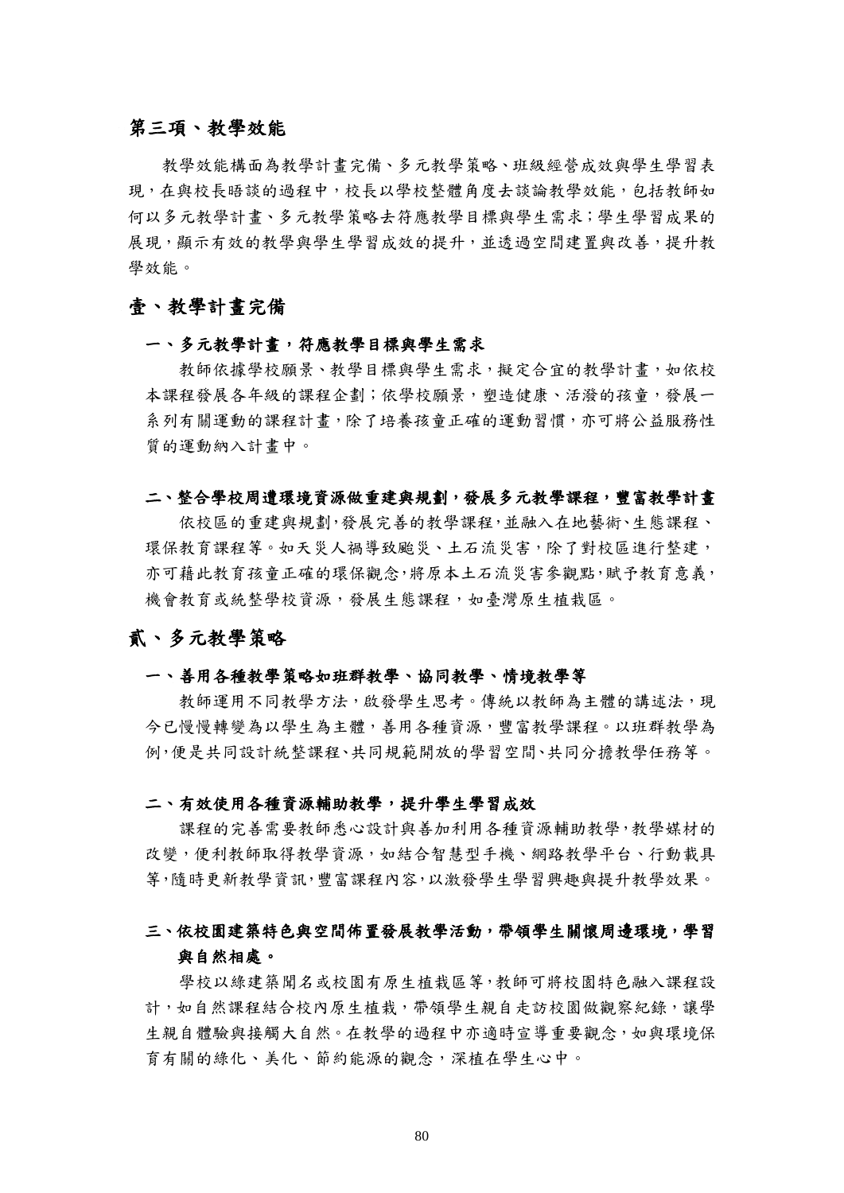## 第三項、教學效能

教學效能構面為教學計畫完備、多元教學策略、班級經營成效與學生學習表現，在與校長晤談的過程中，校長以學校整體角度去談論教學效能，包括教師如何以多元教學計畫、多元教學策略去符應教學目標與學生需求；學生學習成果的展現，顯示有效的教學與學生學習成效的提升，並透過空間建置與改善，提升教學效能。

### 壹、教學計畫完備

#### 一、多元教學計畫，符應教學目標與學生需求

教師依據學校願景、教學目標與學生需求，擬定合宜的教學計畫，如依校本課程發展各年級的課程企劃；依學校願景，塑造健康、活潑的孩童，發展一系列有關運動的課程計畫，除了培養孩童正確的運動習慣，亦可將公益服務性質的運動納入計畫中。

#### 二、整合學校周遭環境資源做重建與規劃，發展多元教學課程，豐富教學計畫

依校區的重建與規劃,發展完善的教學課程,並融入在地藝術、生態課程、環保教育課程等。如天災人禍導致颱災、土石流災害，除了對校區進行整建，亦可藉此教育孩童正確的環保觀念,將原本土石流災害參觀點,賦予教育意義,機會教育或統整學校資源，發展生態課程，如臺灣原生植栽區。

### 貳、多元教學策略

#### 一、善用各種教學策略如班群教學、協同教學、情境教學等

教師運用不同教學方法，啟發學生思考。傳統以教師為主體的講述法，現今已慢慢轉變為以學生為主體，善用各種資源，豐富教學課程。以班群教學為例,便是共同設計統整課程、共同規範開放的學習空間、共同分擔教學任務等。

#### 二、有效使用各種資源輔助教學，提升學生學習成效

課程的完善需要教師悉心設計與善加利用各種資源輔助教學,教學媒材的改變，便利教師取得教學資源，如結合智慧型手機、網路教學平台、行動載具等,隨時更新教學資訊,豐富課程內容,以激發學生學習興趣與提升教學效果。

#### 三、依校園建築特色與空間佈置發展教學活動，帶領學生關懷周邊環境，學習與自然相處。

學校以綠建築聞名或校園有原生植栽區等,教師可將校園特色融入課程設計，如自然課程結合校內原生植栽，帶領學生親自走訪校園做觀察紀錄，讓學生親自體驗與接觸大自然。在教學的過程中亦適時宣導重要觀念，如與環境保育有關的綠化、美化、節約能源的觀念，深植在學生心中。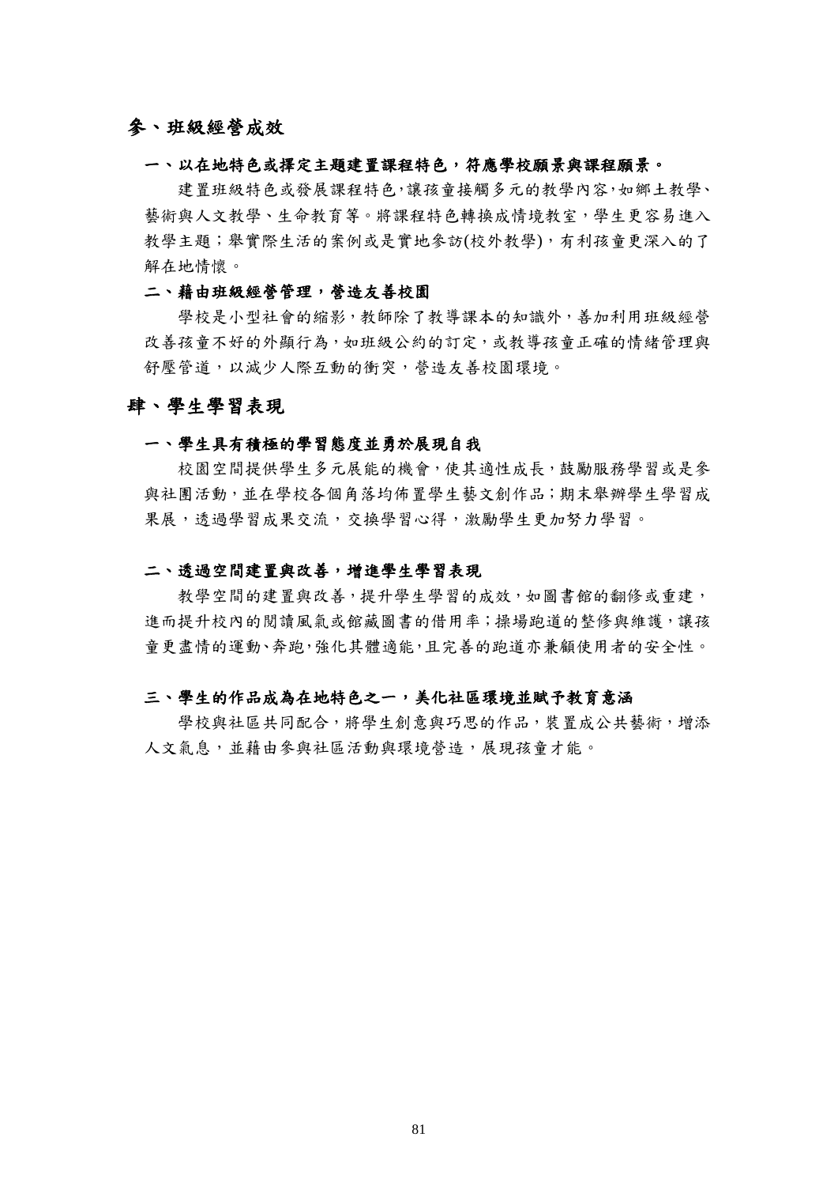## 參、班級經營成效

### 一、以在地特色或擇定主題建置課程特色，符應學校願景與課程願景。

建置班級特色或發展課程特色，讓孩童接觸多元的教學內容，如鄉土教學、藝術與人文教學、生命教育等。將課程特色轉換成情境教室，學生更容易進入教學主題；舉實際生活的案例或是實地參訪(校外教學)，有利孩童更深入的了解在地情懷。

### 二、藉由班級經營管理，營造友善校園

學校是小型社會的縮影，教師除了教導課本的知識外，善加利用班級經營改善孩童不好的外顯行為，如班級公約的訂定，或教導孩童正確的情緒管理與舒壓管道，以減少人際互動的衝突，營造友善校園環境。

## 肆、學生學習表現

### 一、學生具有積極的學習態度並勇於展現自我

校園空間提供學生多元展能的機會，使其適性成長，鼓勵服務學習或是參與社團活動，並在學校各個角落均佈置學生藝文創作品；期末舉辦學生學習成果展，透過學習成果交流，交換學習心得，激勵學生更加努力學習。

### 二、透過空間建置與改善，增進學生學習表現

教學空間的建置與改善，提升學生學習的成效，如圖書館的翻修或重建，進而提升校內的閱讀風氣或館藏圖書的借用率；操場跑道的整修與維護，讓孩童更盡情的運動、奔跑，強化其體適能，且完善的跑道亦兼顧使用者的安全性。

### 三、學生的作品成為在地特色之一，美化社區環境並賦予教育意涵

學校與社區共同配合，將學生創意與巧思的作品，裝置成公共藝術，增添人文氣息，並藉由參與社區活動與環境營造，展現孩童才能。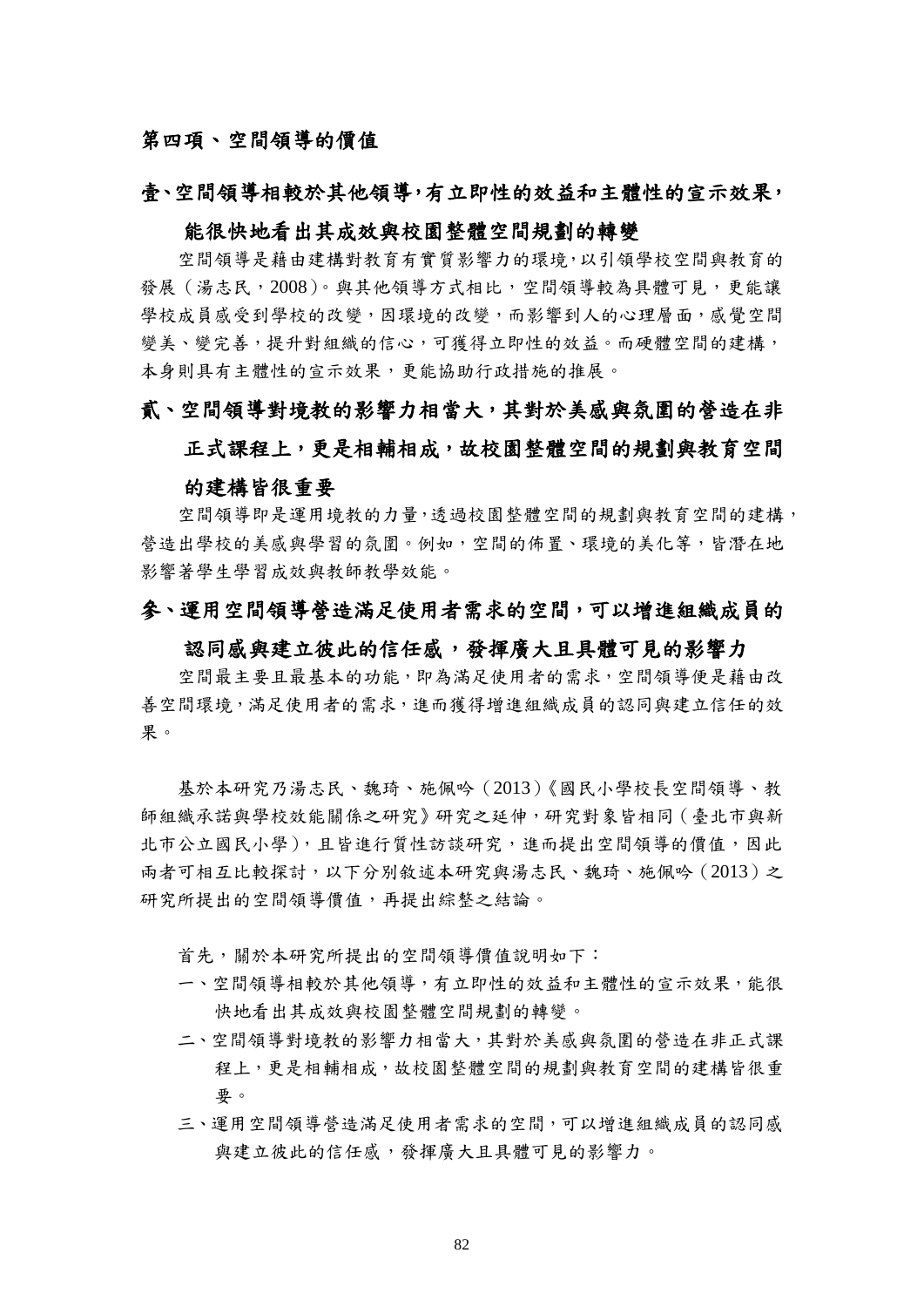### 第四項、空間領導的價值

#### 壹、空間領導相較於其他領導，有立即性的效益和主體性的宣示效果，能很快地看出其成效與校園整體空間規劃的轉變

空間領導是藉由建構對教育有實質影響力的環境，以引領學校空間與教育的發展（湯志民，2008）。與其他領導方式相比，空間領導較為具體可見，更能讓學校成員感受到學校的改變，因環境的改變，而影響到人的心理層面，感覺空間變美、變完善，提升對組織的信心，可獲得立即性的效益。而硬體空間的建構，本身則具有主體性的宣示效果，更能協助行政措施的推展。

#### 貳、空間領導對境教的影響力相當大，其對於美感與氛圍的營造在非正式課程上，更是相輔相成，故校園整體空間的規劃與教育空間的建構皆很重要

空間領導即是運用境教的力量，透過校園整體空間的規劃與教育空間的建構，營造出學校的美感與學習的氛圍。例如，空間的佈置、環境的美化等，皆潛在地影響著學生學習成效與教師教學效能。

#### 參、運用空間領導營造滿足使用者需求的空間，可以增進組織成員的認同感與建立彼此的信任感，發揮廣大且具體可見的影響力

空間最主要且最基本的功能，即為滿足使用者的需求，空間領導便是藉由改善空間環境，滿足使用者的需求，進而獲得增進組織成員的認同與建立信任的效果。

基於本研究乃湯志民、魏琦、施佩吟（2013）《國民小學校長空間領導、教師組織承諾與學校效能關係之研究》研究之延伸，研究對象皆相同（臺北市與新北市公立國民小學），且皆進行質性訪談研究，進而提出空間領導的價值，因此兩者可相互比較探討，以下分別敘述本研究與湯志民、魏琦、施佩吟（2013）之研究所提出的空間領導價值，再提出綜整之結論。

首先，關於本研究所提出的空間領導價值說明如下：

一、空間領導相較於其他領導，有立即性的效益和主體性的宣示效果，能很快地看出其成效與校園整體空間規劃的轉變。

二、空間領導對境教的影響力相當大，其對於美感與氛圍的營造在非正式課程上，更是相輔相成，故校園整體空間的規劃與教育空間的建構皆很重要。

三、運用空間領導營造滿足使用者需求的空間，可以增進組織成員的認同感與建立彼此的信任感，發揮廣大且具體可見的影響力。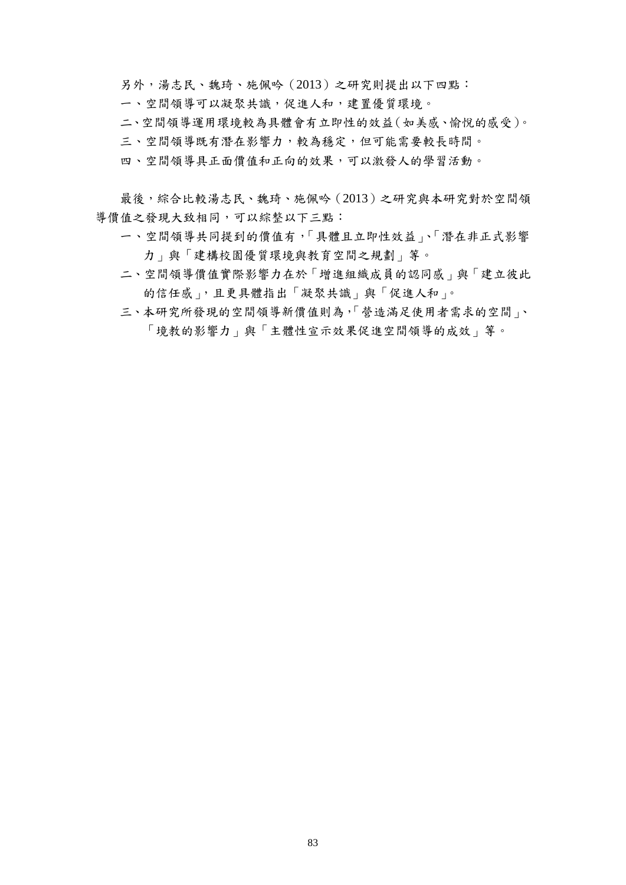另外，湯志民、魏琦、施佩吟（2013）之研究則提出以下四點：

一、空間領導可以凝聚共識，促進人和，建置優質環境。

二、空間領導運用環境較為具體會有立即性的效益（如美感、愉悅的感受）。

三、空間領導既有潛在影響力，較為穩定，但可能需要較長時間。

四、空間領導具正面價值和正向的效果，可以激發人的學習活動。

最後，綜合比較湯志民、魏琦、施佩吟（2013）之研究與本研究對於空間領導價值之發現大致相同，可以綜整以下三點：

一、空間領導共同提到的價值有，「具體且立即性效益」、「潛在非正式影響力」與「建構校園優質環境與教育空間之規劃」等。

二、空間領導價值實際影響力在於「增進組織成員的認同感」與「建立彼此的信任感」，且更具體指出「凝聚共識」與「促進人和」。

三、本研究所發現的空間領導新價值則為，「營造滿足使用者需求的空間」、「境教的影響力」與「主體性宣示效果促進空間領導的成效」等。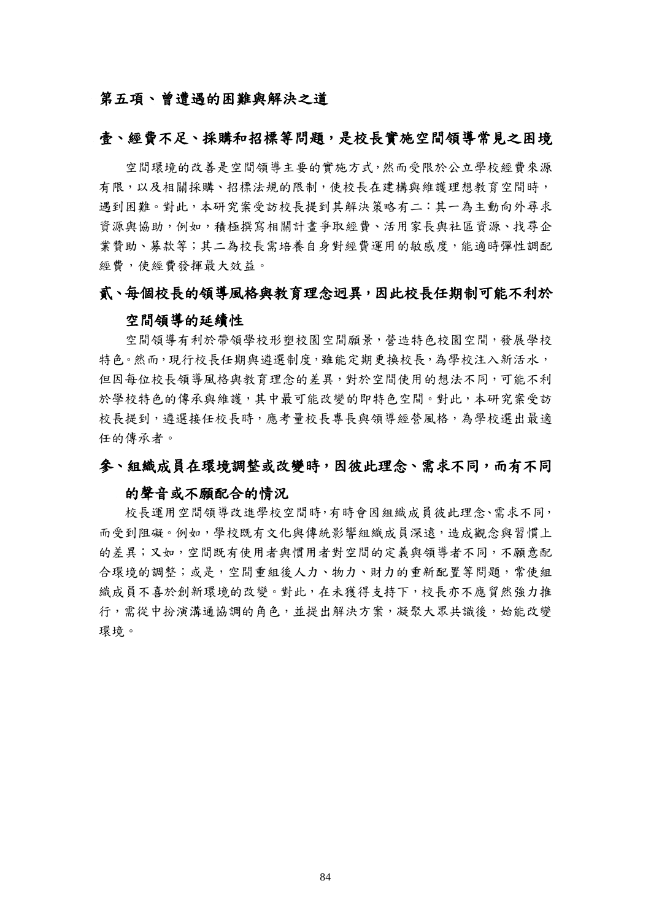### 第五項、曾遭遇的困難與解決之道

#### 壹、經費不足、採購和招標等問題，是校長實施空間領導常見之困境

空間環境的改善是空間領導主要的實施方式，然而受限於公立學校經費來源有限，以及相關採購、招標法規的限制，使校長在建構與維護理想教育空間時，遇到困難。對此，本研究案受訪校長提到其解決策略有二：其一為主動向外尋求資源與協助，例如，積極撰寫相關計畫爭取經費、活用家長與社區資源、找尋企業贊助、募款等；其二為校長需培養自身對經費運用的敏感度，能適時彈性調配經費，使經費發揮最大效益。

#### 貳、每個校長的領導風格與教育理念迥異，因此校長任期制可能不利於空間領導的延續性

空間領導有利於帶領學校形塑校園空間願景，營造特色校園空間，發展學校特色。然而，現行校長任期與遴選制度，雖能定期更換校長，為學校注入新活水，但因每位校長領導風格與教育理念的差異，對於空間使用的想法不同，可能不利於學校特色的傳承與維護，其中最可能改變的即特色空間。對此，本研究案受訪校長提到，遴選接任校長時，應考量校長專長與領導經營風格，為學校選出最適任的傳承者。

#### 參、組織成員在環境調整或改變時，因彼此理念、需求不同，而有不同的聲音或不願配合的情況

校長運用空間領導改進學校空間時，有時會因組織成員彼此理念、需求不同，而受到阻礙。例如，學校既有文化與傳統影響組織成員深遠，造成觀念與習慣上的差異；又如，空間既有使用者與慣用者對空間的定義與領導者不同，不願意配合環境的調整；或是，空間重組後人力、物力、財力的重新配置等問題，常使組織成員不喜於創新環境的改變。對此，在未獲得支持下，校長亦不應貿然強力推行，需從中扮演溝通協調的角色，並提出解決方案，凝聚大眾共識後，始能改變環境。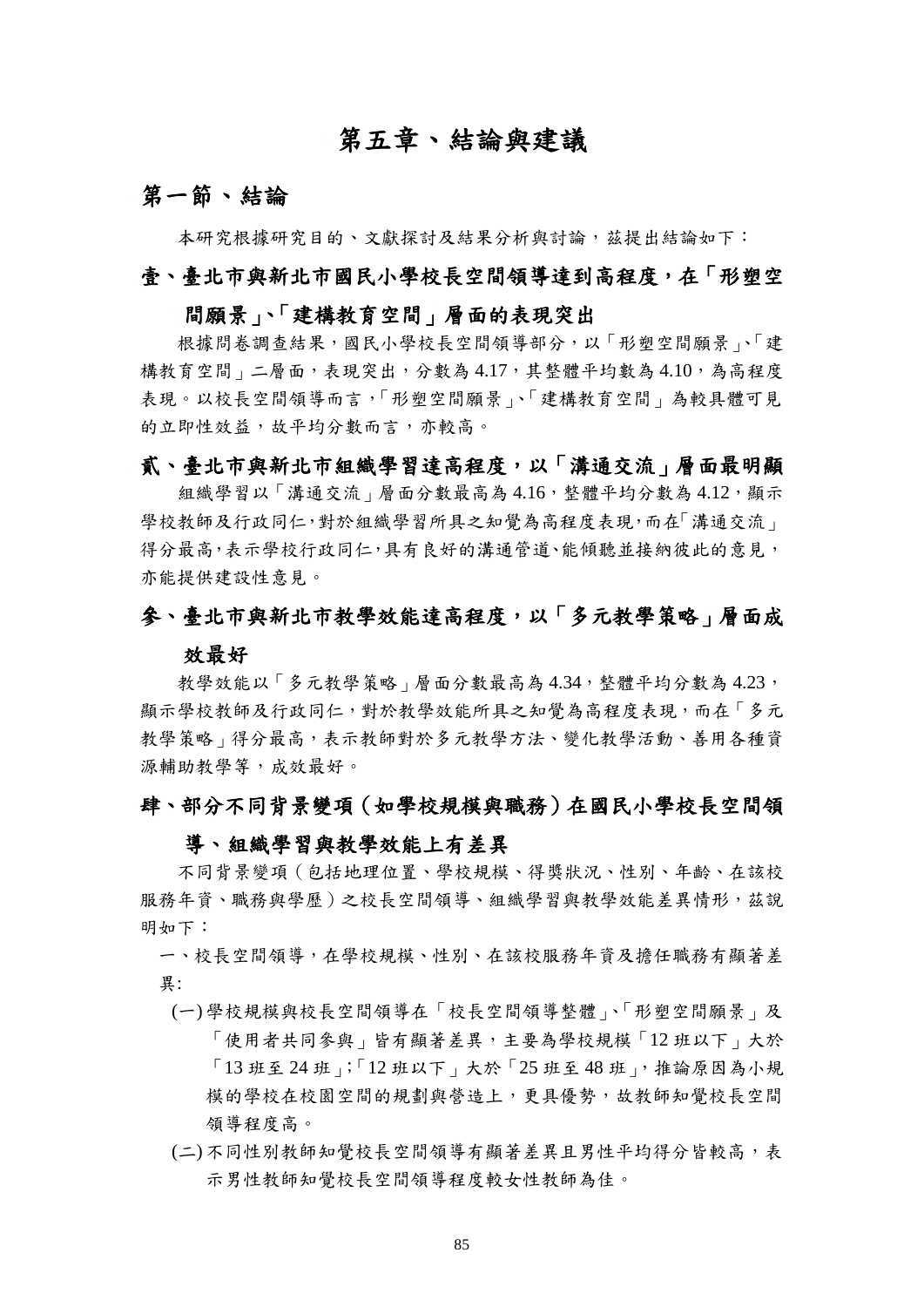# 第五章、結論與建議

## 第一節、結論

本研究根據研究目的、文獻探討及結果分析與討論，茲提出結論如下：

### 壹、臺北市與新北市國民小學校長空間領導達到高程度，在「形塑空間願景」、「建構教育空間」層面的表現突出

根據問卷調查結果，國民小學校長空間領導部分，以「形塑空間願景」、「建構教育空間」二層面，表現突出，分數為 4.17，其整體平均數為 4.10，為高程度表現。以校長空間領導而言，「形塑空間願景」、「建構教育空間」為較具體可見的立即性效益，故平均分數而言，亦較高。

### 貳、臺北市與新北市組織學習達高程度，以「溝通交流」層面最明顯

組織學習以「溝通交流」層面分數最高為 4.16，整體平均分數為 4.12，顯示學校教師及行政同仁，對於組織學習所具之知覺為高程度表現，而在「溝通交流」得分最高，表示學校行政同仁，具有良好的溝通管道、能傾聽並接納彼此的意見，亦能提供建設性意見。

### 參、臺北市與新北市教學效能達高程度，以「多元教學策略」層面成效最好

教學效能以「多元教學策略」層面分數最高為 4.34，整體平均分數為 4.23，顯示學校教師及行政同仁，對於教學效能所具之知覺為高程度表現，而在「多元教學策略」得分最高，表示教師對於多元教學方法、變化教學活動、善用各種資源輔助教學等，成效最好。

### 肆、部分不同背景變項（如學校規模與職務）在國民小學校長空間領導、組織學習與教學效能上有差異

不同背景變項（包括地理位置、學校規模、得獎狀況、性別、年齡、在該校服務年資、職務與學歷）之校長空間領導、組織學習與教學效能差異情形，茲說明如下：

一、校長空間領導，在學校規模、性別、在該校服務年資及擔任職務有顯著差異:

(一) 學校規模與校長空間領導在「校長空間領導整體」、「形塑空間願景」及「使用者共同參與」皆有顯著差異，主要為學校規模「12 班以下」大於「13 班至 24 班」;「12 班以下」大於「25 班至 48 班」，推論原因為小規模的學校在校園空間的規劃與營造上，更具優勢，故教師知覺校長空間領導程度高。

(二) 不同性別教師知覺校長空間領導有顯著差異且男性平均得分皆較高，表示男性教師知覺校長空間領導程度較女性教師為佳。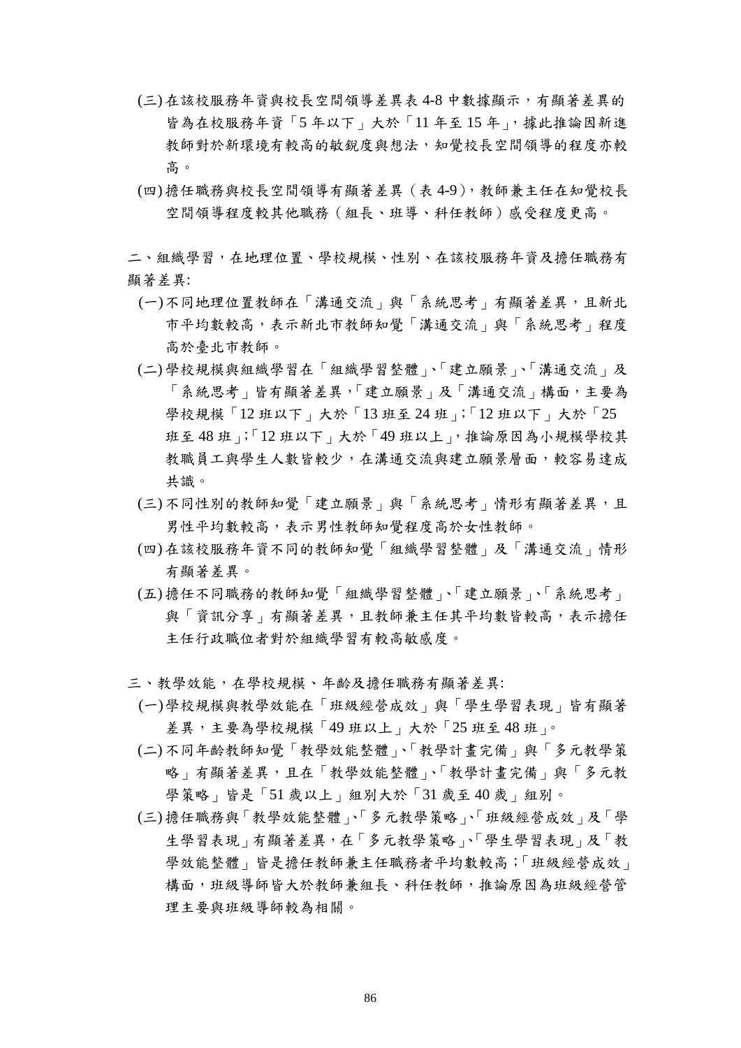(三) 在該校服務年資與校長空間領導差異表 4-8 中數據顯示，有顯著差異的皆為在校服務年資「5 年以下」大於「11 年至 15 年」，據此推論因新進教師對於新環境有較高的敏銳度與想法，知覺校長空間領導的程度亦較高。

(四) 擔任職務與校長空間領導有顯著差異（表 4-9），教師兼主任在知覺校長空間領導程度較其他職務（組長、班導、科任教師）感受程度更高。

二、組織學習，在地理位置、學校規模、性別、在該校服務年資及擔任職務有顯著差異:

(一) 不同地理位置教師在「溝通交流」與「系統思考」有顯著差異，且新北市平均數較高，表示新北市教師知覺「溝通交流」與「系統思考」程度高於臺北市教師。

(二) 學校規模與組織學習在「組織學習整體」、「建立願景」、「溝通交流」及「系統思考」皆有顯著差異，「建立願景」及「溝通交流」構面，主要為學校規模「12 班以下」大於「13 班至 24 班」;「12 班以下」大於「25 班至 48 班」;「12 班以下」大於「49 班以上」，推論原因為小規模學校其教職員工與學生人數皆較少，在溝通交流與建立願景層面，較容易達成共識。

(三) 不同性別的教師知覺「建立願景」與「系統思考」情形有顯著差異，且男性平均數較高，表示男性教師知覺程度高於女性教師。

(四) 在該校服務年資不同的教師知覺「組織學習整體」及「溝通交流」情形有顯著差異。

(五) 擔任不同職務的教師知覺「組織學習整體」、「建立願景」、「系統思考」與「資訊分享」有顯著差異，且教師兼主任其平均數皆較高，表示擔任主任行政職位者對於組織學習有較高敏感度。

三、教學效能，在學校規模、年齡及擔任職務有顯著差異:

(一) 學校規模與教學效能在「班級經營成效」與「學生學習表現」皆有顯著差異，主要為學校規模「49 班以上」大於「25 班至 48 班」。

(二) 不同年齡教師知覺「教學效能整體」、「教學計畫完備」與「多元教學策略」有顯著差異，且在「教學效能整體」、「教學計畫完備」與「多元教學策略」皆是「51 歲以上」組別大於「31 歲至 40 歲」組別。

(三) 擔任職務與「教學效能整體」、「多元教學策略」、「班級經營成效」及「學生學習表現」有顯著差異，在「多元教學策略」、「學生學習表現」及「教學效能整體」皆是擔任教師兼主任職務者平均數較高；「班級經營成效」構面，班級導師皆大於教師兼組長、科任教師，推論原因為班級經營管理主要與班級導師較為相關。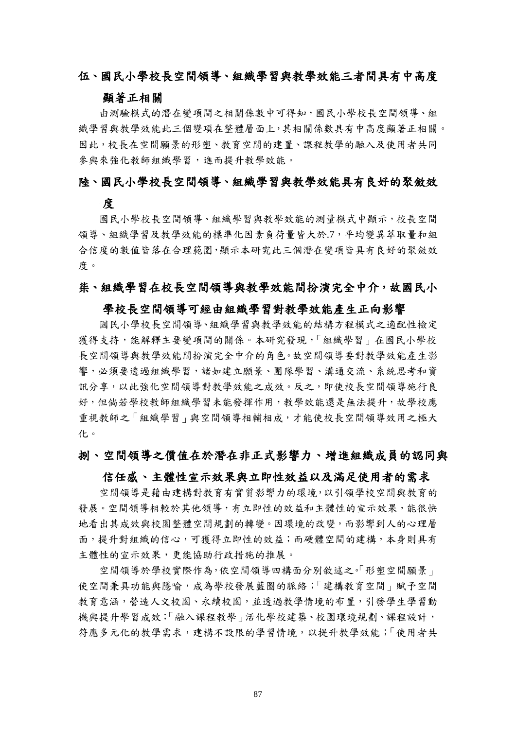## 伍、國民小學校長空間領導、組織學習與教學效能三者間具有中高度顯著正相關

由測驗模式的潛在變項間之相關係數中可得知，國民小學校長空間領導、組織學習與教學效能此三個變項在整體層面上，其相關係數具有中高度顯著正相關。因此，校長在空間願景的形塑、教育空間的建置、課程教學的融入及使用者共同參與來強化教師組織學習，進而提升教學效能。

## 陸、國民小學校長空間領導、組織學習與教學效能具有良好的聚斂效度

國民小學校長空間領導、組織學習與教學效能的測量模式中顯示，校長空間領導、組織學習及教學效能的標準化因素負荷量皆大於.7，平均變異萃取量和組合信度的數值皆落在合理範圍，顯示本研究此三個潛在變項皆具有良好的聚斂效度。

## 柒、組織學習在校長空間領導與教學效能間扮演完全中介，故國民小學校長空間領導可經由組織學習對教學效能產生正向影響

國民小學校長空間領導、組織學習與教學效能的結構方程模式之適配性檢定獲得支持，能解釋主要變項間的關係。本研究發現，「組織學習」在國民小學校長空間領導與教學效能間扮演完全中介的角色。故空間領導要對教學效能產生影響，必須要透過組織學習，諸如建立願景、團隊學習、溝通交流、系統思考和資訊分享，以此強化空間領導對教學效能之成效。反之，即使校長空間領導施行良好，但倘若學校教師組織學習未能發揮作用，教學效能還是無法提升，故學校應重視教師之「組織學習」與空間領導相輔相成，才能使校長空間領導效用之極大化。

## 捌、空間領導之價值在於潛在非正式影響力、增進組織成員的認同與信任感、主體性宣示效果與立即性效益以及滿足使用者的需求

空間領導是藉由建構對教育有實質影響力的環境，以引領學校空間與教育的發展。空間領導相較於其他領導，有立即性的效益和主體性的宣示效果，能很快地看出其成效與校園整體空間規劃的轉變。因環境的改變，而影響到人的心理層面，提升對組織的信心，可獲得立即性的效益；而硬體空間的建構，本身則具有主體性的宣示效果，更能協助行政措施的推展。

空間領導於學校實際作為，依空間領導四構面分別敘述之。「形塑空間願景」使空間兼具功能與隱喻，成為學校發展藍圖的脈絡；「建構教育空間」賦予空間教育意涵，營造人文校園、永續校園，並透過教學情境的布置，引發學生學習動機與提升學習成效；「融入課程教學」活化學校建築、校園環境規劃、課程設計，符應多元化的教學需求，建構不設限的學習情境，以提升教學效能；「使用者共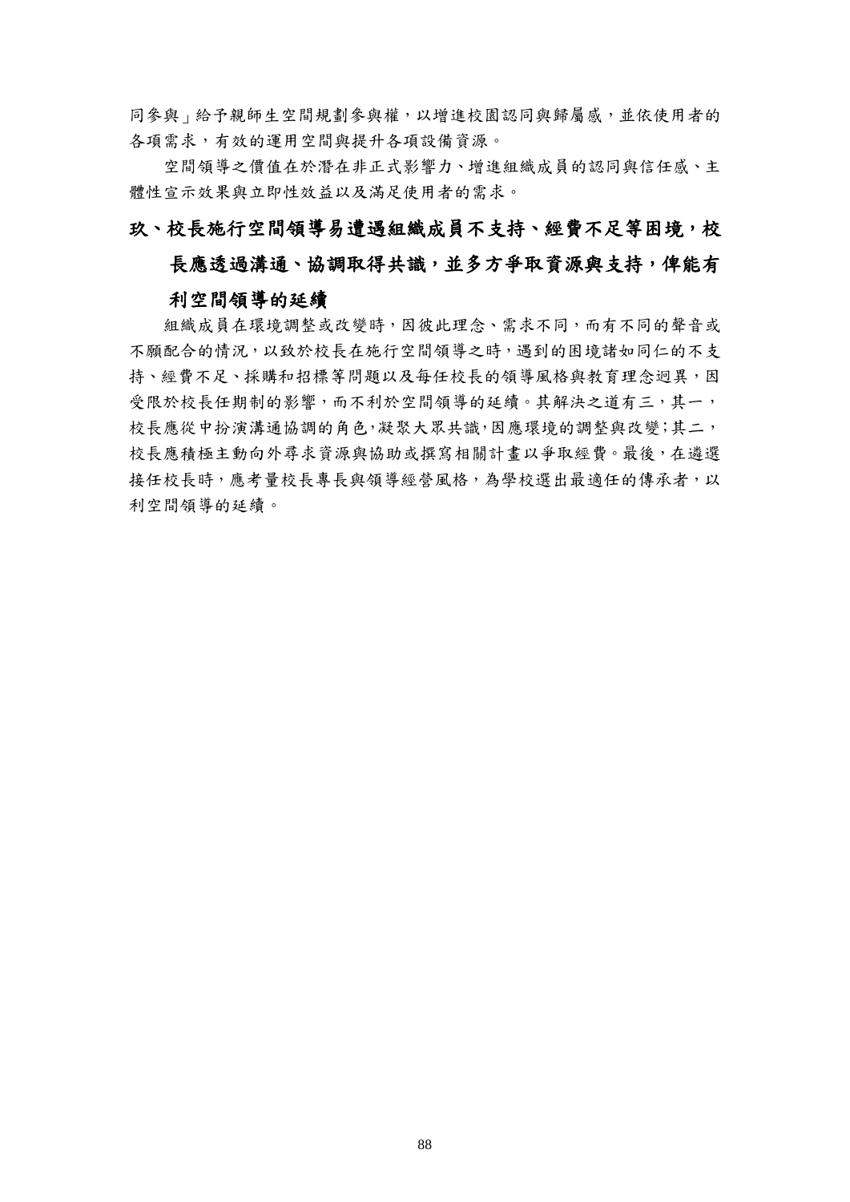同參與」給予親師生空間規劃參與權，以增進校園認同與歸屬感，並依使用者的各項需求，有效的運用空間與提升各項設備資源。

空間領導之價值在於潛在非正式影響力、增進組織成員的認同與信任感、主體性宣示效果與立即性效益以及滿足使用者的需求。

## 玖、校長施行空間領導易遭遇組織成員不支持、經費不足等困境，校長應透過溝通、協調取得共識，並多方爭取資源與支持，俾能有利空間領導的延續

組織成員在環境調整或改變時，因彼此理念、需求不同，而有不同的聲音或不願配合的情況，以致於校長在施行空間領導之時，遇到的困境諸如同仁的不支持、經費不足、採購和招標等問題以及每任校長的領導風格與教育理念迥異，因受限於校長任期制的影響，而不利於空間領導的延續。其解決之道有三，其一，校長應從中扮演溝通協調的角色，凝聚大眾共識，因應環境的調整與改變；其二，校長應積極主動向外尋求資源與協助或撰寫相關計畫以爭取經費。最後，在遴選接任校長時，應考量校長專長與領導經營風格，為學校選出最適任的傳承者，以利空間領導的延續。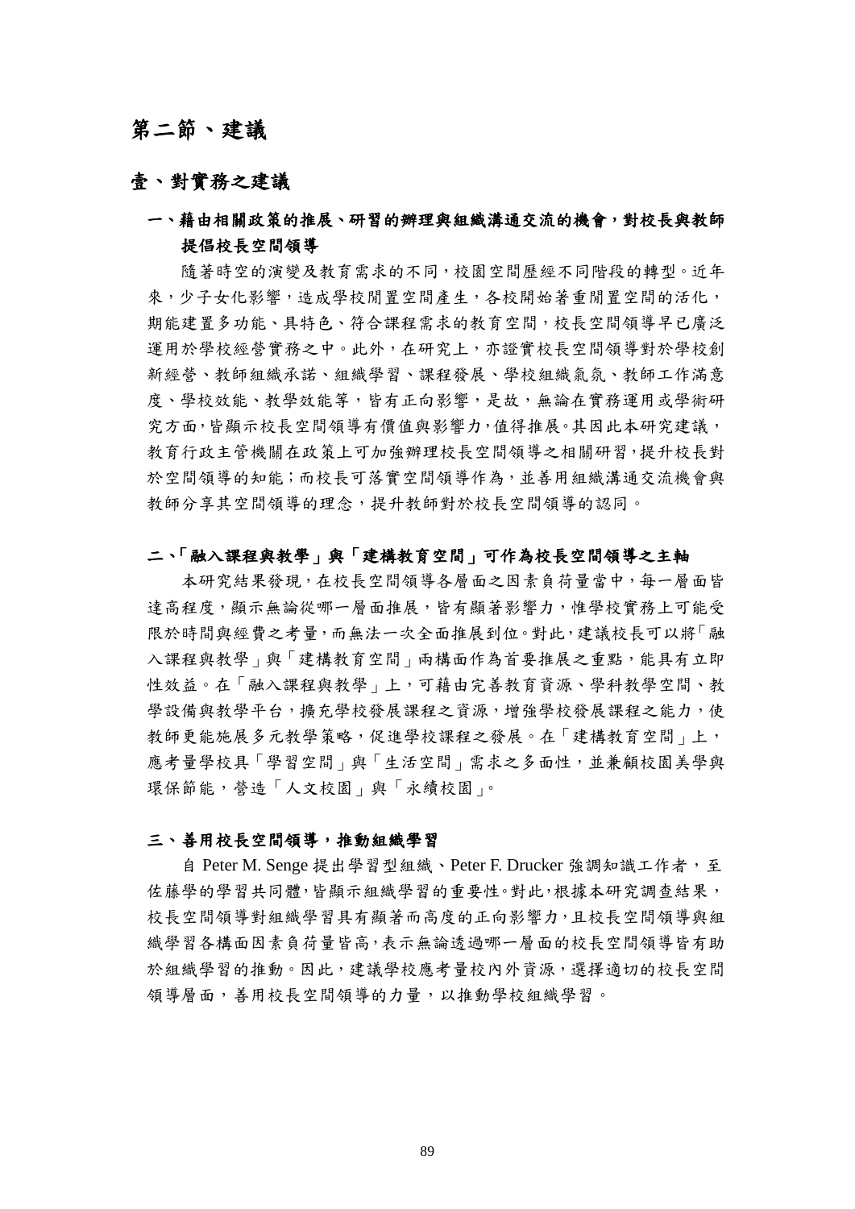# 第二節、建議

## 壹、對實務之建議

### 一、藉由相關政策的推展、研習的辦理與組織溝通交流的機會，對校長與教師提倡校長空間領導

隨著時空的演變及教育需求的不同，校園空間歷經不同階段的轉型。近年來，少子女化影響，造成學校閒置空間產生，各校開始著重閒置空間的活化，期能建置多功能、具特色、符合課程需求的教育空間，校長空間領導早已廣泛運用於學校經營實務之中。此外，在研究上，亦證實校長空間領導對於學校創新經營、教師組織承諾、組織學習、課程發展、學校組織氣氛、教師工作滿意度、學校效能、教學效能等，皆有正向影響，是故，無論在實務運用或學術研究方面，皆顯示校長空間領導有價值與影響力，值得推展。其因此本研究建議，教育行政主管機關在政策上可加強辦理校長空間領導之相關研習，提升校長對於空間領導的知能；而校長可落實空間領導作為，並善用組織溝通交流機會與教師分享其空間領導的理念，提升教師對於校長空間領導的認同。

### 二、「融入課程與教學」與「建構教育空間」可作為校長空間領導之主軸

本研究結果發現，在校長空間領導各層面之因素負荷量當中，每一層面皆達高程度，顯示無論從哪一層面推展，皆有顯著影響力，惟學校實務上可能受限於時間與經費之考量，而無法一次全面推展到位。對此，建議校長可以將「融入課程與教學」與「建構教育空間」兩構面作為首要推展之重點，能具有立即性效益。在「融入課程與教學」上，可藉由完善教育資源、學科教學空間、教學設備與教學平台，擴充學校發展課程之資源，增強學校發展課程之能力，使教師更能施展多元教學策略，促進學校課程之發展。在「建構教育空間」上，應考量學校具「學習空間」與「生活空間」需求之多面性，並兼顧校園美學與環保節能，營造「人文校園」與「永續校園」。

### 三、善用校長空間領導，推動組織學習

自 Peter M. Senge 提出學習型組織、Peter F. Drucker 強調知識工作者，至佐藤學的學習共同體，皆顯示組織學習的重要性。對此，根據本研究調查結果，校長空間領導對組織學習具有顯著而高度的正向影響力，且校長空間領導與組織學習各構面因素負荷量皆高，表示無論透過哪一層面的校長空間領導皆有助於組織學習的推動。因此，建議學校應考量校內外資源，選擇適切的校長空間領導層面，善用校長空間領導的力量，以推動學校組織學習。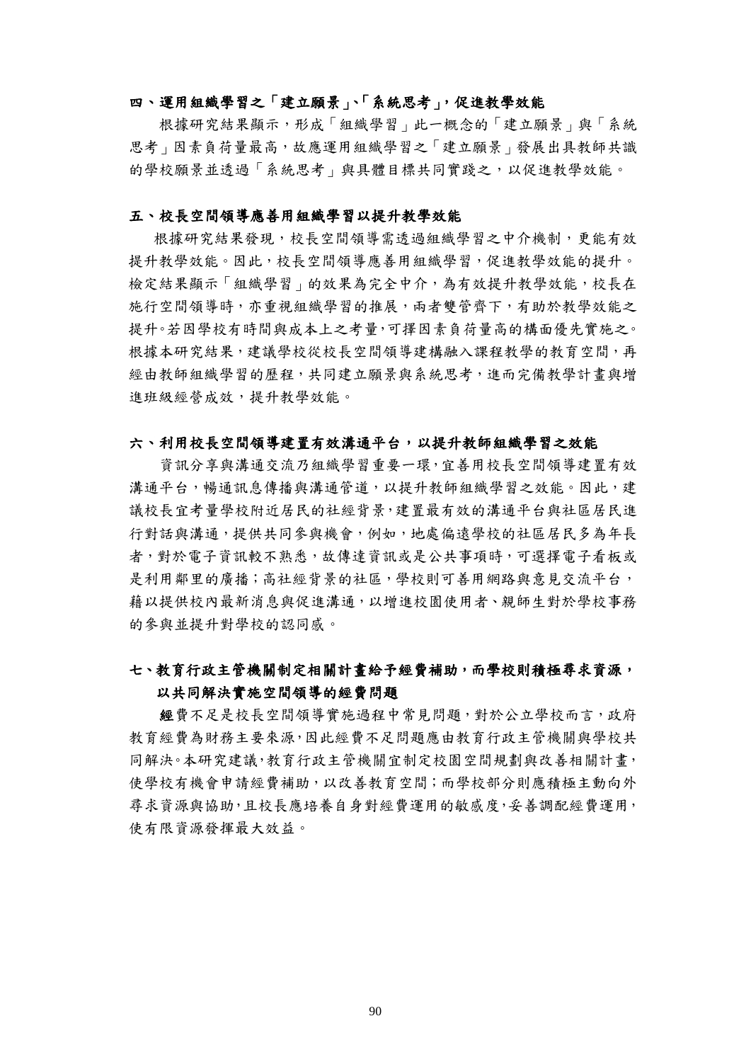### 四、運用組織學習之「建立願景」、「系統思考」，促進教學效能

根據研究結果顯示，形成「組織學習」此一概念的「建立願景」與「系統思考」因素負荷量最高，故應運用組織學習之「建立願景」發展出具教師共識的學校願景並透過「系統思考」與具體目標共同實踐之，以促進教學效能。

### 五、校長空間領導應善用組織學習以提升教學效能

根據研究結果發現，校長空間領導需透過組織學習之中介機制，更能有效提升教學效能。因此，校長空間領導應善用組織學習，促進教學效能的提升。檢定結果顯示「組織學習」的效果為完全中介，為有效提升教學效能，校長在施行空間領導時，亦重視組織學習的推展，兩者雙管齊下，有助於教學效能之提升。若因學校有時間與成本上之考量，可擇因素負荷量高的構面優先實施之。根據本研究結果，建議學校從校長空間領導建構融入課程教學的教育空間，再經由教師組織學習的歷程，共同建立願景與系統思考，進而完備教學計畫與增進班級經營成效，提升教學效能。

### 六、利用校長空間領導建置有效溝通平台，以提升教師組織學習之效能

資訊分享與溝通交流乃組織學習重要一環，宜善用校長空間領導建置有效溝通平台，暢通訊息傳播與溝通管道，以提升教師組織學習之效能。因此，建議校長宜考量學校附近居民的社經背景，建置最有效的溝通平台與社區居民進行對話與溝通，提供共同參與機會，例如，地處偏遠學校的社區居民多為年長者，對於電子資訊較不熟悉，故傳達資訊或是公共事項時，可選擇電子看板或是利用鄰里的廣播；高社經背景的社區，學校則可善用網路與意見交流平台，藉以提供校內最新消息與促進溝通，以增進校園使用者、親師生對於學校事務的參與並提升對學校的認同感。

### 七、教育行政主管機關制定相關計畫給予經費補助，而學校則積極尋求資源，以共同解決實施空間領導的經費問題

經費不足是校長空間領導實施過程中常見問題，對於公立學校而言，政府教育經費為財務主要來源，因此經費不足問題應由教育行政主管機關與學校共同解決。本研究建議，教育行政主管機關宜制定校園空間規劃與改善相關計畫，使學校有機會申請經費補助，以改善教育空間；而學校部分則應積極主動向外尋求資源與協助，且校長應培養自身對經費運用的敏感度，妥善調配經費運用，使有限資源發揮最大效益。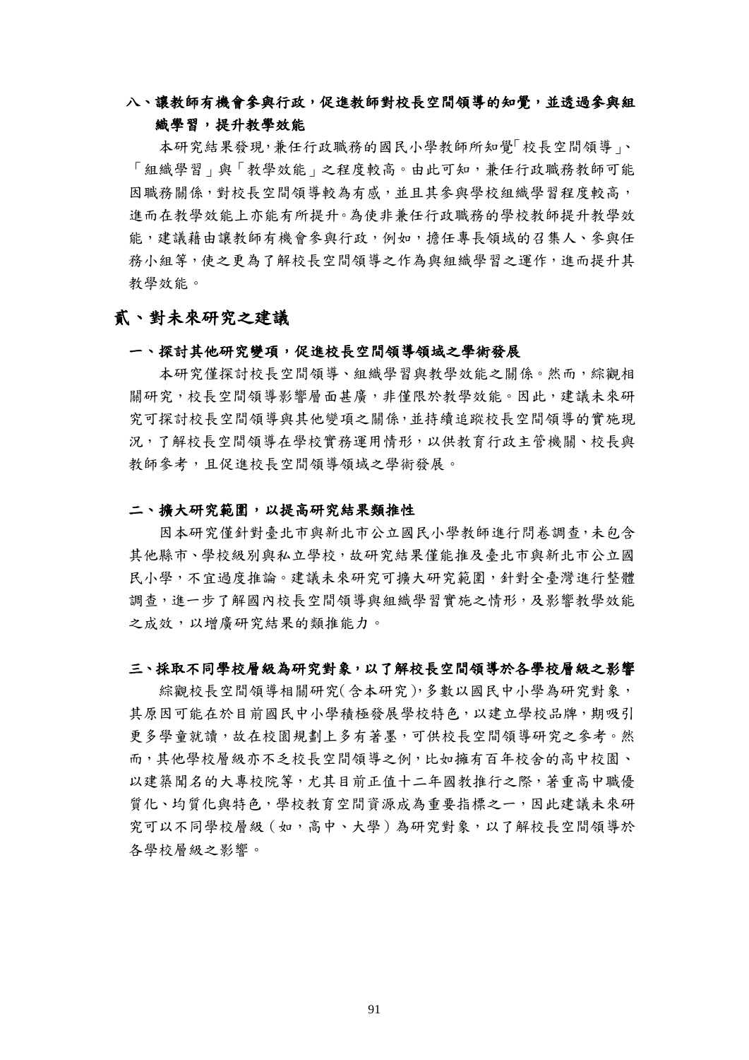### 八、讓教師有機會參與行政，促進教師對校長空間領導的知覺，並透過參與組織學習，提升教學效能

本研究結果發現，兼任行政職務的國民小學教師所知覺「校長空間領導」、「組織學習」與「教學效能」之程度較高。由此可知，兼任行政職務教師可能因職務關係，對校長空間領導較為有感，並且其參與學校組織學習程度較高，進而在教學效能上亦能有所提升。為使非兼任行政職務的學校教師提升教學效能，建議藉由讓教師有機會參與行政，例如，擔任專長領域的召集人、參與任務小組等，使之更為了解校長空間領導之作為與組織學習之運作，進而提升其教學效能。

## 貳、對未來研究之建議

### 一、探討其他研究變項，促進校長空間領導領域之學術發展

本研究僅探討校長空間領導、組織學習與教學效能之關係。然而，綜觀相關研究，校長空間領導影響層面甚廣，非僅限於教學效能。因此，建議未來研究可探討校長空間領導與其他變項之關係，並持續追蹤校長空間領導的實施現況，了解校長空間領導在學校實務運用情形，以供教育行政主管機關、校長與教師參考，且促進校長空間領導領域之學術發展。

### 二、擴大研究範圍，以提高研究結果類推性

因本研究僅針對臺北市與新北市公立國民小學教師進行問卷調查，未包含其他縣市、學校級別與私立學校，故研究結果僅能推及臺北市與新北市公立國民小學，不宜過度推論。建議未來研究可擴大研究範圍，針對全臺灣進行整體調查，進一步了解國內校長空間領導與組織學習實施之情形，及影響教學效能之成效，以增廣研究結果的類推能力。

### 三、採取不同學校層級為研究對象，以了解校長空間領導於各學校層級之影響

綜觀校長空間領導相關研究（含本研究），多數以國民中小學為研究對象，其原因可能在於目前國民中小學積極發展學校特色，以建立學校品牌，期吸引更多學童就讀，故在校園規劃上多有著墨，可供校長空間領導研究之參考。然而，其他學校層級亦不乏校長空間領導之例，比如擁有百年校舍的高中校園、以建築聞名的大專校院等，尤其目前正值十二年國教推行之際，著重高中職優質化、均質化與特色，學校教育空間資源成為重要指標之一，因此建議未來研究可以不同學校層級（如，高中、大學）為研究對象，以了解校長空間領導於各學校層級之影響。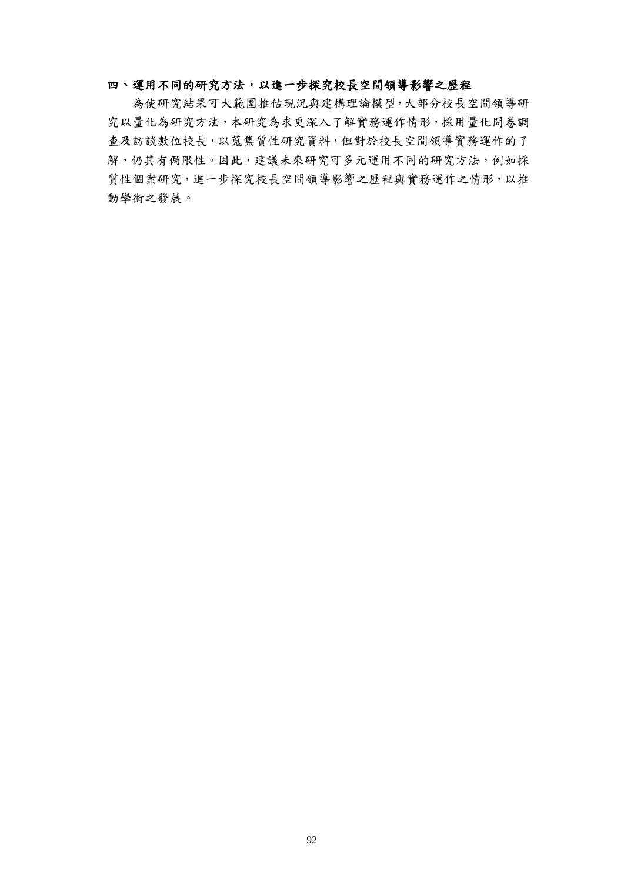### 四、運用不同的研究方法，以進一步探究校長空間領導影響之歷程

為使研究結果可大範圍推估現況與建構理論模型，大部分校長空間領導研究以量化為研究方法，本研究為求更深入了解實務運作情形，採用量化問卷調查及訪談數位校長，以蒐集質性研究資料，但對於校長空間領導實務運作的了解，仍其有侷限性。因此，建議未來研究可多元運用不同的研究方法，例如採質性個案研究，進一步探究校長空間領導影響之歷程與實務運作之情形，以推動學術之發展。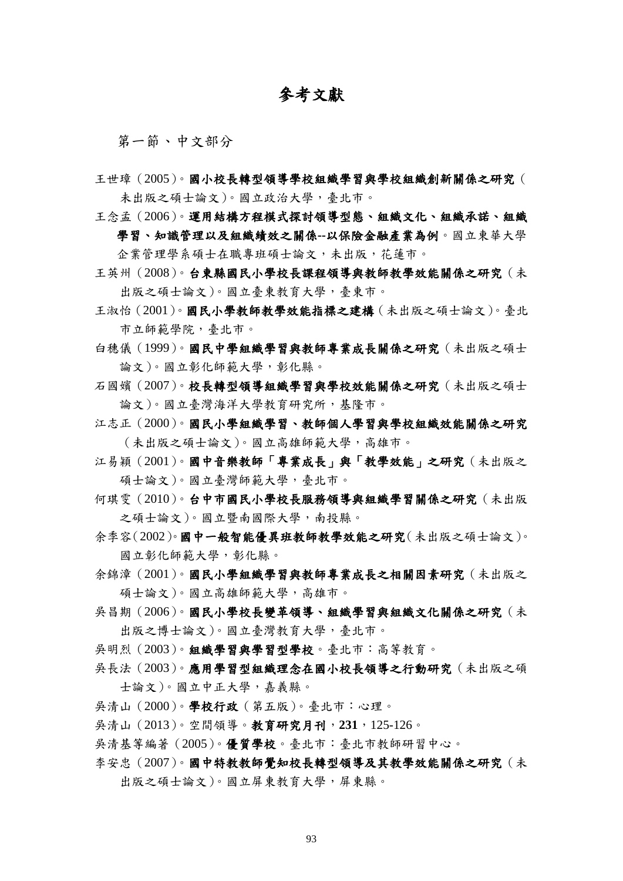# 參考文獻

## 第一節、中文部分

王世璋（2005）。**國小校長轉型領導學校組織學習與學校組織創新關係之研究**（未出版之碩士論文）。國立政治大學，臺北市。

王念孟（2006）。**運用結構方程模式探討領導型態、組織文化、組織承諾、組織學習、知識管理以及組織績效之關係--以保險金融產業為例**。國立東華大學企業管理學系碩士在職專班碩士論文，未出版，花蓮市。

王英州（2008）。**台東縣國民小學校長課程領導與教師教學效能關係之研究**（未出版之碩士論文）。國立臺東教育大學，臺東市。

王淑怡（2001）。**國民小學教師教學效能指標之建構**（未出版之碩士論文）。臺北市立師範學院，臺北市。

白穗儀（1999）。**國民中學組織學習與教師專業成長關係之研究**（未出版之碩士論文）。國立彰化師範大學，彰化縣。

石國嬪（2007）。**校長轉型領導組織學習與學校效能關係之研究**（未出版之碩士論文）。國立臺灣海洋大學教育研究所，基隆市。

江志正（2000）。**國民小學組織學習、教師個人學習與學校組織效能關係之研究**（未出版之碩士論文）。國立高雄師範大學，高雄市。

江易穎（2001）。**國中音樂教師「專業成長」與「教學效能」之研究**（未出版之碩士論文）。國立臺灣師範大學，臺北市。

何琪雯（2010）。**台中市國民小學校長服務領導與組織學習關係之研究**（未出版之碩士論文）。國立暨南國際大學，南投縣。

余季容（2002）。**國中一般智能優異班教師教學效能之研究**（未出版之碩士論文）。國立彰化師範大學，彰化縣。

余錦漳（2001）。**國民小學組織學習與教師專業成長之相關因素研究**（未出版之碩士論文）。國立高雄師範大學，高雄市。

吳昌期（2006）。**國民小學校長變革領導、組織學習與組織文化關係之研究**（未出版之博士論文）。國立臺灣教育大學，臺北市。

吳明烈（2003）。**組織學習與學習型學校**。臺北市：高等教育。

吳長法（2003）。**應用學習型組織理念在國小校長領導之行動研究**（未出版之碩士論文）。國立中正大學，嘉義縣。

吳清山（2000）。**學校行政**（第五版）。臺北市：心理。

吳清山（2013）。空間領導。**教育研究月刊，231**，125-126。

吳清基等編著（2005）。**優質學校**。臺北市：臺北市教師研習中心。

李安忠（2007）。**國中特教教師覺知校長轉型領導及其教學效能關係之研究**（未出版之碩士論文）。國立屏東教育大學，屏東縣。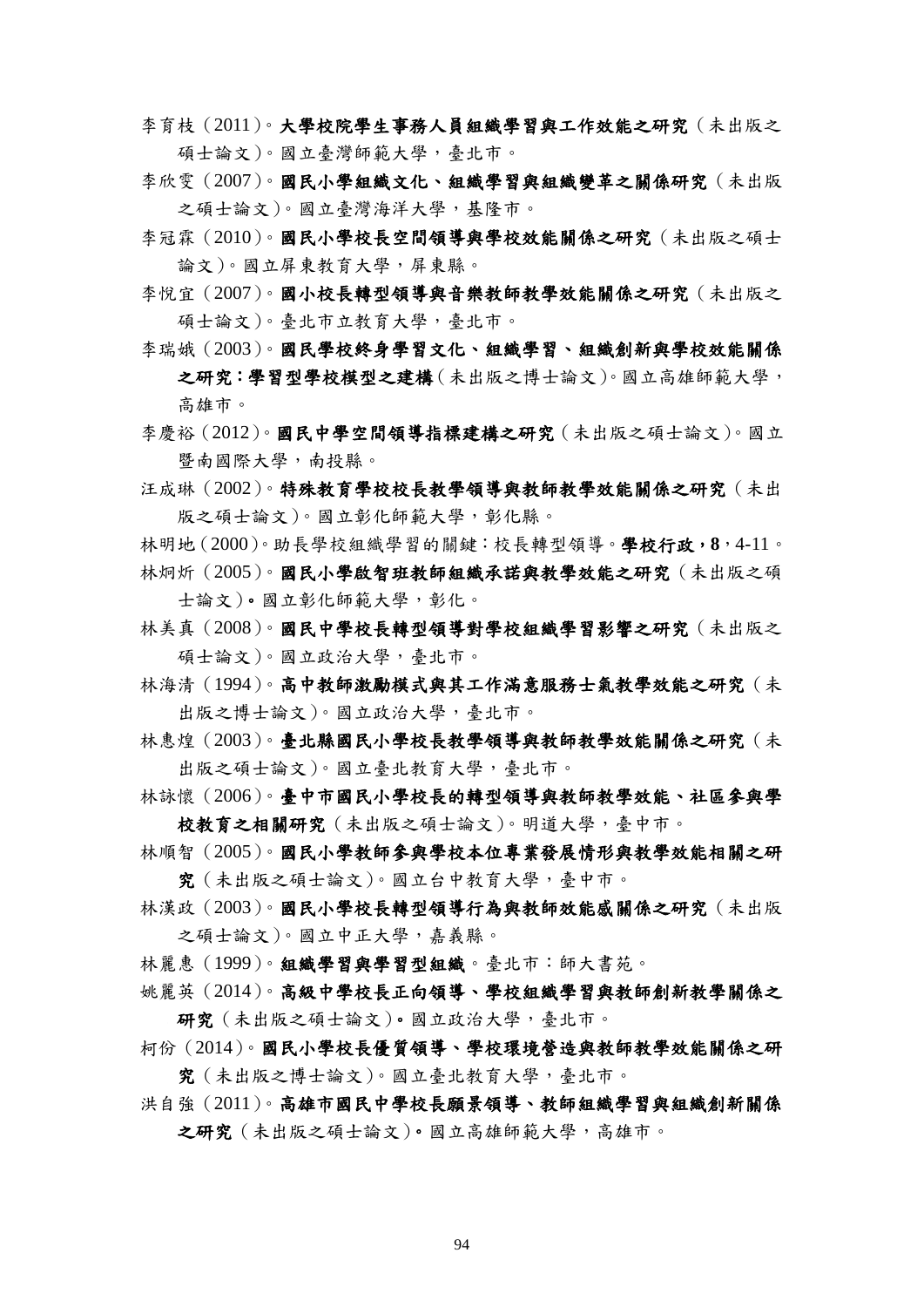李育枝（2011）。**大學校院學生事務人員組織學習與工作效能之研究**（未出版之碩士論文）。國立臺灣師範大學，臺北市。

李欣雯（2007）。**國民小學組織文化、組織學習與組織變革之關係研究**（未出版之碩士論文）。國立臺灣海洋大學，基隆市。

李冠霖（2010）。**國民小學校長空間領導與學校效能關係之研究**（未出版之碩士論文）。國立屏東教育大學，屏東縣。

李悅宜（2007）。**國小校長轉型領導與音樂教師教學效能關係之研究**（未出版之碩士論文）。臺北市立教育大學，臺北市。

李瑞娥（2003）。**國民學校終身學習文化、組織學習、組織創新與學校效能關係之研究：學習型學校模型之建構**（未出版之博士論文）。國立高雄師範大學，高雄市。

李慶裕（2012）。**國民中學空間領導指標建構之研究**（未出版之碩士論文）。國立暨南國際大學，南投縣。

汪成琳（2002）。**特殊教育學校校長教學領導與教師教學效能關係之研究**（未出版之碩士論文）。國立彰化師範大學，彰化縣。

林明地（2000）。助長學校組織學習的關鍵：校長轉型領導。**學校行政，8**，4-11。

林炯炘（2005）。**國民小學啟智班教師組織承諾與教學效能之研究**（未出版之碩士論文）。國立彰化師範大學，彰化。

林美真（2008）。**國民中學校長轉型領導對學校組織學習影響之研究**（未出版之碩士論文）。國立政治大學，臺北市。

林海清（1994）。**高中教師激勵模式與其工作滿意服務士氣教學效能之研究**（未出版之博士論文）。國立政治大學，臺北市。

林惠煌（2003）。**臺北縣國民小學校長教學領導與教師教學效能關係之研究**（未出版之碩士論文）。國立臺北教育大學，臺北市。

林詠懷（2006）。**臺中市國民小學校長的轉型領導與教師教學效能、社區參與學校教育之相關研究**（未出版之碩士論文）。明道大學，臺中市。

林順智（2005）。**國民小學教師參與學校本位專業發展情形與教學效能相關之研究**（未出版之碩士論文）。國立台中教育大學，臺中市。

林漢政（2003）。**國民小學校長轉型領導行為與教師效能感關係之研究**（未出版之碩士論文）。國立中正大學，嘉義縣。

林麗惠（1999）。**組織學習與學習型組織**。臺北市：師大書苑。

姚麗英（2014）。**高級中學校長正向領導、學校組織學習與教師創新教學關係之研究**（未出版之碩士論文）。國立政治大學，臺北市。

柯份（2014）。**國民小學校長優質領導、學校環境營造與教師教學效能關係之研究**（未出版之博士論文）。國立臺北教育大學，臺北市。

洪自強（2011）。**高雄市國民中學校長願景領導、教師組織學習與組織創新關係之研究**（未出版之碩士論文）。國立高雄師範大學，高雄市。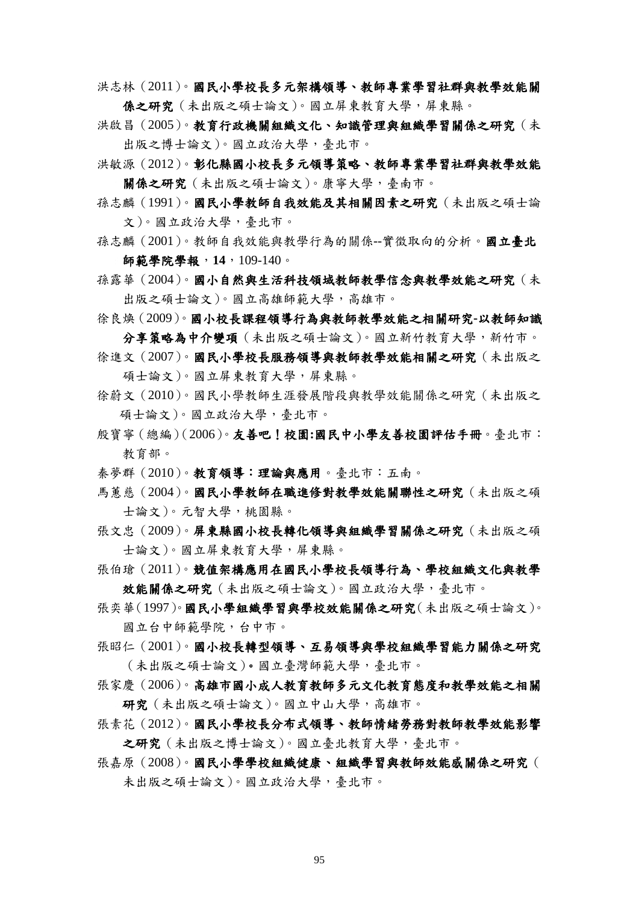洪志林（2011）。**國民小學校長多元架構領導、教師專業學習社群與教學效能關係之研究**（未出版之碩士論文）。國立屏東教育大學，屏東縣。

洪啟昌（2005）。**教育行政機關組織文化、知識管理與組織學習關係之研究**（未出版之博士論文）。國立政治大學，臺北市。

洪敏源（2012）。**彰化縣國小校長多元領導策略、教師專業學習社群與教學效能關係之研究**（未出版之碩士論文）。康寧大學，臺南市。

孫志麟（1991）。**國民小學教師自我效能及其相關因素之研究**（未出版之碩士論文）。國立政治大學，臺北市。

孫志麟（2001）。教師自我效能與教學行為的關係--實徵取向的分析。**國立臺北師範學院學報**，**14**，109-140。

孫露華（2004）。**國小自然與生活科技領域教師教學信念與教學效能之研究**（未出版之碩士論文）。國立高雄師範大學，高雄市。

徐良煥（2009）。**國小校長課程領導行為與教師教學效能之相關研究-以教師知識分享策略為中介變項**（未出版之碩士論文）。國立新竹教育大學，新竹市。

徐進文（2007）。**國民小學校長服務領導與教師教學效能相關之研究**（未出版之碩士論文）。國立屏東教育大學，屏東縣。

徐蔚文（2010）。國民小學教師生涯發展階段與教學效能關係之研究（未出版之碩士論文）。國立政治大學，臺北市。

殷寶寧（總編）（2006）。**友善吧！校園:國民中小學友善校園評估手冊**。臺北市：教育部。

秦夢群（2010）。**教育領導：理論與應用**。臺北市：五南。

馬蕙慈（2004）。**國民小學教師在職進修對教學效能關聯性之研究**（未出版之碩士論文）。元智大學，桃園縣。

張文忠（2009）。**屏東縣國小校長轉化領導與組織學習關係之研究**（未出版之碩士論文）。國立屏東教育大學，屏東縣。

張伯瑲（2011）。**競值架構應用在國民小學校長領導行為、學校組織文化與教學效能關係之研究**（未出版之碩士論文）。國立政治大學，臺北市。

張奕華（1997）。**國民小學組織學習與學校效能關係之研究**（未出版之碩士論文）。國立台中師範學院，台中市。

張昭仁（2001）。**國小校長轉型領導、互易領導與學校組織學習能力關係之研究**（未出版之碩士論文）。國立臺灣師範大學，臺北市。

張家慶（2006）。**高雄市國小成人教育教師多元文化教育態度和教學效能之相關研究**（未出版之碩士論文）。國立中山大學，高雄市。

張素花（2012）。**國民小學校長分布式領導、教師情緒勞務對教師教學效能影響之研究**（未出版之博士論文）。國立臺北教育大學，臺北市。

張嘉原（2008）。**國民小學學校組織健康、組織學習與教師效能感關係之研究**（未出版之碩士論文）。國立政治大學，臺北市。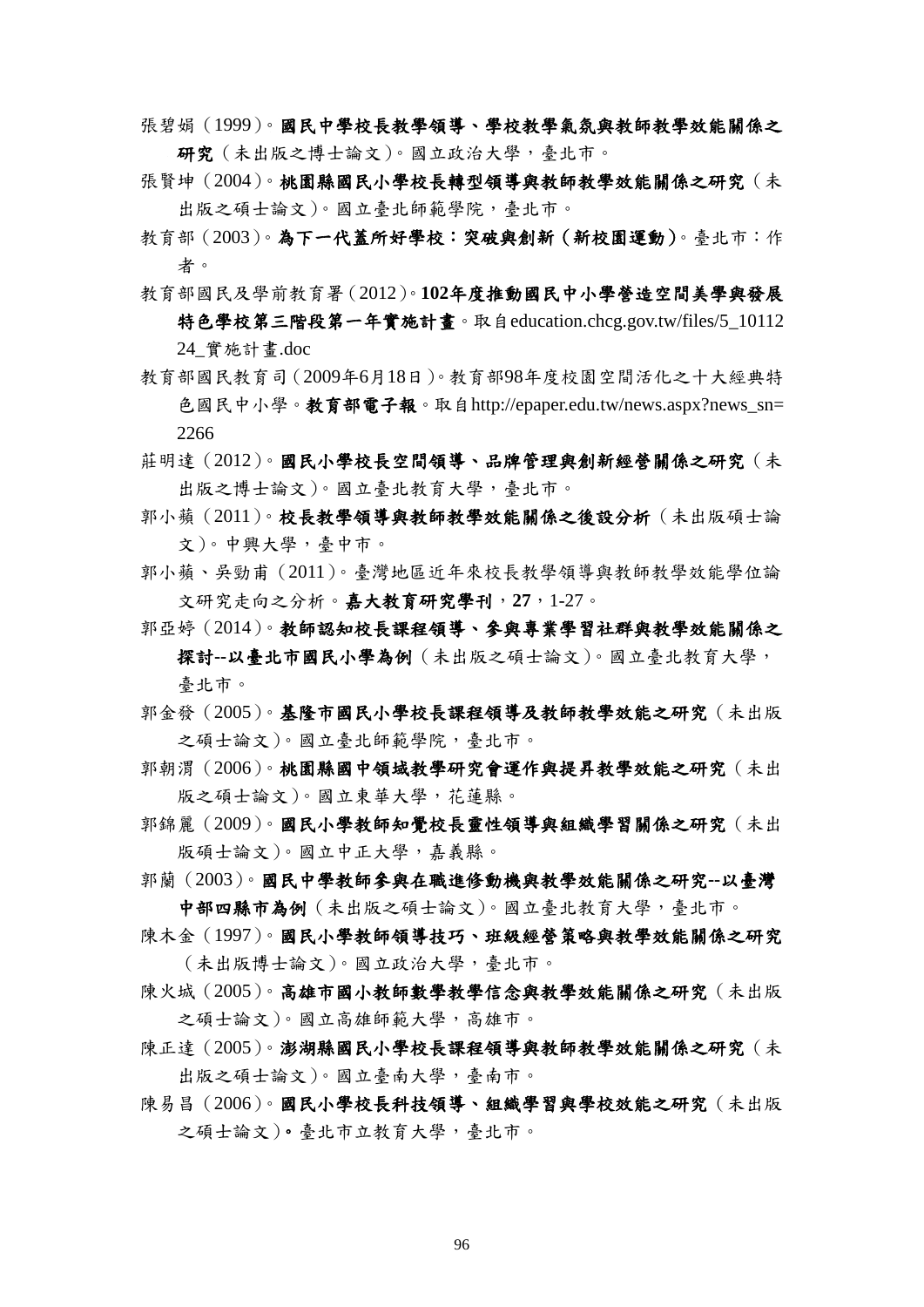張碧娟（1999）。**國民中學校長教學領導、學校教學氣氛與教師教學效能關係之研究**（未出版之博士論文）。國立政治大學，臺北市。

張賢坤（2004）。**桃園縣國民小學校長轉型領導與教師教學效能關係之研究**（未出版之碩士論文）。國立臺北師範學院，臺北市。

教育部（2003）。**為下一代蓋所好學校：突破與創新（新校園運動）**。臺北市：作者。

教育部國民及學前教育署（2012）。**102年度推動國民中小學營造空間美學與發展特色學校第三階段第一年實施計畫**。取自education.chcg.gov.tw/files/5_1011224_實施計畫.doc

教育部國民教育司（2009年6月18日）。教育部98年度校園空間活化之十大經典特色國民中小學。**教育部電子報**。取自http://epaper.edu.tw/news.aspx?news_sn=2266

莊明達（2012）。**國民小學校長空間領導、品牌管理與創新經營關係之研究**（未出版之博士論文）。國立臺北教育大學，臺北市。

郭小蘋（2011）。**校長教學領導與教師教學效能關係之後設分析**（未出版碩士論文）。中興大學，臺中市。

郭小蘋、吳勁甫（2011）。臺灣地區近年來校長教學領導與教師教學效能學位論文研究走向之分析。**嘉大教育研究學刊，27**，1-27。

郭亞婷（2014）。**教師認知校長課程領導、參與專業學習社群與教學效能關係之探討--以臺北市國民小學為例**（未出版之碩士論文）。國立臺北教育大學，臺北市。

郭金發（2005）。**基隆市國民小學校長課程領導及教師教學效能之研究**（未出版之碩士論文）。國立臺北師範學院，臺北市。

郭朝渭（2006）。**桃園縣國中領域教學研究會運作與提昇教學效能之研究**（未出版之碩士論文）。國立東華大學，花蓮縣。

郭錦麗（2009）。**國民小學教師知覺校長靈性領導與組織學習關係之研究**（未出版碩士論文）。國立中正大學，嘉義縣。

郭蘭（2003）。**國民中學教師參與在職進修動機與教學效能關係之研究--以臺灣中部四縣市為例**（未出版之碩士論文）。國立臺北教育大學，臺北市。

陳木金（1997）。**國民小學教師領導技巧、班級經營策略與教學效能關係之研究**（未出版博士論文）。國立政治大學，臺北市。

陳火城（2005）。**高雄市國小教師數學教學信念與教學效能關係之研究**（未出版之碩士論文）。國立高雄師範大學，高雄市。

陳正達（2005）。**澎湖縣國民小學校長課程領導與教師教學效能關係之研究**（未出版之碩士論文）。國立臺南大學，臺南市。

陳易昌（2006）。**國民小學校長科技領導、組織學習與學校效能之研究**（未出版之碩士論文）。臺北市立教育大學，臺北市。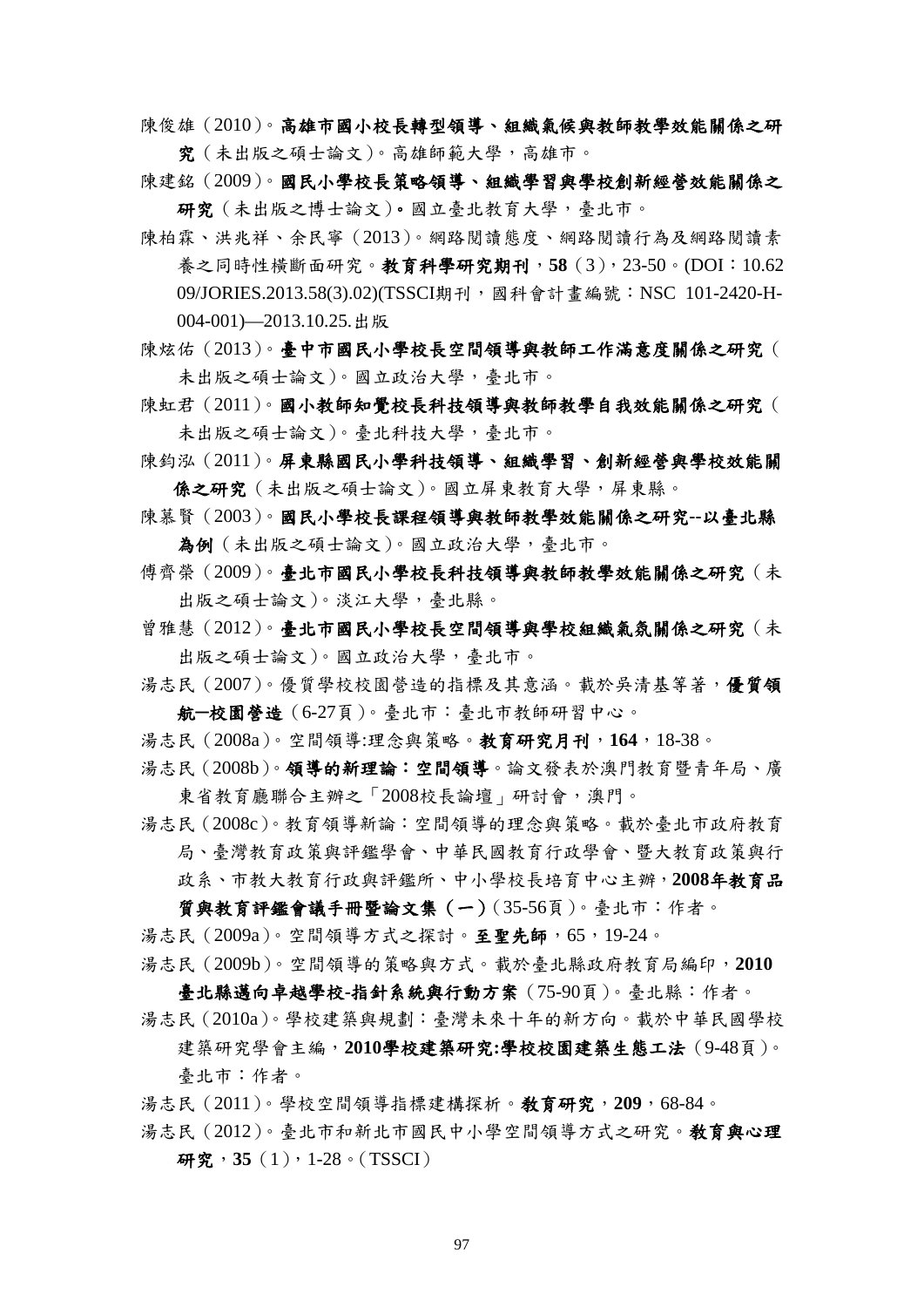陳俊雄（2010）。**高雄市國小校長轉型領導、組織氣候與教師教學效能關係之研究**（未出版之碩士論文）。高雄師範大學，高雄市。

陳建銘（2009）。**國民小學校長策略領導、組織學習與學校創新經營效能關係之研究**（未出版之博士論文）**。**國立臺北教育大學，臺北市。

陳柏霖、洪兆祥、余民寧（2013）。網路閱讀態度、網路閱讀行為及網路閱讀素養之同時性橫斷面研究。**教育科學研究期刊，58**（3），23-50。(DOI：10.6209/JORIES.2013.58(3).02)(TSSCI期刊，國科會計畫編號：NSC 101-2420-H-004-001)—2013.10.25.出版

陳炫佑（2013）。**臺中市國民小學校長空間領導與教師工作滿意度關係之研究**（未出版之碩士論文）。國立政治大學，臺北市。

陳虹君（2011）。**國小教師知覺校長科技領導與教師教學自我效能關係之研究**（未出版之碩士論文）。臺北科技大學，臺北市。

陳鈞泓（2011）。**屏東縣國民小學科技領導、組織學習、創新經營與學校效能關係之研究**（未出版之碩士論文）。國立屏東教育大學，屏東縣。

陳慕賢（2003）。**國民小學校長課程領導與教師教學效能關係之研究--以臺北縣為例**（未出版之碩士論文）。國立政治大學，臺北市。

傅齊榮（2009）。**臺北市國民小學校長科技領導與教師教學效能關係之研究**（未出版之碩士論文）。淡江大學，臺北縣。

曾雅慧（2012）。**臺北市國民小學校長空間領導與學校組織氣氛關係之研究**（未出版之碩士論文）。國立政治大學，臺北市。

湯志民（2007）。優質學校校園營造的指標及其意涵。載於吳清基等著，**優質領航─校園營造**（6-27頁）。臺北市：臺北市教師研習中心。

湯志民（2008a）。空間領導:理念與策略。**教育研究月刊，164**，18-38。

湯志民（2008b）。**領導的新理論：空間領導**。論文發表於澳門教育暨青年局、廣東省教育廳聯合主辦之「2008校長論壇」研討會，澳門。

湯志民（2008c）。教育領導新論：空間領導的理念與策略。載於臺北市政府教育局、臺灣教育政策與評鑑學會、中華民國教育行政學會、暨大教育政策與行政系、市教大教育行政與評鑑所、中小學校長培育中心主辦，**2008年教育品質與教育評鑑會議手冊暨論文集（一）**（35-56頁）。臺北市：作者。

湯志民（2009a）。空間領導方式之探討。**至聖先師**，65，19-24。

湯志民（2009b）。空間領導的策略與方式。載於臺北縣政府教育局編印，**2010臺北縣邁向卓越學校-指針系統與行動方案**（75-90頁）。臺北縣：作者。

湯志民（2010a）。學校建築與規劃：臺灣未來十年的新方向。載於中華民國學校建築研究學會主編，**2010學校建築研究:學校校園建築生態工法**（9-48頁）。臺北市：作者。

湯志民（2011）。學校空間領導指標建構探析。**教育研究，209**，68-84。

湯志民（2012）。臺北市和新北市國民中小學空間領導方式之研究。**教育與心理研究，35**（1），1-28。（TSSCI）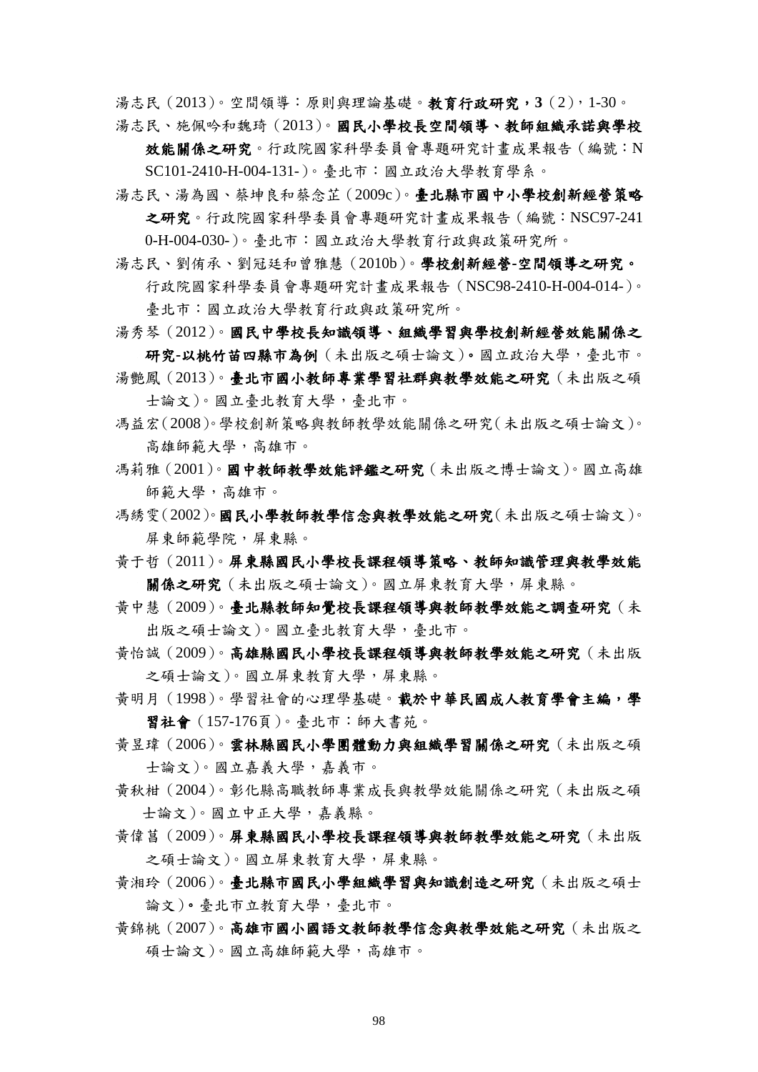湯志民（2013）。空間領導：原則與理論基礎。**教育行政研究，3**（2），1-30。

湯志民、施佩吟和魏琦（2013）。**國民小學校長空間領導、教師組織承諾與學校效能關係之研究**。行政院國家科學委員會專題研究計畫成果報告（編號：NSC101-2410-H-004-131-）。臺北市：國立政治大學教育學系。

湯志民、湯為國、蔡坤良和蔡念芷（2009c）。**臺北縣市國中小學校創新經營策略之研究**。行政院國家科學委員會專題研究計畫成果報告（編號：NSC97-2410-H-004-030-）。臺北市：國立政治大學教育行政與政策研究所。

湯志民、劉侑承、劉冠廷和曾雅慧（2010b）。**學校創新經營-空間領導之研究。**行政院國家科學委員會專題研究計畫成果報告（NSC98-2410-H-004-014-）。臺北市：國立政治大學教育行政與政策研究所。

湯秀琴（2012）。**國民中學校長知識領導、組織學習與學校創新經營效能關係之研究-以桃竹苗四縣市為例**（未出版之碩士論文）**。**國立政治大學，臺北市。

湯艷鳳（2013）。**臺北市國小教師專業學習社群與教學效能之研究**（未出版之碩士論文）。國立臺北教育大學，臺北市。

馮益宏（2008）。學校創新策略與教師教學效能關係之研究（未出版之碩士論文）。高雄師範大學，高雄市。

馮莉雅（2001）。**國中教師教學效能評鑑之研究**（未出版之博士論文）。國立高雄師範大學，高雄市。

馮綉雯（2002）。**國民小學教師教學信念與教學效能之研究**（未出版之碩士論文）。屏東師範學院，屏東縣。

黃于哲（2011）。**屏東縣國民小學校長課程領導策略、教師知識管理與教學效能關係之研究**（未出版之碩士論文）。國立屏東教育大學，屏東縣。

黃中慧（2009）。**臺北縣教師知覺校長課程領導與教師教學效能之調查研究**（未出版之碩士論文）。國立臺北教育大學，臺北市。

黃怡誠（2009）。**高雄縣國民小學校長課程領導與教師教學效能之研究**（未出版之碩士論文）。國立屏東教育大學，屏東縣。

黃明月（1998）。學習社會的心理學基礎。**載於中華民國成人教育學會主編，學習社會**（157-176頁）。臺北市：師大書苑。

黃昱瑋（2006）。**雲林縣國民小學團體動力與組織學習關係之研究**（未出版之碩士論文）。國立嘉義大學，嘉義市。

黃秋柑（2004）。彰化縣高職教師專業成長與教學效能關係之研究（未出版之碩士論文）。國立中正大學，嘉義縣。

黃偉菖（2009）。**屏東縣國民小學校長課程領導與教師教學效能之研究**（未出版之碩士論文）。國立屏東教育大學，屏東縣。

黃湘玲（2006）。**臺北縣市國民小學組織學習與知識創造之研究**（未出版之碩士論文）**。**臺北市立教育大學，臺北市。

黃錦桃（2007）。**高雄市國小國語文教師教學信念與教學效能之研究**（未出版之碩士論文）。國立高雄師範大學，高雄市。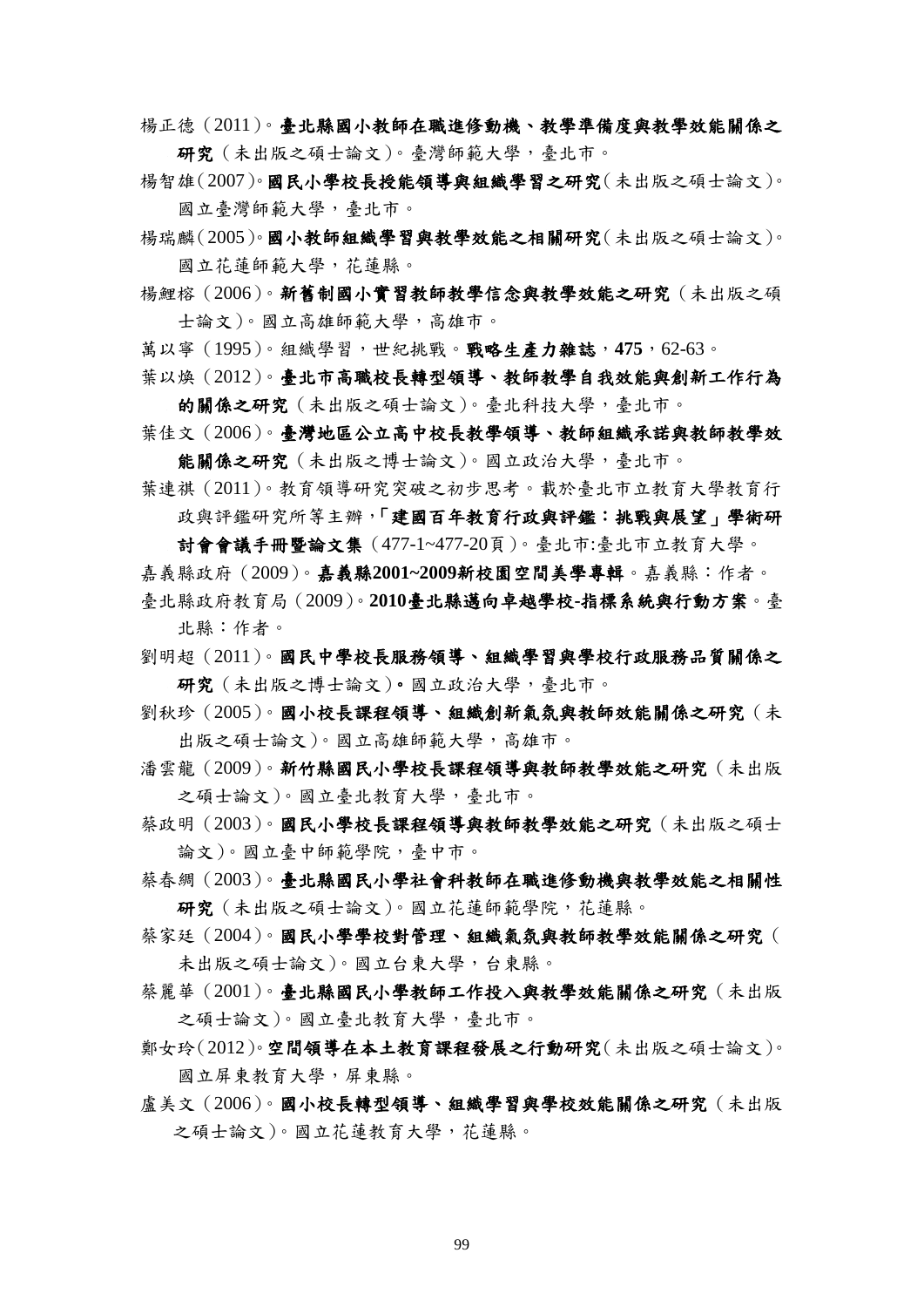楊正德（2011）。**臺北縣國小教師在職進修動機、教學準備度與教學效能關係之研究**（未出版之碩士論文）。臺灣師範大學，臺北市。

楊智雄（2007）。**國民小學校長授能領導與組織學習之研究**（未出版之碩士論文）。國立臺灣師範大學，臺北市。

楊瑞麟（2005）。**國小教師組織學習與教學效能之相關研究**（未出版之碩士論文）。國立花蓮師範大學，花蓮縣。

楊鯉榕（2006）。**新舊制國小實習教師教學信念與教學效能之研究**（未出版之碩士論文）。國立高雄師範大學，高雄市。

萬以寧（1995）。組織學習，世紀挑戰。**戰略生產力雜誌**，**475**，62-63。

葉以煥（2012）。**臺北市高職校長轉型領導、教師教學自我效能與創新工作行為的關係之研究**（未出版之碩士論文）。臺北科技大學，臺北市。

葉佳文（2006）。**臺灣地區公立高中校長教學領導、教師組織承諾與教師教學效能關係之研究**（未出版之博士論文）。國立政治大學，臺北市。

葉連祺（2011）。教育領導研究突破之初步思考。載於臺北市立教育大學教育行政與評鑑研究所等主辦，**「建國百年教育行政與評鑑：挑戰與展望」學術研討會會議手冊暨論文集**（477-1~477-20頁）。臺北市:臺北市立教育大學。

嘉義縣政府（2009）。**嘉義縣2001~2009新校園空間美學專輯**。嘉義縣：作者。

臺北縣政府教育局（2009）。**2010臺北縣邁向卓越學校-指標系統與行動方案**。臺北縣：作者。

劉明超（2011）。**國民中學校長服務領導、組織學習與學校行政服務品質關係之研究**（未出版之博士論文）。國立政治大學，臺北市。

劉秋珍（2005）。**國小校長課程領導、組織創新氣氛與教師效能關係之研究**（未出版之碩士論文）。國立高雄師範大學，高雄市。

潘雲龍（2009）。**新竹縣國民小學校長課程領導與教師教學效能之研究**（未出版之碩士論文）。國立臺北教育大學，臺北市。

蔡政明（2003）。**國民小學校長課程領導與教師教學效能之研究**（未出版之碩士論文）。國立臺中師範學院，臺中市。

蔡春綢（2003）。**臺北縣國民小學社會科教師在職進修動機與教學效能之相關性研究**（未出版之碩士論文）。國立花蓮師範學院，花蓮縣。

蔡家廷（2004）。**國民小學學校對管理、組織氣氛與教師教學效能關係之研究**（未出版之碩士論文）。國立台東大學，台東縣。

蔡麗華（2001）。**臺北縣國民小學教師工作投入與教學效能關係之研究**（未出版之碩士論文）。國立臺北教育大學，臺北市。

鄭女玲（2012）。**空間領導在本土教育課程發展之行動研究**（未出版之碩士論文）。國立屏東教育大學，屏東縣。

盧美文（2006）。**國小校長轉型領導、組織學習與學校效能關係之研究**（未出版之碩士論文）。國立花蓮教育大學，花蓮縣。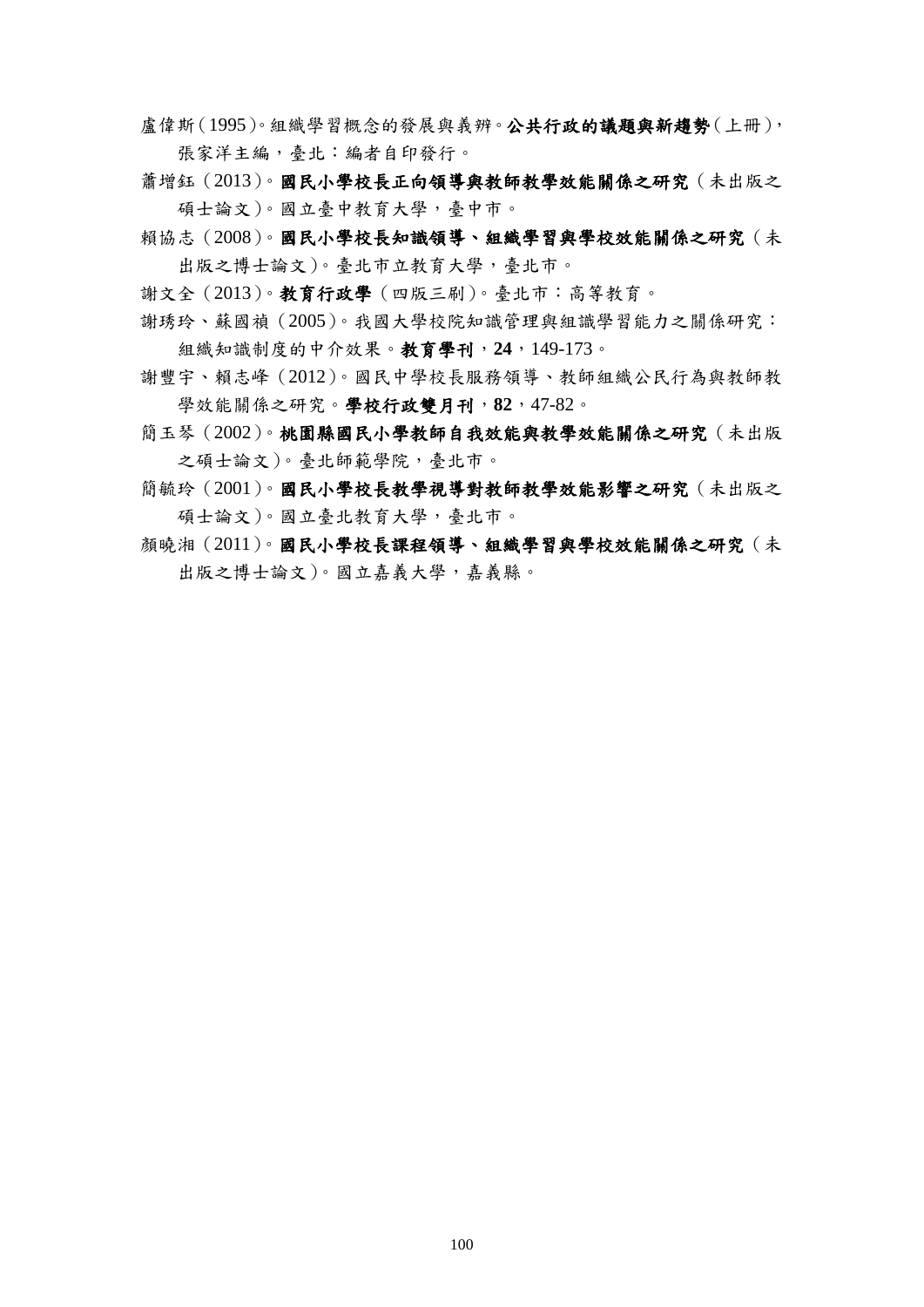盧偉斯（1995）。組織學習概念的發展與義辨。**公共行政的議題與新趨勢**（上冊），張家洋主編，臺北：編者自印發行。

蕭增鈺（2013）。**國民小學校長正向領導與教師教學效能關係之研究**（未出版之碩士論文）。國立臺中教育大學，臺中市。

賴協志（2008）。**國民小學校長知識領導、組織學習與學校效能關係之研究**（未出版之博士論文）。臺北市立教育大學，臺北市。

謝文全（2013）。**教育行政學**（四版三刷）。臺北市：高等教育。

謝琇玲、蘇國禎（2005）。我國大學校院知識管理與組識學習能力之關係研究：組織知識制度的中介效果。**教育學刊**，**24**，149-173。

謝豐宇、賴志峰（2012）。國民中學校長服務領導、教師組織公民行為與教師教學效能關係之研究。**學校行政雙月刊**，**82**，47-82。

簡玉琴（2002）。**桃園縣國民小學教師自我效能與教學效能關係之研究**（未出版之碩士論文）。臺北師範學院，臺北市。

簡毓玲（2001）。**國民小學校長教學視導對教師教學效能影響之研究**（未出版之碩士論文）。國立臺北教育大學，臺北市。

顏曉湘（2011）。**國民小學校長課程領導、組織學習與學校效能關係之研究**（未出版之博士論文）。國立嘉義大學，嘉義縣。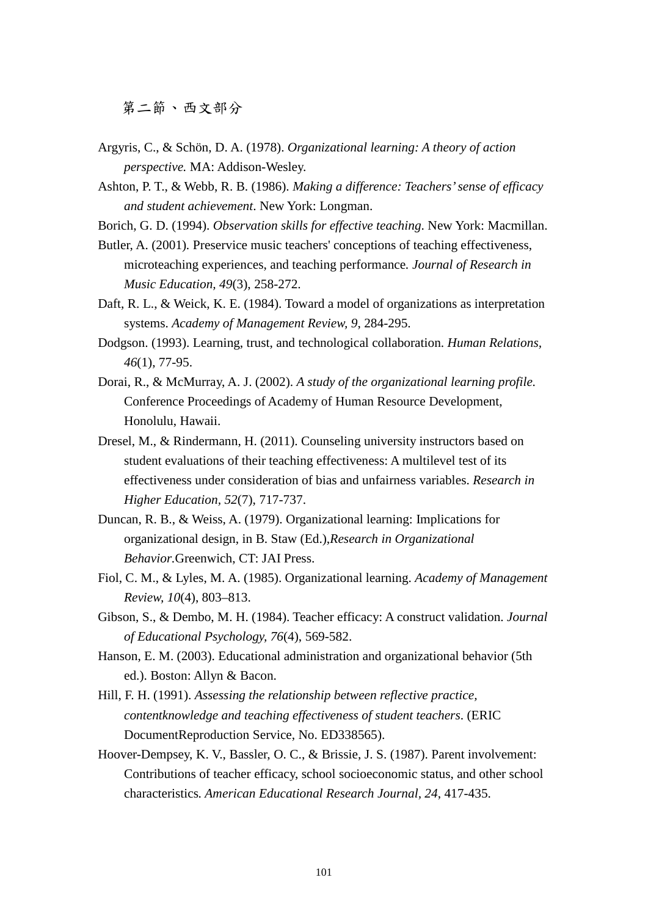## 第二節、西文部分

Argyris, C., & Schön, D. A. (1978). *Organizational learning: A theory of action perspective.* MA: Addison-Wesley.

Ashton, P. T., & Webb, R. B. (1986). *Making a difference: Teachers' sense of efficacy and student achievement*. New York: Longman.

Borich, G. D. (1994). *Observation skills for effective teaching*. New York: Macmillan.

Butler, A. (2001). Preservice music teachers' conceptions of teaching effectiveness, microteaching experiences, and teaching performance. *Journal of Research in Music Education, 49*(3), 258-272.

Daft, R. L., & Weick, K. E. (1984). Toward a model of organizations as interpretation systems. *Academy of Management Review, 9*, 284-295.

Dodgson. (1993). Learning, trust, and technological collaboration. *Human Relations, 46*(1), 77-95.

Dorai, R., & McMurray, A. J. (2002). *A study of the organizational learning profile.* Conference Proceedings of Academy of Human Resource Development, Honolulu, Hawaii.

Dresel, M., & Rindermann, H. (2011). Counseling university instructors based on student evaluations of their teaching effectiveness: A multilevel test of its effectiveness under consideration of bias and unfairness variables. *Research in Higher Education, 52*(7), 717-737.

Duncan, R. B., & Weiss, A. (1979). Organizational learning: Implications for organizational design, in B. Staw (Ed.),*Research in Organizational Behavior*.Greenwich, CT: JAI Press.

Fiol, C. M., & Lyles, M. A. (1985). Organizational learning. *Academy of Management Review, 10*(4), 803–813.

Gibson, S., & Dembo, M. H. (1984). Teacher efficacy: A construct validation. *Journal of Educational Psychology, 76*(4), 569-582.

Hanson, E. M. (2003). Educational administration and organizational behavior (5th ed.). Boston: Allyn & Bacon.

Hill, F. H. (1991). *Assessing the relationship between reflective practice, contentknowledge and teaching effectiveness of student teachers*. (ERIC DocumentReproduction Service, No. ED338565).

Hoover-Dempsey, K. V., Bassler, O. C., & Brissie, J. S. (1987). Parent involvement: Contributions of teacher efficacy, school socioeconomic status, and other school characteristics. *American Educational Research Journal*, *24*, 417-435.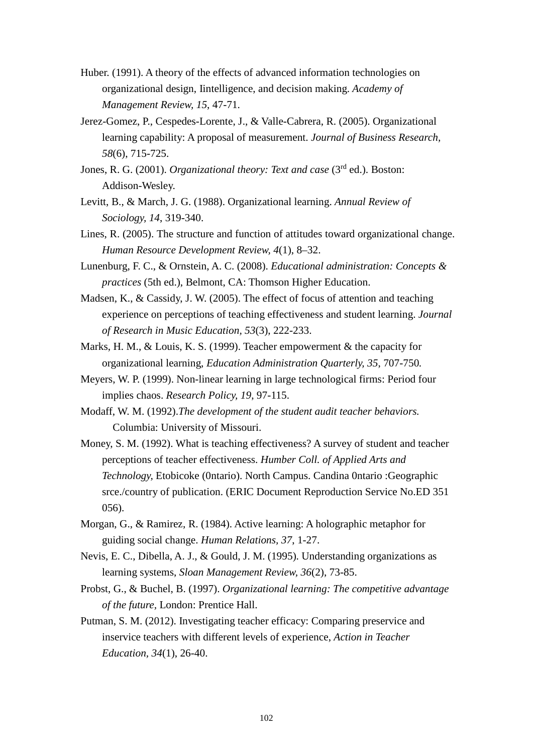Huber. (1991). A theory of the effects of advanced information technologies on organizational design, Iintelligence, and decision making. *Academy of Management Review, 15*, 47-71.

Jerez-Gomez, P., Cespedes-Lorente, J., & Valle-Cabrera, R. (2005). Organizational learning capability: A proposal of measurement. *Journal of Business Research, 58*(6), 715-725.

Jones, R. G. (2001). *Organizational theory: Text and case* (3rd ed.). Boston: Addison-Wesley.

Levitt, B., & March, J. G. (1988). Organizational learning. *Annual Review of Sociology, 14*, 319-340.

Lines, R. (2005). The structure and function of attitudes toward organizational change. *Human Resource Development Review, 4*(1), 8–32.

Lunenburg, F. C., & Ornstein, A. C. (2008). *Educational administration: Concepts & practices* (5th ed.), Belmont, CA: Thomson Higher Education.

Madsen, K., & Cassidy, J. W. (2005). The effect of focus of attention and teaching experience on perceptions of teaching effectiveness and student learning. *Journal of Research in Music Education, 53*(3), 222-233.

Marks, H. M., & Louis, K. S. (1999). Teacher empowerment & the capacity for organizational learning, *Education Administration Quarterly, 35*, 707-750.

Meyers, W. P. (1999). Non-linear learning in large technological firms: Period four implies chaos. *Research Policy, 19*, 97-115.

Modaff, W. M. (1992).*The development of the student audit teacher behaviors.* Columbia: University of Missouri.

Money, S. M. (1992). What is teaching effectiveness? A survey of student and teacher perceptions of teacher effectiveness. *Humber Coll. of Applied Arts and Technology,* Etobicoke (0ntario). North Campus. Candina 0ntario :Geographic srce./country of publication. (ERIC Document Reproduction Service No.ED 351 056).

Morgan, G., & Ramirez, R. (1984). Active learning: A holographic metaphor for guiding social change. *Human Relations, 37*, 1-27.

Nevis, E. C., Dibella, A. J., & Gould, J. M. (1995). Understanding organizations as learning systems, *Sloan Management Review, 36*(2), 73-85.

Probst, G., & Buchel, B. (1997). *Organizational learning: The competitive advantage of the future*, London: Prentice Hall.

Putman, S. M. (2012). Investigating teacher efficacy: Comparing preservice and inservice teachers with different levels of experience, *Action in Teacher Education, 34*(1), 26-40.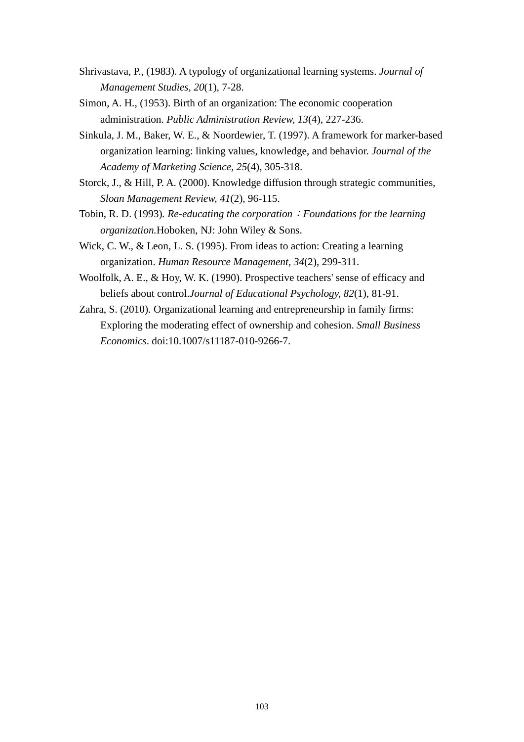Shrivastava, P., (1983). A typology of organizational learning systems. *Journal of Management Studies, 20*(1), 7-28.

Simon, A. H., (1953). Birth of an organization: The economic cooperation administration. *Public Administration Review, 13*(4), 227-236.

Sinkula, J. M., Baker, W. E., & Noordewier, T. (1997). A framework for marker-based organization learning: linking values, knowledge, and behavior. *Journal of the Academy of Marketing Science, 25*(4), 305-318.

Storck, J., & Hill, P. A. (2000). Knowledge diffusion through strategic communities, *Sloan Management Review, 41*(2), 96-115.

Tobin, R. D. (1993). *Re-educating the corporation：Foundations for the learning organization.*Hoboken, NJ: John Wiley & Sons.

Wick, C. W., & Leon, L. S. (1995). From ideas to action: Creating a learning organization. *Human Resource Management*, *34*(2), 299-311.

Woolfolk, A. E., & Hoy, W. K. (1990). Prospective teachers' sense of efficacy and beliefs about control.*Journal of Educational Psychology, 82*(1), 81-91.

Zahra, S. (2010). Organizational learning and entrepreneurship in family firms: Exploring the moderating effect of ownership and cohesion. *Small Business Economics*. doi:10.1007/s11187-010-9266-7.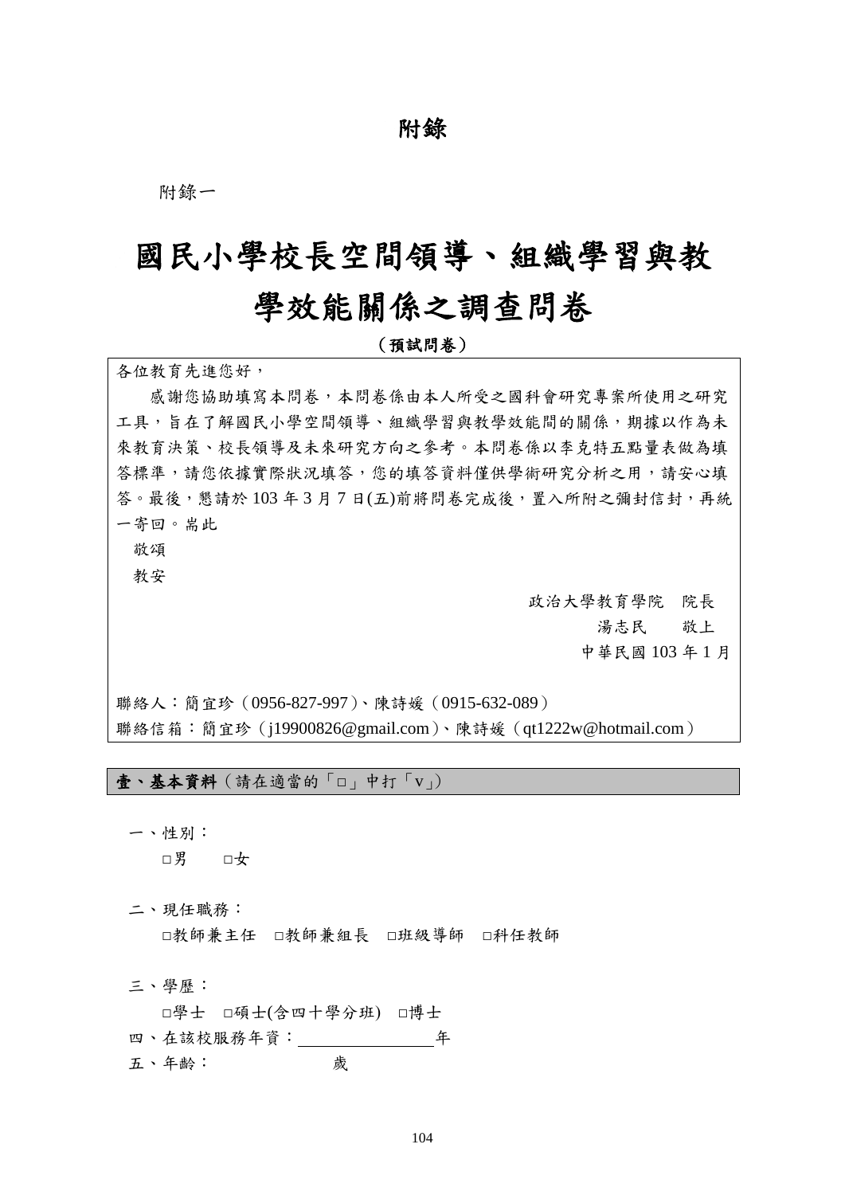# 附錄

附錄一

# 國民小學校長空間領導、組織學習與教學效能關係之調查問卷

**（預試問卷）**

各位教育先進您好，

感謝您協助填寫本問卷，本問卷係由本人所受之國科會研究專案所使用之研究工具，旨在了解國民小學空間領導、組織學習與教學效能間的關係，期據以作為未來教育決策、校長領導及未來研究方向之參考。本問卷係以李克特五點量表做為填答標準，請您依據實際狀況填答，您的填答資料僅供學術研究分析之用，請安心填答。最後，懇請於 103 年 3 月 7 日(五)前將問卷完成後，置入所附之彌封信封，再統一寄回。耑此

敬頌

教安

政治大學教育學院　院長

湯志民　　敬上

中華民國 103 年 1 月

聯絡人：簡宜珍（0956-827-997）、陳詩媛（0915-632-089）

聯絡信箱：簡宜珍（j19900826@gmail.com）、陳詩媛（qt1222w@hotmail.com）

## 壹、基本資料（請在適當的「□」中打「v」）

一、性別：

□男　　□女

二、現任職務：

□教師兼主任　□教師兼組長　□班級導師　□科任教師

三、學歷：

□學士　□碩士(含四十學分班)　□博士

四、在該校服務年資：________________年

五、年齡：　　　　　　歲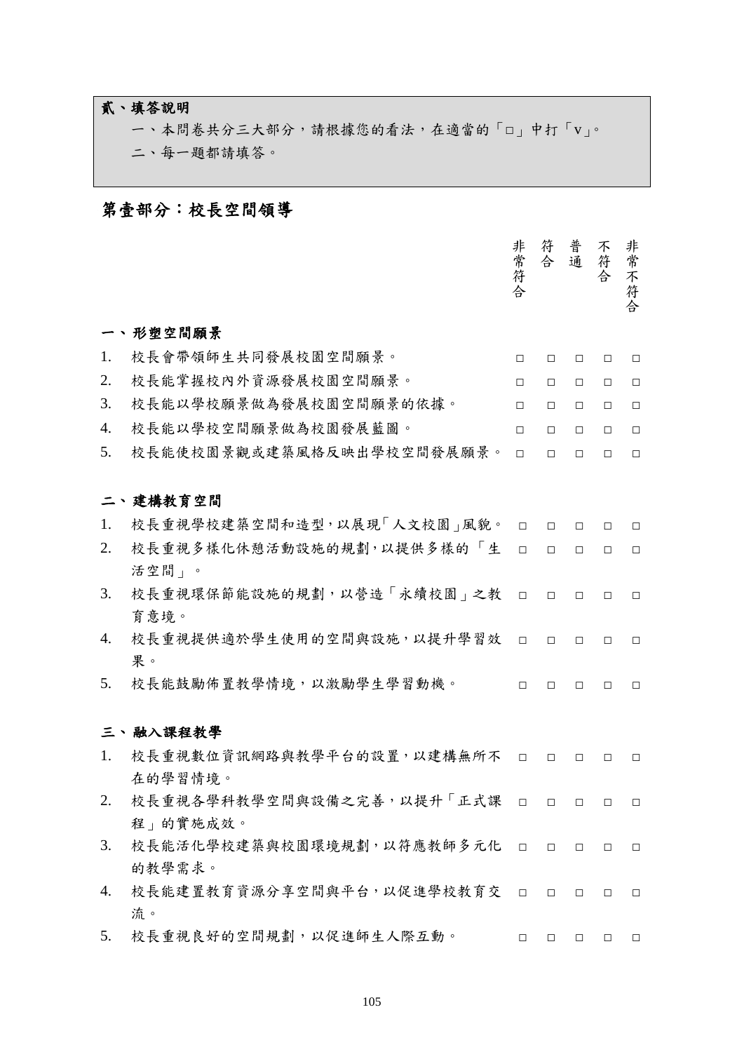**貳、填答說明**

一、本問卷共分三大部分，請根據您的看法，在適當的「□」中打「v」。

二、每一題都請填答。

## 第壹部分：校長空間領導

| | 非常符合 | 符合 | 普通 | 不符合 | 非常不符合 |
|---|---|---|---|---|---|
| **一、形塑空間願景** | | | | | |
| 1. 校長會帶領師生共同發展校園空間願景。 | □ | □ | □ | □ | □ |
| 2. 校長能掌握校內外資源發展校園空間願景。 | □ | □ | □ | □ | □ |
| 3. 校長能以學校願景做為發展校園空間願景的依據。 | □ | □ | □ | □ | □ |
| 4. 校長能以學校空間願景做為校園發展藍圖。 | □ | □ | □ | □ | □ |
| 5. 校長能使校園景觀或建築風格反映出學校空間發展願景。 | □ | □ | □ | □ | □ |
| **二、建構教育空間** | | | | | |
| 1. 校長重視學校建築空間和造型，以展現「人文校園」風貌。 | □ | □ | □ | □ | □ |
| 2. 校長重視多樣化休憩活動設施的規劃，以提供多樣的「生活空間」。 | □ | □ | □ | □ | □ |
| 3. 校長重視環保節能設施的規劃，以營造「永續校園」之教育意境。 | □ | □ | □ | □ | □ |
| 4. 校長重視提供適於學生使用的空間與設施，以提升學習效果。 | □ | □ | □ | □ | □ |
| 5. 校長能鼓勵佈置教學情境，以激勵學生學習動機。 | □ | □ | □ | □ | □ |
| **三、融入課程教學** | | | | | |
| 1. 校長重視數位資訊網路與教學平台的設置，以建構無所不在的學習情境。 | □ | □ | □ | □ | □ |
| 2. 校長重視各學科教學空間與設備之完善，以提升「正式課程」的實施成效。 | □ | □ | □ | □ | □ |
| 3. 校長能活化學校建築與校園環境規劃，以符應教師多元化的教學需求。 | □ | □ | □ | □ | □ |
| 4. 校長能建置教育資源分享空間與平台，以促進學校教育交流。 | □ | □ | □ | □ | □ |
| 5. 校長重視良好的空間規劃，以促進師生人際互動。 | □ | □ | □ | □ | □ |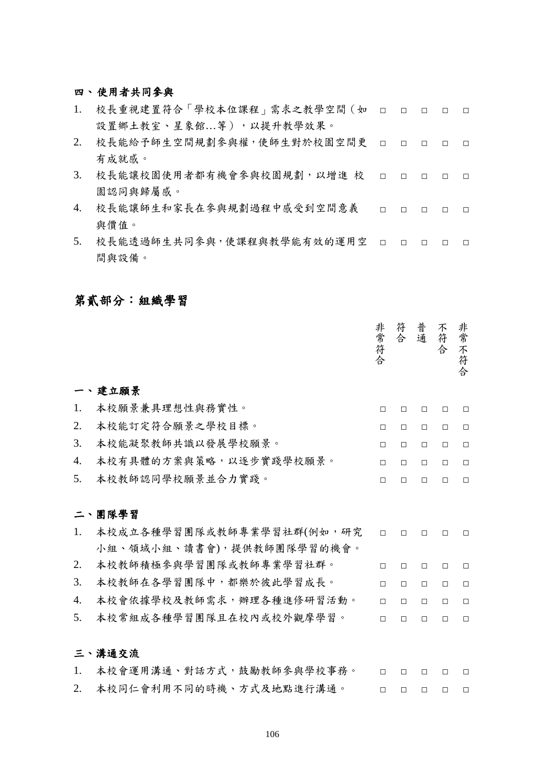### 四、使用者共同參與

| | 非常符合 | 符合 | 普通 | 不符合 | 非常不符合 |
|---|---|---|---|---|---|
| 1. 校長重視建置符合「學校本位課程」需求之教學空間（如設置鄉土教室、星象館…等），以提升教學效果。 | □ | □ | □ | □ | □ |
| 2. 校長能給予師生空間規劃參與權，使師生對於校園空間更有成就感。 | □ | □ | □ | □ | □ |
| 3. 校長能讓校園使用者都有機會參與校園規劃，以增進 校園認同與歸屬感。 | □ | □ | □ | □ | □ |
| 4. 校長能讓師生和家長在參與規劃過程中感受到空間意義與價值。 | □ | □ | □ | □ | □ |
| 5. 校長能透過師生共同參與，使課程與教學能有效的運用空間與設備。 | □ | □ | □ | □ | □ |

## 第貳部分：組織學習

### 一、建立願景

| | 非常符合 | 符合 | 普通 | 不符合 | 非常不符合 |
|---|---|---|---|---|---|
| 1. 本校願景兼具理想性與務實性。 | □ | □ | □ | □ | □ |
| 2. 本校能訂定符合願景之學校目標。 | □ | □ | □ | □ | □ |
| 3. 本校能凝聚教師共識以發展學校願景。 | □ | □ | □ | □ | □ |
| 4. 本校有具體的方案與策略，以逐步實踐學校願景。 | □ | □ | □ | □ | □ |
| 5. 本校教師認同學校願景並合力實踐。 | □ | □ | □ | □ | □ |

### 二、團隊學習

| | 非常符合 | 符合 | 普通 | 不符合 | 非常不符合 |
|---|---|---|---|---|---|
| 1. 本校成立各種學習團隊或教師專業學習社群(例如，研究小組、領域小組、讀書會)，提供教師團隊學習的機會。 | □ | □ | □ | □ | □ |
| 2. 本校教師積極參與學習團隊或教師專業學習社群。 | □ | □ | □ | □ | □ |
| 3. 本校教師在各學習團隊中，都樂於彼此學習成長。 | □ | □ | □ | □ | □ |
| 4. 本校會依據學校及教師需求，辦理各種進修研習活動。 | □ | □ | □ | □ | □ |
| 5. 本校常組成各種學習團隊且在校內或校外觀摩學習。 | □ | □ | □ | □ | □ |

### 三、溝通交流

| | 非常符合 | 符合 | 普通 | 不符合 | 非常不符合 |
|---|---|---|---|---|---|
| 1. 本校會運用溝通、對話方式，鼓勵教師參與學校事務。 | □ | □ | □ | □ | □ |
| 2. 本校同仁會利用不同的時機、方式及地點進行溝通。 | □ | □ | □ | □ | □ |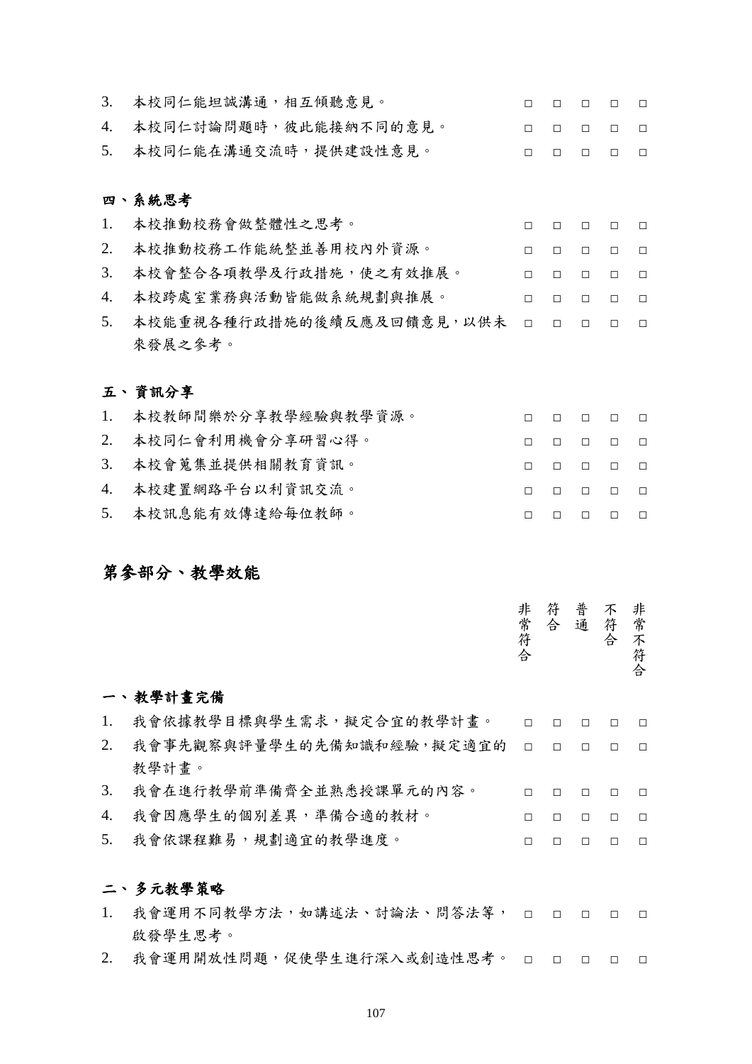| | | □ | □ | □ | □ | □ |
|---|---|---|---|---|---|---|
| 3. | 本校同仁能坦誠溝通，相互傾聽意見。 | □ | □ | □ | □ | □ |
| 4. | 本校同仁討論問題時，彼此能接納不同的意見。 | □ | □ | □ | □ | □ |
| 5. | 本校同仁能在溝通交流時，提供建設性意見。 | □ | □ | □ | □ | □ |

**四、系統思考**

| | | | | | | |
|---|---|---|---|---|---|---|
| 1. | 本校推動校務會做整體性之思考。 | □ | □ | □ | □ | □ |
| 2. | 本校推動校務工作能統整並善用校內外資源。 | □ | □ | □ | □ | □ |
| 3. | 本校會整合各項教學及行政措施，使之有效推展。 | □ | □ | □ | □ | □ |
| 4. | 本校跨處室業務與活動皆能做系統規劃與推展。 | □ | □ | □ | □ | □ |
| 5. | 本校能重視各種行政措施的後續反應及回饋意見，以供未來發展之參考。 | □ | □ | □ | □ | □ |

**五、資訊分享**

| | | | | | | |
|---|---|---|---|---|---|---|
| 1. | 本校教師間樂於分享教學經驗與教學資源。 | □ | □ | □ | □ | □ |
| 2. | 本校同仁會利用機會分享研習心得。 | □ | □ | □ | □ | □ |
| 3. | 本校會蒐集並提供相關教育資訊。 | □ | □ | □ | □ | □ |
| 4. | 本校建置網路平台以利資訊交流。 | □ | □ | □ | □ | □ |
| 5. | 本校訊息能有效傳達給每位教師。 | □ | □ | □ | □ | □ |

## 第參部分、教學效能

| | | 非常符合 | 符合 | 普通 | 不符合 | 非常不符合 |
|---|---|---|---|---|---|---|

**一、教學計畫完備**

| | | | | | | |
|---|---|---|---|---|---|---|
| 1. | 我會依據教學目標與學生需求，擬定合宜的教學計畫。 | □ | □ | □ | □ | □ |
| 2. | 我會事先觀察與評量學生的先備知識和經驗，擬定適宜的教學計畫。 | □ | □ | □ | □ | □ |
| 3. | 我會在進行教學前準備齊全並熟悉授課單元的內容。 | □ | □ | □ | □ | □ |
| 4. | 我會因應學生的個別差異，準備合適的教材。 | □ | □ | □ | □ | □ |
| 5. | 我會依課程難易，規劃適宜的教學進度。 | □ | □ | □ | □ | □ |

**二、多元教學策略**

| | | | | | | |
|---|---|---|---|---|---|---|
| 1. | 我會運用不同教學方法，如講述法、討論法、問答法等，啟發學生思考。 | □ | □ | □ | □ | □ |
| 2. | 我會運用開放性問題，促使學生進行深入或創造性思考。 | □ | □ | □ | □ | □ |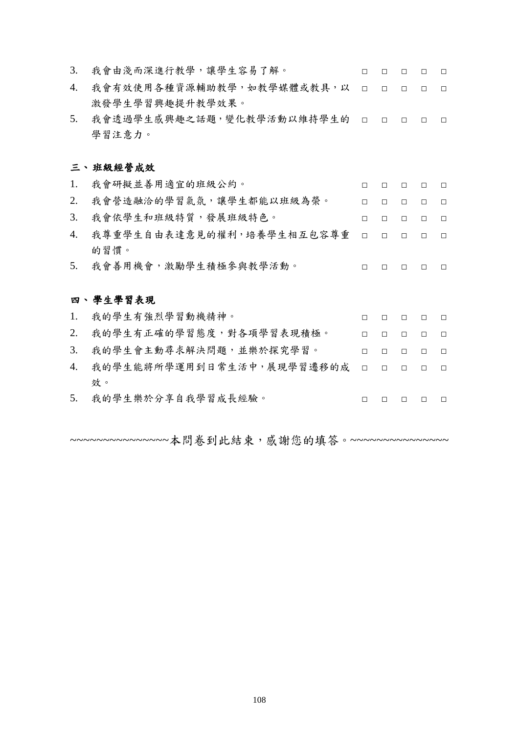| | | □ | □ | □ | □ | □ |
|---|---|---|---|---|---|---|
| 3. | 我會由淺而深進行教學，讓學生容易了解。 | □ | □ | □ | □ | □ |
| 4. | 我會有效使用各種資源輔助教學，如教學媒體或教具，以激發學生學習興趣提升教學效果。 | □ | □ | □ | □ | □ |
| 5. | 我會透過學生感興趣之話題，變化教學活動以維持學生的學習注意力。 | □ | □ | □ | □ | □ |

**三、班級經營成效**

| | | | | | | |
|---|---|---|---|---|---|---|
| 1. | 我會研擬並善用適宜的班級公約。 | □ | □ | □ | □ | □ |
| 2. | 我會營造融洽的學習氣氛，讓學生都能以班級為榮。 | □ | □ | □ | □ | □ |
| 3. | 我會依學生和班級特質，發展班級特色。 | □ | □ | □ | □ | □ |
| 4. | 我尊重學生自由表達意見的權利，培養學生相互包容尊重的習慣。 | □ | □ | □ | □ | □ |
| 5. | 我會善用機會，激勵學生積極參與教學活動。 | □ | □ | □ | □ | □ |

**四、學生學習表現**

| | | | | | | |
|---|---|---|---|---|---|---|
| 1. | 我的學生有強烈學習動機精神。 | □ | □ | □ | □ | □ |
| 2. | 我的學生有正確的學習態度，對各項學習表現積極。 | □ | □ | □ | □ | □ |
| 3. | 我的學生會主動尋求解決問題，並樂於探究學習。 | □ | □ | □ | □ | □ |
| 4. | 我的學生能將所學運用到日常生活中，展現學習遷移的成效。 | □ | □ | □ | □ | □ |
| 5. | 我的學生樂於分享自我學習成長經驗。 | □ | □ | □ | □ | □ |

~~~~~~~~~~~~~~~本問卷到此結束，感謝您的填答。~~~~~~~~~~~~~~~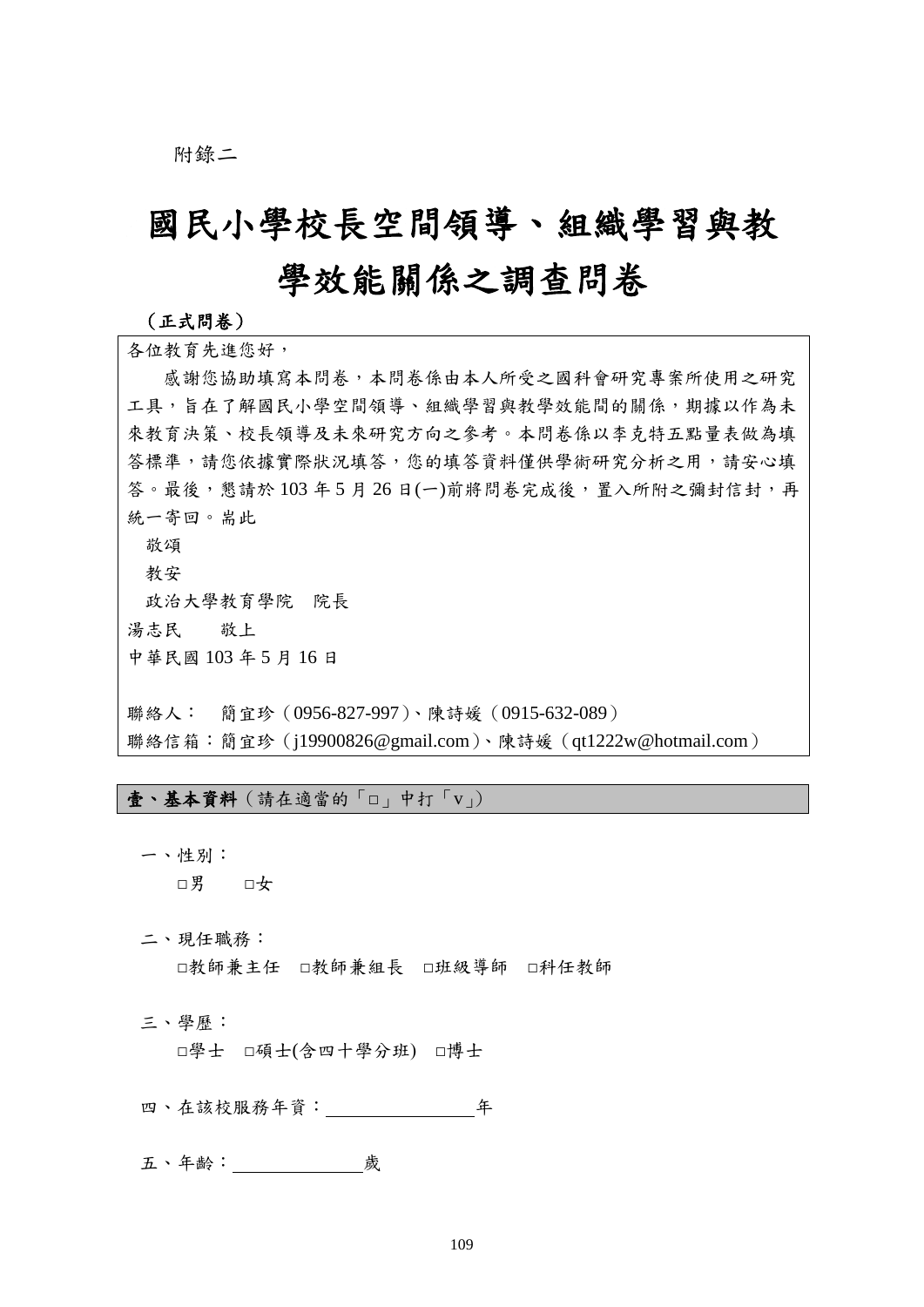附錄二

# 國民小學校長空間領導、組織學習與教學效能關係之調查問卷

**（正式問卷）**

各位教育先進您好，

感謝您協助填寫本問卷，本問卷係由本人所受之國科會研究專案所使用之研究工具，旨在了解國民小學空間領導、組織學習與教學效能間的關係，期據以作為未來教育決策、校長領導及未來研究方向之參考。本問卷係以李克特五點量表做為填答標準，請您依據實際狀況填答，您的填答資料僅供學術研究分析之用，請安心填答。最後，懇請於 103 年 5 月 26 日(一)前將問卷完成後，置入所附之彌封信封，再統一寄回。耑此

敬頌

教安

政治大學教育學院　院長

湯志民　　敬上

中華民國 103 年 5 月 16 日

聯絡人：　簡宜珍（0956-827-997）、陳詩媛（0915-632-089）

聯絡信箱：簡宜珍（j19900826@gmail.com）、陳詩媛（qt1222w@hotmail.com）

**壹、基本資料**（請在適當的「□」中打「v」）

一、性別：

□男　　□女

二、現任職務：

□教師兼主任　□教師兼組長　□班級導師　□科任教師

三、學歷：

□學士　□碩士(含四十學分班)　□博士

四、在該校服務年資：＿＿＿＿＿＿＿年

五、年齡：＿＿＿＿＿＿歲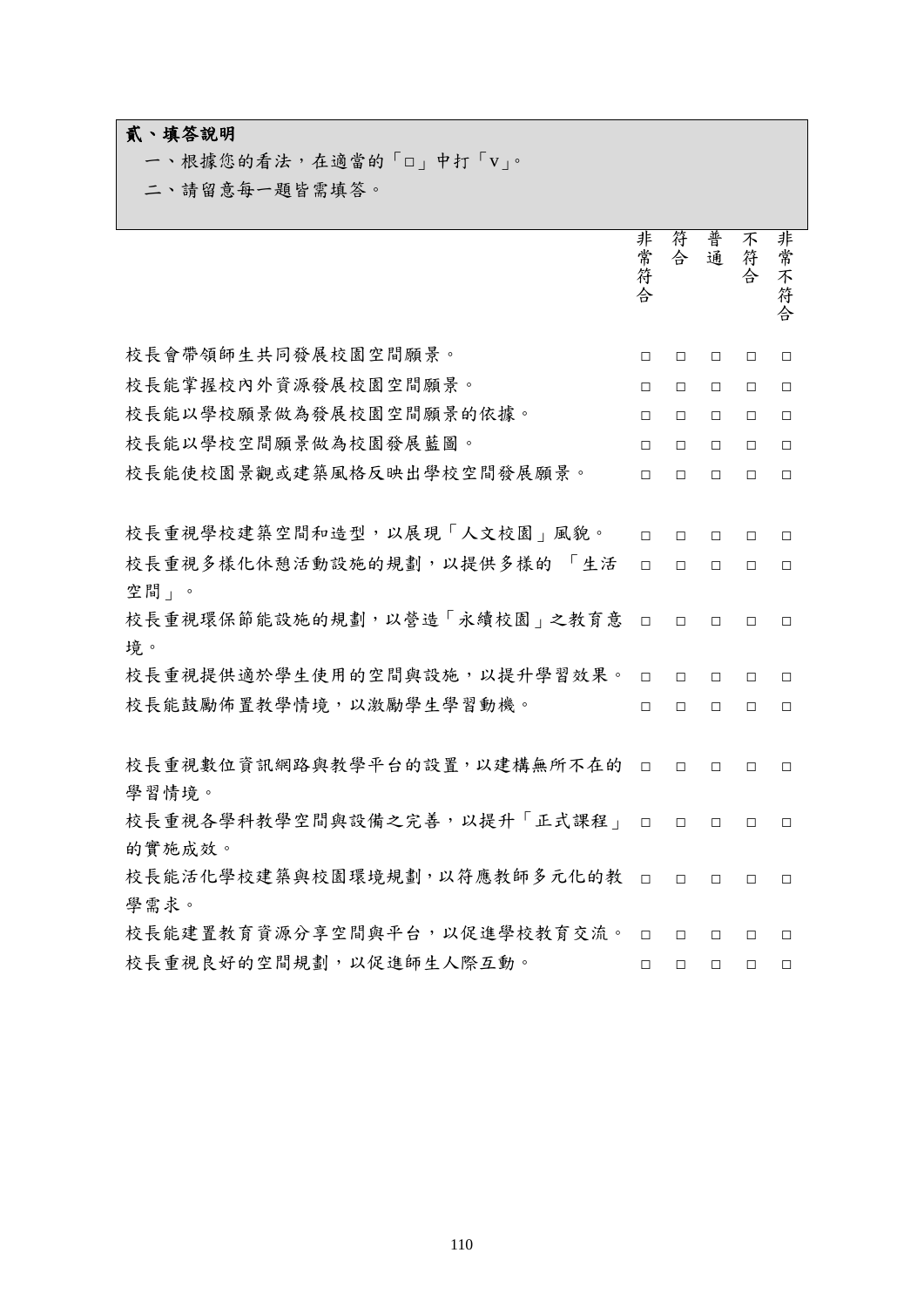**貳、填答說明**

一、根據您的看法，在適當的「□」中打「v」。

二、請留意每一題皆需填答。

| | 非常符合 | 符合 | 普通 | 不符合 | 非常不符合 |
|---|---|---|---|---|---|
| 校長會帶領師生共同發展校園空間願景。 | □ | □ | □ | □ | □ |
| 校長能掌握校內外資源發展校園空間願景。 | □ | □ | □ | □ | □ |
| 校長能以學校願景做為發展校園空間願景的依據。 | □ | □ | □ | □ | □ |
| 校長能以學校空間願景做為校園發展藍圖。 | □ | □ | □ | □ | □ |
| 校長能使校園景觀或建築風格反映出學校空間發展願景。 | □ | □ | □ | □ | □ |
| 校長重視學校建築空間和造型，以展現「人文校園」風貌。 | □ | □ | □ | □ | □ |
| 校長重視多樣化休憩活動設施的規劃，以提供多樣的 「生活空間」。 | □ | □ | □ | □ | □ |
| 校長重視環保節能設施的規劃，以營造「永續校園」之教育意境。 | □ | □ | □ | □ | □ |
| 校長重視提供適於學生使用的空間與設施，以提升學習效果。 | □ | □ | □ | □ | □ |
| 校長能鼓勵佈置教學情境，以激勵學生學習動機。 | □ | □ | □ | □ | □ |
| 校長重視數位資訊網路與教學平台的設置，以建構無所不在的學習情境。 | □ | □ | □ | □ | □ |
| 校長重視各學科教學空間與設備之完善，以提升「正式課程」的實施成效。 | □ | □ | □ | □ | □ |
| 校長能活化學校建築與校園環境規劃，以符應教師多元化的教學需求。 | □ | □ | □ | □ | □ |
| 校長能建置教育資源分享空間與平台，以促進學校教育交流。 | □ | □ | □ | □ | □ |
| 校長重視良好的空間規劃，以促進師生人際互動。 | □ | □ | □ | □ | □ |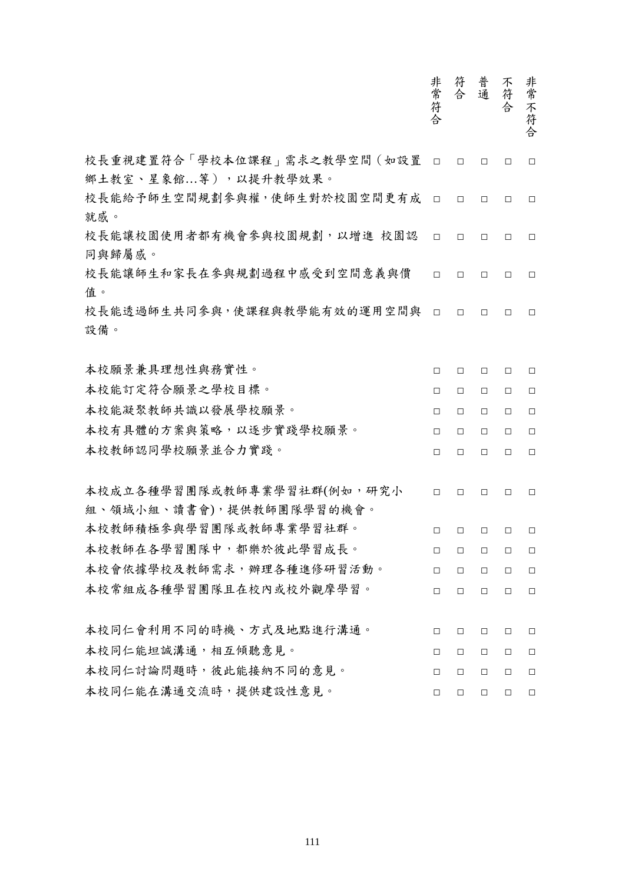| | 非常符合 | 符合 | 普通 | 不符合 | 非常不符合 |
|---|---|---|---|---|---|
| 校長重視建置符合「學校本位課程」需求之教學空間（如設置鄉土教室、星象館...等），以提升教學效果。 | □ | □ | □ | □ | □ |
| 校長能給予師生空間規劃參與權，使師生對於校園空間更有成就感。 | □ | □ | □ | □ | □ |
| 校長能讓校園使用者都有機會參與校園規劃，以增進 校園認同與歸屬感。 | □ | □ | □ | □ | □ |
| 校長能讓師生和家長在參與規劃過程中感受到空間意義與價值。 | □ | □ | □ | □ | □ |
| 校長能透過師生共同參與，使課程與教學能有效的運用空間與設備。 | □ | □ | □ | □ | □ |
| 本校願景兼具理想性與務實性。 | □ | □ | □ | □ | □ |
| 本校能訂定符合願景之學校目標。 | □ | □ | □ | □ | □ |
| 本校能凝聚教師共識以發展學校願景。 | □ | □ | □ | □ | □ |
| 本校有具體的方案與策略，以逐步實踐學校願景。 | □ | □ | □ | □ | □ |
| 本校教師認同學校願景並合力實踐。 | □ | □ | □ | □ | □ |
| 本校成立各種學習團隊或教師專業學習社群(例如，研究小組、領域小組、讀書會)，提供教師團隊學習的機會。 | □ | □ | □ | □ | □ |
| 本校教師積極參與學習團隊或教師專業學習社群。 | □ | □ | □ | □ | □ |
| 本校教師在各學習團隊中，都樂於彼此學習成長。 | □ | □ | □ | □ | □ |
| 本校會依據學校及教師需求，辦理各種進修研習活動。 | □ | □ | □ | □ | □ |
| 本校常組成各種學習團隊且在校內或校外觀摩學習。 | □ | □ | □ | □ | □ |
| 本校同仁會利用不同的時機、方式及地點進行溝通。 | □ | □ | □ | □ | □ |
| 本校同仁能坦誠溝通，相互傾聽意見。 | □ | □ | □ | □ | □ |
| 本校同仁討論問題時，彼此能接納不同的意見。 | □ | □ | □ | □ | □ |
| 本校同仁能在溝通交流時，提供建設性意見。 | □ | □ | □ | □ | □ |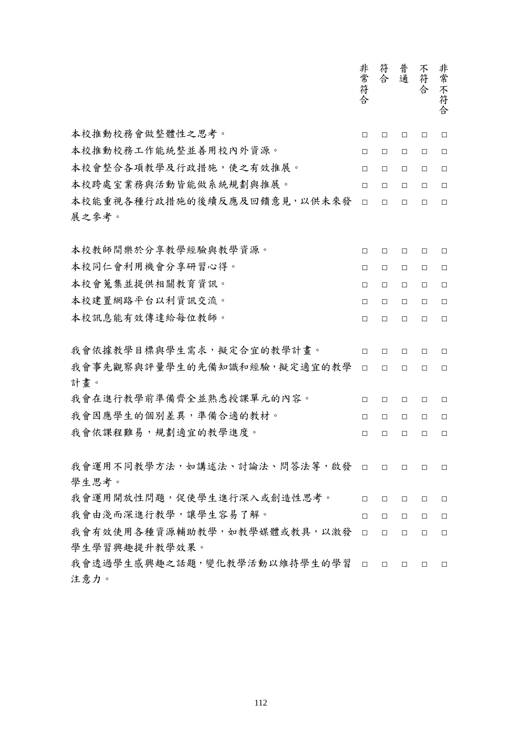| | 非常符合 | 符合 | 普通 | 不符合 | 非常不符合 |
|---|---|---|---|---|---|
| 本校推動校務會做整體性之思考。 | □ | □ | □ | □ | □ |
| 本校推動校務工作能統整並善用校內外資源。 | □ | □ | □ | □ | □ |
| 本校會整合各項教學及行政措施，使之有效推展。 | □ | □ | □ | □ | □ |
| 本校跨處室業務與活動皆能做系統規劃與推展。 | □ | □ | □ | □ | □ |
| 本校能重視各種行政措施的後續反應及回饋意見，以供未來發展之參考。 | □ | □ | □ | □ | □ |
| 本校教師間樂於分享教學經驗與教學資源。 | □ | □ | □ | □ | □ |
| 本校同仁會利用機會分享研習心得。 | □ | □ | □ | □ | □ |
| 本校會蒐集並提供相關教育資訊。 | □ | □ | □ | □ | □ |
| 本校建置網路平台以利資訊交流。 | □ | □ | □ | □ | □ |
| 本校訊息能有效傳達給每位教師。 | □ | □ | □ | □ | □ |
| 我會依據教學目標與學生需求，擬定合宜的教學計畫。 | □ | □ | □ | □ | □ |
| 我會事先觀察與評量學生的先備知識和經驗，擬定適宜的教學計畫。 | □ | □ | □ | □ | □ |
| 我會在進行教學前準備齊全並熟悉授課單元的內容。 | □ | □ | □ | □ | □ |
| 我會因應學生的個別差異，準備合適的教材。 | □ | □ | □ | □ | □ |
| 我會依課程難易，規劃適宜的教學進度。 | □ | □ | □ | □ | □ |
| 我會運用不同教學方法，如講述法、討論法、問答法等，啟發學生思考。 | □ | □ | □ | □ | □ |
| 我會運用開放性問題，促使學生進行深入或創造性思考。 | □ | □ | □ | □ | □ |
| 我會由淺而深進行教學，讓學生容易了解。 | □ | □ | □ | □ | □ |
| 我會有效使用各種資源輔助教學，如教學媒體或教具，以激發學生學習興趣提升教學效果。 | □ | □ | □ | □ | □ |
| 我會透過學生感興趣之話題，變化教學活動以維持學生的學習注意力。 | □ | □ | □ | □ | □ |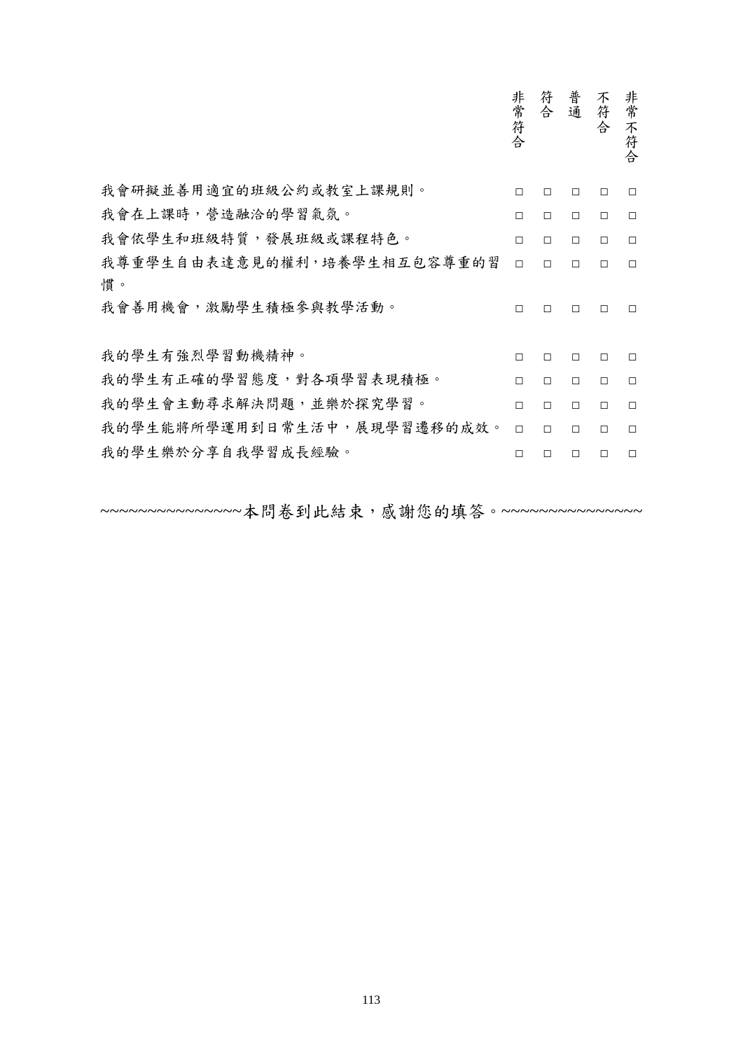| | 非常符合 | 符合 | 普通 | 不符合 | 非常不符合 |
|---|---|---|---|---|---|
| 我會研擬並善用適宜的班級公約或教室上課規則。 | □ | □ | □ | □ | □ |
| 我會在上課時，營造融洽的學習氣氛。 | □ | □ | □ | □ | □ |
| 我會依學生和班級特質，發展班級或課程特色。 | □ | □ | □ | □ | □ |
| 我尊重學生自由表達意見的權利，培養學生相互包容尊重的習慣。 | □ | □ | □ | □ | □ |
| 我會善用機會，激勵學生積極參與教學活動。 | □ | □ | □ | □ | □ |
| 我的學生有強烈學習動機精神。 | □ | □ | □ | □ | □ |
| 我的學生有正確的學習態度，對各項學習表現積極。 | □ | □ | □ | □ | □ |
| 我的學生會主動尋求解決問題，並樂於探究學習。 | □ | □ | □ | □ | □ |
| 我的學生能將所學運用到日常生活中，展現學習遷移的成效。 | □ | □ | □ | □ | □ |
| 我的學生樂於分享自我學習成長經驗。 | □ | □ | □ | □ | □ |

~~~~~~~~~~~~~~~本問卷到此結束，感謝您的填答。~~~~~~~~~~~~~~~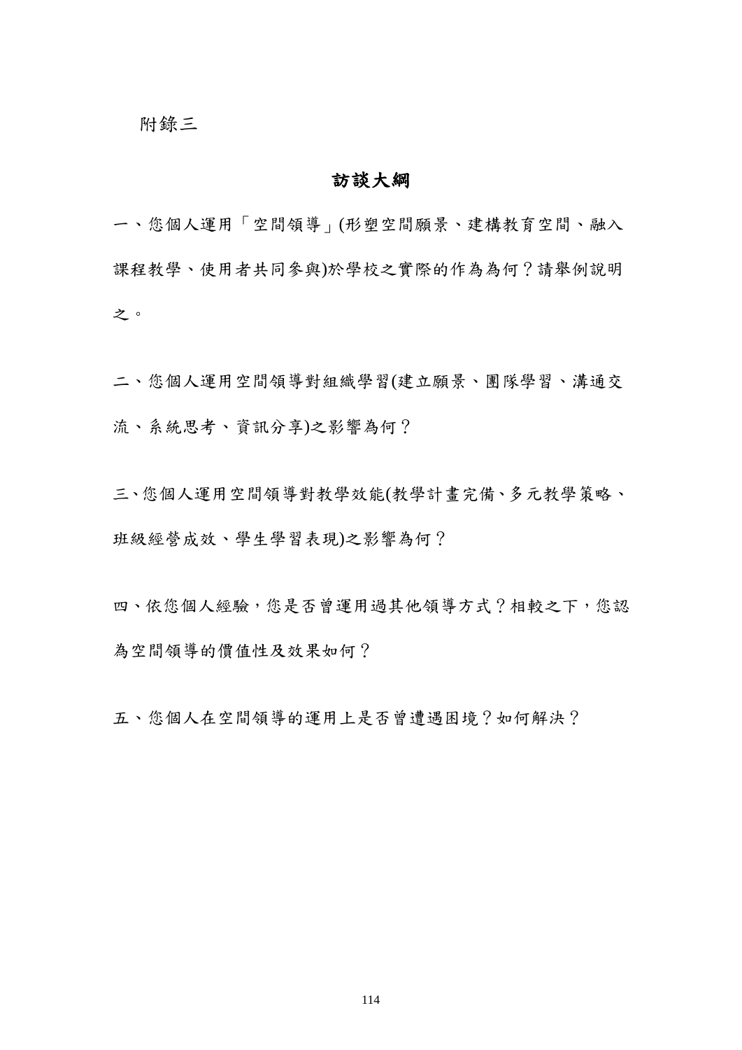附錄三

## 訪談大綱

一、您個人運用「空間領導」(形塑空間願景、建構教育空間、融入課程教學、使用者共同參與)於學校之實際的作為為何？請舉例說明之。

二、您個人運用空間領導對組織學習(建立願景、團隊學習、溝通交流、系統思考、資訊分享)之影響為何？

三、您個人運用空間領導對教學效能(教學計畫完備、多元教學策略、班級經營成效、學生學習表現)之影響為何？

四、依您個人經驗，您是否曾運用過其他領導方式？相較之下，您認為空間領導的價值性及效果如何？

五、您個人在空間領導的運用上是否曾遭遇困境？如何解決？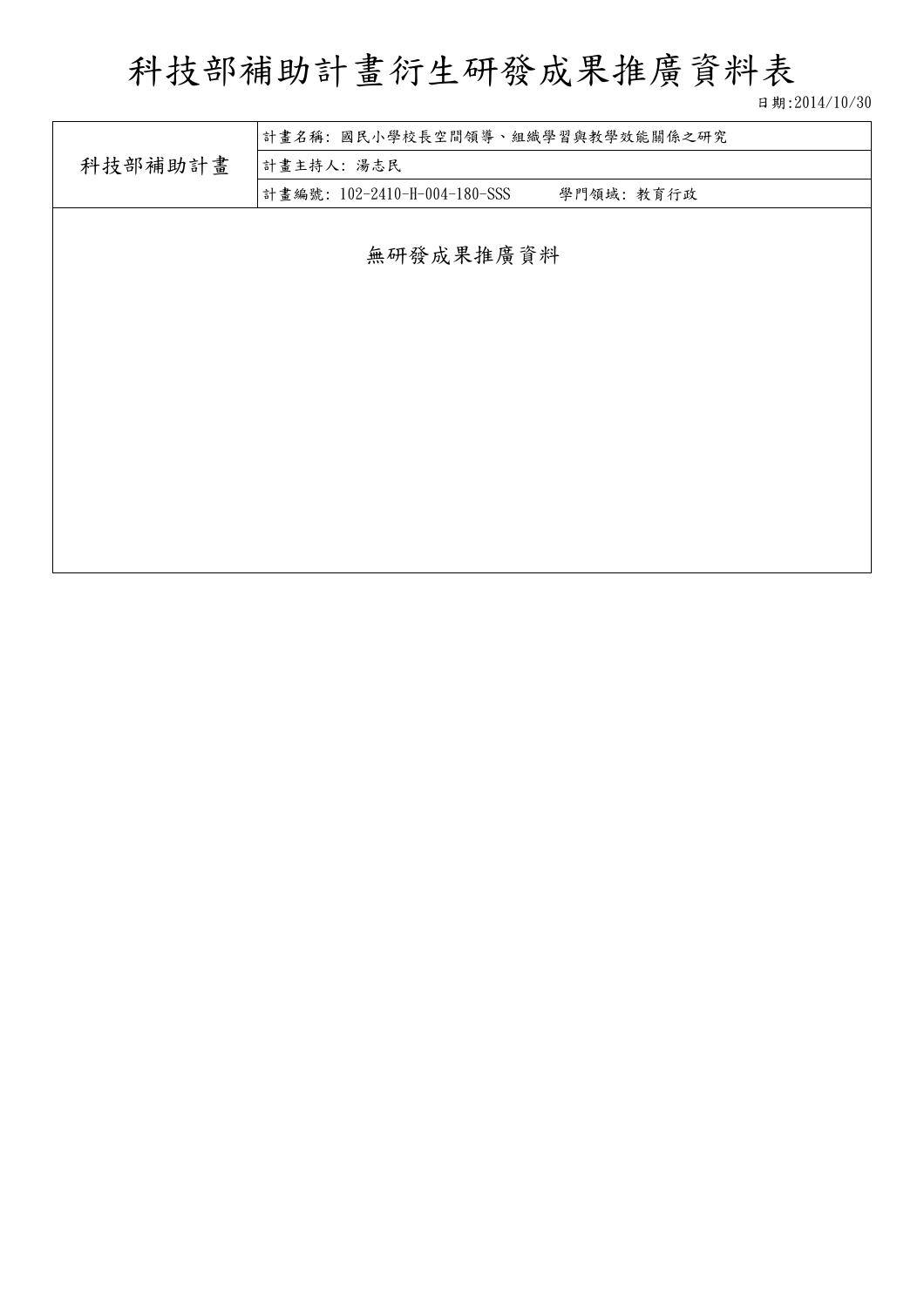# 科技部補助計畫衍生研發成果推廣資料表

日期:2014/10/30

| 科技部補助計畫 | 計畫名稱: 國民小學校長空間領導、組織學習與教學效能關係之研究 |
|---|---|
| | 計畫主持人: 湯志民 |
| | 計畫編號: 102-2410-H-004-180-SSS　　學門領域: 教育行政 |

無研發成果推廣資料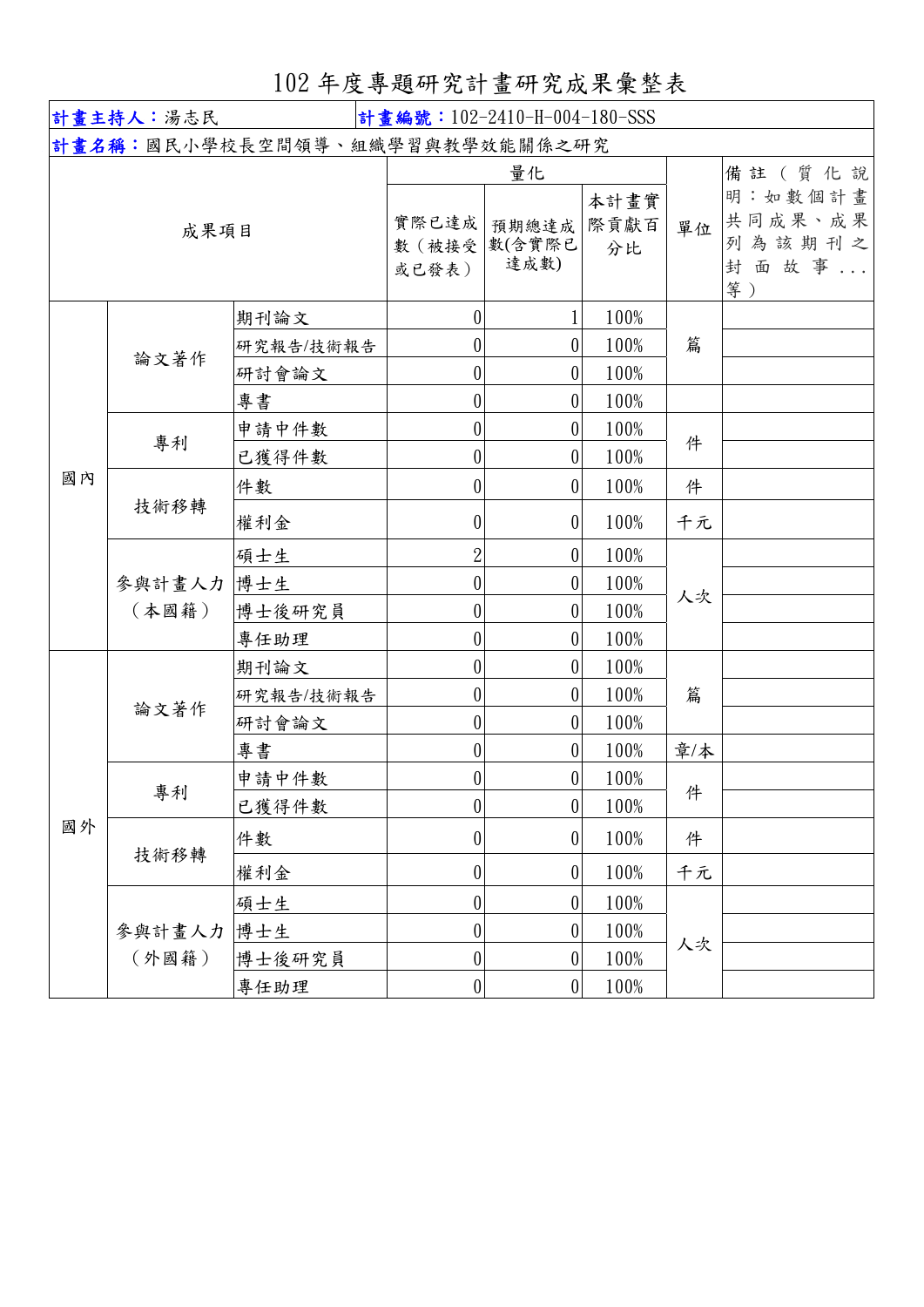# 102 年度專題研究計畫研究成果彙整表

| 計畫主持人：湯志民 | | | 計畫編號：102-2410-H-004-180-SSS | | | | |
|---|---|---|---|---|---|---|---|
| 計畫名稱：國民小學校長空間領導、組織學習與教學效能關係之研究 | | | | | | | |
| 成果項目 | | | 量化 | | | 單位 | 備註（質化說明：如數個計畫共同成果、成果列為該期刊之封面故事...等） |
| | | | 實際已達成數（被接受或已發表） | 預期總達成數(含實際已達成數) | 本計畫實際貢獻百分比 | | |
| 國內 | 論文著作 | 期刊論文 | 0 | 1 | 100% | 篇 | |
| | | 研究報告/技術報告 | 0 | 0 | 100% | | |
| | | 研討會論文 | 0 | 0 | 100% | | |
| | | 專書 | 0 | 0 | 100% | | |
| | 專利 | 申請中件數 | 0 | 0 | 100% | 件 | |
| | | 已獲得件數 | 0 | 0 | 100% | | |
| | 技術移轉 | 件數 | 0 | 0 | 100% | 件 | |
| | | 權利金 | 0 | 0 | 100% | 千元 | |
| | 參與計畫人力（本國籍） | 碩士生 | 2 | 0 | 100% | 人次 | |
| | | 博士生 | 0 | 0 | 100% | | |
| | | 博士後研究員 | 0 | 0 | 100% | | |
| | | 專任助理 | 0 | 0 | 100% | | |
| 國外 | 論文著作 | 期刊論文 | 0 | 0 | 100% | 篇 | |
| | | 研究報告/技術報告 | 0 | 0 | 100% | | |
| | | 研討會論文 | 0 | 0 | 100% | | |
| | | 專書 | 0 | 0 | 100% | 章/本 | |
| | 專利 | 申請中件數 | 0 | 0 | 100% | 件 | |
| | | 已獲得件數 | 0 | 0 | 100% | | |
| | 技術移轉 | 件數 | 0 | 0 | 100% | 件 | |
| | | 權利金 | 0 | 0 | 100% | 千元 | |
| | 參與計畫人力（外國籍） | 碩士生 | 0 | 0 | 100% | 人次 | |
| | | 博士生 | 0 | 0 | 100% | | |
| | | 博士後研究員 | 0 | 0 | 100% | | |
| | | 專任助理 | 0 | 0 | 100% | | |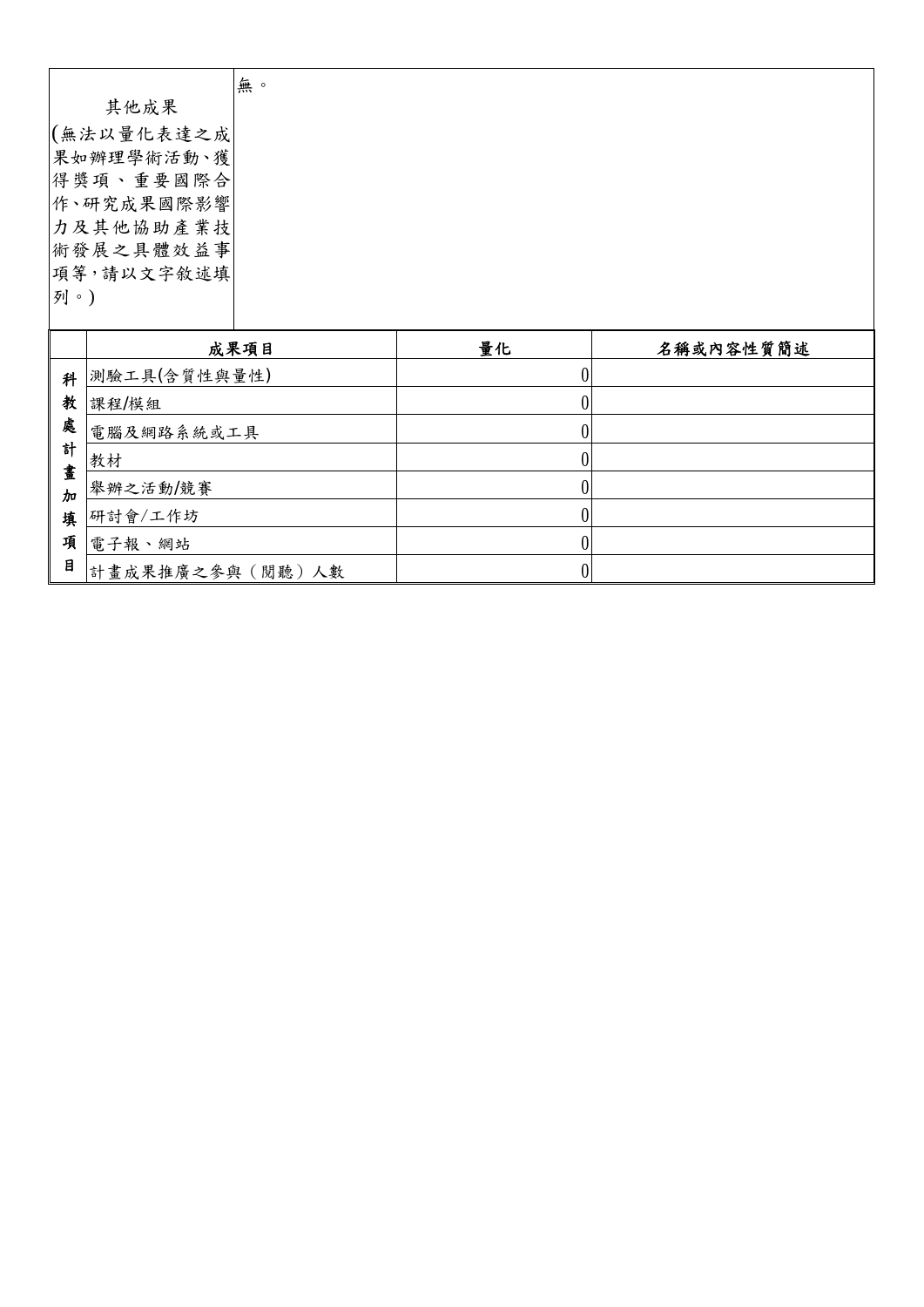| 其他成果<br>(無法以量化表達之成果如辦理學術活動、獲得獎項、重要國際合作、研究成果國際影響力及其他協助產業技術發展之具體效益事項等，請以文字敘述填列。) | 無。 |
|---|---|

| | 成果項目 | 量化 | 名稱或內容性質簡述 |
|---|---|---|---|
| 科教處計畫加填項目 | 測驗工具(含質性與量性) | 0 | |
| | 課程/模組 | 0 | |
| | 電腦及網路系統或工具 | 0 | |
| | 教材 | 0 | |
| | 舉辦之活動/競賽 | 0 | |
| | 研討會/工作坊 | 0 | |
| | 電子報、網站 | 0 | |
| | 計畫成果推廣之參與（閱聽）人數 | 0 | |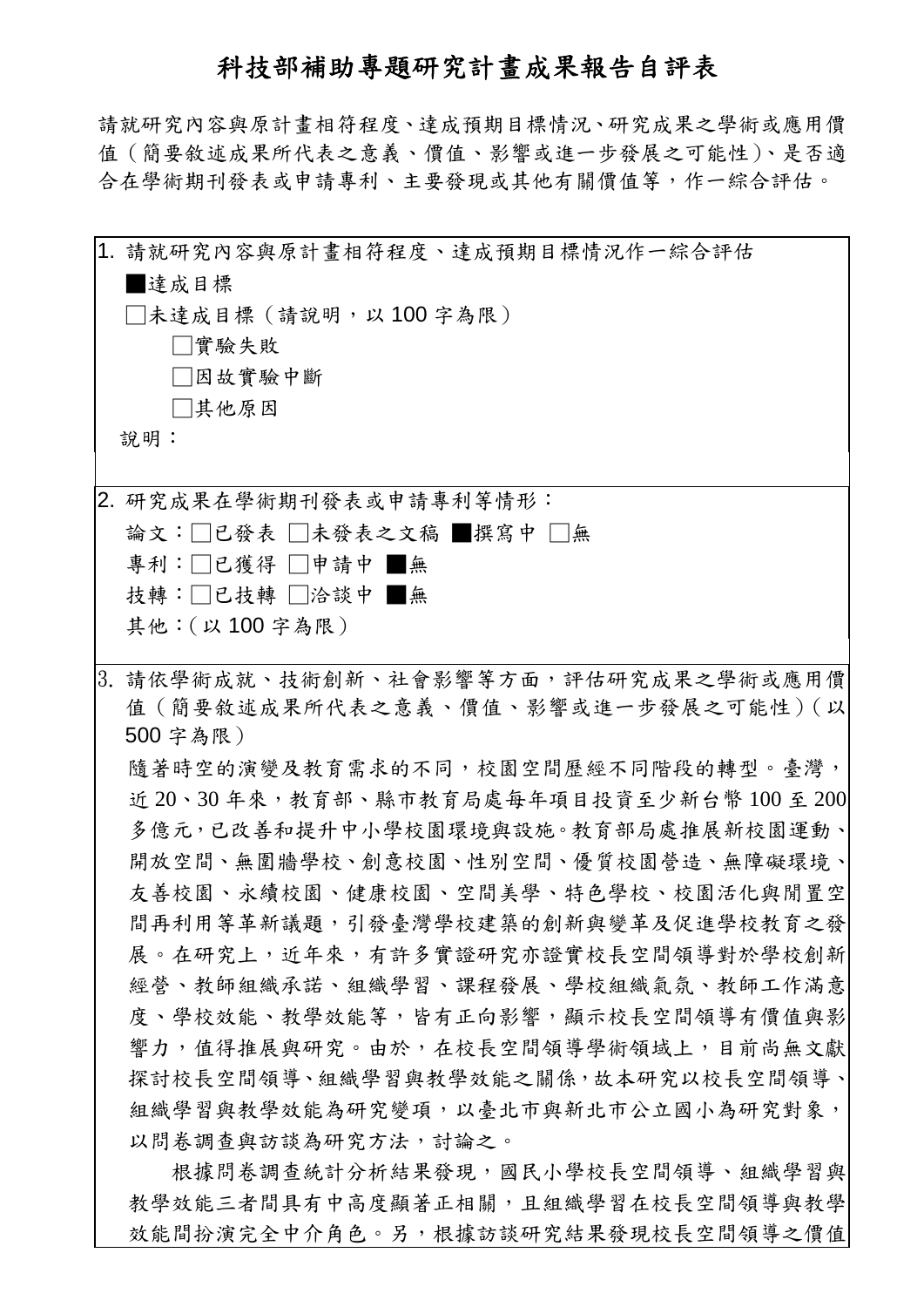# 科技部補助專題研究計畫成果報告自評表

請就研究內容與原計畫相符程度、達成預期目標情況、研究成果之學術或應用價值（簡要敘述成果所代表之意義、價值、影響或進一步發展之可能性）、是否適合在學術期刊發表或申請專利、主要發現或其他有關價值等，作一綜合評估。

1. 請就研究內容與原計畫相符程度、達成預期目標情況作一綜合評估

   ■達成目標

   □未達成目標（請說明，以 100 字為限）

   　　□實驗失敗

   　　□因故實驗中斷

   　　□其他原因

   說明：

2. 研究成果在學術期刊發表或申請專利等情形：

   論文：□已發表 □未發表之文稿 ■撰寫中 □無

   專利：□已獲得 □申請中 ■無

   技轉：□已技轉 □洽談中 ■無

   其他：（以 100 字為限）

3. 請依學術成就、技術創新、社會影響等方面，評估研究成果之學術或應用價值（簡要敘述成果所代表之意義、價值、影響或進一步發展之可能性）（以 500 字為限）

   隨著時空的演變及教育需求的不同，校園空間歷經不同階段的轉型。臺灣，近 20、30 年來，教育部、縣市教育局處每年項目投資至少新台幣 100 至 200 多億元，已改善和提升中小學校園環境與設施。教育部局處推展新校園運動、開放空間、無圍牆學校、創意校園、性別空間、優質校園營造、無障礙環境、友善校園、永續校園、健康校園、空間美學、特色學校、校園活化與閒置空間再利用等革新議題，引發臺灣學校建築的創新與變革及促進學校教育之發展。在研究上，近年來，有許多實證研究亦證實校長空間領導對於學校創新經營、教師組織承諾、組織學習、課程發展、學校組織氣氛、教師工作滿意度、學校效能、教學效能等，皆有正向影響，顯示校長空間領導有價值與影響力，值得推展與研究。由於，在校長空間領導學術領域上，目前尚無文獻探討校長空間領導、組織學習與教學效能之關係，故本研究以校長空間領導、組織學習與教學效能為研究變項，以臺北市與新北市公立國小為研究對象，以問卷調查與訪談為研究方法，討論之。

   　　根據問卷調查統計分析結果發現，國民小學校長空間領導、組織學習與教學效能三者間具有中高度顯著正相關，且組織學習在校長空間領導與教學效能間扮演完全中介角色。另，根據訪談研究結果發現校長空間領導之價值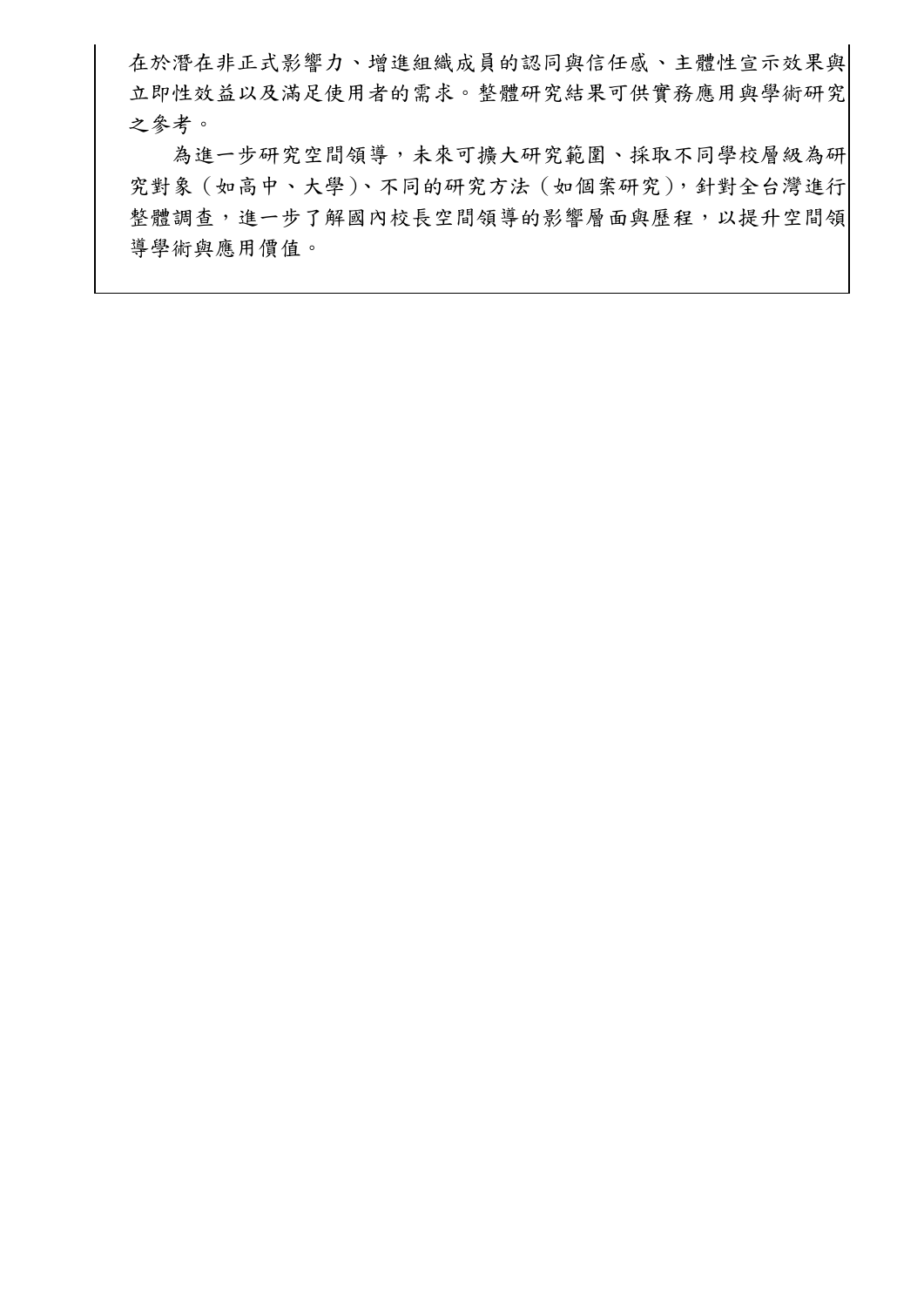在於潛在非正式影響力、增進組織成員的認同與信任感、主體性宣示效果與立即性效益以及滿足使用者的需求。整體研究結果可供實務應用與學術研究之參考。

為進一步研究空間領導，未來可擴大研究範圍、採取不同學校層級為研究對象（如高中、大學）、不同的研究方法（如個案研究），針對全台灣進行整體調查，進一步了解國內校長空間領導的影響層面與歷程，以提升空間領導學術與應用價值。